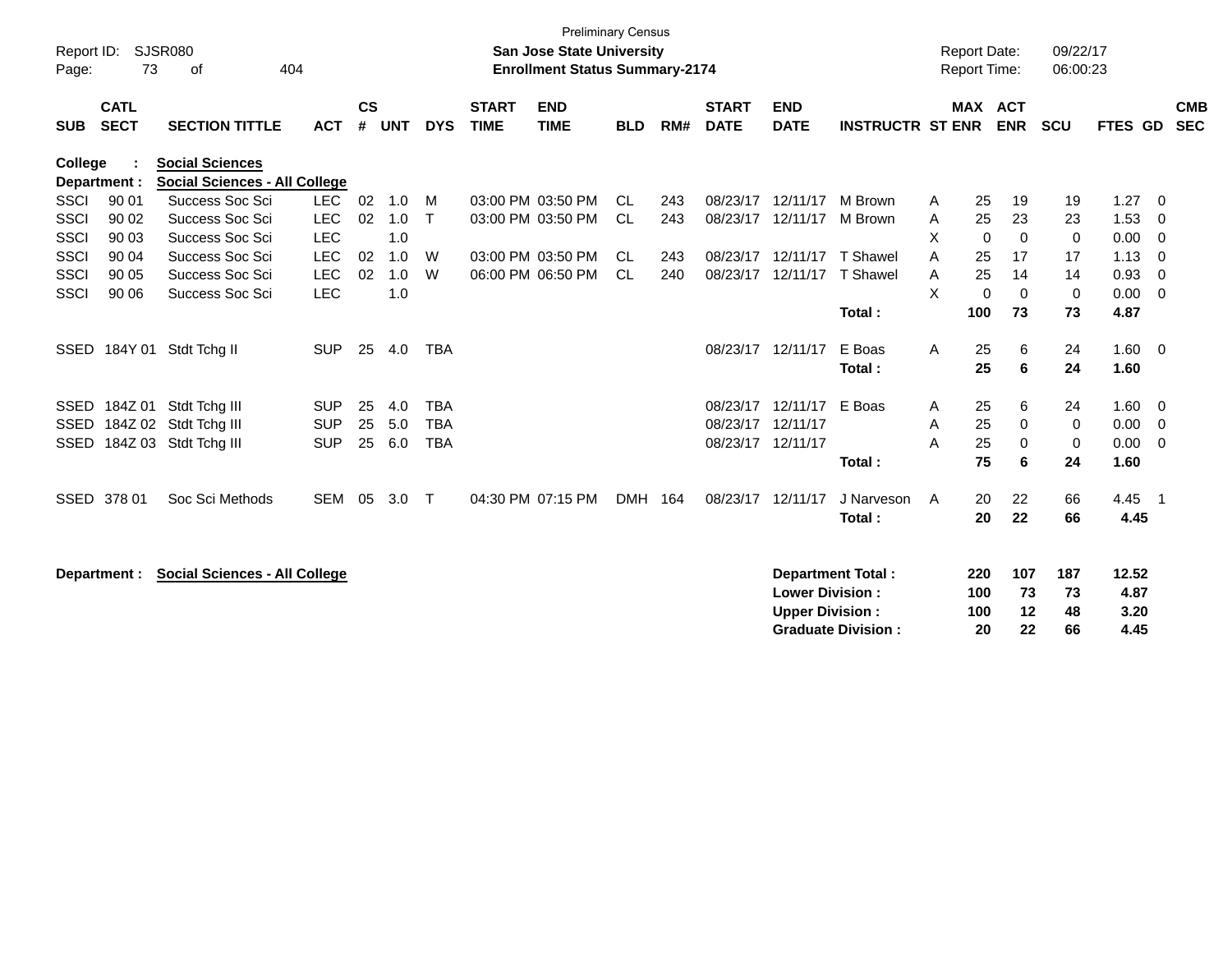Preliminary Census

Report ID: SJSR080

**San Jose State University**

**Enrollment Status Summary-2174**

Report Date: 09/22/17

Report Time: 06:00:23

| SUB | CATL SECT | SECTION TITTLE | ACT | CS # | UNT | DYS | START TIME | END TIME | BLD | RM# | START DATE | END DATE | INSTRUCTR | ST | MAX ENR | ACT ENR | SCU | FTES | GD | CMB SEC |
|---|---|---|---|---|---|---|---|---|---|---|---|---|---|---|---|---|---|---|---|---|
| **College :** | | **Social Sciences** | | | | | | | | | | | | | | | | | | |
| **Department :** | | **Social Sciences - All College** | | | | | | | | | | | | | | | | | | |
| SSCI | 90 01 | Success Soc Sci | LEC | 02 | 1.0 | M | 03:00 PM | 03:50 PM | CL | 243 | 08/23/17 | 12/11/17 | M Brown | A | 25 | 19 | 19 | 1.27 | 0 | |
| SSCI | 90 02 | Success Soc Sci | LEC | 02 | 1.0 | T | 03:00 PM | 03:50 PM | CL | 243 | 08/23/17 | 12/11/17 | M Brown | A | 25 | 23 | 23 | 1.53 | 0 | |
| SSCI | 90 03 | Success Soc Sci | LEC | | 1.0 | | | | | | | | | X | 0 | 0 | 0 | 0.00 | 0 | |
| SSCI | 90 04 | Success Soc Sci | LEC | 02 | 1.0 | W | 03:00 PM | 03:50 PM | CL | 243 | 08/23/17 | 12/11/17 | T Shawel | A | 25 | 17 | 17 | 1.13 | 0 | |
| SSCI | 90 05 | Success Soc Sci | LEC | 02 | 1.0 | W | 06:00 PM | 06:50 PM | CL | 240 | 08/23/17 | 12/11/17 | T Shawel | A | 25 | 14 | 14 | 0.93 | 0 | |
| SSCI | 90 06 | Success Soc Sci | LEC | | 1.0 | | | | | | | | | X | 0 | 0 | 0 | 0.00 | 0 | |
| | | | | | | | | | | | | | **Total :** | | **100** | **73** | **73** | **4.87** | | |
| SSED | 184Y 01 | Stdt Tchg II | SUP | 25 | 4.0 | TBA | | | | | 08/23/17 | 12/11/17 | E Boas | A | 25 | 6 | 24 | 1.60 | 0 | |
| | | | | | | | | | | | | | **Total :** | | **25** | **6** | **24** | **1.60** | | |
| SSED | 184Z 01 | Stdt Tchg III | SUP | 25 | 4.0 | TBA | | | | | 08/23/17 | 12/11/17 | E Boas | A | 25 | 6 | 24 | 1.60 | 0 | |
| SSED | 184Z 02 | Stdt Tchg III | SUP | 25 | 5.0 | TBA | | | | | 08/23/17 | 12/11/17 | | A | 25 | 0 | 0 | 0.00 | 0 | |
| SSED | 184Z 03 | Stdt Tchg III | SUP | 25 | 6.0 | TBA | | | | | 08/23/17 | 12/11/17 | | A | 25 | 0 | 0 | 0.00 | 0 | |
| | | | | | | | | | | | | | **Total :** | | **75** | **6** | **24** | **1.60** | | |
| SSED | 378 01 | Soc Sci Methods | SEM | 05 | 3.0 | T | 04:30 PM | 07:15 PM | DMH | 164 | 08/23/17 | 12/11/17 | J Narveson | A | 20 | 22 | 66 | 4.45 | 1 | |
| | | | | | | | | | | | | | **Total :** | | **20** | **22** | **66** | **4.45** | | |

**Department : Social Sciences - All College**

| | MAX ENR | ACT ENR | SCU | FTES |
|---|---|---|---|---|
| **Department Total :** | **220** | **107** | **187** | **12.52** |
| **Lower Division :** | **100** | **73** | **73** | **4.87** |
| **Upper Division :** | **100** | **12** | **48** | **3.20** |
| **Graduate Division :** | **20** | **22** | **66** | **4.45** |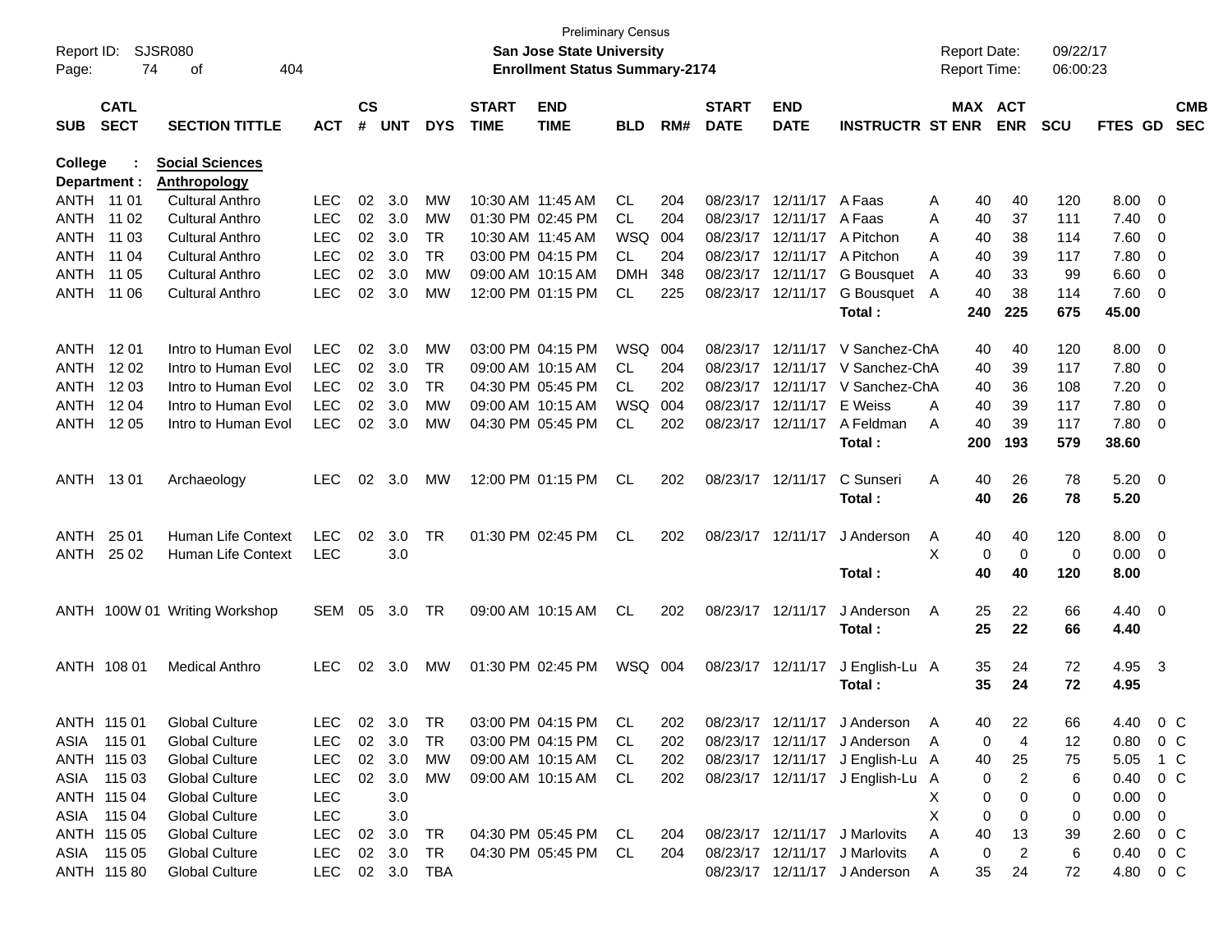**College : Social Sciences**
**Department : Anthropology**

| SUB | CATL SECT | SECTION TITTLE | ACT | CS # | UNT | DYS | START TIME | END TIME | BLD | RM# | START DATE | END DATE | INSTRUCTR | ST | MAX ENR | ACT ENR | SCU | FTES | GD | CMB SEC |
|---|---|---|---|---|---|---|---|---|---|---|---|---|---|---|---|---|---|---|---|---|
| ANTH | 11 01 | Cultural Anthro | LEC | 02 | 3.0 | MW | 10:30 AM | 11:45 AM | CL | 204 | 08/23/17 | 12/11/17 | A Faas | A | 40 | 40 | 120 | 8.00 | 0 | |
| ANTH | 11 02 | Cultural Anthro | LEC | 02 | 3.0 | MW | 01:30 PM | 02:45 PM | CL | 204 | 08/23/17 | 12/11/17 | A Faas | A | 40 | 37 | 111 | 7.40 | 0 | |
| ANTH | 11 03 | Cultural Anthro | LEC | 02 | 3.0 | TR | 10:30 AM | 11:45 AM | WSQ | 004 | 08/23/17 | 12/11/17 | A Pitchon | A | 40 | 38 | 114 | 7.60 | 0 | |
| ANTH | 11 04 | Cultural Anthro | LEC | 02 | 3.0 | TR | 03:00 PM | 04:15 PM | CL | 204 | 08/23/17 | 12/11/17 | A Pitchon | A | 40 | 39 | 117 | 7.80 | 0 | |
| ANTH | 11 05 | Cultural Anthro | LEC | 02 | 3.0 | MW | 09:00 AM | 10:15 AM | DMH | 348 | 08/23/17 | 12/11/17 | G Bousquet | A | 40 | 33 | 99 | 6.60 | 0 | |
| ANTH | 11 06 | Cultural Anthro | LEC | 02 | 3.0 | MW | 12:00 PM | 01:15 PM | CL | 225 | 08/23/17 | 12/11/17 | G Bousquet | A | 40 | 38 | 114 | 7.60 | 0 | |
| | | | | | | | | | | | | | **Total :** | | **240** | **225** | **675** | **45.00** | | |
| ANTH | 12 01 | Intro to Human Evol | LEC | 02 | 3.0 | MW | 03:00 PM | 04:15 PM | WSQ | 004 | 08/23/17 | 12/11/17 | V Sanchez-Ch | A | 40 | 40 | 120 | 8.00 | 0 | |
| ANTH | 12 02 | Intro to Human Evol | LEC | 02 | 3.0 | TR | 09:00 AM | 10:15 AM | CL | 204 | 08/23/17 | 12/11/17 | V Sanchez-Ch | A | 40 | 39 | 117 | 7.80 | 0 | |
| ANTH | 12 03 | Intro to Human Evol | LEC | 02 | 3.0 | TR | 04:30 PM | 05:45 PM | CL | 202 | 08/23/17 | 12/11/17 | V Sanchez-Ch | A | 40 | 36 | 108 | 7.20 | 0 | |
| ANTH | 12 04 | Intro to Human Evol | LEC | 02 | 3.0 | MW | 09:00 AM | 10:15 AM | WSQ | 004 | 08/23/17 | 12/11/17 | E Weiss | A | 40 | 39 | 117 | 7.80 | 0 | |
| ANTH | 12 05 | Intro to Human Evol | LEC | 02 | 3.0 | MW | 04:30 PM | 05:45 PM | CL | 202 | 08/23/17 | 12/11/17 | A Feldman | A | 40 | 39 | 117 | 7.80 | 0 | |
| | | | | | | | | | | | | | **Total :** | | **200** | **193** | **579** | **38.60** | | |
| ANTH | 13 01 | Archaeology | LEC | 02 | 3.0 | MW | 12:00 PM | 01:15 PM | CL | 202 | 08/23/17 | 12/11/17 | C Sunseri | A | 40 | 26 | 78 | 5.20 | 0 | |
| | | | | | | | | | | | | | **Total :** | | **40** | **26** | **78** | **5.20** | | |
| ANTH | 25 01 | Human Life Context | LEC | 02 | 3.0 | TR | 01:30 PM | 02:45 PM | CL | 202 | 08/23/17 | 12/11/17 | J Anderson | A | 40 | 40 | 120 | 8.00 | 0 | |
| ANTH | 25 02 | Human Life Context | LEC | | 3.0 | | | | | | | | | X | 0 | 0 | 0 | 0.00 | 0 | |
| | | | | | | | | | | | | | **Total :** | | **40** | **40** | **120** | **8.00** | | |
| ANTH | 100W 01 | Writing Workshop | SEM | 05 | 3.0 | TR | 09:00 AM | 10:15 AM | CL | 202 | 08/23/17 | 12/11/17 | J Anderson | A | 25 | 22 | 66 | 4.40 | 0 | |
| | | | | | | | | | | | | | **Total :** | | **25** | **22** | **66** | **4.40** | | |
| ANTH | 108 01 | Medical Anthro | LEC | 02 | 3.0 | MW | 01:30 PM | 02:45 PM | WSQ | 004 | 08/23/17 | 12/11/17 | J English-Lu | A | 35 | 24 | 72 | 4.95 | 3 | |
| | | | | | | | | | | | | | **Total :** | | **35** | **24** | **72** | **4.95** | | |
| ANTH | 115 01 | Global Culture | LEC | 02 | 3.0 | TR | 03:00 PM | 04:15 PM | CL | 202 | 08/23/17 | 12/11/17 | J Anderson | A | 40 | 22 | 66 | 4.40 | 0 | C |
| ASIA | 115 01 | Global Culture | LEC | 02 | 3.0 | TR | 03:00 PM | 04:15 PM | CL | 202 | 08/23/17 | 12/11/17 | J Anderson | A | 0 | 4 | 12 | 0.80 | 0 | C |
| ANTH | 115 03 | Global Culture | LEC | 02 | 3.0 | MW | 09:00 AM | 10:15 AM | CL | 202 | 08/23/17 | 12/11/17 | J English-Lu | A | 40 | 25 | 75 | 5.05 | 1 | C |
| ASIA | 115 03 | Global Culture | LEC | 02 | 3.0 | MW | 09:00 AM | 10:15 AM | CL | 202 | 08/23/17 | 12/11/17 | J English-Lu | A | 0 | 2 | 6 | 0.40 | 0 | C |
| ANTH | 115 04 | Global Culture | LEC | | 3.0 | | | | | | | | | X | 0 | 0 | 0 | 0.00 | 0 | |
| ASIA | 115 04 | Global Culture | LEC | | 3.0 | | | | | | | | | X | 0 | 0 | 0 | 0.00 | 0 | |
| ANTH | 115 05 | Global Culture | LEC | 02 | 3.0 | TR | 04:30 PM | 05:45 PM | CL | 204 | 08/23/17 | 12/11/17 | J Marlovits | A | 40 | 13 | 39 | 2.60 | 0 | C |
| ASIA | 115 05 | Global Culture | LEC | 02 | 3.0 | TR | 04:30 PM | 05:45 PM | CL | 204 | 08/23/17 | 12/11/17 | J Marlovits | A | 0 | 2 | 6 | 0.40 | 0 | C |
| ANTH | 115 80 | Global Culture | LEC | 02 | 3.0 | TBA | | | | | 08/23/17 | 12/11/17 | J Anderson | A | 35 | 24 | 72 | 4.80 | 0 | C |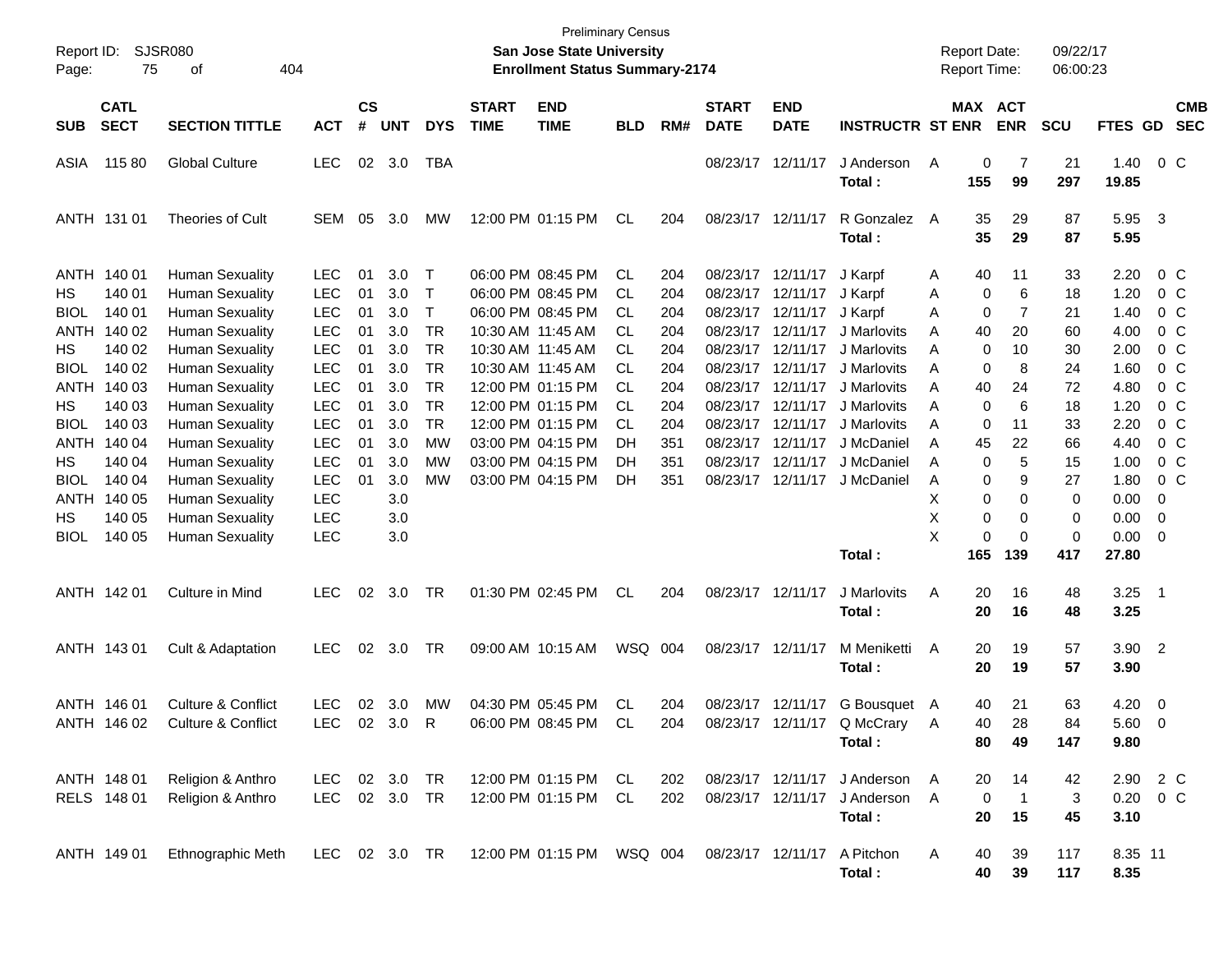Preliminary Census

**San Jose State University**

**Enrollment Status Summary-2174**

Report ID: SJSR080

Report Date: 09/22/17

Report Time: 06:00:23

| SUB | CATL SECT | SECTION TITTLE | ACT | CS # | UNT | DYS | START TIME | END TIME | BLD | RM# | START DATE | END DATE | INSTRUCTR | ST | MAX ENR | ACT ENR | SCU | FTES | GD | CMB SEC |
|---|---|---|---|---|---|---|---|---|---|---|---|---|---|---|---|---|---|---|---|---|
| ASIA | 115 80 | Global Culture | LEC | 02 | 3.0 | TBA | | | | | 08/23/17 | 12/11/17 | J Anderson | A | 0 | 7 | 21 | 1.40 | 0 | C |
| | | | | | | | | | | | | | **Total :** | | **155** | **99** | **297** | **19.85** | | |
| ANTH | 131 01 | Theories of Cult | SEM | 05 | 3.0 | MW | 12:00 PM | 01:15 PM | CL | 204 | 08/23/17 | 12/11/17 | R Gonzalez | A | 35 | 29 | 87 | 5.95 | 3 | |
| | | | | | | | | | | | | | **Total :** | | **35** | **29** | **87** | **5.95** | | |
| ANTH | 140 01 | Human Sexuality | LEC | 01 | 3.0 | T | 06:00 PM | 08:45 PM | CL | 204 | 08/23/17 | 12/11/17 | J Karpf | A | 40 | 11 | 33 | 2.20 | 0 | C |
| HS | 140 01 | Human Sexuality | LEC | 01 | 3.0 | T | 06:00 PM | 08:45 PM | CL | 204 | 08/23/17 | 12/11/17 | J Karpf | A | 0 | 6 | 18 | 1.20 | 0 | C |
| BIOL | 140 01 | Human Sexuality | LEC | 01 | 3.0 | T | 06:00 PM | 08:45 PM | CL | 204 | 08/23/17 | 12/11/17 | J Karpf | A | 0 | 7 | 21 | 1.40 | 0 | C |
| ANTH | 140 02 | Human Sexuality | LEC | 01 | 3.0 | TR | 10:30 AM | 11:45 AM | CL | 204 | 08/23/17 | 12/11/17 | J Marlovits | A | 40 | 20 | 60 | 4.00 | 0 | C |
| HS | 140 02 | Human Sexuality | LEC | 01 | 3.0 | TR | 10:30 AM | 11:45 AM | CL | 204 | 08/23/17 | 12/11/17 | J Marlovits | A | 0 | 10 | 30 | 2.00 | 0 | C |
| BIOL | 140 02 | Human Sexuality | LEC | 01 | 3.0 | TR | 10:30 AM | 11:45 AM | CL | 204 | 08/23/17 | 12/11/17 | J Marlovits | A | 0 | 8 | 24 | 1.60 | 0 | C |
| ANTH | 140 03 | Human Sexuality | LEC | 01 | 3.0 | TR | 12:00 PM | 01:15 PM | CL | 204 | 08/23/17 | 12/11/17 | J Marlovits | A | 40 | 24 | 72 | 4.80 | 0 | C |
| HS | 140 03 | Human Sexuality | LEC | 01 | 3.0 | TR | 12:00 PM | 01:15 PM | CL | 204 | 08/23/17 | 12/11/17 | J Marlovits | A | 0 | 6 | 18 | 1.20 | 0 | C |
| BIOL | 140 03 | Human Sexuality | LEC | 01 | 3.0 | TR | 12:00 PM | 01:15 PM | CL | 204 | 08/23/17 | 12/11/17 | J Marlovits | A | 0 | 11 | 33 | 2.20 | 0 | C |
| ANTH | 140 04 | Human Sexuality | LEC | 01 | 3.0 | MW | 03:00 PM | 04:15 PM | DH | 351 | 08/23/17 | 12/11/17 | J McDaniel | A | 45 | 22 | 66 | 4.40 | 0 | C |
| HS | 140 04 | Human Sexuality | LEC | 01 | 3.0 | MW | 03:00 PM | 04:15 PM | DH | 351 | 08/23/17 | 12/11/17 | J McDaniel | A | 0 | 5 | 15 | 1.00 | 0 | C |
| BIOL | 140 04 | Human Sexuality | LEC | 01 | 3.0 | MW | 03:00 PM | 04:15 PM | DH | 351 | 08/23/17 | 12/11/17 | J McDaniel | A | 0 | 9 | 27 | 1.80 | 0 | C |
| ANTH | 140 05 | Human Sexuality | LEC | | 3.0 | | | | | | | | | X | 0 | 0 | 0 | 0.00 | 0 | |
| HS | 140 05 | Human Sexuality | LEC | | 3.0 | | | | | | | | | X | 0 | 0 | 0 | 0.00 | 0 | |
| BIOL | 140 05 | Human Sexuality | LEC | | 3.0 | | | | | | | | | X | 0 | 0 | 0 | 0.00 | 0 | |
| | | | | | | | | | | | | | **Total :** | | **165** | **139** | **417** | **27.80** | | |
| ANTH | 142 01 | Culture in Mind | LEC | 02 | 3.0 | TR | 01:30 PM | 02:45 PM | CL | 204 | 08/23/17 | 12/11/17 | J Marlovits | A | 20 | 16 | 48 | 3.25 | 1 | |
| | | | | | | | | | | | | | **Total :** | | **20** | **16** | **48** | **3.25** | | |
| ANTH | 143 01 | Cult & Adaptation | LEC | 02 | 3.0 | TR | 09:00 AM | 10:15 AM | WSQ | 004 | 08/23/17 | 12/11/17 | M Meniketti | A | 20 | 19 | 57 | 3.90 | 2 | |
| | | | | | | | | | | | | | **Total :** | | **20** | **19** | **57** | **3.90** | | |
| ANTH | 146 01 | Culture & Conflict | LEC | 02 | 3.0 | MW | 04:30 PM | 05:45 PM | CL | 204 | 08/23/17 | 12/11/17 | G Bousquet | A | 40 | 21 | 63 | 4.20 | 0 | |
| ANTH | 146 02 | Culture & Conflict | LEC | 02 | 3.0 | R | 06:00 PM | 08:45 PM | CL | 204 | 08/23/17 | 12/11/17 | Q McCrary | A | 40 | 28 | 84 | 5.60 | 0 | |
| | | | | | | | | | | | | | **Total :** | | **80** | **49** | **147** | **9.80** | | |
| ANTH | 148 01 | Religion & Anthro | LEC | 02 | 3.0 | TR | 12:00 PM | 01:15 PM | CL | 202 | 08/23/17 | 12/11/17 | J Anderson | A | 20 | 14 | 42 | 2.90 | 2 | C |
| RELS | 148 01 | Religion & Anthro | LEC | 02 | 3.0 | TR | 12:00 PM | 01:15 PM | CL | 202 | 08/23/17 | 12/11/17 | J Anderson | A | 0 | 1 | 3 | 0.20 | 0 | C |
| | | | | | | | | | | | | | **Total :** | | **20** | **15** | **45** | **3.10** | | |
| ANTH | 149 01 | Ethnographic Meth | LEC | 02 | 3.0 | TR | 12:00 PM | 01:15 PM | WSQ | 004 | 08/23/17 | 12/11/17 | A Pitchon | A | 40 | 39 | 117 | 8.35 | 11 | |
| | | | | | | | | | | | | | **Total :** | | **40** | **39** | **117** | **8.35** | | |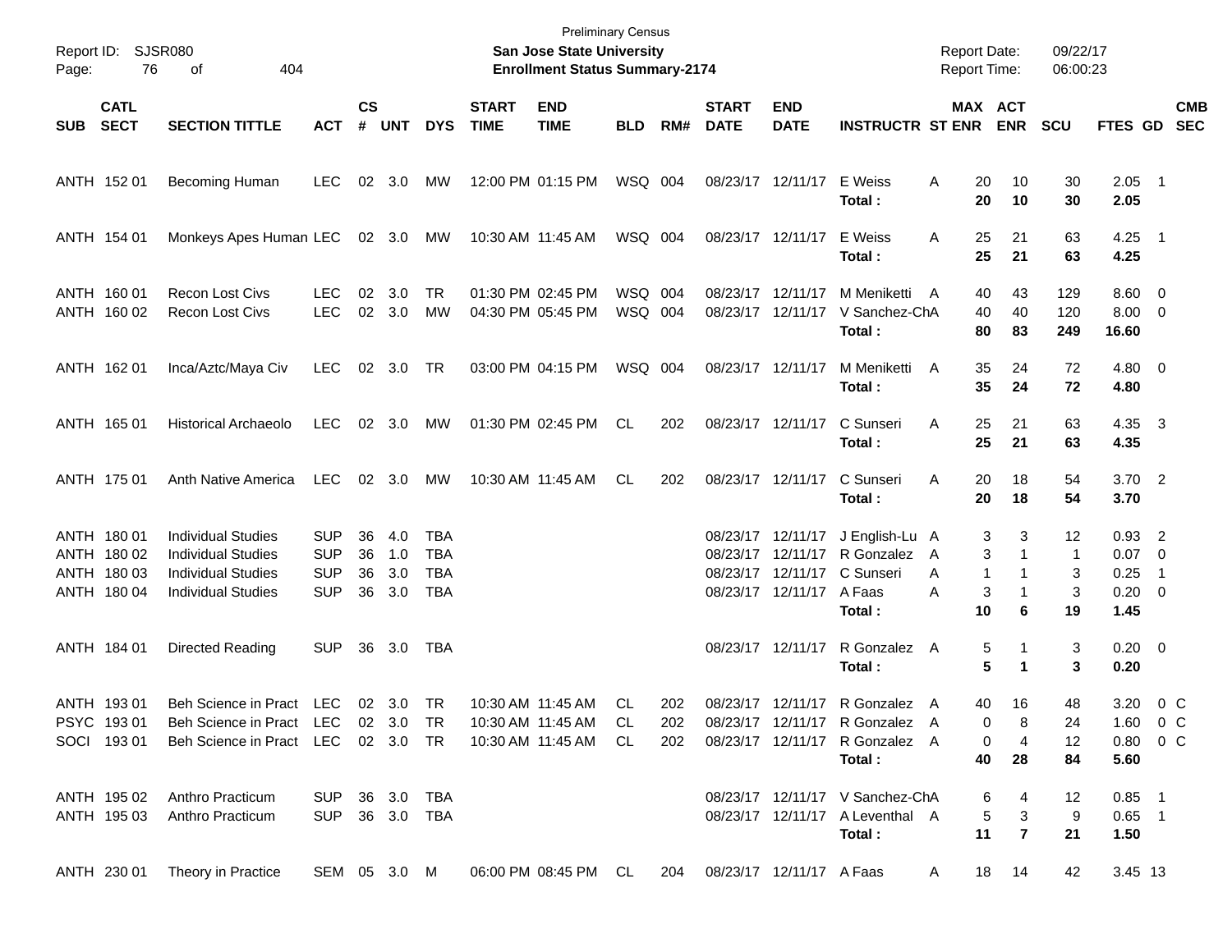Preliminary Census
**San Jose State University**
**Enrollment Status Summary-2174**

Report ID: SJSR080
Report Date: 09/22/17
Report Time: 06:00:23

| SUB | CATL SECT | SECTION TITTLE | ACT | CS # | UNT | DYS | START TIME | END TIME | BLD | RM# | START DATE | END DATE | INSTRUCTR | ST | MAX ENR | ACT ENR | SCU | FTES | GD | CMB SEC |
|---|---|---|---|---|---|---|---|---|---|---|---|---|---|---|---|---|---|---|---|---|
| ANTH | 152 01 | Becoming Human | LEC | 02 | 3.0 | MW | 12:00 PM | 01:15 PM | WSQ | 004 | 08/23/17 | 12/11/17 | E Weiss | A | 20 | 10 | 30 | 2.05 | 1 | |
| | | | | | | | | | | | | | **Total :** | | **20** | **10** | **30** | **2.05** | | |
| ANTH | 154 01 | Monkeys Apes Human | LEC | 02 | 3.0 | MW | 10:30 AM | 11:45 AM | WSQ | 004 | 08/23/17 | 12/11/17 | E Weiss | A | 25 | 21 | 63 | 4.25 | 1 | |
| | | | | | | | | | | | | | **Total :** | | **25** | **21** | **63** | **4.25** | | |
| ANTH | 160 01 | Recon Lost Civs | LEC | 02 | 3.0 | TR | 01:30 PM | 02:45 PM | WSQ | 004 | 08/23/17 | 12/11/17 | M Meniketti | A | 40 | 43 | 129 | 8.60 | 0 | |
| ANTH | 160 02 | Recon Lost Civs | LEC | 02 | 3.0 | MW | 04:30 PM | 05:45 PM | WSQ | 004 | 08/23/17 | 12/11/17 | V Sanchez-Ch | A | 40 | 40 | 120 | 8.00 | 0 | |
| | | | | | | | | | | | | | **Total :** | | **80** | **83** | **249** | **16.60** | | |
| ANTH | 162 01 | Inca/Aztc/Maya Civ | LEC | 02 | 3.0 | TR | 03:00 PM | 04:15 PM | WSQ | 004 | 08/23/17 | 12/11/17 | M Meniketti | A | 35 | 24 | 72 | 4.80 | 0 | |
| | | | | | | | | | | | | | **Total :** | | **35** | **24** | **72** | **4.80** | | |
| ANTH | 165 01 | Historical Archaeolo | LEC | 02 | 3.0 | MW | 01:30 PM | 02:45 PM | CL | 202 | 08/23/17 | 12/11/17 | C Sunseri | A | 25 | 21 | 63 | 4.35 | 3 | |
| | | | | | | | | | | | | | **Total :** | | **25** | **21** | **63** | **4.35** | | |
| ANTH | 175 01 | Anth Native America | LEC | 02 | 3.0 | MW | 10:30 AM | 11:45 AM | CL | 202 | 08/23/17 | 12/11/17 | C Sunseri | A | 20 | 18 | 54 | 3.70 | 2 | |
| | | | | | | | | | | | | | **Total :** | | **20** | **18** | **54** | **3.70** | | |
| ANTH | 180 01 | Individual Studies | SUP | 36 | 4.0 | TBA | | | | | 08/23/17 | 12/11/17 | J English-Lu | A | 3 | 3 | 12 | 0.93 | 2 | |
| ANTH | 180 02 | Individual Studies | SUP | 36 | 1.0 | TBA | | | | | 08/23/17 | 12/11/17 | R Gonzalez | A | 3 | 1 | 1 | 0.07 | 0 | |
| ANTH | 180 03 | Individual Studies | SUP | 36 | 3.0 | TBA | | | | | 08/23/17 | 12/11/17 | C Sunseri | A | 1 | 1 | 3 | 0.25 | 1 | |
| ANTH | 180 04 | Individual Studies | SUP | 36 | 3.0 | TBA | | | | | 08/23/17 | 12/11/17 | A Faas | A | 3 | 1 | 3 | 0.20 | 0 | |
| | | | | | | | | | | | | | **Total :** | | **10** | **6** | **19** | **1.45** | | |
| ANTH | 184 01 | Directed Reading | SUP | 36 | 3.0 | TBA | | | | | 08/23/17 | 12/11/17 | R Gonzalez | A | 5 | 1 | 3 | 0.20 | 0 | |
| | | | | | | | | | | | | | **Total :** | | **5** | **1** | **3** | **0.20** | | |
| ANTH | 193 01 | Beh Science in Pract | LEC | 02 | 3.0 | TR | 10:30 AM | 11:45 AM | CL | 202 | 08/23/17 | 12/11/17 | R Gonzalez | A | 40 | 16 | 48 | 3.20 | 0 | C |
| PSYC | 193 01 | Beh Science in Pract | LEC | 02 | 3.0 | TR | 10:30 AM | 11:45 AM | CL | 202 | 08/23/17 | 12/11/17 | R Gonzalez | A | 0 | 8 | 24 | 1.60 | 0 | C |
| SOCI | 193 01 | Beh Science in Pract | LEC | 02 | 3.0 | TR | 10:30 AM | 11:45 AM | CL | 202 | 08/23/17 | 12/11/17 | R Gonzalez | A | 0 | 4 | 12 | 0.80 | 0 | C |
| | | | | | | | | | | | | | **Total :** | | **40** | **28** | **84** | **5.60** | | |
| ANTH | 195 02 | Anthro Practicum | SUP | 36 | 3.0 | TBA | | | | | 08/23/17 | 12/11/17 | V Sanchez-Ch | A | 6 | 4 | 12 | 0.85 | 1 | |
| ANTH | 195 03 | Anthro Practicum | SUP | 36 | 3.0 | TBA | | | | | 08/23/17 | 12/11/17 | A Leventhal | A | 5 | 3 | 9 | 0.65 | 1 | |
| | | | | | | | | | | | | | **Total :** | | **11** | **7** | **21** | **1.50** | | |
| ANTH | 230 01 | Theory in Practice | SEM | 05 | 3.0 | M | 06:00 PM | 08:45 PM | CL | 204 | 08/23/17 | 12/11/17 | A Faas | A | 18 | 14 | 42 | 3.45 | 13 | |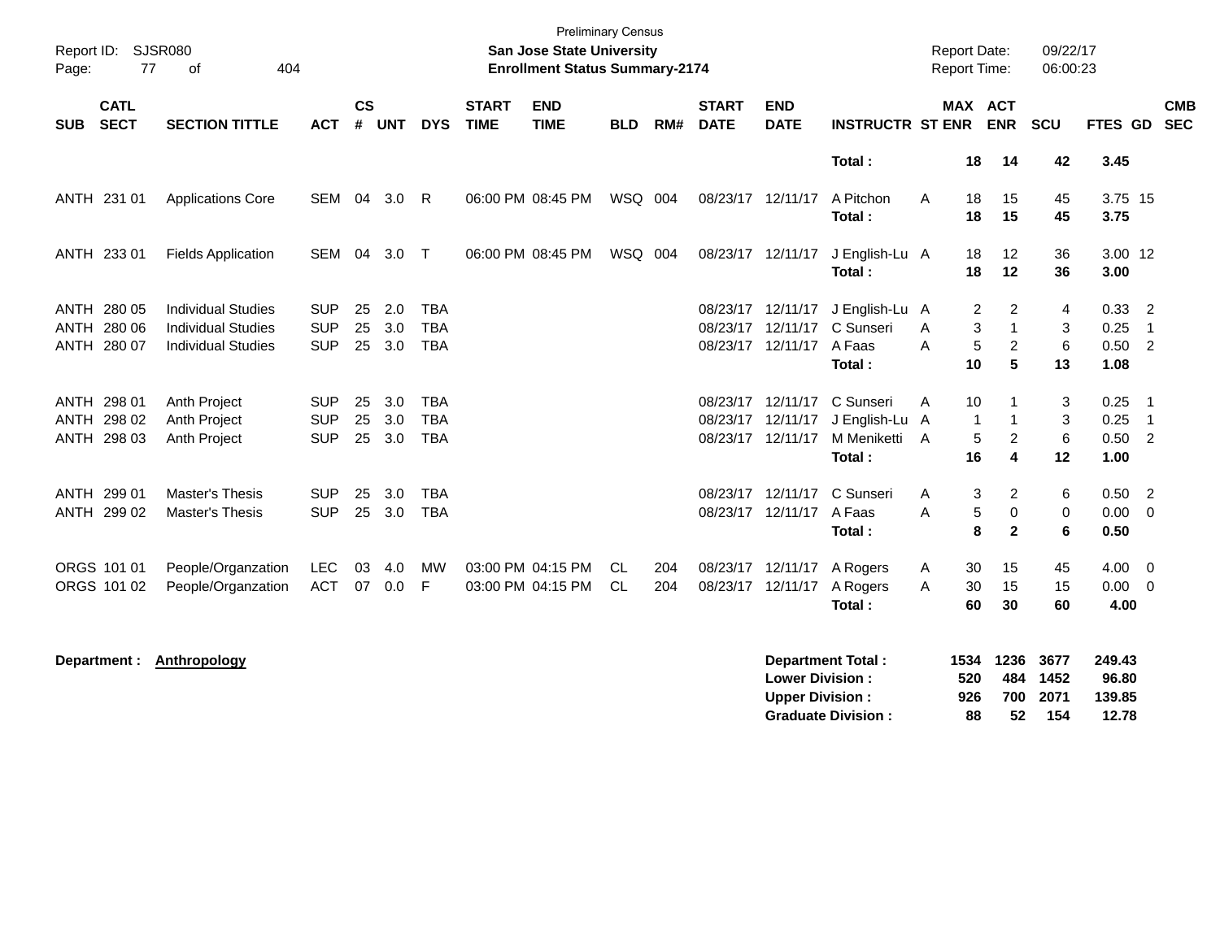Preliminary Census

**San Jose State University**

**Enrollment Status Summary-2174**

Report ID: SJSR080

Report Date: 09/22/17

Report Time: 06:00:23

| SUB | CATL SECT | SECTION TITTLE | ACT | CS # | UNT | DYS | START TIME | END TIME | BLD | RM# | START DATE | END DATE | INSTRUCTR | ST | MAX ENR | ACT ENR | SCU | FTES | GD | CMB SEC |
|---|---|---|---|---|---|---|---|---|---|---|---|---|---|---|---|---|---|---|---|---|
| | | | | | | | | | | | | | **Total :** | | **18** | **14** | **42** | **3.45** | | |
| ANTH | 231 01 | Applications Core | SEM | 04 | 3.0 | R | 06:00 PM | 08:45 PM | WSQ | 004 | 08/23/17 | 12/11/17 | A Pitchon | A | 18 | 15 | 45 | 3.75 | 15 | |
| | | | | | | | | | | | | | **Total :** | | **18** | **15** | **45** | **3.75** | | |
| ANTH | 233 01 | Fields Application | SEM | 04 | 3.0 | T | 06:00 PM | 08:45 PM | WSQ | 004 | 08/23/17 | 12/11/17 | J English-Lu | A | 18 | 12 | 36 | 3.00 | 12 | |
| | | | | | | | | | | | | | **Total :** | | **18** | **12** | **36** | **3.00** | | |
| ANTH | 280 05 | Individual Studies | SUP | 25 | 2.0 | TBA | | | | | 08/23/17 | 12/11/17 | J English-Lu | A | 2 | 2 | 4 | 0.33 | 2 | |
| ANTH | 280 06 | Individual Studies | SUP | 25 | 3.0 | TBA | | | | | 08/23/17 | 12/11/17 | C Sunseri | A | 3 | 1 | 3 | 0.25 | 1 | |
| ANTH | 280 07 | Individual Studies | SUP | 25 | 3.0 | TBA | | | | | 08/23/17 | 12/11/17 | A Faas | A | 5 | 2 | 6 | 0.50 | 2 | |
| | | | | | | | | | | | | | **Total :** | | **10** | **5** | **13** | **1.08** | | |
| ANTH | 298 01 | Anth Project | SUP | 25 | 3.0 | TBA | | | | | 08/23/17 | 12/11/17 | C Sunseri | A | 10 | 1 | 3 | 0.25 | 1 | |
| ANTH | 298 02 | Anth Project | SUP | 25 | 3.0 | TBA | | | | | 08/23/17 | 12/11/17 | J English-Lu | A | 1 | 1 | 3 | 0.25 | 1 | |
| ANTH | 298 03 | Anth Project | SUP | 25 | 3.0 | TBA | | | | | 08/23/17 | 12/11/17 | M Meniketti | A | 5 | 2 | 6 | 0.50 | 2 | |
| | | | | | | | | | | | | | **Total :** | | **16** | **4** | **12** | **1.00** | | |
| ANTH | 299 01 | Master's Thesis | SUP | 25 | 3.0 | TBA | | | | | 08/23/17 | 12/11/17 | C Sunseri | A | 3 | 2 | 6 | 0.50 | 2 | |
| ANTH | 299 02 | Master's Thesis | SUP | 25 | 3.0 | TBA | | | | | 08/23/17 | 12/11/17 | A Faas | A | 5 | 0 | 0 | 0.00 | 0 | |
| | | | | | | | | | | | | | **Total :** | | **8** | **2** | **6** | **0.50** | | |
| ORGS | 101 01 | People/Organzation | LEC | 03 | 4.0 | MW | 03:00 PM | 04:15 PM | CL | 204 | 08/23/17 | 12/11/17 | A Rogers | A | 30 | 15 | 45 | 4.00 | 0 | |
| ORGS | 101 02 | People/Organzation | ACT | 07 | 0.0 | F | 03:00 PM | 04:15 PM | CL | 204 | 08/23/17 | 12/11/17 | A Rogers | A | 30 | 15 | 15 | 0.00 | 0 | |
| | | | | | | | | | | | | | **Total :** | | **60** | **30** | **60** | **4.00** | | |

**Department :** **Anthropology**

| | MAX ENR | ACT ENR | SCU | FTES |
|---|---|---|---|---|
| **Department Total :** | **1534** | **1236** | **3677** | **249.43** |
| **Lower Division :** | **520** | **484** | **1452** | **96.80** |
| **Upper Division :** | **926** | **700** | **2071** | **139.85** |
| **Graduate Division :** | **88** | **52** | **154** | **12.78** |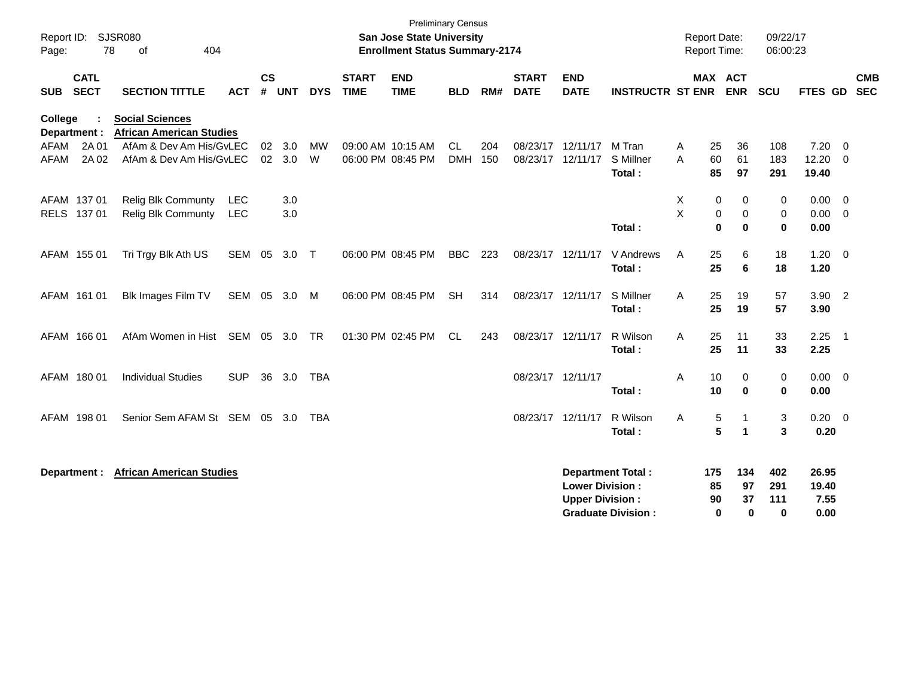Preliminary Census

**San Jose State University**

**Enrollment Status Summary-2174**

Report ID: SJSR080
Page: 78 of 404

Report Date: 09/22/17
Report Time: 06:00:23

| SUB | CATL SECT | SECTION TITTLE | ACT | CS # | UNT | DYS | START TIME | END TIME | BLD | RM# | START DATE | END DATE | INSTRUCTR | ST | MAX ENR | ACT ENR | SCU | FTES | GD | CMB SEC |
|---|---|---|---|---|---|---|---|---|---|---|---|---|---|---|---|---|---|---|---|---|
| **College : Social Sciences** | | | | | | | | | | | | | | | | | | | | |
| **Department : African American Studies** | | | | | | | | | | | | | | | | | | | | |
| AFAM | 2A 01 | AfAm & Dev Am His/Gv | LEC | 02 | 3.0 | MW | 09:00 AM | 10:15 AM | CL | 204 | 08/23/17 | 12/11/17 | M Tran | A | 25 | 36 | 108 | 7.20 | 0 | |
| AFAM | 2A 02 | AfAm & Dev Am His/Gv | LEC | 02 | 3.0 | W | 06:00 PM | 08:45 PM | DMH | 150 | 08/23/17 | 12/11/17 | S Millner | A | 60 | 61 | 183 | 12.20 | 0 | |
| | | | | | | | | | | | | | **Total :** | | **85** | **97** | **291** | **19.40** | | |
| AFAM | 137 01 | Relig Blk Communty | LEC | | 3.0 | | | | | | | | | X | 0 | 0 | 0 | 0.00 | 0 | |
| RELS | 137 01 | Relig Blk Communty | LEC | | 3.0 | | | | | | | | | X | 0 | 0 | 0 | 0.00 | 0 | |
| | | | | | | | | | | | | | **Total :** | | **0** | **0** | **0** | **0.00** | | |
| AFAM | 155 01 | Tri Trgy Blk Ath US | SEM | 05 | 3.0 | T | 06:00 PM | 08:45 PM | BBC | 223 | 08/23/17 | 12/11/17 | V Andrews | A | 25 | 6 | 18 | 1.20 | 0 | |
| | | | | | | | | | | | | | **Total :** | | **25** | **6** | **18** | **1.20** | | |
| AFAM | 161 01 | Blk Images Film TV | SEM | 05 | 3.0 | M | 06:00 PM | 08:45 PM | SH | 314 | 08/23/17 | 12/11/17 | S Millner | A | 25 | 19 | 57 | 3.90 | 2 | |
| | | | | | | | | | | | | | **Total :** | | **25** | **19** | **57** | **3.90** | | |
| AFAM | 166 01 | AfAm Women in Hist | SEM | 05 | 3.0 | TR | 01:30 PM | 02:45 PM | CL | 243 | 08/23/17 | 12/11/17 | R Wilson | A | 25 | 11 | 33 | 2.25 | 1 | |
| | | | | | | | | | | | | | **Total :** | | **25** | **11** | **33** | **2.25** | | |
| AFAM | 180 01 | Individual Studies | SUP | 36 | 3.0 | TBA | | | | | 08/23/17 | 12/11/17 | | A | 10 | 0 | 0 | 0.00 | 0 | |
| | | | | | | | | | | | | | **Total :** | | **10** | **0** | **0** | **0.00** | | |
| AFAM | 198 01 | Senior Sem AFAM St | SEM | 05 | 3.0 | TBA | | | | | 08/23/17 | 12/11/17 | R Wilson | A | 5 | 1 | 3 | 0.20 | 0 | |
| | | | | | | | | | | | | | **Total :** | | **5** | **1** | **3** | **0.20** | | |

**Department : African American Studies**

| | MAX ENR | ACT ENR | SCU | FTES |
|---|---|---|---|---|
| **Department Total :** | **175** | **134** | **402** | **26.95** |
| **Lower Division :** | **85** | **97** | **291** | **19.40** |
| **Upper Division :** | **90** | **37** | **111** | **7.55** |
| **Graduate Division :** | **0** | **0** | **0** | **0.00** |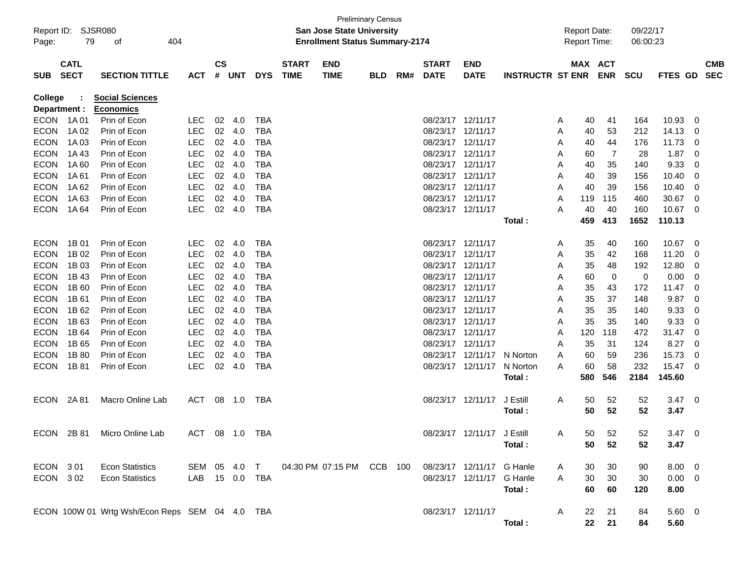Preliminary Census

Report ID: SJSR080

**San Jose State University**

**Enrollment Status Summary-2174**

Report Date: 09/22/17
Report Time: 06:00:23

**College : Social Sciences**
**Department : Economics**

| SUB | CATL SECT | SECTION TITTLE | ACT | CS # | UNT | DYS | START TIME | END TIME | BLD | RM# | START DATE | END DATE | INSTRUCTR | ST | MAX ENR | ACT ENR | SCU | FTES | GD | CMB SEC |
|---|---|---|---|---|---|---|---|---|---|---|---|---|---|---|---|---|---|---|---|---|
| ECON | 1A 01 | Prin of Econ | LEC | 02 | 4.0 | TBA | | | | | 08/23/17 | 12/11/17 | | A | 40 | 41 | 164 | 10.93 | 0 | |
| ECON | 1A 02 | Prin of Econ | LEC | 02 | 4.0 | TBA | | | | | 08/23/17 | 12/11/17 | | A | 40 | 53 | 212 | 14.13 | 0 | |
| ECON | 1A 03 | Prin of Econ | LEC | 02 | 4.0 | TBA | | | | | 08/23/17 | 12/11/17 | | A | 40 | 44 | 176 | 11.73 | 0 | |
| ECON | 1A 43 | Prin of Econ | LEC | 02 | 4.0 | TBA | | | | | 08/23/17 | 12/11/17 | | A | 60 | 7 | 28 | 1.87 | 0 | |
| ECON | 1A 60 | Prin of Econ | LEC | 02 | 4.0 | TBA | | | | | 08/23/17 | 12/11/17 | | A | 40 | 35 | 140 | 9.33 | 0 | |
| ECON | 1A 61 | Prin of Econ | LEC | 02 | 4.0 | TBA | | | | | 08/23/17 | 12/11/17 | | A | 40 | 39 | 156 | 10.40 | 0 | |
| ECON | 1A 62 | Prin of Econ | LEC | 02 | 4.0 | TBA | | | | | 08/23/17 | 12/11/17 | | A | 40 | 39 | 156 | 10.40 | 0 | |
| ECON | 1A 63 | Prin of Econ | LEC | 02 | 4.0 | TBA | | | | | 08/23/17 | 12/11/17 | | A | 119 | 115 | 460 | 30.67 | 0 | |
| ECON | 1A 64 | Prin of Econ | LEC | 02 | 4.0 | TBA | | | | | 08/23/17 | 12/11/17 | | A | 40 | 40 | 160 | 10.67 | 0 | |
| | | | | | | | | | | | | | **Total :** | | **459** | **413** | **1652** | **110.13** | | |
| ECON | 1B 01 | Prin of Econ | LEC | 02 | 4.0 | TBA | | | | | 08/23/17 | 12/11/17 | | A | 35 | 40 | 160 | 10.67 | 0 | |
| ECON | 1B 02 | Prin of Econ | LEC | 02 | 4.0 | TBA | | | | | 08/23/17 | 12/11/17 | | A | 35 | 42 | 168 | 11.20 | 0 | |
| ECON | 1B 03 | Prin of Econ | LEC | 02 | 4.0 | TBA | | | | | 08/23/17 | 12/11/17 | | A | 35 | 48 | 192 | 12.80 | 0 | |
| ECON | 1B 43 | Prin of Econ | LEC | 02 | 4.0 | TBA | | | | | 08/23/17 | 12/11/17 | | A | 60 | 0 | 0 | 0.00 | 0 | |
| ECON | 1B 60 | Prin of Econ | LEC | 02 | 4.0 | TBA | | | | | 08/23/17 | 12/11/17 | | A | 35 | 43 | 172 | 11.47 | 0 | |
| ECON | 1B 61 | Prin of Econ | LEC | 02 | 4.0 | TBA | | | | | 08/23/17 | 12/11/17 | | A | 35 | 37 | 148 | 9.87 | 0 | |
| ECON | 1B 62 | Prin of Econ | LEC | 02 | 4.0 | TBA | | | | | 08/23/17 | 12/11/17 | | A | 35 | 35 | 140 | 9.33 | 0 | |
| ECON | 1B 63 | Prin of Econ | LEC | 02 | 4.0 | TBA | | | | | 08/23/17 | 12/11/17 | | A | 35 | 35 | 140 | 9.33 | 0 | |
| ECON | 1B 64 | Prin of Econ | LEC | 02 | 4.0 | TBA | | | | | 08/23/17 | 12/11/17 | | A | 120 | 118 | 472 | 31.47 | 0 | |
| ECON | 1B 65 | Prin of Econ | LEC | 02 | 4.0 | TBA | | | | | 08/23/17 | 12/11/17 | | A | 35 | 31 | 124 | 8.27 | 0 | |
| ECON | 1B 80 | Prin of Econ | LEC | 02 | 4.0 | TBA | | | | | 08/23/17 | 12/11/17 | N Norton | A | 60 | 59 | 236 | 15.73 | 0 | |
| ECON | 1B 81 | Prin of Econ | LEC | 02 | 4.0 | TBA | | | | | 08/23/17 | 12/11/17 | N Norton | A | 60 | 58 | 232 | 15.47 | 0 | |
| | | | | | | | | | | | | | **Total :** | | **580** | **546** | **2184** | **145.60** | | |
| ECON | 2A 81 | Macro Online Lab | ACT | 08 | 1.0 | TBA | | | | | 08/23/17 | 12/11/17 | J Estill | A | 50 | 52 | 52 | 3.47 | 0 | |
| | | | | | | | | | | | | | **Total :** | | **50** | **52** | **52** | **3.47** | | |
| ECON | 2B 81 | Micro Online Lab | ACT | 08 | 1.0 | TBA | | | | | 08/23/17 | 12/11/17 | J Estill | A | 50 | 52 | 52 | 3.47 | 0 | |
| | | | | | | | | | | | | | **Total :** | | **50** | **52** | **52** | **3.47** | | |
| ECON | 3 01 | Econ Statistics | SEM | 05 | 4.0 | T | 04:30 PM | 07:15 PM | CCB | 100 | 08/23/17 | 12/11/17 | G Hanle | A | 30 | 30 | 90 | 8.00 | 0 | |
| ECON | 3 02 | Econ Statistics | LAB | 15 | 0.0 | TBA | | | | | 08/23/17 | 12/11/17 | G Hanle | A | 30 | 30 | 30 | 0.00 | 0 | |
| | | | | | | | | | | | | | **Total :** | | **60** | **60** | **120** | **8.00** | | |
| ECON | 100W 01 | Wrtg Wsh/Econ Reps | SEM | 04 | 4.0 | TBA | | | | | 08/23/17 | 12/11/17 | | A | 22 | 21 | 84 | 5.60 | 0 | |
| | | | | | | | | | | | | | **Total :** | | **22** | **21** | **84** | **5.60** | | |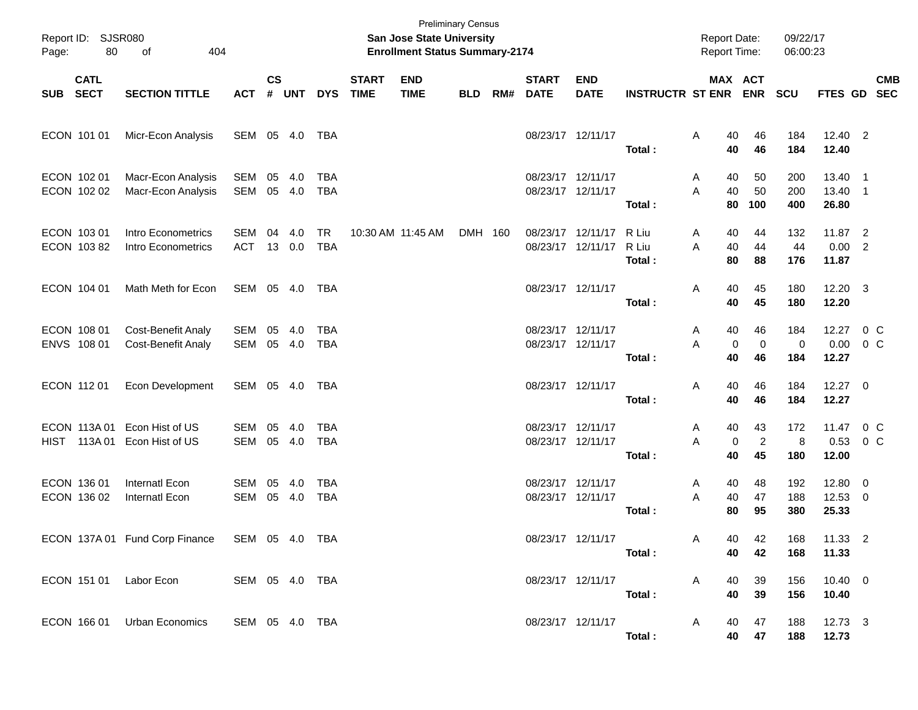| SUB | CATL SECT | SECTION TITTLE | ACT | CS # | UNT | DYS | START TIME | END TIME | BLD | RM# | START DATE | END DATE | INSTRUCTR | ST | MAX ENR | ACT ENR | SCU | FTES | GD | CMB SEC |
|---|---|---|---|---|---|---|---|---|---|---|---|---|---|---|---|---|---|---|---|---|
| ECON | 101 01 | Micr-Econ Analysis | SEM | 05 | 4.0 | TBA | | | | | 08/23/17 | 12/11/17 | | A | 40 | 46 | 184 | 12.40 | 2 | |
| | | | | | | | | | | | | | **Total :** | | **40** | **46** | **184** | **12.40** | | |
| ECON | 102 01 | Macr-Econ Analysis | SEM | 05 | 4.0 | TBA | | | | | 08/23/17 | 12/11/17 | | A | 40 | 50 | 200 | 13.40 | 1 | |
| ECON | 102 02 | Macr-Econ Analysis | SEM | 05 | 4.0 | TBA | | | | | 08/23/17 | 12/11/17 | | A | 40 | 50 | 200 | 13.40 | 1 | |
| | | | | | | | | | | | | | **Total :** | | **80** | **100** | **400** | **26.80** | | |
| ECON | 103 01 | Intro Econometrics | SEM | 04 | 4.0 | TR | 10:30 AM | 11:45 AM | DMH | 160 | 08/23/17 | 12/11/17 | R Liu | A | 40 | 44 | 132 | 11.87 | 2 | |
| ECON | 103 82 | Intro Econometrics | ACT | 13 | 0.0 | TBA | | | | | 08/23/17 | 12/11/17 | R Liu | A | 40 | 44 | 44 | 0.00 | 2 | |
| | | | | | | | | | | | | | **Total :** | | **80** | **88** | **176** | **11.87** | | |
| ECON | 104 01 | Math Meth for Econ | SEM | 05 | 4.0 | TBA | | | | | 08/23/17 | 12/11/17 | | A | 40 | 45 | 180 | 12.20 | 3 | |
| | | | | | | | | | | | | | **Total :** | | **40** | **45** | **180** | **12.20** | | |
| ECON | 108 01 | Cost-Benefit Analy | SEM | 05 | 4.0 | TBA | | | | | 08/23/17 | 12/11/17 | | A | 40 | 46 | 184 | 12.27 | 0 | C |
| ENVS | 108 01 | Cost-Benefit Analy | SEM | 05 | 4.0 | TBA | | | | | 08/23/17 | 12/11/17 | | A | 0 | 0 | 0 | 0.00 | 0 | C |
| | | | | | | | | | | | | | **Total :** | | **40** | **46** | **184** | **12.27** | | |
| ECON | 112 01 | Econ Development | SEM | 05 | 4.0 | TBA | | | | | 08/23/17 | 12/11/17 | | A | 40 | 46 | 184 | 12.27 | 0 | |
| | | | | | | | | | | | | | **Total :** | | **40** | **46** | **184** | **12.27** | | |
| ECON | 113A 01 | Econ Hist of US | SEM | 05 | 4.0 | TBA | | | | | 08/23/17 | 12/11/17 | | A | 40 | 43 | 172 | 11.47 | 0 | C |
| HIST | 113A 01 | Econ Hist of US | SEM | 05 | 4.0 | TBA | | | | | 08/23/17 | 12/11/17 | | A | 0 | 2 | 8 | 0.53 | 0 | C |
| | | | | | | | | | | | | | **Total :** | | **40** | **45** | **180** | **12.00** | | |
| ECON | 136 01 | Internatl Econ | SEM | 05 | 4.0 | TBA | | | | | 08/23/17 | 12/11/17 | | A | 40 | 48 | 192 | 12.80 | 0 | |
| ECON | 136 02 | Internatl Econ | SEM | 05 | 4.0 | TBA | | | | | 08/23/17 | 12/11/17 | | A | 40 | 47 | 188 | 12.53 | 0 | |
| | | | | | | | | | | | | | **Total :** | | **80** | **95** | **380** | **25.33** | | |
| ECON | 137A 01 | Fund Corp Finance | SEM | 05 | 4.0 | TBA | | | | | 08/23/17 | 12/11/17 | | A | 40 | 42 | 168 | 11.33 | 2 | |
| | | | | | | | | | | | | | **Total :** | | **40** | **42** | **168** | **11.33** | | |
| ECON | 151 01 | Labor Econ | SEM | 05 | 4.0 | TBA | | | | | 08/23/17 | 12/11/17 | | A | 40 | 39 | 156 | 10.40 | 0 | |
| | | | | | | | | | | | | | **Total :** | | **40** | **39** | **156** | **10.40** | | |
| ECON | 166 01 | Urban Economics | SEM | 05 | 4.0 | TBA | | | | | 08/23/17 | 12/11/17 | | A | 40 | 47 | 188 | 12.73 | 3 | |
| | | | | | | | | | | | | | **Total :** | | **40** | **47** | **188** | **12.73** | | |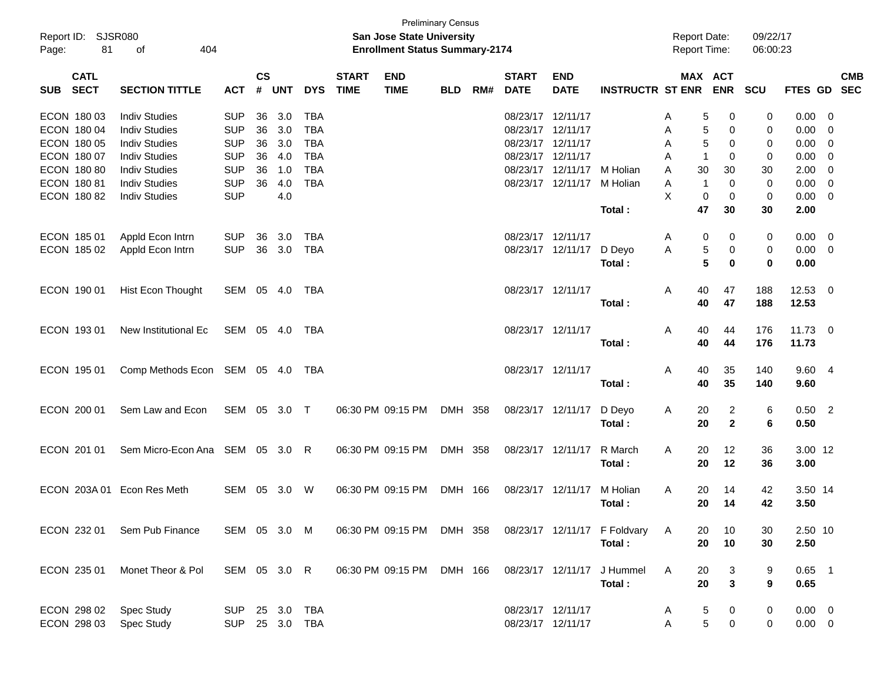Preliminary Census

Report ID: SJSR080
Page: 81 of 404

**San Jose State University**
**Enrollment Status Summary-2174**

Report Date: 09/22/17
Report Time: 06:00:23

| SUB | CATL SECT | SECTION TITTLE | ACT | CS # | UNT | DYS | START TIME | END TIME | BLD | RM# | START DATE | END DATE | INSTRUCTR | ST | MAX ENR | ACT ENR | SCU | FTES | GD | CMB SEC |
|---|---|---|---|---|---|---|---|---|---|---|---|---|---|---|---|---|---|---|---|---|
| ECON | 180 03 | Indiv Studies | SUP | 36 | 3.0 | TBA | | | | | 08/23/17 | 12/11/17 | | A | 5 | 0 | 0 | 0.00 | 0 | |
| ECON | 180 04 | Indiv Studies | SUP | 36 | 3.0 | TBA | | | | | 08/23/17 | 12/11/17 | | A | 5 | 0 | 0 | 0.00 | 0 | |
| ECON | 180 05 | Indiv Studies | SUP | 36 | 3.0 | TBA | | | | | 08/23/17 | 12/11/17 | | A | 5 | 0 | 0 | 0.00 | 0 | |
| ECON | 180 07 | Indiv Studies | SUP | 36 | 4.0 | TBA | | | | | 08/23/17 | 12/11/17 | | A | 1 | 0 | 0 | 0.00 | 0 | |
| ECON | 180 80 | Indiv Studies | SUP | 36 | 1.0 | TBA | | | | | 08/23/17 | 12/11/17 | M Holian | A | 30 | 30 | 30 | 2.00 | 0 | |
| ECON | 180 81 | Indiv Studies | SUP | 36 | 4.0 | TBA | | | | | 08/23/17 | 12/11/17 | M Holian | A | 1 | 0 | 0 | 0.00 | 0 | |
| ECON | 180 82 | Indiv Studies | SUP | | 4.0 | | | | | | | | | X | 0 | 0 | 0 | 0.00 | 0 | |
| | | | | | | | | | | | | | **Total :** | | **47** | **30** | **30** | **2.00** | | |
| ECON | 185 01 | Appld Econ Intrn | SUP | 36 | 3.0 | TBA | | | | | 08/23/17 | 12/11/17 | | A | 0 | 0 | 0 | 0.00 | 0 | |
| ECON | 185 02 | Appld Econ Intrn | SUP | 36 | 3.0 | TBA | | | | | 08/23/17 | 12/11/17 | D Deyo | A | 5 | 0 | 0 | 0.00 | 0 | |
| | | | | | | | | | | | | | **Total :** | | **5** | **0** | **0** | **0.00** | | |
| ECON | 190 01 | Hist Econ Thought | SEM | 05 | 4.0 | TBA | | | | | 08/23/17 | 12/11/17 | | A | 40 | 47 | 188 | 12.53 | 0 | |
| | | | | | | | | | | | | | **Total :** | | **40** | **47** | **188** | **12.53** | | |
| ECON | 193 01 | New Institutional Ec | SEM | 05 | 4.0 | TBA | | | | | 08/23/17 | 12/11/17 | | A | 40 | 44 | 176 | 11.73 | 0 | |
| | | | | | | | | | | | | | **Total :** | | **40** | **44** | **176** | **11.73** | | |
| ECON | 195 01 | Comp Methods Econ | SEM | 05 | 4.0 | TBA | | | | | 08/23/17 | 12/11/17 | | A | 40 | 35 | 140 | 9.60 | 4 | |
| | | | | | | | | | | | | | **Total :** | | **40** | **35** | **140** | **9.60** | | |
| ECON | 200 01 | Sem Law and Econ | SEM | 05 | 3.0 | T | 06:30 PM | 09:15 PM | DMH | 358 | 08/23/17 | 12/11/17 | D Deyo | A | 20 | 2 | 6 | 0.50 | 2 | |
| | | | | | | | | | | | | | **Total :** | | **20** | **2** | **6** | **0.50** | | |
| ECON | 201 01 | Sem Micro-Econ Ana | SEM | 05 | 3.0 | R | 06:30 PM | 09:15 PM | DMH | 358 | 08/23/17 | 12/11/17 | R March | A | 20 | 12 | 36 | 3.00 | 12 | |
| | | | | | | | | | | | | | **Total :** | | **20** | **12** | **36** | **3.00** | | |
| ECON | 203A 01 | Econ Res Meth | SEM | 05 | 3.0 | W | 06:30 PM | 09:15 PM | DMH | 166 | 08/23/17 | 12/11/17 | M Holian | A | 20 | 14 | 42 | 3.50 | 14 | |
| | | | | | | | | | | | | | **Total :** | | **20** | **14** | **42** | **3.50** | | |
| ECON | 232 01 | Sem Pub Finance | SEM | 05 | 3.0 | M | 06:30 PM | 09:15 PM | DMH | 358 | 08/23/17 | 12/11/17 | F Foldvary | A | 20 | 10 | 30 | 2.50 | 10 | |
| | | | | | | | | | | | | | **Total :** | | **20** | **10** | **30** | **2.50** | | |
| ECON | 235 01 | Monet Theor & Pol | SEM | 05 | 3.0 | R | 06:30 PM | 09:15 PM | DMH | 166 | 08/23/17 | 12/11/17 | J Hummel | A | 20 | 3 | 9 | 0.65 | 1 | |
| | | | | | | | | | | | | | **Total :** | | **20** | **3** | **9** | **0.65** | | |
| ECON | 298 02 | Spec Study | SUP | 25 | 3.0 | TBA | | | | | 08/23/17 | 12/11/17 | | A | 5 | 0 | 0 | 0.00 | 0 | |
| ECON | 298 03 | Spec Study | SUP | 25 | 3.0 | TBA | | | | | 08/23/17 | 12/11/17 | | A | 5 | 0 | 0 | 0.00 | 0 | |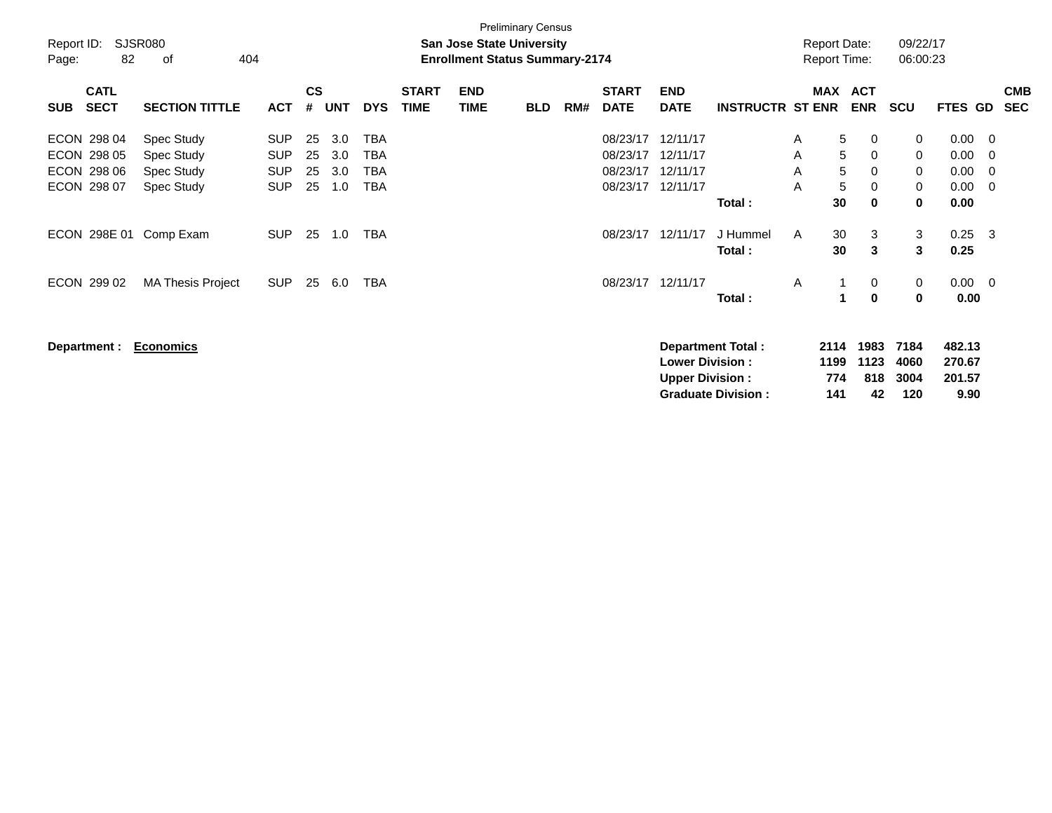Preliminary Census

Report ID: SJSR080

**San Jose State University**

**Enrollment Status Summary-2174**

Report Date: 09/22/17

Report Time: 06:00:23

| SUB | CATL SECT | SECTION TITTLE | ACT | CS # | UNT | DYS | START TIME | END TIME | BLD | RM# | START DATE | END DATE | INSTRUCTR | ST | MAX ENR | ACT ENR | SCU | FTES | GD | CMB SEC |
|---|---|---|---|---|---|---|---|---|---|---|---|---|---|---|---|---|---|---|---|---|
| ECON | 298 04 | Spec Study | SUP | 25 | 3.0 | TBA | | | | | 08/23/17 | 12/11/17 | | A | 5 | 0 | 0 | 0.00 | 0 | |
| ECON | 298 05 | Spec Study | SUP | 25 | 3.0 | TBA | | | | | 08/23/17 | 12/11/17 | | A | 5 | 0 | 0 | 0.00 | 0 | |
| ECON | 298 06 | Spec Study | SUP | 25 | 3.0 | TBA | | | | | 08/23/17 | 12/11/17 | | A | 5 | 0 | 0 | 0.00 | 0 | |
| ECON | 298 07 | Spec Study | SUP | 25 | 1.0 | TBA | | | | | 08/23/17 | 12/11/17 | | A | 5 | 0 | 0 | 0.00 | 0 | |
| | | | | | | | | | | | | | **Total :** | | **30** | **0** | **0** | **0.00** | | |
| ECON | 298E 01 | Comp Exam | SUP | 25 | 1.0 | TBA | | | | | 08/23/17 | 12/11/17 | J Hummel | A | 30 | 3 | 3 | 0.25 | 3 | |
| | | | | | | | | | | | | | **Total :** | | **30** | **3** | **3** | **0.25** | | |
| ECON | 299 02 | MA Thesis Project | SUP | 25 | 6.0 | TBA | | | | | 08/23/17 | 12/11/17 | | A | 1 | 0 | 0 | 0.00 | 0 | |
| | | | | | | | | | | | | | **Total :** | | **1** | **0** | **0** | **0.00** | | |

**Department : Economics**

| | MAX ENR | ACT ENR | SCU | FTES |
|---|---|---|---|---|
| **Department Total :** | **2114** | **1983** | **7184** | **482.13** |
| **Lower Division :** | **1199** | **1123** | **4060** | **270.67** |
| **Upper Division :** | **774** | **818** | **3004** | **201.57** |
| **Graduate Division :** | **141** | **42** | **120** | **9.90** |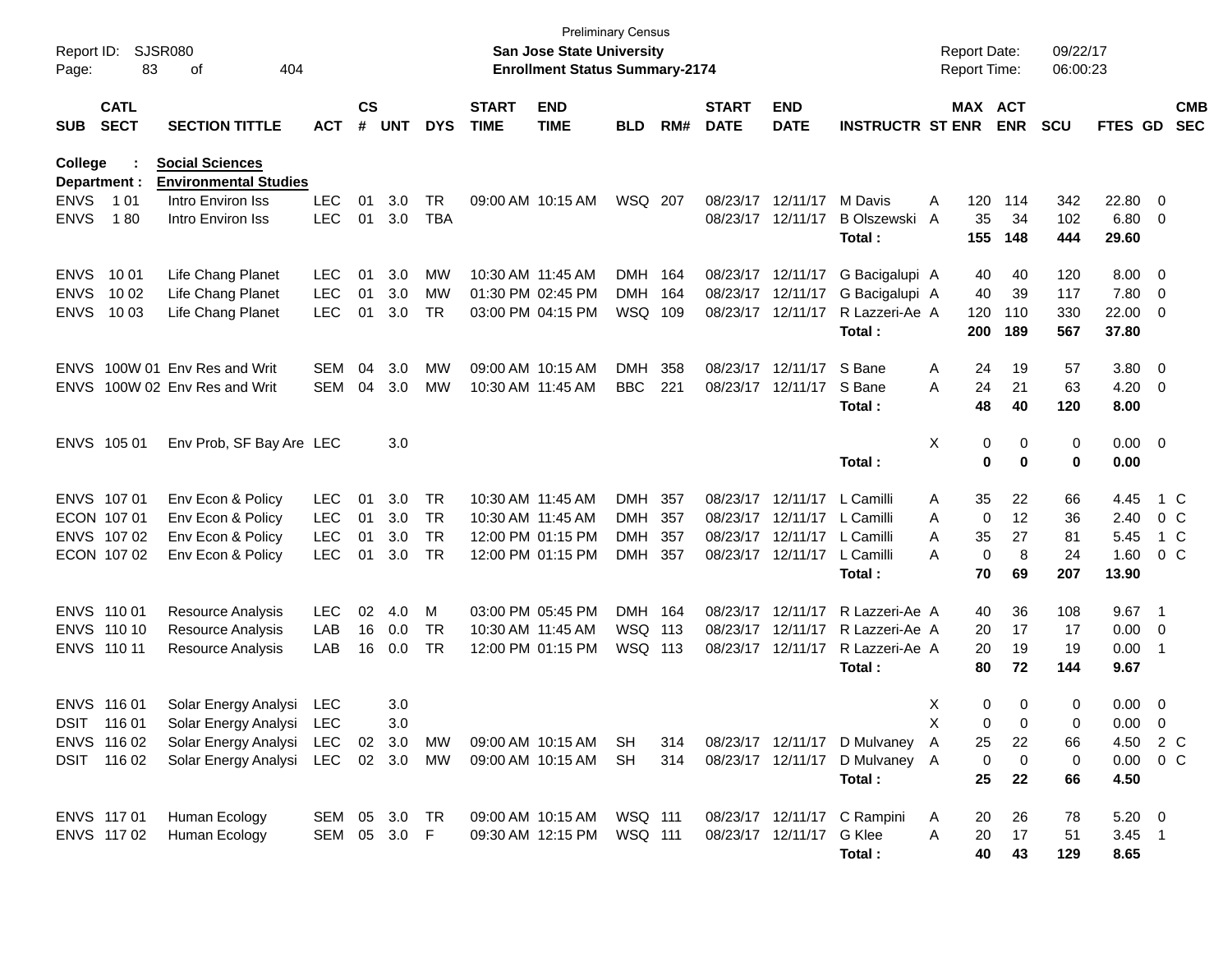Preliminary Census

**San Jose State University**

**Enrollment Status Summary-2174**

Report ID: SJSR080

Report Date: 09/22/17

Report Time: 06:00:23

**College : Social Sciences**

**Department : Environmental Studies**

| SUB | CATL SECT | SECTION TITTLE | ACT | CS # | UNT | DYS | START TIME | END TIME | BLD | RM# | START DATE | END DATE | INSTRUCTR | ST | MAX ENR | ACT ENR | SCU | FTES | GD | CMB SEC |
|---|---|---|---|---|---|---|---|---|---|---|---|---|---|---|---|---|---|---|---|---|
| ENVS | 1 01 | Intro Environ Iss | LEC | 01 | 3.0 | TR | 09:00 AM | 10:15 AM | WSQ | 207 | 08/23/17 | 12/11/17 | M Davis | A | 120 | 114 | 342 | 22.80 | 0 | |
| ENVS | 1 80 | Intro Environ Iss | LEC | 01 | 3.0 | TBA | | | | | 08/23/17 | 12/11/17 | B Olszewski | A | 35 | 34 | 102 | 6.80 | 0 | |
| | | | | | | | | | | | | | **Total :** | | **155** | **148** | **444** | **29.60** | | |
| ENVS | 10 01 | Life Chang Planet | LEC | 01 | 3.0 | MW | 10:30 AM | 11:45 AM | DMH | 164 | 08/23/17 | 12/11/17 | G Bacigalupi | A | 40 | 40 | 120 | 8.00 | 0 | |
| ENVS | 10 02 | Life Chang Planet | LEC | 01 | 3.0 | MW | 01:30 PM | 02:45 PM | DMH | 164 | 08/23/17 | 12/11/17 | G Bacigalupi | A | 40 | 39 | 117 | 7.80 | 0 | |
| ENVS | 10 03 | Life Chang Planet | LEC | 01 | 3.0 | TR | 03:00 PM | 04:15 PM | WSQ | 109 | 08/23/17 | 12/11/17 | R Lazzeri-Ae | A | 120 | 110 | 330 | 22.00 | 0 | |
| | | | | | | | | | | | | | **Total :** | | **200** | **189** | **567** | **37.80** | | |
| ENVS | 100W 01 | Env Res and Writ | SEM | 04 | 3.0 | MW | 09:00 AM | 10:15 AM | DMH | 358 | 08/23/17 | 12/11/17 | S Bane | A | 24 | 19 | 57 | 3.80 | 0 | |
| ENVS | 100W 02 | Env Res and Writ | SEM | 04 | 3.0 | MW | 10:30 AM | 11:45 AM | BBC | 221 | 08/23/17 | 12/11/17 | S Bane | A | 24 | 21 | 63 | 4.20 | 0 | |
| | | | | | | | | | | | | | **Total :** | | **48** | **40** | **120** | **8.00** | | |
| ENVS | 105 01 | Env Prob, SF Bay Are | LEC | | 3.0 | | | | | | | | | X | 0 | 0 | 0 | 0.00 | 0 | |
| | | | | | | | | | | | | | **Total :** | | **0** | **0** | **0** | **0.00** | | |
| ENVS | 107 01 | Env Econ & Policy | LEC | 01 | 3.0 | TR | 10:30 AM | 11:45 AM | DMH | 357 | 08/23/17 | 12/11/17 | L Camilli | A | 35 | 22 | 66 | 4.45 | 1 | C |
| ECON | 107 01 | Env Econ & Policy | LEC | 01 | 3.0 | TR | 10:30 AM | 11:45 AM | DMH | 357 | 08/23/17 | 12/11/17 | L Camilli | A | 0 | 12 | 36 | 2.40 | 0 | C |
| ENVS | 107 02 | Env Econ & Policy | LEC | 01 | 3.0 | TR | 12:00 PM | 01:15 PM | DMH | 357 | 08/23/17 | 12/11/17 | L Camilli | A | 35 | 27 | 81 | 5.45 | 1 | C |
| ECON | 107 02 | Env Econ & Policy | LEC | 01 | 3.0 | TR | 12:00 PM | 01:15 PM | DMH | 357 | 08/23/17 | 12/11/17 | L Camilli | A | 0 | 8 | 24 | 1.60 | 0 | C |
| | | | | | | | | | | | | | **Total :** | | **70** | **69** | **207** | **13.90** | | |
| ENVS | 110 01 | Resource Analysis | LEC | 02 | 4.0 | M | 03:00 PM | 05:45 PM | DMH | 164 | 08/23/17 | 12/11/17 | R Lazzeri-Ae | A | 40 | 36 | 108 | 9.67 | 1 | |
| ENVS | 110 10 | Resource Analysis | LAB | 16 | 0.0 | TR | 10:30 AM | 11:45 AM | WSQ | 113 | 08/23/17 | 12/11/17 | R Lazzeri-Ae | A | 20 | 17 | 17 | 0.00 | 0 | |
| ENVS | 110 11 | Resource Analysis | LAB | 16 | 0.0 | TR | 12:00 PM | 01:15 PM | WSQ | 113 | 08/23/17 | 12/11/17 | R Lazzeri-Ae | A | 20 | 19 | 19 | 0.00 | 1 | |
| | | | | | | | | | | | | | **Total :** | | **80** | **72** | **144** | **9.67** | | |
| ENVS | 116 01 | Solar Energy Analysi | LEC | | 3.0 | | | | | | | | | X | 0 | 0 | 0 | 0.00 | 0 | |
| DSIT | 116 01 | Solar Energy Analysi | LEC | | 3.0 | | | | | | | | | X | 0 | 0 | 0 | 0.00 | 0 | |
| ENVS | 116 02 | Solar Energy Analysi | LEC | 02 | 3.0 | MW | 09:00 AM | 10:15 AM | SH | 314 | 08/23/17 | 12/11/17 | D Mulvaney | A | 25 | 22 | 66 | 4.50 | 2 | C |
| DSIT | 116 02 | Solar Energy Analysi | LEC | 02 | 3.0 | MW | 09:00 AM | 10:15 AM | SH | 314 | 08/23/17 | 12/11/17 | D Mulvaney | A | 0 | 0 | 0 | 0.00 | 0 | C |
| | | | | | | | | | | | | | **Total :** | | **25** | **22** | **66** | **4.50** | | |
| ENVS | 117 01 | Human Ecology | SEM | 05 | 3.0 | TR | 09:00 AM | 10:15 AM | WSQ | 111 | 08/23/17 | 12/11/17 | C Rampini | A | 20 | 26 | 78 | 5.20 | 0 | |
| ENVS | 117 02 | Human Ecology | SEM | 05 | 3.0 | F | 09:30 AM | 12:15 PM | WSQ | 111 | 08/23/17 | 12/11/17 | G Klee | A | 20 | 17 | 51 | 3.45 | 1 | |
| | | | | | | | | | | | | | **Total :** | | **40** | **43** | **129** | **8.65** | | |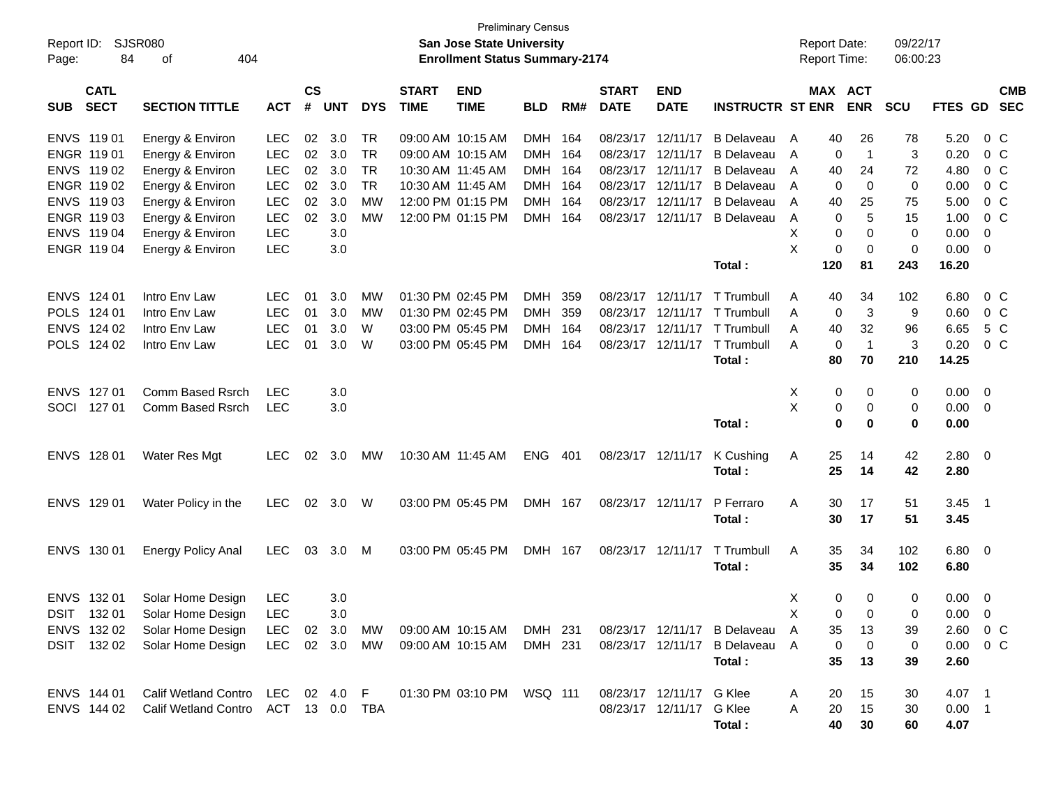Preliminary Census

Report ID: SJSR080 **San Jose State University** Report Date: 09/22/17

**Enrollment Status Summary-2174** Report Time: 06:00:23

| SUB | CATL SECT | SECTION TITTLE | ACT | CS # | UNT | DYS | START TIME | END TIME | BLD | RM# | START DATE | END DATE | INSTRUCTR | ST | MAX ENR | ACT ENR | SCU | FTES | GD | CMB SEC |
|---|---|---|---|---|---|---|---|---|---|---|---|---|---|---|---|---|---|---|---|---|
| ENVS | 119 01 | Energy & Environ | LEC | 02 | 3.0 | TR | 09:00 AM | 10:15 AM | DMH | 164 | 08/23/17 | 12/11/17 | B Delaveau | A | 40 | 26 | 78 | 5.20 | 0 | C |
| ENGR | 119 01 | Energy & Environ | LEC | 02 | 3.0 | TR | 09:00 AM | 10:15 AM | DMH | 164 | 08/23/17 | 12/11/17 | B Delaveau | A | 0 | 1 | 3 | 0.20 | 0 | C |
| ENVS | 119 02 | Energy & Environ | LEC | 02 | 3.0 | TR | 10:30 AM | 11:45 AM | DMH | 164 | 08/23/17 | 12/11/17 | B Delaveau | A | 40 | 24 | 72 | 4.80 | 0 | C |
| ENGR | 119 02 | Energy & Environ | LEC | 02 | 3.0 | TR | 10:30 AM | 11:45 AM | DMH | 164 | 08/23/17 | 12/11/17 | B Delaveau | A | 0 | 0 | 0 | 0.00 | 0 | C |
| ENVS | 119 03 | Energy & Environ | LEC | 02 | 3.0 | MW | 12:00 PM | 01:15 PM | DMH | 164 | 08/23/17 | 12/11/17 | B Delaveau | A | 40 | 25 | 75 | 5.00 | 0 | C |
| ENGR | 119 03 | Energy & Environ | LEC | 02 | 3.0 | MW | 12:00 PM | 01:15 PM | DMH | 164 | 08/23/17 | 12/11/17 | B Delaveau | A | 0 | 5 | 15 | 1.00 | 0 | C |
| ENVS | 119 04 | Energy & Environ | LEC | | 3.0 | | | | | | | | | X | 0 | 0 | 0 | 0.00 | 0 | |
| ENGR | 119 04 | Energy & Environ | LEC | | 3.0 | | | | | | | | | X | 0 | 0 | 0 | 0.00 | 0 | |
| | | | | | | | | | | | | | **Total :** | | **120** | **81** | **243** | **16.20** | | |
| ENVS | 124 01 | Intro Env Law | LEC | 01 | 3.0 | MW | 01:30 PM | 02:45 PM | DMH | 359 | 08/23/17 | 12/11/17 | T Trumbull | A | 40 | 34 | 102 | 6.80 | 0 | C |
| POLS | 124 01 | Intro Env Law | LEC | 01 | 3.0 | MW | 01:30 PM | 02:45 PM | DMH | 359 | 08/23/17 | 12/11/17 | T Trumbull | A | 0 | 3 | 9 | 0.60 | 0 | C |
| ENVS | 124 02 | Intro Env Law | LEC | 01 | 3.0 | W | 03:00 PM | 05:45 PM | DMH | 164 | 08/23/17 | 12/11/17 | T Trumbull | A | 40 | 32 | 96 | 6.65 | 5 | C |
| POLS | 124 02 | Intro Env Law | LEC | 01 | 3.0 | W | 03:00 PM | 05:45 PM | DMH | 164 | 08/23/17 | 12/11/17 | T Trumbull | A | 0 | 1 | 3 | 0.20 | 0 | C |
| | | | | | | | | | | | | | **Total :** | | **80** | **70** | **210** | **14.25** | | |
| ENVS | 127 01 | Comm Based Rsrch | LEC | | 3.0 | | | | | | | | | X | 0 | 0 | 0 | 0.00 | 0 | |
| SOCI | 127 01 | Comm Based Rsrch | LEC | | 3.0 | | | | | | | | | X | 0 | 0 | 0 | 0.00 | 0 | |
| | | | | | | | | | | | | | **Total :** | | **0** | **0** | **0** | **0.00** | | |
| ENVS | 128 01 | Water Res Mgt | LEC | 02 | 3.0 | MW | 10:30 AM | 11:45 AM | ENG | 401 | 08/23/17 | 12/11/17 | K Cushing | A | 25 | 14 | 42 | 2.80 | 0 | |
| | | | | | | | | | | | | | **Total :** | | **25** | **14** | **42** | **2.80** | | |
| ENVS | 129 01 | Water Policy in the | LEC | 02 | 3.0 | W | 03:00 PM | 05:45 PM | DMH | 167 | 08/23/17 | 12/11/17 | P Ferraro | A | 30 | 17 | 51 | 3.45 | 1 | |
| | | | | | | | | | | | | | **Total :** | | **30** | **17** | **51** | **3.45** | | |
| ENVS | 130 01 | Energy Policy Anal | LEC | 03 | 3.0 | M | 03:00 PM | 05:45 PM | DMH | 167 | 08/23/17 | 12/11/17 | T Trumbull | A | 35 | 34 | 102 | 6.80 | 0 | |
| | | | | | | | | | | | | | **Total :** | | **35** | **34** | **102** | **6.80** | | |
| ENVS | 132 01 | Solar Home Design | LEC | | 3.0 | | | | | | | | | X | 0 | 0 | 0 | 0.00 | 0 | |
| DSIT | 132 01 | Solar Home Design | LEC | | 3.0 | | | | | | | | | X | 0 | 0 | 0 | 0.00 | 0 | |
| ENVS | 132 02 | Solar Home Design | LEC | 02 | 3.0 | MW | 09:00 AM | 10:15 AM | DMH | 231 | 08/23/17 | 12/11/17 | B Delaveau | A | 35 | 13 | 39 | 2.60 | 0 | C |
| DSIT | 132 02 | Solar Home Design | LEC | 02 | 3.0 | MW | 09:00 AM | 10:15 AM | DMH | 231 | 08/23/17 | 12/11/17 | B Delaveau | A | 0 | 0 | 0 | 0.00 | 0 | C |
| | | | | | | | | | | | | | **Total :** | | **35** | **13** | **39** | **2.60** | | |
| ENVS | 144 01 | Calif Wetland Contro | LEC | 02 | 4.0 | F | 01:30 PM | 03:10 PM | WSQ | 111 | 08/23/17 | 12/11/17 | G Klee | A | 20 | 15 | 30 | 4.07 | 1 | |
| ENVS | 144 02 | Calif Wetland Contro | ACT | 13 | 0.0 | TBA | | | | | 08/23/17 | 12/11/17 | G Klee | A | 20 | 15 | 30 | 0.00 | 1 | |
| | | | | | | | | | | | | | **Total :** | | **40** | **30** | **60** | **4.07** | | |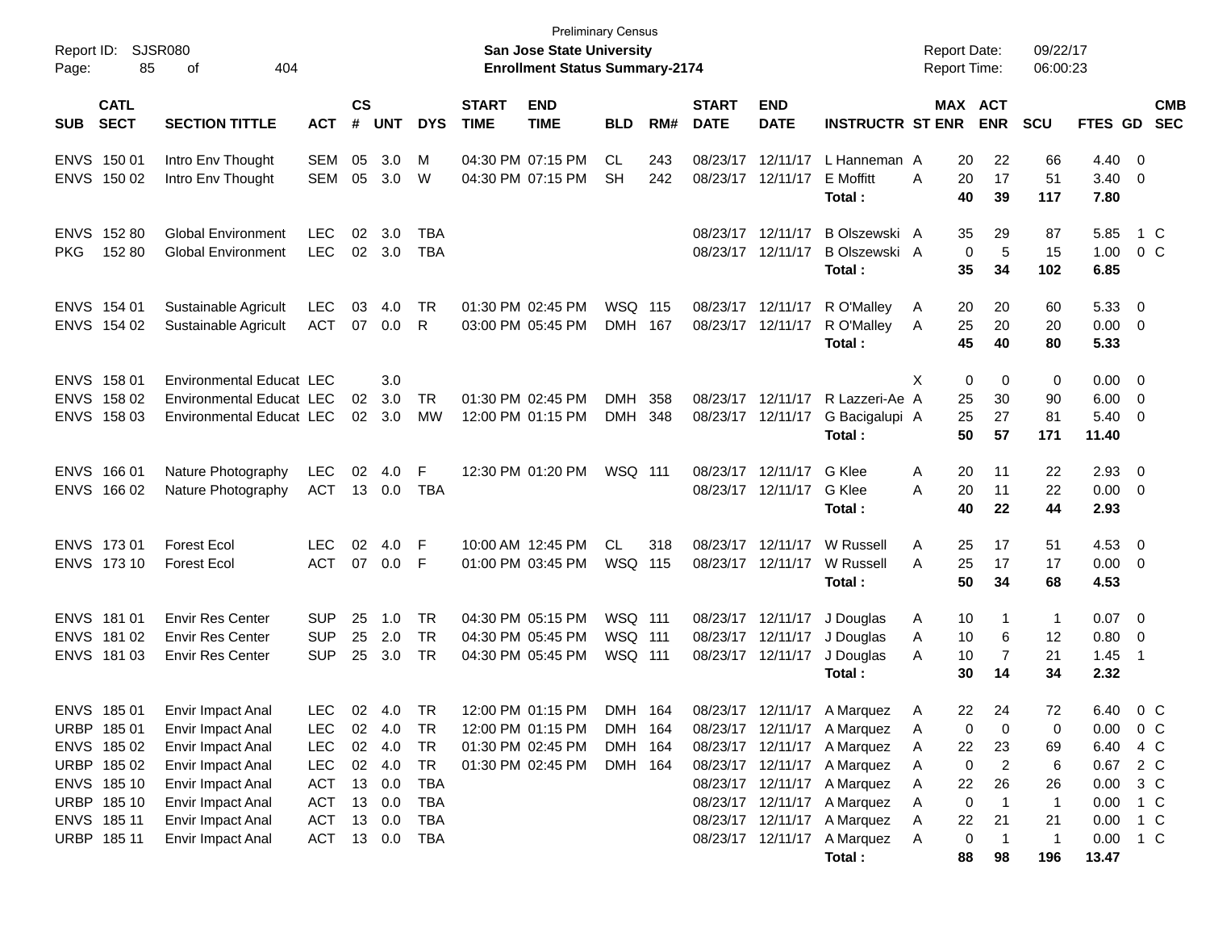Preliminary Census

Report ID: SJSR080

**San Jose State University**
**Enrollment Status Summary-2174**

Report Date: 09/22/17
Report Time: 06:00:23

| SUB | CATL SECT | SECTION TITTLE | ACT | CS # | UNT | DYS | START TIME | END TIME | BLD | RM# | START DATE | END DATE | INSTRUCTR | ST | MAX ENR | ACT ENR | SCU | FTES | GD | CMB SEC |
|---|---|---|---|---|---|---|---|---|---|---|---|---|---|---|---|---|---|---|---|---|
| ENVS | 150 01 | Intro Env Thought | SEM | 05 | 3.0 | M | 04:30 PM | 07:15 PM | CL | 243 | 08/23/17 | 12/11/17 | L Hanneman | A | 20 | 22 | 66 | 4.40 | 0 | |
| ENVS | 150 02 | Intro Env Thought | SEM | 05 | 3.0 | W | 04:30 PM | 07:15 PM | SH | 242 | 08/23/17 | 12/11/17 | E Moffitt | A | 20 | 17 | 51 | 3.40 | 0 | |
| | | | | | | | | | | | | | **Total :** | | **40** | **39** | **117** | **7.80** | | |
| ENVS | 152 80 | Global Environment | LEC | 02 | 3.0 | TBA | | | | | 08/23/17 | 12/11/17 | B Olszewski | A | 35 | 29 | 87 | 5.85 | 1 | C |
| PKG | 152 80 | Global Environment | LEC | 02 | 3.0 | TBA | | | | | 08/23/17 | 12/11/17 | B Olszewski | A | 0 | 5 | 15 | 1.00 | 0 | C |
| | | | | | | | | | | | | | **Total :** | | **35** | **34** | **102** | **6.85** | | |
| ENVS | 154 01 | Sustainable Agricult | LEC | 03 | 4.0 | TR | 01:30 PM | 02:45 PM | WSQ | 115 | 08/23/17 | 12/11/17 | R O'Malley | A | 20 | 20 | 60 | 5.33 | 0 | |
| ENVS | 154 02 | Sustainable Agricult | ACT | 07 | 0.0 | R | 03:00 PM | 05:45 PM | DMH | 167 | 08/23/17 | 12/11/17 | R O'Malley | A | 25 | 20 | 20 | 0.00 | 0 | |
| | | | | | | | | | | | | | **Total :** | | **45** | **40** | **80** | **5.33** | | |
| ENVS | 158 01 | Environmental Educat | LEC | | 3.0 | | | | | | | | | X | 0 | 0 | 0 | 0.00 | 0 | |
| ENVS | 158 02 | Environmental Educat | LEC | 02 | 3.0 | TR | 01:30 PM | 02:45 PM | DMH | 358 | 08/23/17 | 12/11/17 | R Lazzeri-Ae | A | 25 | 30 | 90 | 6.00 | 0 | |
| ENVS | 158 03 | Environmental Educat | LEC | 02 | 3.0 | MW | 12:00 PM | 01:15 PM | DMH | 348 | 08/23/17 | 12/11/17 | G Bacigalupi | A | 25 | 27 | 81 | 5.40 | 0 | |
| | | | | | | | | | | | | | **Total :** | | **50** | **57** | **171** | **11.40** | | |
| ENVS | 166 01 | Nature Photography | LEC | 02 | 4.0 | F | 12:30 PM | 01:20 PM | WSQ | 111 | 08/23/17 | 12/11/17 | G Klee | A | 20 | 11 | 22 | 2.93 | 0 | |
| ENVS | 166 02 | Nature Photography | ACT | 13 | 0.0 | TBA | | | | | 08/23/17 | 12/11/17 | G Klee | A | 20 | 11 | 22 | 0.00 | 0 | |
| | | | | | | | | | | | | | **Total :** | | **40** | **22** | **44** | **2.93** | | |
| ENVS | 173 01 | Forest Ecol | LEC | 02 | 4.0 | F | 10:00 AM | 12:45 PM | CL | 318 | 08/23/17 | 12/11/17 | W Russell | A | 25 | 17 | 51 | 4.53 | 0 | |
| ENVS | 173 10 | Forest Ecol | ACT | 07 | 0.0 | F | 01:00 PM | 03:45 PM | WSQ | 115 | 08/23/17 | 12/11/17 | W Russell | A | 25 | 17 | 17 | 0.00 | 0 | |
| | | | | | | | | | | | | | **Total :** | | **50** | **34** | **68** | **4.53** | | |
| ENVS | 181 01 | Envir Res Center | SUP | 25 | 1.0 | TR | 04:30 PM | 05:15 PM | WSQ | 111 | 08/23/17 | 12/11/17 | J Douglas | A | 10 | 1 | 1 | 0.07 | 0 | |
| ENVS | 181 02 | Envir Res Center | SUP | 25 | 2.0 | TR | 04:30 PM | 05:45 PM | WSQ | 111 | 08/23/17 | 12/11/17 | J Douglas | A | 10 | 6 | 12 | 0.80 | 0 | |
| ENVS | 181 03 | Envir Res Center | SUP | 25 | 3.0 | TR | 04:30 PM | 05:45 PM | WSQ | 111 | 08/23/17 | 12/11/17 | J Douglas | A | 10 | 7 | 21 | 1.45 | 1 | |
| | | | | | | | | | | | | | **Total :** | | **30** | **14** | **34** | **2.32** | | |
| ENVS | 185 01 | Envir Impact Anal | LEC | 02 | 4.0 | TR | 12:00 PM | 01:15 PM | DMH | 164 | 08/23/17 | 12/11/17 | A Marquez | A | 22 | 24 | 72 | 6.40 | 0 | C |
| URBP | 185 01 | Envir Impact Anal | LEC | 02 | 4.0 | TR | 12:00 PM | 01:15 PM | DMH | 164 | 08/23/17 | 12/11/17 | A Marquez | A | 0 | 0 | 0 | 0.00 | 0 | C |
| ENVS | 185 02 | Envir Impact Anal | LEC | 02 | 4.0 | TR | 01:30 PM | 02:45 PM | DMH | 164 | 08/23/17 | 12/11/17 | A Marquez | A | 22 | 23 | 69 | 6.40 | 4 | C |
| URBP | 185 02 | Envir Impact Anal | LEC | 02 | 4.0 | TR | 01:30 PM | 02:45 PM | DMH | 164 | 08/23/17 | 12/11/17 | A Marquez | A | 0 | 2 | 6 | 0.67 | 2 | C |
| ENVS | 185 10 | Envir Impact Anal | ACT | 13 | 0.0 | TBA | | | | | 08/23/17 | 12/11/17 | A Marquez | A | 22 | 26 | 26 | 0.00 | 3 | C |
| URBP | 185 10 | Envir Impact Anal | ACT | 13 | 0.0 | TBA | | | | | 08/23/17 | 12/11/17 | A Marquez | A | 0 | 1 | 1 | 0.00 | 1 | C |
| ENVS | 185 11 | Envir Impact Anal | ACT | 13 | 0.0 | TBA | | | | | 08/23/17 | 12/11/17 | A Marquez | A | 22 | 21 | 21 | 0.00 | 1 | C |
| URBP | 185 11 | Envir Impact Anal | ACT | 13 | 0.0 | TBA | | | | | 08/23/17 | 12/11/17 | A Marquez | A | 0 | 1 | 1 | 0.00 | 1 | C |
| | | | | | | | | | | | | | **Total :** | | **88** | **98** | **196** | **13.47** | | |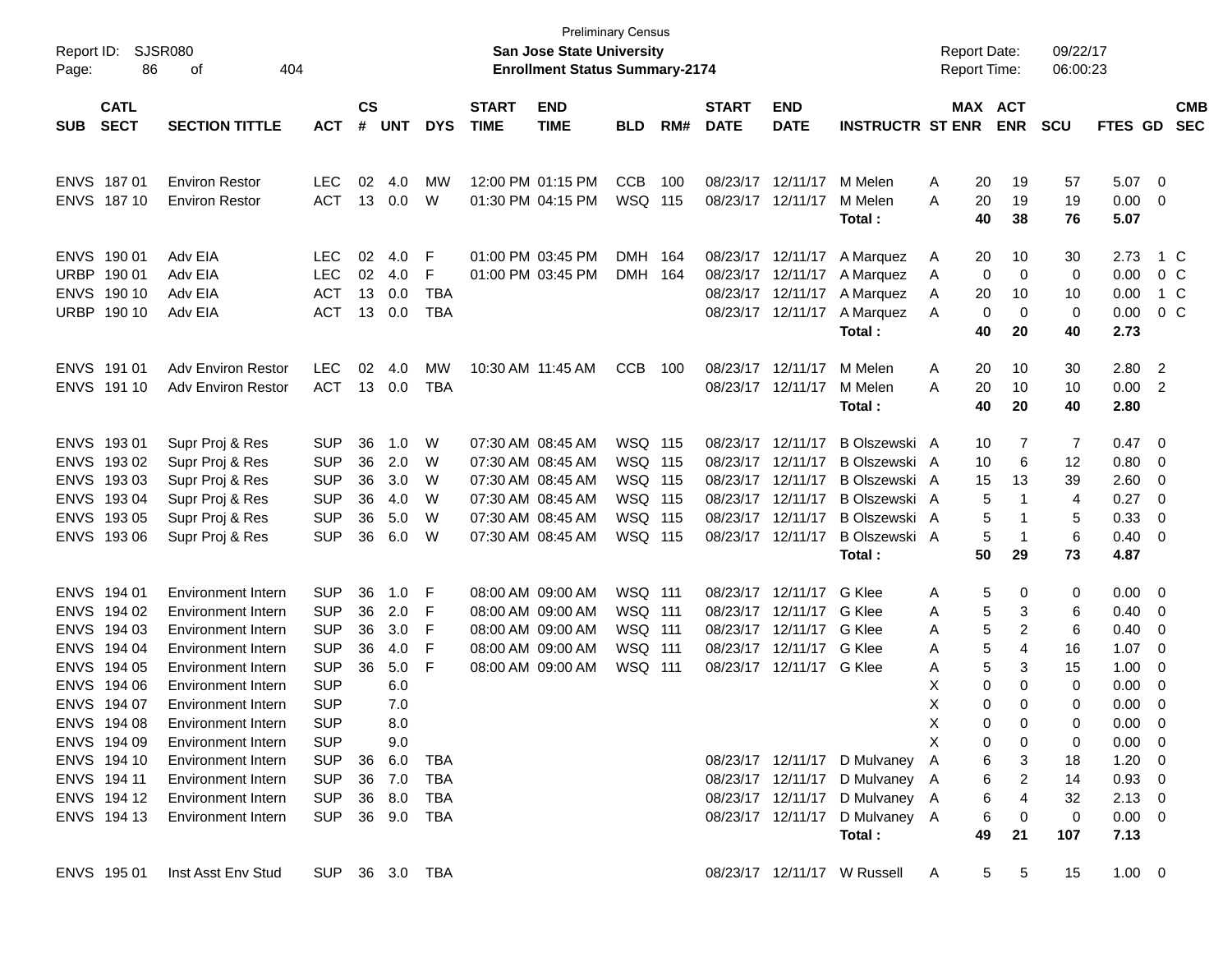Preliminary Census

Report ID: SJSR080 — **San Jose State University** — Report Date: 09/22/17

**Enrollment Status Summary-2174** — Report Time: 06:00:23

| SUB | CATL SECT | SECTION TITTLE | ACT | CS # | UNT | DYS | START TIME | END TIME | BLD | RM# | START DATE | END DATE | INSTRUCTR | ST | MAX ENR | ACT ENR | SCU | FTES | GD | CMB SEC |
|---|---|---|---|---|---|---|---|---|---|---|---|---|---|---|---|---|---|---|---|---|
| ENVS | 187 01 | Environ Restor | LEC | 02 | 4.0 | MW | 12:00 PM | 01:15 PM | CCB | 100 | 08/23/17 | 12/11/17 | M Melen | A | 20 | 19 | 57 | 5.07 | 0 | |
| ENVS | 187 10 | Environ Restor | ACT | 13 | 0.0 | W | 01:30 PM | 04:15 PM | WSQ | 115 | 08/23/17 | 12/11/17 | M Melen | A | 20 | 19 | 19 | 0.00 | 0 | |
| | | | | | | | | | | | | | **Total :** | | **40** | **38** | **76** | **5.07** | | |
| ENVS | 190 01 | Adv EIA | LEC | 02 | 4.0 | F | 01:00 PM | 03:45 PM | DMH | 164 | 08/23/17 | 12/11/17 | A Marquez | A | 20 | 10 | 30 | 2.73 | 1 | C |
| URBP | 190 01 | Adv EIA | LEC | 02 | 4.0 | F | 01:00 PM | 03:45 PM | DMH | 164 | 08/23/17 | 12/11/17 | A Marquez | A | 0 | 0 | 0 | 0.00 | 0 | C |
| ENVS | 190 10 | Adv EIA | ACT | 13 | 0.0 | TBA | | | | | 08/23/17 | 12/11/17 | A Marquez | A | 20 | 10 | 10 | 0.00 | 1 | C |
| URBP | 190 10 | Adv EIA | ACT | 13 | 0.0 | TBA | | | | | 08/23/17 | 12/11/17 | A Marquez | A | 0 | 0 | 0 | 0.00 | 0 | C |
| | | | | | | | | | | | | | **Total :** | | **40** | **20** | **40** | **2.73** | | |
| ENVS | 191 01 | Adv Environ Restor | LEC | 02 | 4.0 | MW | 10:30 AM | 11:45 AM | CCB | 100 | 08/23/17 | 12/11/17 | M Melen | A | 20 | 10 | 30 | 2.80 | 2 | |
| ENVS | 191 10 | Adv Environ Restor | ACT | 13 | 0.0 | TBA | | | | | 08/23/17 | 12/11/17 | M Melen | A | 20 | 10 | 10 | 0.00 | 2 | |
| | | | | | | | | | | | | | **Total :** | | **40** | **20** | **40** | **2.80** | | |
| ENVS | 193 01 | Supr Proj & Res | SUP | 36 | 1.0 | W | 07:30 AM | 08:45 AM | WSQ | 115 | 08/23/17 | 12/11/17 | B Olszewski | A | 10 | 7 | 7 | 0.47 | 0 | |
| ENVS | 193 02 | Supr Proj & Res | SUP | 36 | 2.0 | W | 07:30 AM | 08:45 AM | WSQ | 115 | 08/23/17 | 12/11/17 | B Olszewski | A | 10 | 6 | 12 | 0.80 | 0 | |
| ENVS | 193 03 | Supr Proj & Res | SUP | 36 | 3.0 | W | 07:30 AM | 08:45 AM | WSQ | 115 | 08/23/17 | 12/11/17 | B Olszewski | A | 15 | 13 | 39 | 2.60 | 0 | |
| ENVS | 193 04 | Supr Proj & Res | SUP | 36 | 4.0 | W | 07:30 AM | 08:45 AM | WSQ | 115 | 08/23/17 | 12/11/17 | B Olszewski | A | 5 | 1 | 4 | 0.27 | 0 | |
| ENVS | 193 05 | Supr Proj & Res | SUP | 36 | 5.0 | W | 07:30 AM | 08:45 AM | WSQ | 115 | 08/23/17 | 12/11/17 | B Olszewski | A | 5 | 1 | 5 | 0.33 | 0 | |
| ENVS | 193 06 | Supr Proj & Res | SUP | 36 | 6.0 | W | 07:30 AM | 08:45 AM | WSQ | 115 | 08/23/17 | 12/11/17 | B Olszewski | A | 5 | 1 | 6 | 0.40 | 0 | |
| | | | | | | | | | | | | | **Total :** | | **50** | **29** | **73** | **4.87** | | |
| ENVS | 194 01 | Environment Intern | SUP | 36 | 1.0 | F | 08:00 AM | 09:00 AM | WSQ | 111 | 08/23/17 | 12/11/17 | G Klee | A | 5 | 0 | 0 | 0.00 | 0 | |
| ENVS | 194 02 | Environment Intern | SUP | 36 | 2.0 | F | 08:00 AM | 09:00 AM | WSQ | 111 | 08/23/17 | 12/11/17 | G Klee | A | 5 | 3 | 6 | 0.40 | 0 | |
| ENVS | 194 03 | Environment Intern | SUP | 36 | 3.0 | F | 08:00 AM | 09:00 AM | WSQ | 111 | 08/23/17 | 12/11/17 | G Klee | A | 5 | 2 | 6 | 0.40 | 0 | |
| ENVS | 194 04 | Environment Intern | SUP | 36 | 4.0 | F | 08:00 AM | 09:00 AM | WSQ | 111 | 08/23/17 | 12/11/17 | G Klee | A | 5 | 4 | 16 | 1.07 | 0 | |
| ENVS | 194 05 | Environment Intern | SUP | 36 | 5.0 | F | 08:00 AM | 09:00 AM | WSQ | 111 | 08/23/17 | 12/11/17 | G Klee | A | 5 | 3 | 15 | 1.00 | 0 | |
| ENVS | 194 06 | Environment Intern | SUP | | 6.0 | | | | | | | | | X | 0 | 0 | 0 | 0.00 | 0 | |
| ENVS | 194 07 | Environment Intern | SUP | | 7.0 | | | | | | | | | X | 0 | 0 | 0 | 0.00 | 0 | |
| ENVS | 194 08 | Environment Intern | SUP | | 8.0 | | | | | | | | | X | 0 | 0 | 0 | 0.00 | 0 | |
| ENVS | 194 09 | Environment Intern | SUP | | 9.0 | | | | | | | | | X | 0 | 0 | 0 | 0.00 | 0 | |
| ENVS | 194 10 | Environment Intern | SUP | 36 | 6.0 | TBA | | | | | 08/23/17 | 12/11/17 | D Mulvaney | A | 6 | 3 | 18 | 1.20 | 0 | |
| ENVS | 194 11 | Environment Intern | SUP | 36 | 7.0 | TBA | | | | | 08/23/17 | 12/11/17 | D Mulvaney | A | 6 | 2 | 14 | 0.93 | 0 | |
| ENVS | 194 12 | Environment Intern | SUP | 36 | 8.0 | TBA | | | | | 08/23/17 | 12/11/17 | D Mulvaney | A | 6 | 4 | 32 | 2.13 | 0 | |
| ENVS | 194 13 | Environment Intern | SUP | 36 | 9.0 | TBA | | | | | 08/23/17 | 12/11/17 | D Mulvaney | A | 6 | 0 | 0 | 0.00 | 0 | |
| | | | | | | | | | | | | | **Total :** | | **49** | **21** | **107** | **7.13** | | |
| ENVS | 195 01 | Inst Asst Env Stud | SUP | 36 | 3.0 | TBA | | | | | 08/23/17 | 12/11/17 | W Russell | A | 5 | 5 | 15 | 1.00 | 0 | |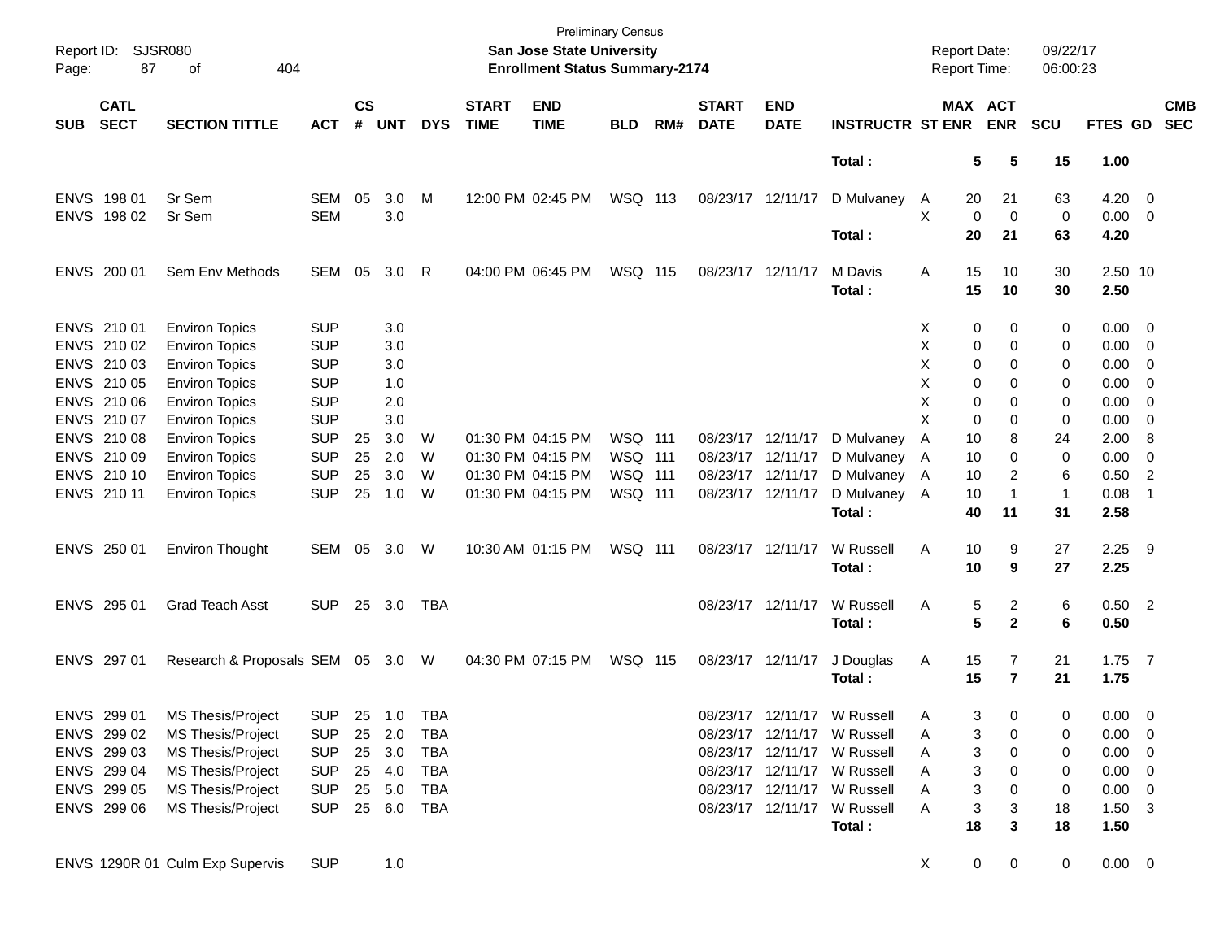Preliminary Census

Report ID: SJSR080

**San Jose State University**

**Enrollment Status Summary-2174**

Report Date: 09/22/17

Report Time: 06:00:23

| SUB | CATL SECT | SECTION TITTLE | ACT | CS # | UNT | DYS | START TIME | END TIME | BLD | RM# | START DATE | END DATE | INSTRUCTR | ST | MAX ENR | ACT ENR | SCU | FTES | GD | CMB SEC |
|---|---|---|---|---|---|---|---|---|---|---|---|---|---|---|---|---|---|---|---|---|
| | | | | | | | | | | | | | **Total :** | | **5** | **5** | **15** | **1.00** | | |
| ENVS | 198 01 | Sr Sem | SEM | 05 | 3.0 | M | 12:00 PM | 02:45 PM | WSQ | 113 | 08/23/17 | 12/11/17 | D Mulvaney | A | 20 | 21 | 63 | 4.20 | 0 | |
| ENVS | 198 02 | Sr Sem | SEM | | 3.0 | | | | | | | | | X | 0 | 0 | 0 | 0.00 | 0 | |
| | | | | | | | | | | | | | **Total :** | | **20** | **21** | **63** | **4.20** | | |
| ENVS | 200 01 | Sem Env Methods | SEM | 05 | 3.0 | R | 04:00 PM | 06:45 PM | WSQ | 115 | 08/23/17 | 12/11/17 | M Davis | A | 15 | 10 | 30 | 2.50 | 10 | |
| | | | | | | | | | | | | | **Total :** | | **15** | **10** | **30** | **2.50** | | |
| ENVS | 210 01 | Environ Topics | SUP | | 3.0 | | | | | | | | | X | 0 | 0 | 0 | 0.00 | 0 | |
| ENVS | 210 02 | Environ Topics | SUP | | 3.0 | | | | | | | | | X | 0 | 0 | 0 | 0.00 | 0 | |
| ENVS | 210 03 | Environ Topics | SUP | | 3.0 | | | | | | | | | X | 0 | 0 | 0 | 0.00 | 0 | |
| ENVS | 210 05 | Environ Topics | SUP | | 1.0 | | | | | | | | | X | 0 | 0 | 0 | 0.00 | 0 | |
| ENVS | 210 06 | Environ Topics | SUP | | 2.0 | | | | | | | | | X | 0 | 0 | 0 | 0.00 | 0 | |
| ENVS | 210 07 | Environ Topics | SUP | | 3.0 | | | | | | | | | X | 0 | 0 | 0 | 0.00 | 0 | |
| ENVS | 210 08 | Environ Topics | SUP | 25 | 3.0 | W | 01:30 PM | 04:15 PM | WSQ | 111 | 08/23/17 | 12/11/17 | D Mulvaney | A | 10 | 8 | 24 | 2.00 | 8 | |
| ENVS | 210 09 | Environ Topics | SUP | 25 | 2.0 | W | 01:30 PM | 04:15 PM | WSQ | 111 | 08/23/17 | 12/11/17 | D Mulvaney | A | 10 | 0 | 0 | 0.00 | 0 | |
| ENVS | 210 10 | Environ Topics | SUP | 25 | 3.0 | W | 01:30 PM | 04:15 PM | WSQ | 111 | 08/23/17 | 12/11/17 | D Mulvaney | A | 10 | 2 | 6 | 0.50 | 2 | |
| ENVS | 210 11 | Environ Topics | SUP | 25 | 1.0 | W | 01:30 PM | 04:15 PM | WSQ | 111 | 08/23/17 | 12/11/17 | D Mulvaney | A | 10 | 1 | 1 | 0.08 | 1 | |
| | | | | | | | | | | | | | **Total :** | | **40** | **11** | **31** | **2.58** | | |
| ENVS | 250 01 | Environ Thought | SEM | 05 | 3.0 | W | 10:30 AM | 01:15 PM | WSQ | 111 | 08/23/17 | 12/11/17 | W Russell | A | 10 | 9 | 27 | 2.25 | 9 | |
| | | | | | | | | | | | | | **Total :** | | **10** | **9** | **27** | **2.25** | | |
| ENVS | 295 01 | Grad Teach Asst | SUP | 25 | 3.0 | TBA | | | | | 08/23/17 | 12/11/17 | W Russell | A | 5 | 2 | 6 | 0.50 | 2 | |
| | | | | | | | | | | | | | **Total :** | | **5** | **2** | **6** | **0.50** | | |
| ENVS | 297 01 | Research & Proposals | SEM | 05 | 3.0 | W | 04:30 PM | 07:15 PM | WSQ | 115 | 08/23/17 | 12/11/17 | J Douglas | A | 15 | 7 | 21 | 1.75 | 7 | |
| | | | | | | | | | | | | | **Total :** | | **15** | **7** | **21** | **1.75** | | |
| ENVS | 299 01 | MS Thesis/Project | SUP | 25 | 1.0 | TBA | | | | | 08/23/17 | 12/11/17 | W Russell | A | 3 | 0 | 0 | 0.00 | 0 | |
| ENVS | 299 02 | MS Thesis/Project | SUP | 25 | 2.0 | TBA | | | | | 08/23/17 | 12/11/17 | W Russell | A | 3 | 0 | 0 | 0.00 | 0 | |
| ENVS | 299 03 | MS Thesis/Project | SUP | 25 | 3.0 | TBA | | | | | 08/23/17 | 12/11/17 | W Russell | A | 3 | 0 | 0 | 0.00 | 0 | |
| ENVS | 299 04 | MS Thesis/Project | SUP | 25 | 4.0 | TBA | | | | | 08/23/17 | 12/11/17 | W Russell | A | 3 | 0 | 0 | 0.00 | 0 | |
| ENVS | 299 05 | MS Thesis/Project | SUP | 25 | 5.0 | TBA | | | | | 08/23/17 | 12/11/17 | W Russell | A | 3 | 0 | 0 | 0.00 | 0 | |
| ENVS | 299 06 | MS Thesis/Project | SUP | 25 | 6.0 | TBA | | | | | 08/23/17 | 12/11/17 | W Russell | A | 3 | 3 | 18 | 1.50 | 3 | |
| | | | | | | | | | | | | | **Total :** | | **18** | **3** | **18** | **1.50** | | |
| ENVS | 1290R 01 | Culm Exp Supervis | SUP | | 1.0 | | | | | | | | | X | 0 | 0 | 0 | 0.00 | 0 | |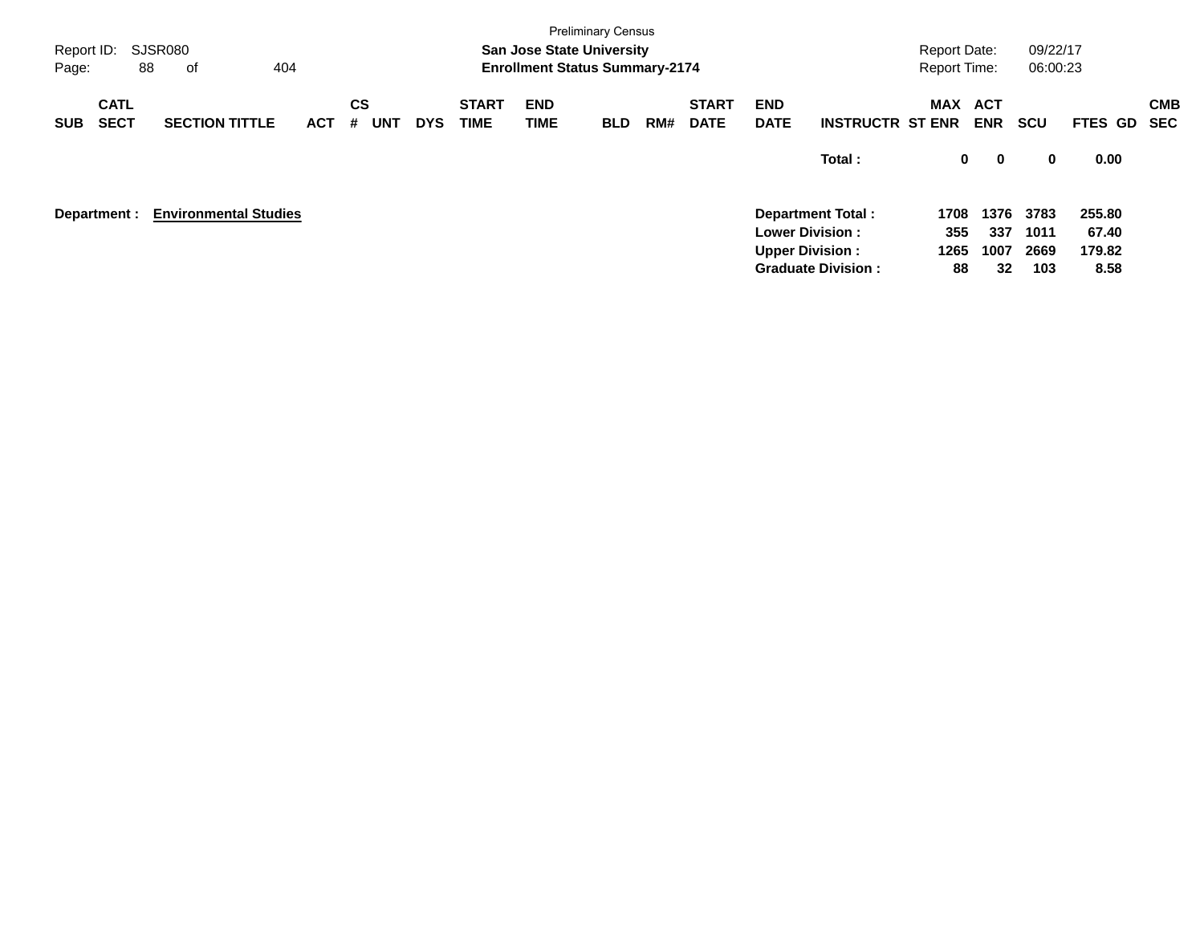Preliminary Census

**San Jose State University**

**Enrollment Status Summary-2174**

Report ID: SJSR080
Report Date: 09/22/17
Report Time: 06:00:23

| SUB | CATL SECT | SECTION TITTLE | ACT | CS # | UNT | DYS | START TIME | END TIME | BLD | RM# | START DATE | END DATE | INSTRUCTR | MAX ST ENR | ACT ENR | SCU | FTES | GD | CMB SEC |
|---|---|---|---|---|---|---|---|---|---|---|---|---|---|---|---|---|---|---|---|
| | | | | | | | | | | | | | **Total :** | **0** | **0** | **0** | **0.00** | | |

**Department :** **Environmental Studies**

| | MAX ST ENR | ACT ENR | SCU | FTES |
|---|---|---|---|---|
| **Department Total :** | **1708** | **1376** | **3783** | **255.80** |
| **Lower Division :** | **355** | **337** | **1011** | **67.40** |
| **Upper Division :** | **1265** | **1007** | **2669** | **179.82** |
| **Graduate Division :** | **88** | **32** | **103** | **8.58** |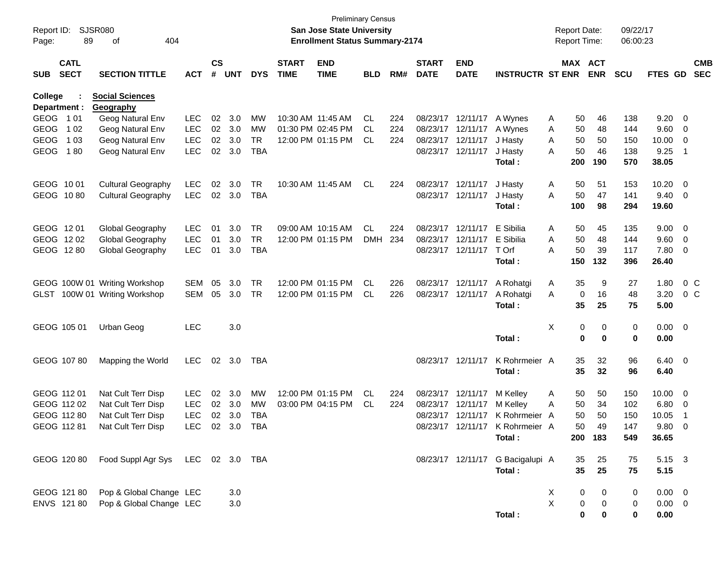Preliminary Census

**San Jose State University**
**Enrollment Status Summary-2174**

Report ID: SJSR080
Report Date: 09/22/17
Report Time: 06:00:23

College : **Social Sciences**
Department : **Geography**

| SUB | CATL SECT | SECTION TITTLE | ACT | CS # | UNT | DYS | START TIME | END TIME | BLD | RM# | START DATE | END DATE | INSTRUCTR | ST | MAX ENR | ACT ENR | SCU | FTES | GD | CMB SEC |
|---|---|---|---|---|---|---|---|---|---|---|---|---|---|---|---|---|---|---|---|---|
| GEOG | 1 01 | Geog Natural Env | LEC | 02 | 3.0 | MW | 10:30 AM | 11:45 AM | CL | 224 | 08/23/17 | 12/11/17 | A Wynes | A | 50 | 46 | 138 | 9.20 | 0 | |
| GEOG | 1 02 | Geog Natural Env | LEC | 02 | 3.0 | MW | 01:30 PM | 02:45 PM | CL | 224 | 08/23/17 | 12/11/17 | A Wynes | A | 50 | 48 | 144 | 9.60 | 0 | |
| GEOG | 1 03 | Geog Natural Env | LEC | 02 | 3.0 | TR | 12:00 PM | 01:15 PM | CL | 224 | 08/23/17 | 12/11/17 | J Hasty | A | 50 | 50 | 150 | 10.00 | 0 | |
| GEOG | 1 80 | Geog Natural Env | LEC | 02 | 3.0 | TBA | | | | | 08/23/17 | 12/11/17 | J Hasty | A | 50 | 46 | 138 | 9.25 | 1 | |
| | | | | | | | | | | | | | **Total :** | | **200** | **190** | **570** | **38.05** | | |
| GEOG | 10 01 | Cultural Geography | LEC | 02 | 3.0 | TR | 10:30 AM | 11:45 AM | CL | 224 | 08/23/17 | 12/11/17 | J Hasty | A | 50 | 51 | 153 | 10.20 | 0 | |
| GEOG | 10 80 | Cultural Geography | LEC | 02 | 3.0 | TBA | | | | | 08/23/17 | 12/11/17 | J Hasty | A | 50 | 47 | 141 | 9.40 | 0 | |
| | | | | | | | | | | | | | **Total :** | | **100** | **98** | **294** | **19.60** | | |
| GEOG | 12 01 | Global Geography | LEC | 01 | 3.0 | TR | 09:00 AM | 10:15 AM | CL | 224 | 08/23/17 | 12/11/17 | E Sibilia | A | 50 | 45 | 135 | 9.00 | 0 | |
| GEOG | 12 02 | Global Geography | LEC | 01 | 3.0 | TR | 12:00 PM | 01:15 PM | DMH | 234 | 08/23/17 | 12/11/17 | E Sibilia | A | 50 | 48 | 144 | 9.60 | 0 | |
| GEOG | 12 80 | Global Geography | LEC | 01 | 3.0 | TBA | | | | | 08/23/17 | 12/11/17 | T Orf | A | 50 | 39 | 117 | 7.80 | 0 | |
| | | | | | | | | | | | | | **Total :** | | **150** | **132** | **396** | **26.40** | | |
| GEOG | 100W 01 | Writing Workshop | SEM | 05 | 3.0 | TR | 12:00 PM | 01:15 PM | CL | 226 | 08/23/17 | 12/11/17 | A Rohatgi | A | 35 | 9 | 27 | 1.80 | 0 | C |
| GLST | 100W 01 | Writing Workshop | SEM | 05 | 3.0 | TR | 12:00 PM | 01:15 PM | CL | 226 | 08/23/17 | 12/11/17 | A Rohatgi | A | 0 | 16 | 48 | 3.20 | 0 | C |
| | | | | | | | | | | | | | **Total :** | | **35** | **25** | **75** | **5.00** | | |
| GEOG | 105 01 | Urban Geog | LEC | | 3.0 | | | | | | | | | X | 0 | 0 | 0 | 0.00 | 0 | |
| | | | | | | | | | | | | | **Total :** | | **0** | **0** | **0** | **0.00** | | |
| GEOG | 107 80 | Mapping the World | LEC | 02 | 3.0 | TBA | | | | | 08/23/17 | 12/11/17 | K Rohrmeier | A | 35 | 32 | 96 | 6.40 | 0 | |
| | | | | | | | | | | | | | **Total :** | | **35** | **32** | **96** | **6.40** | | |
| GEOG | 112 01 | Nat Cult Terr Disp | LEC | 02 | 3.0 | MW | 12:00 PM | 01:15 PM | CL | 224 | 08/23/17 | 12/11/17 | M Kelley | A | 50 | 50 | 150 | 10.00 | 0 | |
| GEOG | 112 02 | Nat Cult Terr Disp | LEC | 02 | 3.0 | MW | 03:00 PM | 04:15 PM | CL | 224 | 08/23/17 | 12/11/17 | M Kelley | A | 50 | 34 | 102 | 6.80 | 0 | |
| GEOG | 112 80 | Nat Cult Terr Disp | LEC | 02 | 3.0 | TBA | | | | | 08/23/17 | 12/11/17 | K Rohrmeier | A | 50 | 50 | 150 | 10.05 | 1 | |
| GEOG | 112 81 | Nat Cult Terr Disp | LEC | 02 | 3.0 | TBA | | | | | 08/23/17 | 12/11/17 | K Rohrmeier | A | 50 | 49 | 147 | 9.80 | 0 | |
| | | | | | | | | | | | | | **Total :** | | **200** | **183** | **549** | **36.65** | | |
| GEOG | 120 80 | Food Suppl Agr Sys | LEC | 02 | 3.0 | TBA | | | | | 08/23/17 | 12/11/17 | G Bacigalupi | A | 35 | 25 | 75 | 5.15 | 3 | |
| | | | | | | | | | | | | | **Total :** | | **35** | **25** | **75** | **5.15** | | |
| GEOG | 121 80 | Pop & Global Change | LEC | | 3.0 | | | | | | | | | X | 0 | 0 | 0 | 0.00 | 0 | |
| ENVS | 121 80 | Pop & Global Change | LEC | | 3.0 | | | | | | | | | X | 0 | 0 | 0 | 0.00 | 0 | |
| | | | | | | | | | | | | | **Total :** | | **0** | **0** | **0** | **0.00** | | |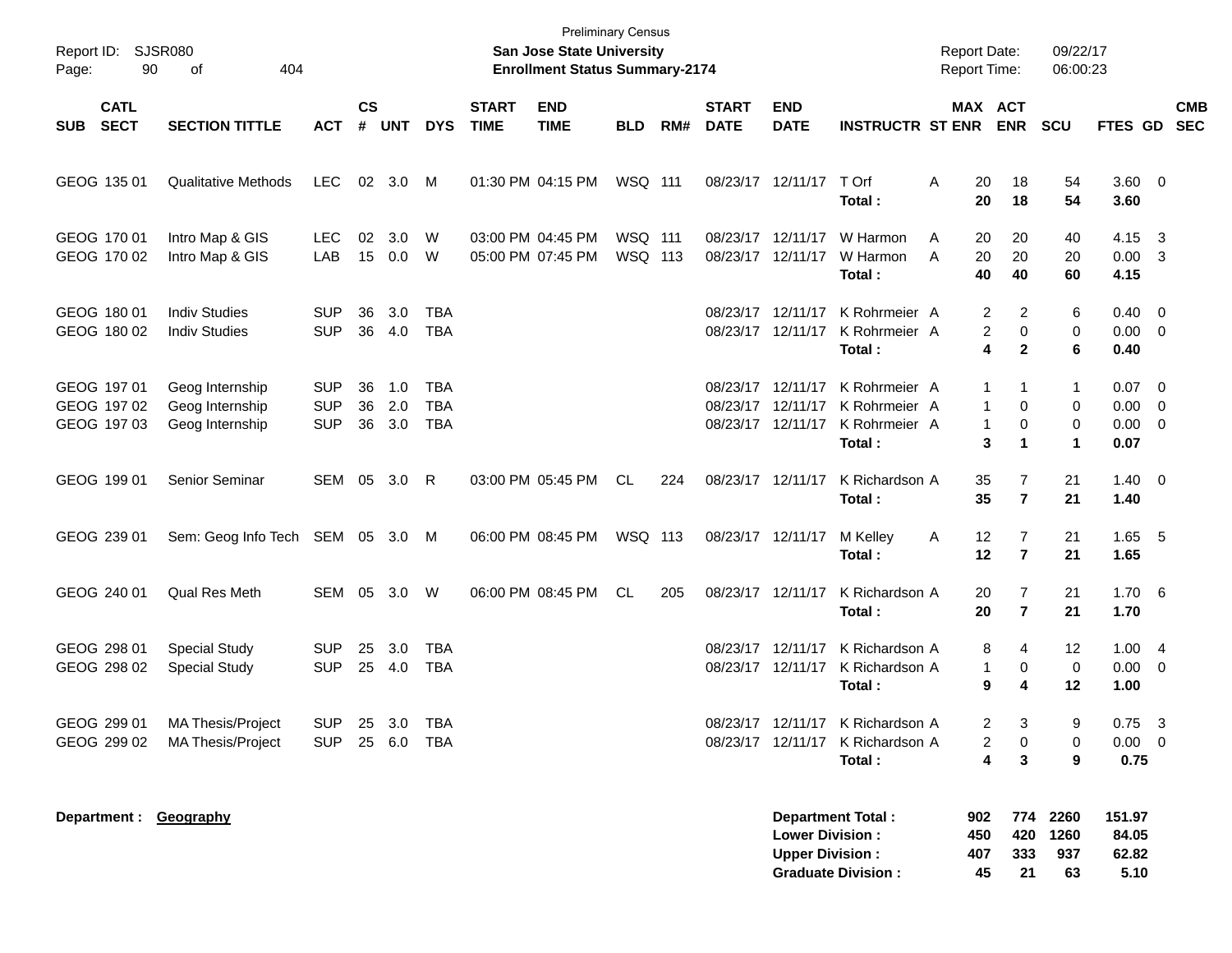Preliminary Census

**San Jose State University**

**Enrollment Status Summary-2174**

Report ID: SJSR080

Report Date: 09/22/17

Report Time: 06:00:23

| SUB | CATL SECT | SECTION TITTLE | ACT | CS # | UNT | DYS | START TIME | END TIME | BLD | RM# | START DATE | END DATE | INSTRUCTR | ST | MAX ENR | ACT ENR | SCU | FTES | GD | CMB SEC |
|---|---|---|---|---|---|---|---|---|---|---|---|---|---|---|---|---|---|---|---|---|
| GEOG | 135 01 | Qualitative Methods | LEC | 02 | 3.0 | M | 01:30 PM | 04:15 PM | WSQ | 111 | 08/23/17 | 12/11/17 | T Orf | A | 20 | 18 | 54 | 3.60 | 0 | |
| | | | | | | | | | | | | | **Total :** | | **20** | **18** | **54** | **3.60** | | |
| GEOG | 170 01 | Intro Map & GIS | LEC | 02 | 3.0 | W | 03:00 PM | 04:45 PM | WSQ | 111 | 08/23/17 | 12/11/17 | W Harmon | A | 20 | 20 | 40 | 4.15 | 3 | |
| GEOG | 170 02 | Intro Map & GIS | LAB | 15 | 0.0 | W | 05:00 PM | 07:45 PM | WSQ | 113 | 08/23/17 | 12/11/17 | W Harmon | A | 20 | 20 | 20 | 0.00 | 3 | |
| | | | | | | | | | | | | | **Total :** | | **40** | **40** | **60** | **4.15** | | |
| GEOG | 180 01 | Indiv Studies | SUP | 36 | 3.0 | TBA | | | | | 08/23/17 | 12/11/17 | K Rohrmeier | A | 2 | 2 | 6 | 0.40 | 0 | |
| GEOG | 180 02 | Indiv Studies | SUP | 36 | 4.0 | TBA | | | | | 08/23/17 | 12/11/17 | K Rohrmeier | A | 2 | 0 | 0 | 0.00 | 0 | |
| | | | | | | | | | | | | | **Total :** | | **4** | **2** | **6** | **0.40** | | |
| GEOG | 197 01 | Geog Internship | SUP | 36 | 1.0 | TBA | | | | | 08/23/17 | 12/11/17 | K Rohrmeier | A | 1 | 1 | 1 | 0.07 | 0 | |
| GEOG | 197 02 | Geog Internship | SUP | 36 | 2.0 | TBA | | | | | 08/23/17 | 12/11/17 | K Rohrmeier | A | 1 | 0 | 0 | 0.00 | 0 | |
| GEOG | 197 03 | Geog Internship | SUP | 36 | 3.0 | TBA | | | | | 08/23/17 | 12/11/17 | K Rohrmeier | A | 1 | 0 | 0 | 0.00 | 0 | |
| | | | | | | | | | | | | | **Total :** | | **3** | **1** | **1** | **0.07** | | |
| GEOG | 199 01 | Senior Seminar | SEM | 05 | 3.0 | R | 03:00 PM | 05:45 PM | CL | 224 | 08/23/17 | 12/11/17 | K Richardson | A | 35 | 7 | 21 | 1.40 | 0 | |
| | | | | | | | | | | | | | **Total :** | | **35** | **7** | **21** | **1.40** | | |
| GEOG | 239 01 | Sem: Geog Info Tech | SEM | 05 | 3.0 | M | 06:00 PM | 08:45 PM | WSQ | 113 | 08/23/17 | 12/11/17 | M Kelley | A | 12 | 7 | 21 | 1.65 | 5 | |
| | | | | | | | | | | | | | **Total :** | | **12** | **7** | **21** | **1.65** | | |
| GEOG | 240 01 | Qual Res Meth | SEM | 05 | 3.0 | W | 06:00 PM | 08:45 PM | CL | 205 | 08/23/17 | 12/11/17 | K Richardson | A | 20 | 7 | 21 | 1.70 | 6 | |
| | | | | | | | | | | | | | **Total :** | | **20** | **7** | **21** | **1.70** | | |
| GEOG | 298 01 | Special Study | SUP | 25 | 3.0 | TBA | | | | | 08/23/17 | 12/11/17 | K Richardson | A | 8 | 4 | 12 | 1.00 | 4 | |
| GEOG | 298 02 | Special Study | SUP | 25 | 4.0 | TBA | | | | | 08/23/17 | 12/11/17 | K Richardson | A | 1 | 0 | 0 | 0.00 | 0 | |
| | | | | | | | | | | | | | **Total :** | | **9** | **4** | **12** | **1.00** | | |
| GEOG | 299 01 | MA Thesis/Project | SUP | 25 | 3.0 | TBA | | | | | 08/23/17 | 12/11/17 | K Richardson | A | 2 | 3 | 9 | 0.75 | 3 | |
| GEOG | 299 02 | MA Thesis/Project | SUP | 25 | 6.0 | TBA | | | | | 08/23/17 | 12/11/17 | K Richardson | A | 2 | 0 | 0 | 0.00 | 0 | |
| | | | | | | | | | | | | | **Total :** | | **4** | **3** | **9** | **0.75** | | |

**Department : Geography**

| | MAX ENR | ACT ENR | SCU | FTES |
|---|---|---|---|---|
| **Department Total :** | **902** | **774** | **2260** | **151.97** |
| **Lower Division :** | **450** | **420** | **1260** | **84.05** |
| **Upper Division :** | **407** | **333** | **937** | **62.82** |
| **Graduate Division :** | **45** | **21** | **63** | **5.10** |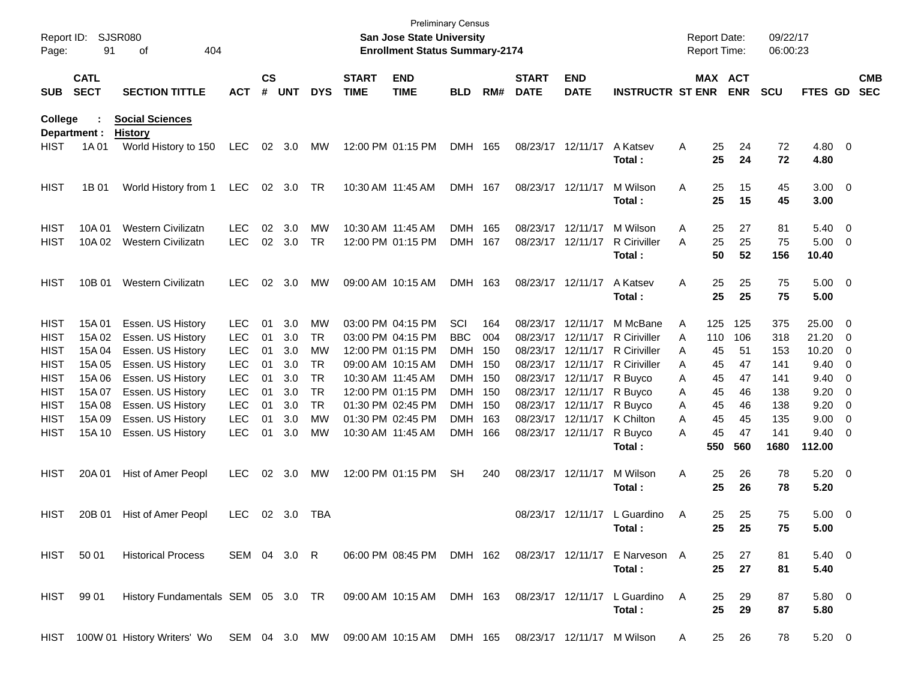Preliminary Census

**San Jose State University**

**Enrollment Status Summary-2174**

Report ID: SJSR080

Report Date: 09/22/17

Report Time: 06:00:23

**College : Social Sciences**

**Department : History**

| SUB | CATL SECT | SECTION TITTLE | ACT | CS # | UNT | DYS | START TIME | END TIME | BLD | RM# | START DATE | END DATE | INSTRUCTR | ST | MAX ENR | ACT ENR | SCU | FTES | GD | CMB SEC |
|---|---|---|---|---|---|---|---|---|---|---|---|---|---|---|---|---|---|---|---|---|
| HIST | 1A 01 | World History to 150 | LEC | 02 | 3.0 | MW | 12:00 PM | 01:15 PM | DMH | 165 | 08/23/17 | 12/11/17 | A Katsev | A | 25 | 24 | 72 | 4.80 | 0 | |
| | | | | | | | | | | | | | **Total :** | | **25** | **24** | **72** | **4.80** | | |
| HIST | 1B 01 | World History from 1 | LEC | 02 | 3.0 | TR | 10:30 AM | 11:45 AM | DMH | 167 | 08/23/17 | 12/11/17 | M Wilson | A | 25 | 15 | 45 | 3.00 | 0 | |
| | | | | | | | | | | | | | **Total :** | | **25** | **15** | **45** | **3.00** | | |
| HIST | 10A 01 | Western Civilizatn | LEC | 02 | 3.0 | MW | 10:30 AM | 11:45 AM | DMH | 165 | 08/23/17 | 12/11/17 | M Wilson | A | 25 | 27 | 81 | 5.40 | 0 | |
| HIST | 10A 02 | Western Civilizatn | LEC | 02 | 3.0 | TR | 12:00 PM | 01:15 PM | DMH | 167 | 08/23/17 | 12/11/17 | R Ciriviller | A | 25 | 25 | 75 | 5.00 | 0 | |
| | | | | | | | | | | | | | **Total :** | | **50** | **52** | **156** | **10.40** | | |
| HIST | 10B 01 | Western Civilizatn | LEC | 02 | 3.0 | MW | 09:00 AM | 10:15 AM | DMH | 163 | 08/23/17 | 12/11/17 | A Katsev | A | 25 | 25 | 75 | 5.00 | 0 | |
| | | | | | | | | | | | | | **Total :** | | **25** | **25** | **75** | **5.00** | | |
| HIST | 15A 01 | Essen. US History | LEC | 01 | 3.0 | MW | 03:00 PM | 04:15 PM | SCI | 164 | 08/23/17 | 12/11/17 | M McBane | A | 125 | 125 | 375 | 25.00 | 0 | |
| HIST | 15A 02 | Essen. US History | LEC | 01 | 3.0 | TR | 03:00 PM | 04:15 PM | BBC | 004 | 08/23/17 | 12/11/17 | R Ciriviller | A | 110 | 106 | 318 | 21.20 | 0 | |
| HIST | 15A 04 | Essen. US History | LEC | 01 | 3.0 | MW | 12:00 PM | 01:15 PM | DMH | 150 | 08/23/17 | 12/11/17 | R Ciriviller | A | 45 | 51 | 153 | 10.20 | 0 | |
| HIST | 15A 05 | Essen. US History | LEC | 01 | 3.0 | TR | 09:00 AM | 10:15 AM | DMH | 150 | 08/23/17 | 12/11/17 | R Ciriviller | A | 45 | 47 | 141 | 9.40 | 0 | |
| HIST | 15A 06 | Essen. US History | LEC | 01 | 3.0 | TR | 10:30 AM | 11:45 AM | DMH | 150 | 08/23/17 | 12/11/17 | R Buyco | A | 45 | 47 | 141 | 9.40 | 0 | |
| HIST | 15A 07 | Essen. US History | LEC | 01 | 3.0 | TR | 12:00 PM | 01:15 PM | DMH | 150 | 08/23/17 | 12/11/17 | R Buyco | A | 45 | 46 | 138 | 9.20 | 0 | |
| HIST | 15A 08 | Essen. US History | LEC | 01 | 3.0 | TR | 01:30 PM | 02:45 PM | DMH | 150 | 08/23/17 | 12/11/17 | R Buyco | A | 45 | 46 | 138 | 9.20 | 0 | |
| HIST | 15A 09 | Essen. US History | LEC | 01 | 3.0 | MW | 01:30 PM | 02:45 PM | DMH | 163 | 08/23/17 | 12/11/17 | K Chilton | A | 45 | 45 | 135 | 9.00 | 0 | |
| HIST | 15A 10 | Essen. US History | LEC | 01 | 3.0 | MW | 10:30 AM | 11:45 AM | DMH | 166 | 08/23/17 | 12/11/17 | R Buyco | A | 45 | 47 | 141 | 9.40 | 0 | |
| | | | | | | | | | | | | | **Total :** | | **550** | **560** | **1680** | **112.00** | | |
| HIST | 20A 01 | Hist of Amer Peopl | LEC | 02 | 3.0 | MW | 12:00 PM | 01:15 PM | SH | 240 | 08/23/17 | 12/11/17 | M Wilson | A | 25 | 26 | 78 | 5.20 | 0 | |
| | | | | | | | | | | | | | **Total :** | | **25** | **26** | **78** | **5.20** | | |
| HIST | 20B 01 | Hist of Amer Peopl | LEC | 02 | 3.0 | TBA | | | | | 08/23/17 | 12/11/17 | L Guardino | A | 25 | 25 | 75 | 5.00 | 0 | |
| | | | | | | | | | | | | | **Total :** | | **25** | **25** | **75** | **5.00** | | |
| HIST | 50 01 | Historical Process | SEM | 04 | 3.0 | R | 06:00 PM | 08:45 PM | DMH | 162 | 08/23/17 | 12/11/17 | E Narveson | A | 25 | 27 | 81 | 5.40 | 0 | |
| | | | | | | | | | | | | | **Total :** | | **25** | **27** | **81** | **5.40** | | |
| HIST | 99 01 | History Fundamentals | SEM | 05 | 3.0 | TR | 09:00 AM | 10:15 AM | DMH | 163 | 08/23/17 | 12/11/17 | L Guardino | A | 25 | 29 | 87 | 5.80 | 0 | |
| | | | | | | | | | | | | | **Total :** | | **25** | **29** | **87** | **5.80** | | |
| HIST | 100W 01 | History Writers' Wo | SEM | 04 | 3.0 | MW | 09:00 AM | 10:15 AM | DMH | 165 | 08/23/17 | 12/11/17 | M Wilson | A | 25 | 26 | 78 | 5.20 | 0 | |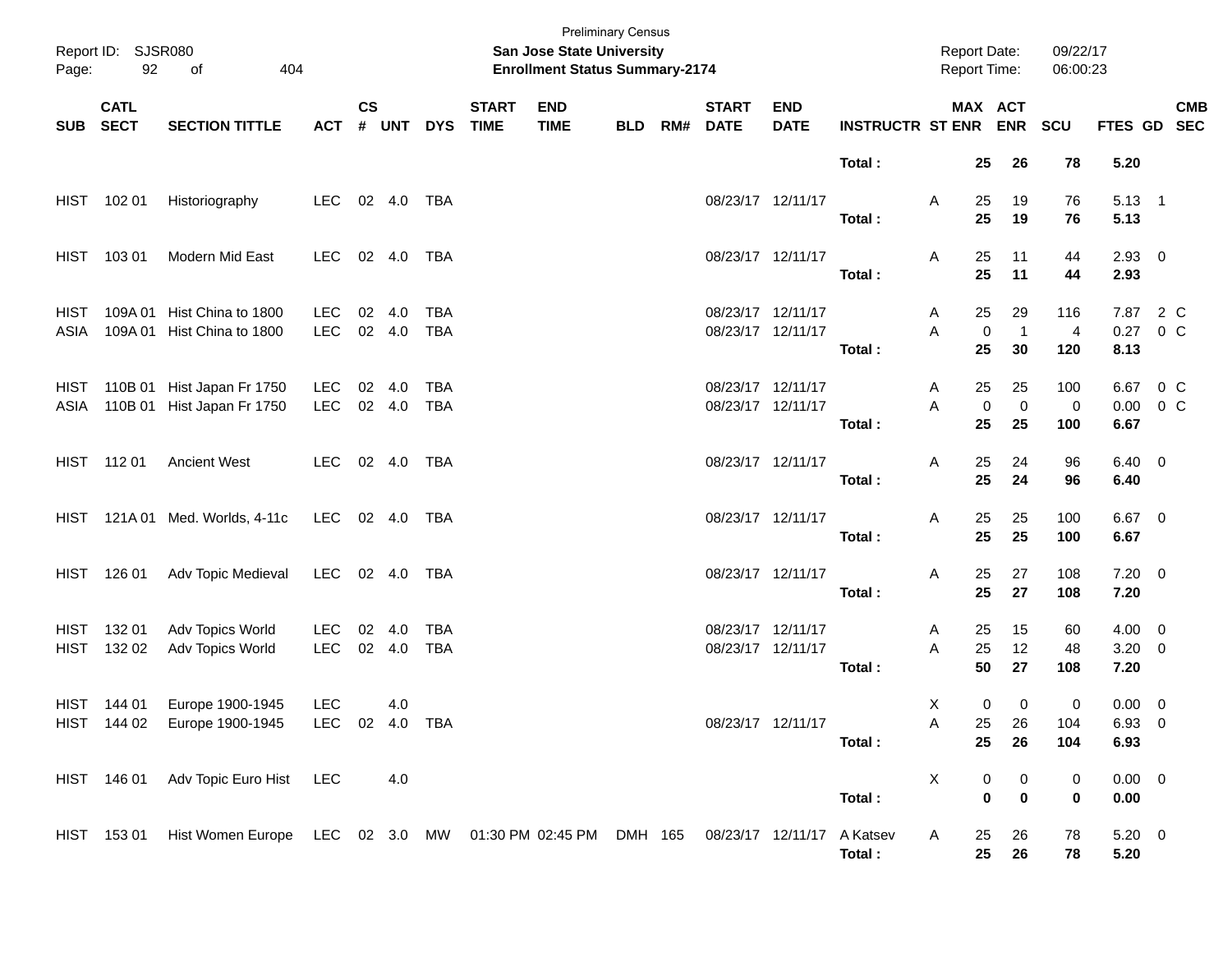Preliminary Census

**San Jose State University**

**Enrollment Status Summary-2174**

Report ID: SJSR080

Report Date: 09/22/17

Report Time: 06:00:23

| SUB | CATL SECT | SECTION TITTLE | ACT | CS # | UNT | DYS | START TIME | END TIME | BLD | RM# | START DATE | END DATE | INSTRUCTR | ST | MAX ENR | ACT ENR | SCU | FTES | GD | CMB SEC |
|---|---|---|---|---|---|---|---|---|---|---|---|---|---|---|---|---|---|---|---|---|
| | | | | | | | | | | | | | **Total :** | | **25** | **26** | **78** | **5.20** | | |
| HIST | 102 01 | Historiography | LEC | 02 | 4.0 | TBA | | | | | 08/23/17 | 12/11/17 | | A | 25 | 19 | 76 | 5.13 | 1 | |
| | | | | | | | | | | | | | **Total :** | | **25** | **19** | **76** | **5.13** | | |
| HIST | 103 01 | Modern Mid East | LEC | 02 | 4.0 | TBA | | | | | 08/23/17 | 12/11/17 | | A | 25 | 11 | 44 | 2.93 | 0 | |
| | | | | | | | | | | | | | **Total :** | | **25** | **11** | **44** | **2.93** | | |
| HIST | 109A 01 | Hist China to 1800 | LEC | 02 | 4.0 | TBA | | | | | 08/23/17 | 12/11/17 | | A | 25 | 29 | 116 | 7.87 | 2 | C |
| ASIA | 109A 01 | Hist China to 1800 | LEC | 02 | 4.0 | TBA | | | | | 08/23/17 | 12/11/17 | | A | 0 | 1 | 4 | 0.27 | 0 | C |
| | | | | | | | | | | | | | **Total :** | | **25** | **30** | **120** | **8.13** | | |
| HIST | 110B 01 | Hist Japan Fr 1750 | LEC | 02 | 4.0 | TBA | | | | | 08/23/17 | 12/11/17 | | A | 25 | 25 | 100 | 6.67 | 0 | C |
| ASIA | 110B 01 | Hist Japan Fr 1750 | LEC | 02 | 4.0 | TBA | | | | | 08/23/17 | 12/11/17 | | A | 0 | 0 | 0 | 0.00 | 0 | C |
| | | | | | | | | | | | | | **Total :** | | **25** | **25** | **100** | **6.67** | | |
| HIST | 112 01 | Ancient West | LEC | 02 | 4.0 | TBA | | | | | 08/23/17 | 12/11/17 | | A | 25 | 24 | 96 | 6.40 | 0 | |
| | | | | | | | | | | | | | **Total :** | | **25** | **24** | **96** | **6.40** | | |
| HIST | 121A 01 | Med. Worlds, 4-11c | LEC | 02 | 4.0 | TBA | | | | | 08/23/17 | 12/11/17 | | A | 25 | 25 | 100 | 6.67 | 0 | |
| | | | | | | | | | | | | | **Total :** | | **25** | **25** | **100** | **6.67** | | |
| HIST | 126 01 | Adv Topic Medieval | LEC | 02 | 4.0 | TBA | | | | | 08/23/17 | 12/11/17 | | A | 25 | 27 | 108 | 7.20 | 0 | |
| | | | | | | | | | | | | | **Total :** | | **25** | **27** | **108** | **7.20** | | |
| HIST | 132 01 | Adv Topics World | LEC | 02 | 4.0 | TBA | | | | | 08/23/17 | 12/11/17 | | A | 25 | 15 | 60 | 4.00 | 0 | |
| HIST | 132 02 | Adv Topics World | LEC | 02 | 4.0 | TBA | | | | | 08/23/17 | 12/11/17 | | A | 25 | 12 | 48 | 3.20 | 0 | |
| | | | | | | | | | | | | | **Total :** | | **50** | **27** | **108** | **7.20** | | |
| HIST | 144 01 | Europe 1900-1945 | LEC | | 4.0 | | | | | | | | | X | 0 | 0 | 0 | 0.00 | 0 | |
| HIST | 144 02 | Europe 1900-1945 | LEC | 02 | 4.0 | TBA | | | | | 08/23/17 | 12/11/17 | | A | 25 | 26 | 104 | 6.93 | 0 | |
| | | | | | | | | | | | | | **Total :** | | **25** | **26** | **104** | **6.93** | | |
| HIST | 146 01 | Adv Topic Euro Hist | LEC | | 4.0 | | | | | | | | | X | 0 | 0 | 0 | 0.00 | 0 | |
| | | | | | | | | | | | | | **Total :** | | **0** | **0** | **0** | **0.00** | | |
| HIST | 153 01 | Hist Women Europe | LEC | 02 | 3.0 | MW | 01:30 PM | 02:45 PM | DMH | 165 | 08/23/17 | 12/11/17 | A Katsev | A | 25 | 26 | 78 | 5.20 | 0 | |
| | | | | | | | | | | | | | **Total :** | | **25** | **26** | **78** | **5.20** | | |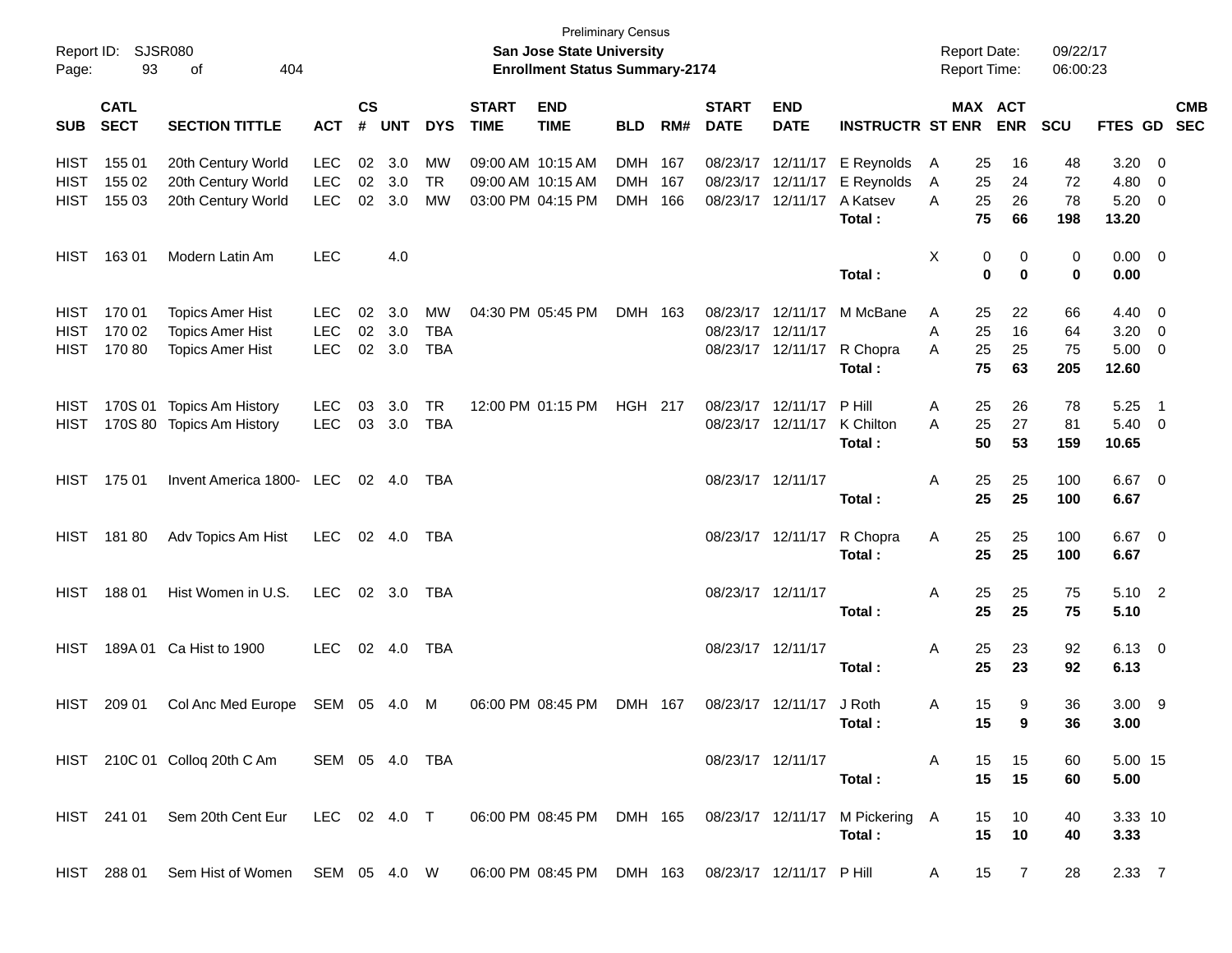Preliminary Census

**San Jose State University**

**Enrollment Status Summary-2174**

Report ID: SJSR080
Report Date: 09/22/17
Report Time: 06:00:23

| SUB | CATL SECT | SECTION TITTLE | ACT | CS # | UNT | DYS | START TIME | END TIME | BLD | RM# | START DATE | END DATE | INSTRUCTR | ST | MAX ENR | ACT ENR | SCU | FTES | GD | CMB SEC |
|---|---|---|---|---|---|---|---|---|---|---|---|---|---|---|---|---|---|---|---|---|
| HIST | 155 01 | 20th Century World | LEC | 02 | 3.0 | MW | 09:00 AM | 10:15 AM | DMH | 167 | 08/23/17 | 12/11/17 | E Reynolds | A | 25 | 16 | 48 | 3.20 | 0 | |
| HIST | 155 02 | 20th Century World | LEC | 02 | 3.0 | TR | 09:00 AM | 10:15 AM | DMH | 167 | 08/23/17 | 12/11/17 | E Reynolds | A | 25 | 24 | 72 | 4.80 | 0 | |
| HIST | 155 03 | 20th Century World | LEC | 02 | 3.0 | MW | 03:00 PM | 04:15 PM | DMH | 166 | 08/23/17 | 12/11/17 | A Katsev | A | 25 | 26 | 78 | 5.20 | 0 | |
| | | | | | | | | | | | | | **Total :** | | **75** | **66** | **198** | **13.20** | | |
| HIST | 163 01 | Modern Latin Am | LEC | | 4.0 | | | | | | | | | X | 0 | 0 | 0 | 0.00 | 0 | |
| | | | | | | | | | | | | | **Total :** | | **0** | **0** | **0** | **0.00** | | |
| HIST | 170 01 | Topics Amer Hist | LEC | 02 | 3.0 | MW | 04:30 PM | 05:45 PM | DMH | 163 | 08/23/17 | 12/11/17 | M McBane | A | 25 | 22 | 66 | 4.40 | 0 | |
| HIST | 170 02 | Topics Amer Hist | LEC | 02 | 3.0 | TBA | | | | | 08/23/17 | 12/11/17 | | A | 25 | 16 | 64 | 3.20 | 0 | |
| HIST | 170 80 | Topics Amer Hist | LEC | 02 | 3.0 | TBA | | | | | 08/23/17 | 12/11/17 | R Chopra | A | 25 | 25 | 75 | 5.00 | 0 | |
| | | | | | | | | | | | | | **Total :** | | **75** | **63** | **205** | **12.60** | | |
| HIST | 170S 01 | Topics Am History | LEC | 03 | 3.0 | TR | 12:00 PM | 01:15 PM | HGH | 217 | 08/23/17 | 12/11/17 | P Hill | A | 25 | 26 | 78 | 5.25 | 1 | |
| HIST | 170S 80 | Topics Am History | LEC | 03 | 3.0 | TBA | | | | | 08/23/17 | 12/11/17 | K Chilton | A | 25 | 27 | 81 | 5.40 | 0 | |
| | | | | | | | | | | | | | **Total :** | | **50** | **53** | **159** | **10.65** | | |
| HIST | 175 01 | Invent America 1800- | LEC | 02 | 4.0 | TBA | | | | | 08/23/17 | 12/11/17 | | A | 25 | 25 | 100 | 6.67 | 0 | |
| | | | | | | | | | | | | | **Total :** | | **25** | **25** | **100** | **6.67** | | |
| HIST | 181 80 | Adv Topics Am Hist | LEC | 02 | 4.0 | TBA | | | | | 08/23/17 | 12/11/17 | R Chopra | A | 25 | 25 | 100 | 6.67 | 0 | |
| | | | | | | | | | | | | | **Total :** | | **25** | **25** | **100** | **6.67** | | |
| HIST | 188 01 | Hist Women in U.S. | LEC | 02 | 3.0 | TBA | | | | | 08/23/17 | 12/11/17 | | A | 25 | 25 | 75 | 5.10 | 2 | |
| | | | | | | | | | | | | | **Total :** | | **25** | **25** | **75** | **5.10** | | |
| HIST | 189A 01 | Ca Hist to 1900 | LEC | 02 | 4.0 | TBA | | | | | 08/23/17 | 12/11/17 | | A | 25 | 23 | 92 | 6.13 | 0 | |
| | | | | | | | | | | | | | **Total :** | | **25** | **23** | **92** | **6.13** | | |
| HIST | 209 01 | Col Anc Med Europe | SEM | 05 | 4.0 | M | 06:00 PM | 08:45 PM | DMH | 167 | 08/23/17 | 12/11/17 | J Roth | A | 15 | 9 | 36 | 3.00 | 9 | |
| | | | | | | | | | | | | | **Total :** | | **15** | **9** | **36** | **3.00** | | |
| HIST | 210C 01 | Colloq 20th C Am | SEM | 05 | 4.0 | TBA | | | | | 08/23/17 | 12/11/17 | | A | 15 | 15 | 60 | 5.00 | 15 | |
| | | | | | | | | | | | | | **Total :** | | **15** | **15** | **60** | **5.00** | | |
| HIST | 241 01 | Sem 20th Cent Eur | LEC | 02 | 4.0 | T | 06:00 PM | 08:45 PM | DMH | 165 | 08/23/17 | 12/11/17 | M Pickering | A | 15 | 10 | 40 | 3.33 | 10 | |
| | | | | | | | | | | | | | **Total :** | | **15** | **10** | **40** | **3.33** | | |
| HIST | 288 01 | Sem Hist of Women | SEM | 05 | 4.0 | W | 06:00 PM | 08:45 PM | DMH | 163 | 08/23/17 | 12/11/17 | P Hill | A | 15 | 7 | 28 | 2.33 | 7 | |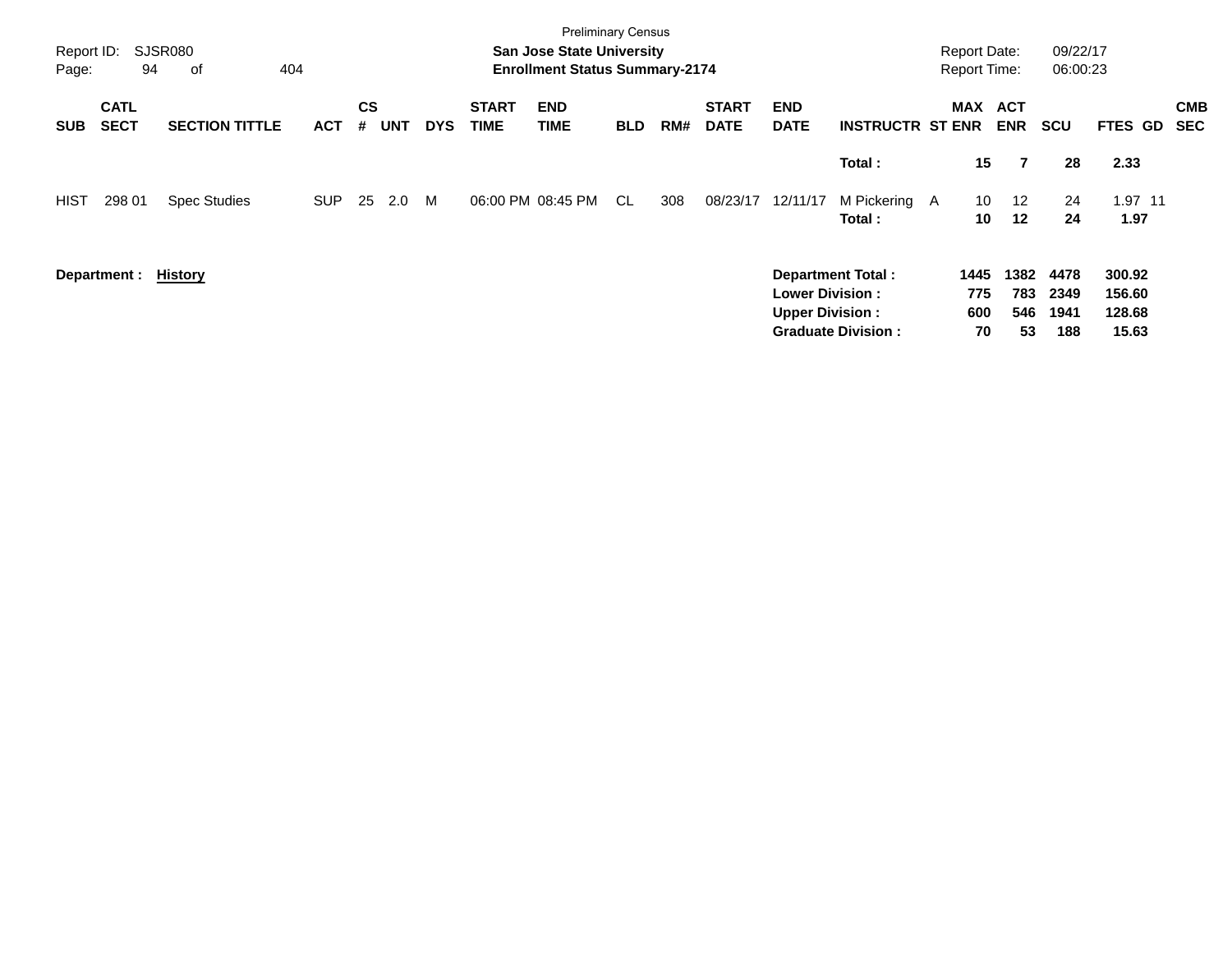Preliminary Census

**San Jose State University**
**Enrollment Status Summary-2174**

Report ID: SJSR080
Report Date: 09/22/17
Report Time: 06:00:23

| SUB | CATL SECT | SECTION TITTLE | ACT | CS # | UNT | DYS | START TIME | END TIME | BLD | RM# | START DATE | END DATE | INSTRUCTR | ST | MAX ENR | ACT ENR | SCU | FTES | GD | CMB SEC |
|---|---|---|---|---|---|---|---|---|---|---|---|---|---|---|---|---|---|---|---|---|
| | | | | | | | | | | | | | **Total :** | | **15** | **7** | **28** | **2.33** | | |
| HIST | 298 01 | Spec Studies | SUP | 25 | 2.0 | M | 06:00 PM | 08:45 PM | CL | 308 | 08/23/17 | 12/11/17 | M Pickering | A | 10 | 12 | 24 | 1.97 | 11 | |
| | | | | | | | | | | | | | **Total :** | | **10** | **12** | **24** | **1.97** | | |

**Department : History**

| | MAX ENR | ACT ENR | SCU | FTES |
|---|---|---|---|---|
| **Department Total :** | **1445** | **1382** | **4478** | **300.92** |
| **Lower Division :** | **775** | **783** | **2349** | **156.60** |
| **Upper Division :** | **600** | **546** | **1941** | **128.68** |
| **Graduate Division :** | **70** | **53** | **188** | **15.63** |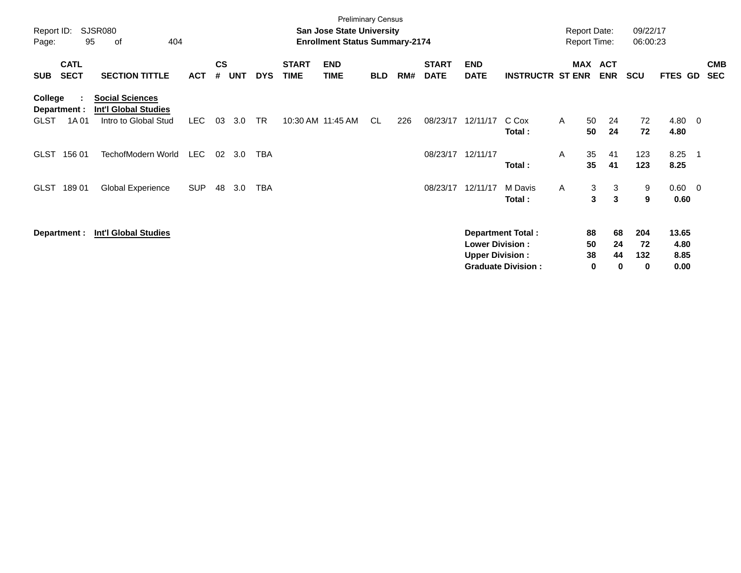Preliminary Census

**San Jose State University**

**Enrollment Status Summary-2174**

Report ID: SJSR080
Report Date: 09/22/17
Report Time: 06:00:23

| SUB | CATL SECT | SECTION TITTLE | ACT | CS # | UNT | DYS | START TIME | END TIME | BLD | RM# | START DATE | END DATE | INSTRUCTR | ST | MAX ENR | ACT ENR | SCU | FTES | GD | CMB SEC |
|---|---|---|---|---|---|---|---|---|---|---|---|---|---|---|---|---|---|---|---|---|
| **College** | **:** | **Social Sciences** | | | | | | | | | | | | | | | | | | |
| **Department :** | | **Int'l Global Studies** | | | | | | | | | | | | | | | | | | |
| GLST | 1A 01 | Intro to Global Stud | LEC | 03 | 3.0 | TR | 10:30 AM | 11:45 AM | CL | 226 | 08/23/17 | 12/11/17 | C Cox | A | 50 | 24 | 72 | 4.80 | 0 | |
| | | | | | | | | | | | | | **Total :** | | **50** | **24** | **72** | **4.80** | | |
| GLST | 156 01 | TechofModern World | LEC | 02 | 3.0 | TBA | | | | | 08/23/17 | 12/11/17 | | A | 35 | 41 | 123 | 8.25 | 1 | |
| | | | | | | | | | | | | | **Total :** | | **35** | **41** | **123** | **8.25** | | |
| GLST | 189 01 | Global Experience | SUP | 48 | 3.0 | TBA | | | | | 08/23/17 | 12/11/17 | M Davis | A | 3 | 3 | 9 | 0.60 | 0 | |
| | | | | | | | | | | | | | **Total :** | | **3** | **3** | **9** | **0.60** | | |

**Department : Int'l Global Studies**

| | MAX ENR | ACT ENR | SCU | FTES |
|---|---|---|---|---|
| **Department Total :** | **88** | **68** | **204** | **13.65** |
| **Lower Division :** | **50** | **24** | **72** | **4.80** |
| **Upper Division :** | **38** | **44** | **132** | **8.85** |
| **Graduate Division :** | **0** | **0** | **0** | **0.00** |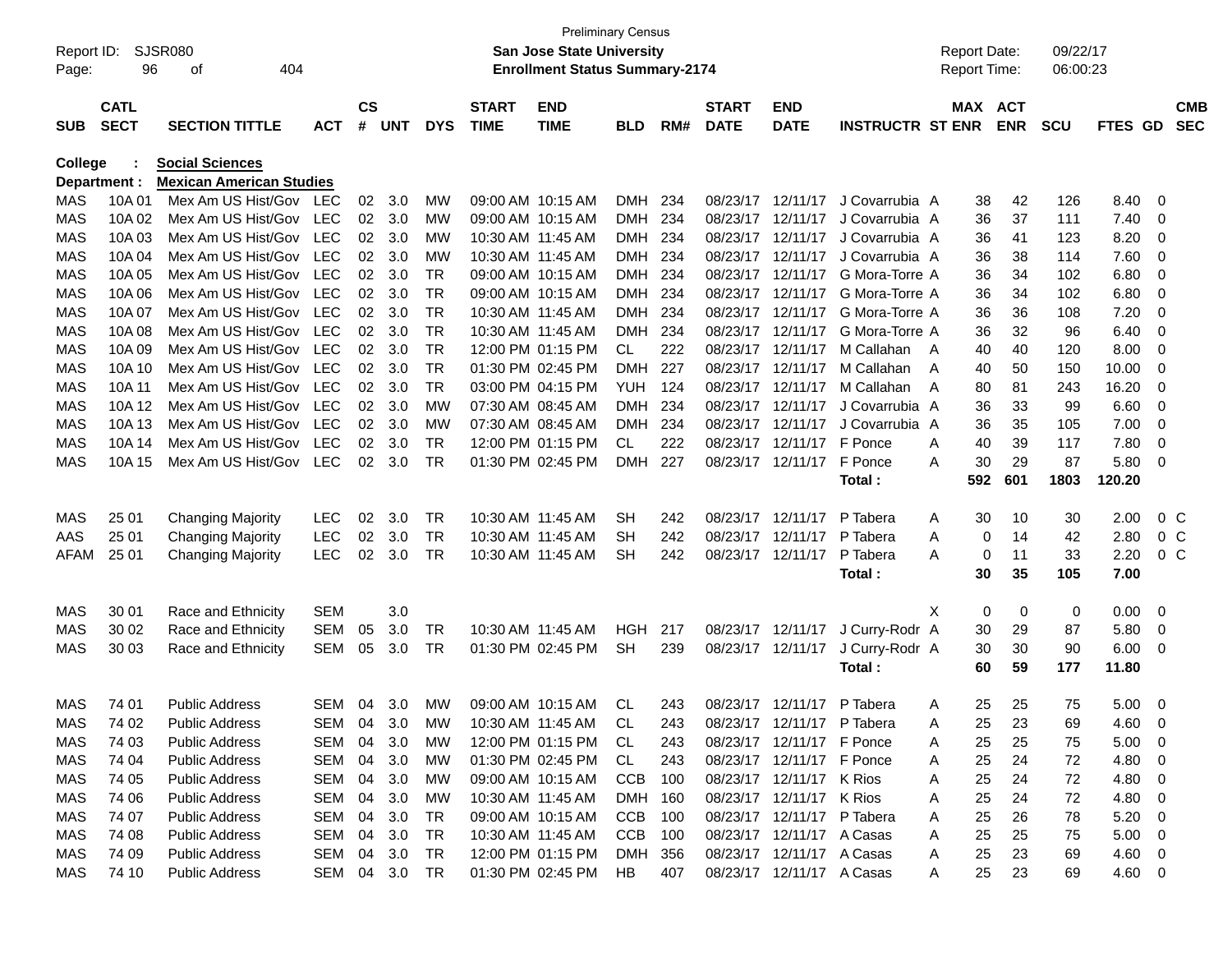Preliminary Census

**San Jose State University**

**Enrollment Status Summary-2174**

Report ID: SJSR080
Report Date: 09/22/17
Report Time: 06:00:23

**College : Social Sciences**
**Department : Mexican American Studies**

| SUB | CATL SECT | SECTION TITTLE | ACT | CS # | UNT | DYS | START TIME | END TIME | BLD | RM# | START DATE | END DATE | INSTRUCTR | ST | MAX ENR | ACT ENR | SCU | FTES | GD | CMB SEC |
|---|---|---|---|---|---|---|---|---|---|---|---|---|---|---|---|---|---|---|---|---|
| MAS | 10A 01 | Mex Am US Hist/Gov | LEC | 02 | 3.0 | MW | 09:00 AM | 10:15 AM | DMH | 234 | 08/23/17 | 12/11/17 | J Covarrubia | A | 38 | 42 | 126 | 8.40 | 0 | |
| MAS | 10A 02 | Mex Am US Hist/Gov | LEC | 02 | 3.0 | MW | 09:00 AM | 10:15 AM | DMH | 234 | 08/23/17 | 12/11/17 | J Covarrubia | A | 36 | 37 | 111 | 7.40 | 0 | |
| MAS | 10A 03 | Mex Am US Hist/Gov | LEC | 02 | 3.0 | MW | 10:30 AM | 11:45 AM | DMH | 234 | 08/23/17 | 12/11/17 | J Covarrubia | A | 36 | 41 | 123 | 8.20 | 0 | |
| MAS | 10A 04 | Mex Am US Hist/Gov | LEC | 02 | 3.0 | MW | 10:30 AM | 11:45 AM | DMH | 234 | 08/23/17 | 12/11/17 | J Covarrubia | A | 36 | 38 | 114 | 7.60 | 0 | |
| MAS | 10A 05 | Mex Am US Hist/Gov | LEC | 02 | 3.0 | TR | 09:00 AM | 10:15 AM | DMH | 234 | 08/23/17 | 12/11/17 | G Mora-Torre | A | 36 | 34 | 102 | 6.80 | 0 | |
| MAS | 10A 06 | Mex Am US Hist/Gov | LEC | 02 | 3.0 | TR | 09:00 AM | 10:15 AM | DMH | 234 | 08/23/17 | 12/11/17 | G Mora-Torre | A | 36 | 34 | 102 | 6.80 | 0 | |
| MAS | 10A 07 | Mex Am US Hist/Gov | LEC | 02 | 3.0 | TR | 10:30 AM | 11:45 AM | DMH | 234 | 08/23/17 | 12/11/17 | G Mora-Torre | A | 36 | 36 | 108 | 7.20 | 0 | |
| MAS | 10A 08 | Mex Am US Hist/Gov | LEC | 02 | 3.0 | TR | 10:30 AM | 11:45 AM | DMH | 234 | 08/23/17 | 12/11/17 | G Mora-Torre | A | 36 | 32 | 96 | 6.40 | 0 | |
| MAS | 10A 09 | Mex Am US Hist/Gov | LEC | 02 | 3.0 | TR | 12:00 PM | 01:15 PM | CL | 222 | 08/23/17 | 12/11/17 | M Callahan | A | 40 | 40 | 120 | 8.00 | 0 | |
| MAS | 10A 10 | Mex Am US Hist/Gov | LEC | 02 | 3.0 | TR | 01:30 PM | 02:45 PM | DMH | 227 | 08/23/17 | 12/11/17 | M Callahan | A | 40 | 50 | 150 | 10.00 | 0 | |
| MAS | 10A 11 | Mex Am US Hist/Gov | LEC | 02 | 3.0 | TR | 03:00 PM | 04:15 PM | YUH | 124 | 08/23/17 | 12/11/17 | M Callahan | A | 80 | 81 | 243 | 16.20 | 0 | |
| MAS | 10A 12 | Mex Am US Hist/Gov | LEC | 02 | 3.0 | MW | 07:30 AM | 08:45 AM | DMH | 234 | 08/23/17 | 12/11/17 | J Covarrubia | A | 36 | 33 | 99 | 6.60 | 0 | |
| MAS | 10A 13 | Mex Am US Hist/Gov | LEC | 02 | 3.0 | MW | 07:30 AM | 08:45 AM | DMH | 234 | 08/23/17 | 12/11/17 | J Covarrubia | A | 36 | 35 | 105 | 7.00 | 0 | |
| MAS | 10A 14 | Mex Am US Hist/Gov | LEC | 02 | 3.0 | TR | 12:00 PM | 01:15 PM | CL | 222 | 08/23/17 | 12/11/17 | F Ponce | A | 40 | 39 | 117 | 7.80 | 0 | |
| MAS | 10A 15 | Mex Am US Hist/Gov | LEC | 02 | 3.0 | TR | 01:30 PM | 02:45 PM | DMH | 227 | 08/23/17 | 12/11/17 | F Ponce | A | 30 | 29 | 87 | 5.80 | 0 | |
| | | | | | | | | | | | | | **Total :** | | **592** | **601** | **1803** | **120.20** | | |
| MAS | 25 01 | Changing Majority | LEC | 02 | 3.0 | TR | 10:30 AM | 11:45 AM | SH | 242 | 08/23/17 | 12/11/17 | P Tabera | A | 30 | 10 | 30 | 2.00 | 0 | C |
| AAS | 25 01 | Changing Majority | LEC | 02 | 3.0 | TR | 10:30 AM | 11:45 AM | SH | 242 | 08/23/17 | 12/11/17 | P Tabera | A | 0 | 14 | 42 | 2.80 | 0 | C |
| AFAM | 25 01 | Changing Majority | LEC | 02 | 3.0 | TR | 10:30 AM | 11:45 AM | SH | 242 | 08/23/17 | 12/11/17 | P Tabera | A | 0 | 11 | 33 | 2.20 | 0 | C |
| | | | | | | | | | | | | | **Total :** | | **30** | **35** | **105** | **7.00** | | |
| MAS | 30 01 | Race and Ethnicity | SEM | | 3.0 | | | | | | | | | X | 0 | 0 | 0 | 0.00 | 0 | |
| MAS | 30 02 | Race and Ethnicity | SEM | 05 | 3.0 | TR | 10:30 AM | 11:45 AM | HGH | 217 | 08/23/17 | 12/11/17 | J Curry-Rodr | A | 30 | 29 | 87 | 5.80 | 0 | |
| MAS | 30 03 | Race and Ethnicity | SEM | 05 | 3.0 | TR | 01:30 PM | 02:45 PM | SH | 239 | 08/23/17 | 12/11/17 | J Curry-Rodr | A | 30 | 30 | 90 | 6.00 | 0 | |
| | | | | | | | | | | | | | **Total :** | | **60** | **59** | **177** | **11.80** | | |
| MAS | 74 01 | Public Address | SEM | 04 | 3.0 | MW | 09:00 AM | 10:15 AM | CL | 243 | 08/23/17 | 12/11/17 | P Tabera | A | 25 | 25 | 75 | 5.00 | 0 | |
| MAS | 74 02 | Public Address | SEM | 04 | 3.0 | MW | 10:30 AM | 11:45 AM | CL | 243 | 08/23/17 | 12/11/17 | P Tabera | A | 25 | 23 | 69 | 4.60 | 0 | |
| MAS | 74 03 | Public Address | SEM | 04 | 3.0 | MW | 12:00 PM | 01:15 PM | CL | 243 | 08/23/17 | 12/11/17 | F Ponce | A | 25 | 25 | 75 | 5.00 | 0 | |
| MAS | 74 04 | Public Address | SEM | 04 | 3.0 | MW | 01:30 PM | 02:45 PM | CL | 243 | 08/23/17 | 12/11/17 | F Ponce | A | 25 | 24 | 72 | 4.80 | 0 | |
| MAS | 74 05 | Public Address | SEM | 04 | 3.0 | MW | 09:00 AM | 10:15 AM | CCB | 100 | 08/23/17 | 12/11/17 | K Rios | A | 25 | 24 | 72 | 4.80 | 0 | |
| MAS | 74 06 | Public Address | SEM | 04 | 3.0 | MW | 10:30 AM | 11:45 AM | DMH | 160 | 08/23/17 | 12/11/17 | K Rios | A | 25 | 24 | 72 | 4.80 | 0 | |
| MAS | 74 07 | Public Address | SEM | 04 | 3.0 | TR | 09:00 AM | 10:15 AM | CCB | 100 | 08/23/17 | 12/11/17 | P Tabera | A | 25 | 26 | 78 | 5.20 | 0 | |
| MAS | 74 08 | Public Address | SEM | 04 | 3.0 | TR | 10:30 AM | 11:45 AM | CCB | 100 | 08/23/17 | 12/11/17 | A Casas | A | 25 | 25 | 75 | 5.00 | 0 | |
| MAS | 74 09 | Public Address | SEM | 04 | 3.0 | TR | 12:00 PM | 01:15 PM | DMH | 356 | 08/23/17 | 12/11/17 | A Casas | A | 25 | 23 | 69 | 4.60 | 0 | |
| MAS | 74 10 | Public Address | SEM | 04 | 3.0 | TR | 01:30 PM | 02:45 PM | HB | 407 | 08/23/17 | 12/11/17 | A Casas | A | 25 | 23 | 69 | 4.60 | 0 | |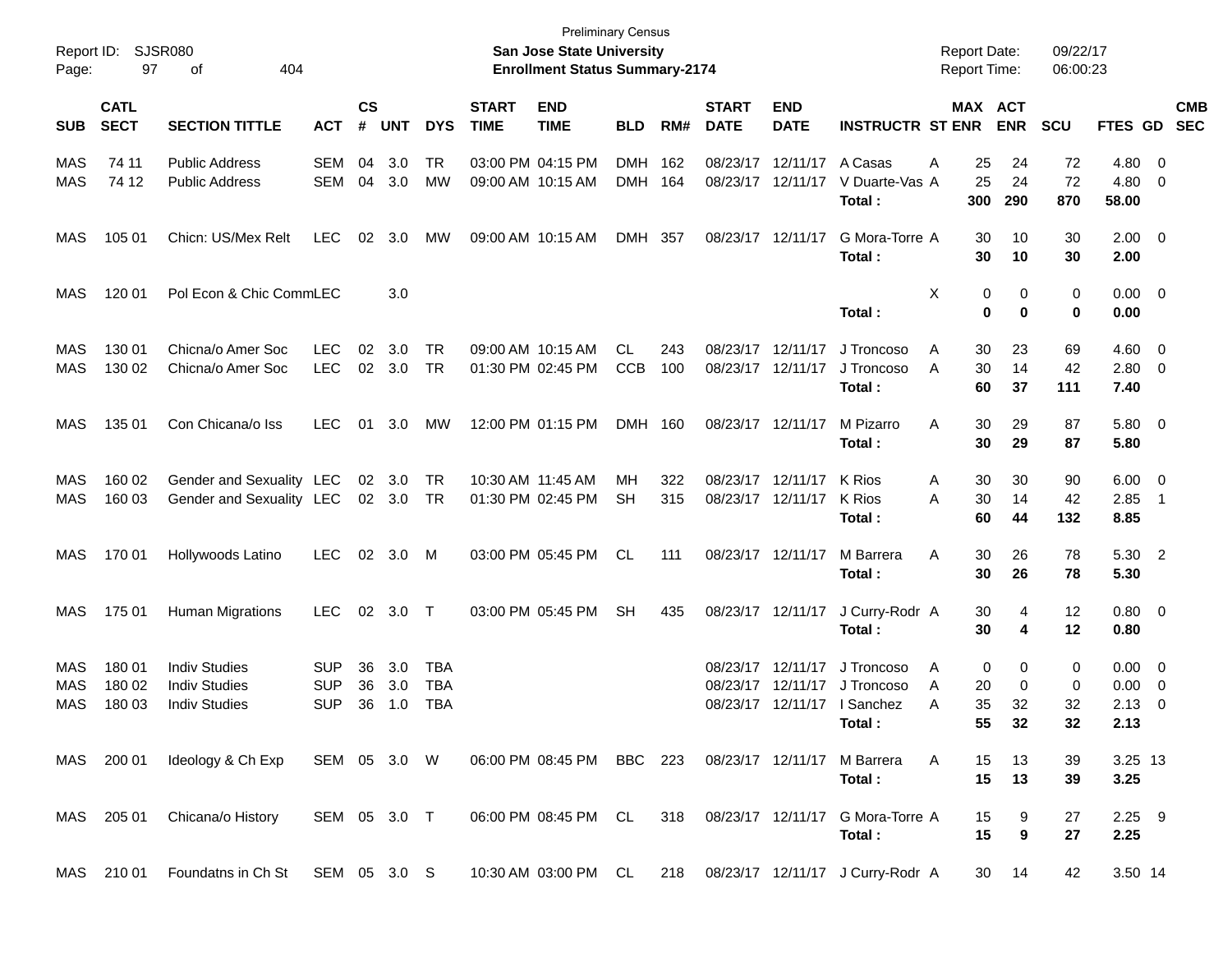Preliminary Census

Report ID: SJSR080

**San Jose State University**

**Enrollment Status Summary-2174**

Report Date: 09/22/17

Report Time: 06:00:23

| SUB | CATL SECT | SECTION TITTLE | ACT | CS # | UNT | DYS | START TIME | END TIME | BLD | RM# | START DATE | END DATE | INSTRUCTR | ST | MAX ENR | ACT ENR | SCU | FTES | GD | CMB SEC |
|---|---|---|---|---|---|---|---|---|---|---|---|---|---|---|---|---|---|---|---|---|
| MAS | 74 11 | Public Address | SEM | 04 | 3.0 | TR | 03:00 PM | 04:15 PM | DMH | 162 | 08/23/17 | 12/11/17 | A Casas | A | 25 | 24 | 72 | 4.80 | 0 | |
| MAS | 74 12 | Public Address | SEM | 04 | 3.0 | MW | 09:00 AM | 10:15 AM | DMH | 164 | 08/23/17 | 12/11/17 | V Duarte-Vas | A | 25 | 24 | 72 | 4.80 | 0 | |
| | | | | | | | | | | | | | **Total :** | | **300** | **290** | **870** | **58.00** | | |
| MAS | 105 01 | Chicn: US/Mex Relt | LEC | 02 | 3.0 | MW | 09:00 AM | 10:15 AM | DMH | 357 | 08/23/17 | 12/11/17 | G Mora-Torre | A | 30 | 10 | 30 | 2.00 | 0 | |
| | | | | | | | | | | | | | **Total :** | | **30** | **10** | **30** | **2.00** | | |
| MAS | 120 01 | Pol Econ & Chic Comm | LEC | | 3.0 | | | | | | | | | X | 0 | 0 | 0 | 0.00 | 0 | |
| | | | | | | | | | | | | | **Total :** | | **0** | **0** | **0** | **0.00** | | |
| MAS | 130 01 | Chicna/o Amer Soc | LEC | 02 | 3.0 | TR | 09:00 AM | 10:15 AM | CL | 243 | 08/23/17 | 12/11/17 | J Troncoso | A | 30 | 23 | 69 | 4.60 | 0 | |
| MAS | 130 02 | Chicna/o Amer Soc | LEC | 02 | 3.0 | TR | 01:30 PM | 02:45 PM | CCB | 100 | 08/23/17 | 12/11/17 | J Troncoso | A | 30 | 14 | 42 | 2.80 | 0 | |
| | | | | | | | | | | | | | **Total :** | | **60** | **37** | **111** | **7.40** | | |
| MAS | 135 01 | Con Chicana/o Iss | LEC | 01 | 3.0 | MW | 12:00 PM | 01:15 PM | DMH | 160 | 08/23/17 | 12/11/17 | M Pizarro | A | 30 | 29 | 87 | 5.80 | 0 | |
| | | | | | | | | | | | | | **Total :** | | **30** | **29** | **87** | **5.80** | | |
| MAS | 160 02 | Gender and Sexuality | LEC | 02 | 3.0 | TR | 10:30 AM | 11:45 AM | MH | 322 | 08/23/17 | 12/11/17 | K Rios | A | 30 | 30 | 90 | 6.00 | 0 | |
| MAS | 160 03 | Gender and Sexuality | LEC | 02 | 3.0 | TR | 01:30 PM | 02:45 PM | SH | 315 | 08/23/17 | 12/11/17 | K Rios | A | 30 | 14 | 42 | 2.85 | 1 | |
| | | | | | | | | | | | | | **Total :** | | **60** | **44** | **132** | **8.85** | | |
| MAS | 170 01 | Hollywoods Latino | LEC | 02 | 3.0 | M | 03:00 PM | 05:45 PM | CL | 111 | 08/23/17 | 12/11/17 | M Barrera | A | 30 | 26 | 78 | 5.30 | 2 | |
| | | | | | | | | | | | | | **Total :** | | **30** | **26** | **78** | **5.30** | | |
| MAS | 175 01 | Human Migrations | LEC | 02 | 3.0 | T | 03:00 PM | 05:45 PM | SH | 435 | 08/23/17 | 12/11/17 | J Curry-Rodr | A | 30 | 4 | 12 | 0.80 | 0 | |
| | | | | | | | | | | | | | **Total :** | | **30** | **4** | **12** | **0.80** | | |
| MAS | 180 01 | Indiv Studies | SUP | 36 | 3.0 | TBA | | | | | 08/23/17 | 12/11/17 | J Troncoso | A | 0 | 0 | 0 | 0.00 | 0 | |
| MAS | 180 02 | Indiv Studies | SUP | 36 | 3.0 | TBA | | | | | 08/23/17 | 12/11/17 | J Troncoso | A | 20 | 0 | 0 | 0.00 | 0 | |
| MAS | 180 03 | Indiv Studies | SUP | 36 | 1.0 | TBA | | | | | 08/23/17 | 12/11/17 | I Sanchez | A | 35 | 32 | 32 | 2.13 | 0 | |
| | | | | | | | | | | | | | **Total :** | | **55** | **32** | **32** | **2.13** | | |
| MAS | 200 01 | Ideology & Ch Exp | SEM | 05 | 3.0 | W | 06:00 PM | 08:45 PM | BBC | 223 | 08/23/17 | 12/11/17 | M Barrera | A | 15 | 13 | 39 | 3.25 | 13 | |
| | | | | | | | | | | | | | **Total :** | | **15** | **13** | **39** | **3.25** | | |
| MAS | 205 01 | Chicana/o History | SEM | 05 | 3.0 | T | 06:00 PM | 08:45 PM | CL | 318 | 08/23/17 | 12/11/17 | G Mora-Torre | A | 15 | 9 | 27 | 2.25 | 9 | |
| | | | | | | | | | | | | | **Total :** | | **15** | **9** | **27** | **2.25** | | |
| MAS | 210 01 | Foundatns in Ch St | SEM | 05 | 3.0 | S | 10:30 AM | 03:00 PM | CL | 218 | 08/23/17 | 12/11/17 | J Curry-Rodr | A | 30 | 14 | 42 | 3.50 | 14 | |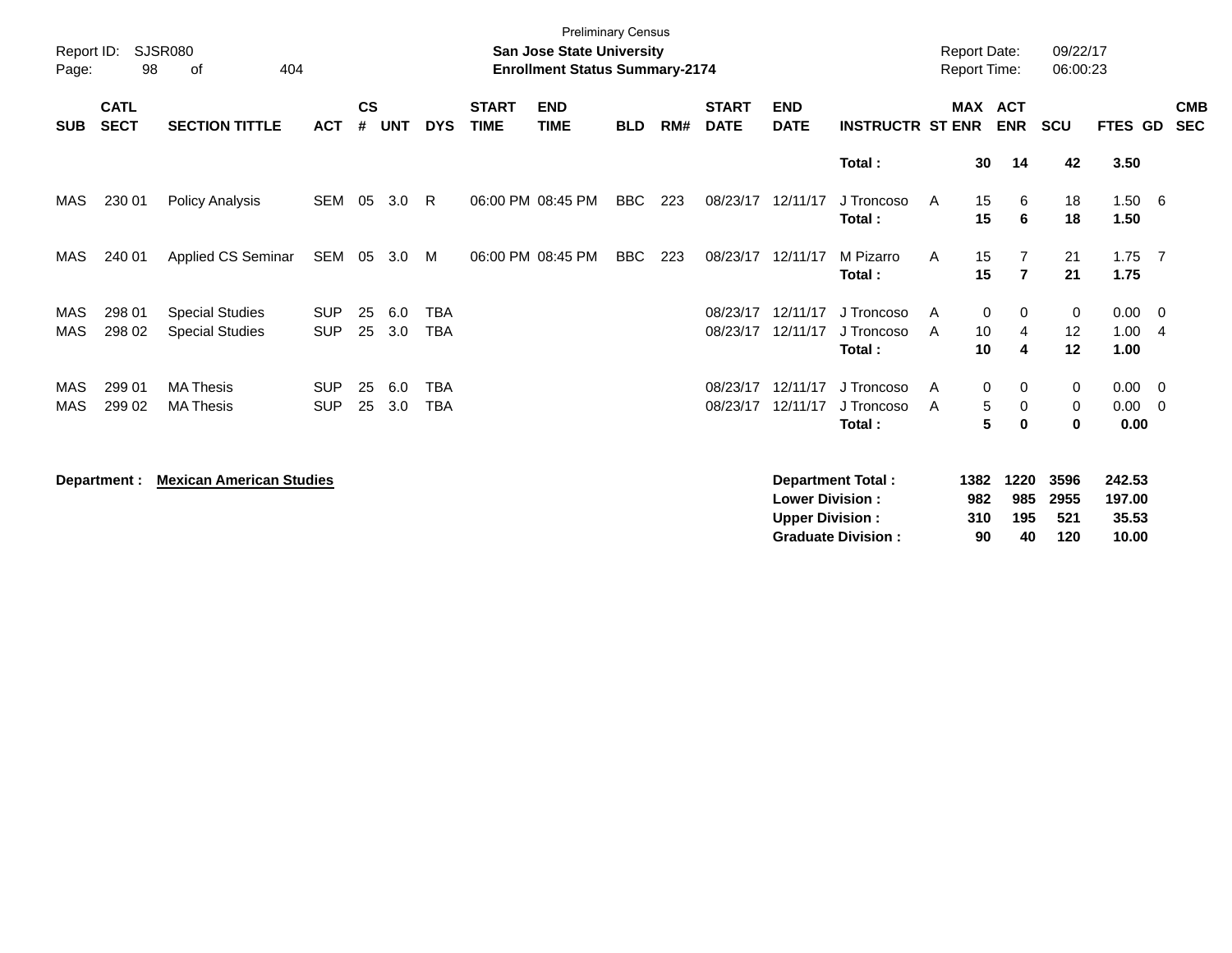Preliminary Census

Report ID: SJSR080

**San Jose State University**

**Enrollment Status Summary-2174**

Report Date: 09/22/17

Report Time: 06:00:23

| SUB | CATL SECT | SECTION TITTLE | ACT | CS # | UNT | DYS | START TIME | END TIME | BLD | RM# | START DATE | END DATE | INSTRUCTR | ST | MAX ENR | ACT ENR | SCU | FTES | GD | CMB SEC |
|---|---|---|---|---|---|---|---|---|---|---|---|---|---|---|---|---|---|---|---|---|
| | | | | | | | | | | | | | **Total :** | | **30** | **14** | **42** | **3.50** | | |
| MAS | 230 01 | Policy Analysis | SEM | 05 | 3.0 | R | 06:00 PM | 08:45 PM | BBC | 223 | 08/23/17 | 12/11/17 | J Troncoso | A | 15 | 6 | 18 | 1.50 | 6 | |
| | | | | | | | | | | | | | **Total :** | | **15** | **6** | **18** | **1.50** | | |
| MAS | 240 01 | Applied CS Seminar | SEM | 05 | 3.0 | M | 06:00 PM | 08:45 PM | BBC | 223 | 08/23/17 | 12/11/17 | M Pizarro | A | 15 | 7 | 21 | 1.75 | 7 | |
| | | | | | | | | | | | | | **Total :** | | **15** | **7** | **21** | **1.75** | | |
| MAS | 298 01 | Special Studies | SUP | 25 | 6.0 | TBA | | | | | 08/23/17 | 12/11/17 | J Troncoso | A | 0 | 0 | 0 | 0.00 | 0 | |
| MAS | 298 02 | Special Studies | SUP | 25 | 3.0 | TBA | | | | | 08/23/17 | 12/11/17 | J Troncoso | A | 10 | 4 | 12 | 1.00 | 4 | |
| | | | | | | | | | | | | | **Total :** | | **10** | **4** | **12** | **1.00** | | |
| MAS | 299 01 | MA Thesis | SUP | 25 | 6.0 | TBA | | | | | 08/23/17 | 12/11/17 | J Troncoso | A | 0 | 0 | 0 | 0.00 | 0 | |
| MAS | 299 02 | MA Thesis | SUP | 25 | 3.0 | TBA | | | | | 08/23/17 | 12/11/17 | J Troncoso | A | 5 | 0 | 0 | 0.00 | 0 | |
| | | | | | | | | | | | | | **Total :** | | **5** | **0** | **0** | **0.00** | | |

**Department :** **Mexican American Studies**

| | MAX ENR | ACT ENR | SCU | FTES |
|---|---|---|---|---|
| **Department Total :** | **1382** | **1220** | **3596** | **242.53** |
| **Lower Division :** | **982** | **985** | **2955** | **197.00** |
| **Upper Division :** | **310** | **195** | **521** | **35.53** |
| **Graduate Division :** | **90** | **40** | **120** | **10.00** |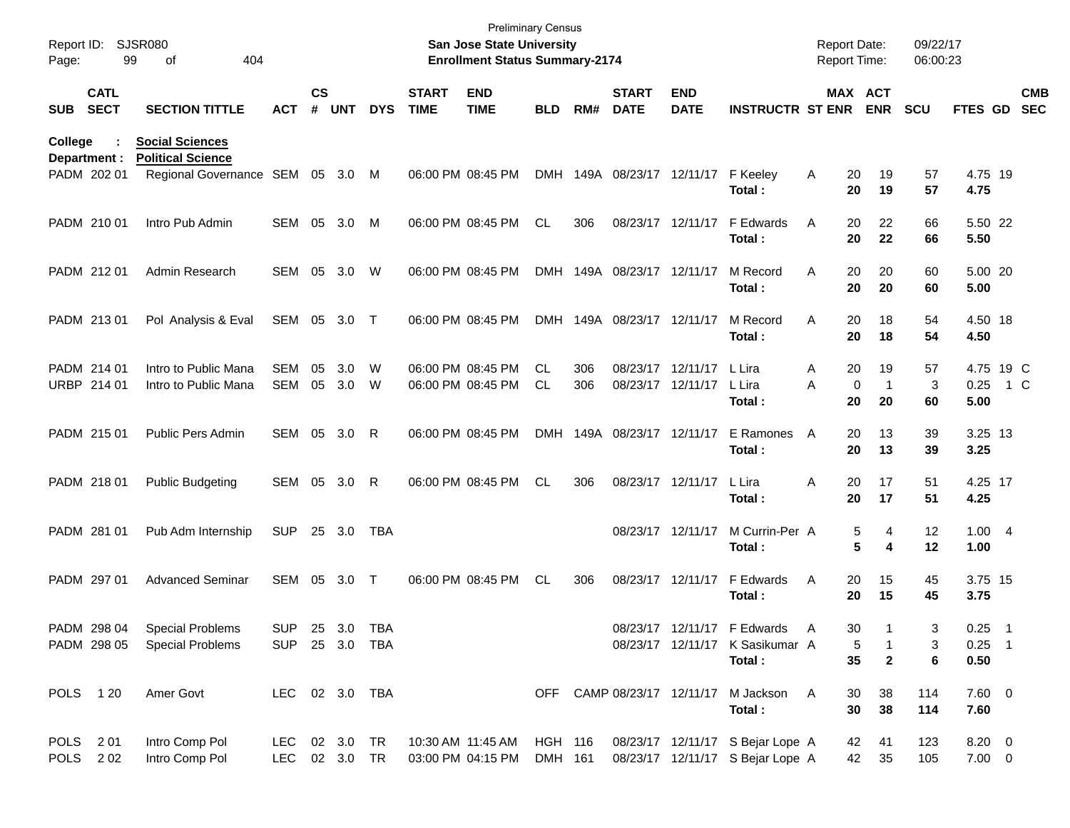Preliminary Census
**San Jose State University**
**Enrollment Status Summary-2174**

Report ID: SJSR080
Report Date: 09/22/17
Report Time: 06:00:23

| SUB | CATL SECT | SECTION TITTLE | ACT | CS # | UNT | DYS | START TIME | END TIME | BLD | RM# | START DATE | END DATE | INSTRUCTR | ST | MAX ENR | ACT ENR | SCU | FTES | GD | CMB SEC |
|---|---|---|---|---|---|---|---|---|---|---|---|---|---|---|---|---|---|---|---|---|
| **College :** | | **Social Sciences** | | | | | | | | | | | | | | | | | | |
| **Department :** | | **Political Science** | | | | | | | | | | | | | | | | | | |
| PADM | 202 01 | Regional Governance | SEM | 05 | 3.0 | M | 06:00 PM | 08:45 PM | DMH | 149A | 08/23/17 | 12/11/17 | F Keeley | A | 20 | 19 | 57 | 4.75 | 19 | |
| | | | | | | | | | | | | | **Total :** | | **20** | **19** | **57** | **4.75** | | |
| PADM | 210 01 | Intro Pub Admin | SEM | 05 | 3.0 | M | 06:00 PM | 08:45 PM | CL | 306 | 08/23/17 | 12/11/17 | F Edwards | A | 20 | 22 | 66 | 5.50 | 22 | |
| | | | | | | | | | | | | | **Total :** | | **20** | **22** | **66** | **5.50** | | |
| PADM | 212 01 | Admin Research | SEM | 05 | 3.0 | W | 06:00 PM | 08:45 PM | DMH | 149A | 08/23/17 | 12/11/17 | M Record | A | 20 | 20 | 60 | 5.00 | 20 | |
| | | | | | | | | | | | | | **Total :** | | **20** | **20** | **60** | **5.00** | | |
| PADM | 213 01 | Pol Analysis & Eval | SEM | 05 | 3.0 | T | 06:00 PM | 08:45 PM | DMH | 149A | 08/23/17 | 12/11/17 | M Record | A | 20 | 18 | 54 | 4.50 | 18 | |
| | | | | | | | | | | | | | **Total :** | | **20** | **18** | **54** | **4.50** | | |
| PADM | 214 01 | Intro to Public Mana | SEM | 05 | 3.0 | W | 06:00 PM | 08:45 PM | CL | 306 | 08/23/17 | 12/11/17 | L Lira | A | 20 | 19 | 57 | 4.75 | 19 | C |
| URBP | 214 01 | Intro to Public Mana | SEM | 05 | 3.0 | W | 06:00 PM | 08:45 PM | CL | 306 | 08/23/17 | 12/11/17 | L Lira | A | 0 | 1 | 3 | 0.25 | 1 | C |
| | | | | | | | | | | | | | **Total :** | | **20** | **20** | **60** | **5.00** | | |
| PADM | 215 01 | Public Pers Admin | SEM | 05 | 3.0 | R | 06:00 PM | 08:45 PM | DMH | 149A | 08/23/17 | 12/11/17 | E Ramones | A | 20 | 13 | 39 | 3.25 | 13 | |
| | | | | | | | | | | | | | **Total :** | | **20** | **13** | **39** | **3.25** | | |
| PADM | 218 01 | Public Budgeting | SEM | 05 | 3.0 | R | 06:00 PM | 08:45 PM | CL | 306 | 08/23/17 | 12/11/17 | L Lira | A | 20 | 17 | 51 | 4.25 | 17 | |
| | | | | | | | | | | | | | **Total :** | | **20** | **17** | **51** | **4.25** | | |
| PADM | 281 01 | Pub Adm Internship | SUP | 25 | 3.0 | TBA | | | | | 08/23/17 | 12/11/17 | M Currin-Per | A | 5 | 4 | 12 | 1.00 | 4 | |
| | | | | | | | | | | | | | **Total :** | | **5** | **4** | **12** | **1.00** | | |
| PADM | 297 01 | Advanced Seminar | SEM | 05 | 3.0 | T | 06:00 PM | 08:45 PM | CL | 306 | 08/23/17 | 12/11/17 | F Edwards | A | 20 | 15 | 45 | 3.75 | 15 | |
| | | | | | | | | | | | | | **Total :** | | **20** | **15** | **45** | **3.75** | | |
| PADM | 298 04 | Special Problems | SUP | 25 | 3.0 | TBA | | | | | 08/23/17 | 12/11/17 | F Edwards | A | 30 | 1 | 3 | 0.25 | 1 | |
| PADM | 298 05 | Special Problems | SUP | 25 | 3.0 | TBA | | | | | 08/23/17 | 12/11/17 | K Sasikumar | A | 5 | 1 | 3 | 0.25 | 1 | |
| | | | | | | | | | | | | | **Total :** | | **35** | **2** | **6** | **0.50** | | |
| POLS | 1 20 | Amer Govt | LEC | 02 | 3.0 | TBA | | | OFF | CAMP | 08/23/17 | 12/11/17 | M Jackson | A | 30 | 38 | 114 | 7.60 | 0 | |
| | | | | | | | | | | | | | **Total :** | | **30** | **38** | **114** | **7.60** | | |
| POLS | 2 01 | Intro Comp Pol | LEC | 02 | 3.0 | TR | 10:30 AM | 11:45 AM | HGH | 116 | 08/23/17 | 12/11/17 | S Bejar Lope | A | 42 | 41 | 123 | 8.20 | 0 | |
| POLS | 2 02 | Intro Comp Pol | LEC | 02 | 3.0 | TR | 03:00 PM | 04:15 PM | DMH | 161 | 08/23/17 | 12/11/17 | S Bejar Lope | A | 42 | 35 | 105 | 7.00 | 0 | |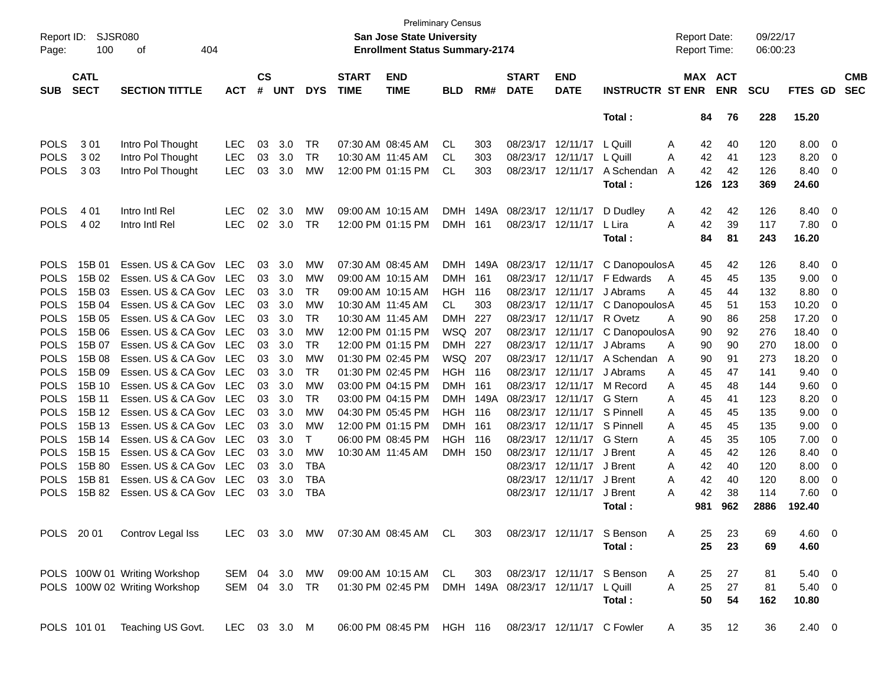Preliminary Census
**San Jose State University**
**Enrollment Status Summary-2174**

Report ID: SJSR080
Report Date: 09/22/17
Report Time: 06:00:23

| SUB | CATL SECT | SECTION TITTLE | ACT | CS # | UNT | DYS | START TIME | END TIME | BLD | RM# | START DATE | END DATE | INSTRUCTR | ST | MAX ENR | ACT ENR | SCU | FTES | GD | CMB SEC |
|---|---|---|---|---|---|---|---|---|---|---|---|---|---|---|---|---|---|---|---|---|
| | | | | | | | | | | | | | **Total :** | | **84** | **76** | **228** | **15.20** | | |
| POLS | 3 01 | Intro Pol Thought | LEC | 03 | 3.0 | TR | 07:30 AM | 08:45 AM | CL | 303 | 08/23/17 | 12/11/17 | L Quill | A | 42 | 40 | 120 | 8.00 | 0 | |
| POLS | 3 02 | Intro Pol Thought | LEC | 03 | 3.0 | TR | 10:30 AM | 11:45 AM | CL | 303 | 08/23/17 | 12/11/17 | L Quill | A | 42 | 41 | 123 | 8.20 | 0 | |
| POLS | 3 03 | Intro Pol Thought | LEC | 03 | 3.0 | MW | 12:00 PM | 01:15 PM | CL | 303 | 08/23/17 | 12/11/17 | A Schendan | A | 42 | 42 | 126 | 8.40 | 0 | |
| | | | | | | | | | | | | | **Total :** | | **126** | **123** | **369** | **24.60** | | |
| POLS | 4 01 | Intro Intl Rel | LEC | 02 | 3.0 | MW | 09:00 AM | 10:15 AM | DMH | 149A | 08/23/17 | 12/11/17 | D Dudley | A | 42 | 42 | 126 | 8.40 | 0 | |
| POLS | 4 02 | Intro Intl Rel | LEC | 02 | 3.0 | TR | 12:00 PM | 01:15 PM | DMH | 161 | 08/23/17 | 12/11/17 | L Lira | A | 42 | 39 | 117 | 7.80 | 0 | |
| | | | | | | | | | | | | | **Total :** | | **84** | **81** | **243** | **16.20** | | |
| POLS | 15B 01 | Essen. US & CA Gov | LEC | 03 | 3.0 | MW | 07:30 AM | 08:45 AM | DMH | 149A | 08/23/17 | 12/11/17 | C Danopoulos | A | 45 | 42 | 126 | 8.40 | 0 | |
| POLS | 15B 02 | Essen. US & CA Gov | LEC | 03 | 3.0 | MW | 09:00 AM | 10:15 AM | DMH | 161 | 08/23/17 | 12/11/17 | F Edwards | A | 45 | 45 | 135 | 9.00 | 0 | |
| POLS | 15B 03 | Essen. US & CA Gov | LEC | 03 | 3.0 | TR | 09:00 AM | 10:15 AM | HGH | 116 | 08/23/17 | 12/11/17 | J Abrams | A | 45 | 44 | 132 | 8.80 | 0 | |
| POLS | 15B 04 | Essen. US & CA Gov | LEC | 03 | 3.0 | MW | 10:30 AM | 11:45 AM | CL | 303 | 08/23/17 | 12/11/17 | C Danopoulos | A | 45 | 51 | 153 | 10.20 | 0 | |
| POLS | 15B 05 | Essen. US & CA Gov | LEC | 03 | 3.0 | TR | 10:30 AM | 11:45 AM | DMH | 227 | 08/23/17 | 12/11/17 | R Ovetz | A | 90 | 86 | 258 | 17.20 | 0 | |
| POLS | 15B 06 | Essen. US & CA Gov | LEC | 03 | 3.0 | MW | 12:00 PM | 01:15 PM | WSQ | 207 | 08/23/17 | 12/11/17 | C Danopoulos | A | 90 | 92 | 276 | 18.40 | 0 | |
| POLS | 15B 07 | Essen. US & CA Gov | LEC | 03 | 3.0 | TR | 12:00 PM | 01:15 PM | DMH | 227 | 08/23/17 | 12/11/17 | J Abrams | A | 90 | 90 | 270 | 18.00 | 0 | |
| POLS | 15B 08 | Essen. US & CA Gov | LEC | 03 | 3.0 | MW | 01:30 PM | 02:45 PM | WSQ | 207 | 08/23/17 | 12/11/17 | A Schendan | A | 90 | 91 | 273 | 18.20 | 0 | |
| POLS | 15B 09 | Essen. US & CA Gov | LEC | 03 | 3.0 | TR | 01:30 PM | 02:45 PM | HGH | 116 | 08/23/17 | 12/11/17 | J Abrams | A | 45 | 47 | 141 | 9.40 | 0 | |
| POLS | 15B 10 | Essen. US & CA Gov | LEC | 03 | 3.0 | MW | 03:00 PM | 04:15 PM | DMH | 161 | 08/23/17 | 12/11/17 | M Record | A | 45 | 48 | 144 | 9.60 | 0 | |
| POLS | 15B 11 | Essen. US & CA Gov | LEC | 03 | 3.0 | TR | 03:00 PM | 04:15 PM | DMH | 149A | 08/23/17 | 12/11/17 | G Stern | A | 45 | 41 | 123 | 8.20 | 0 | |
| POLS | 15B 12 | Essen. US & CA Gov | LEC | 03 | 3.0 | MW | 04:30 PM | 05:45 PM | HGH | 116 | 08/23/17 | 12/11/17 | S Pinnell | A | 45 | 45 | 135 | 9.00 | 0 | |
| POLS | 15B 13 | Essen. US & CA Gov | LEC | 03 | 3.0 | MW | 12:00 PM | 01:15 PM | DMH | 161 | 08/23/17 | 12/11/17 | S Pinnell | A | 45 | 45 | 135 | 9.00 | 0 | |
| POLS | 15B 14 | Essen. US & CA Gov | LEC | 03 | 3.0 | T | 06:00 PM | 08:45 PM | HGH | 116 | 08/23/17 | 12/11/17 | G Stern | A | 45 | 35 | 105 | 7.00 | 0 | |
| POLS | 15B 15 | Essen. US & CA Gov | LEC | 03 | 3.0 | MW | 10:30 AM | 11:45 AM | DMH | 150 | 08/23/17 | 12/11/17 | J Brent | A | 45 | 42 | 126 | 8.40 | 0 | |
| POLS | 15B 80 | Essen. US & CA Gov | LEC | 03 | 3.0 | TBA | | | | | 08/23/17 | 12/11/17 | J Brent | A | 42 | 40 | 120 | 8.00 | 0 | |
| POLS | 15B 81 | Essen. US & CA Gov | LEC | 03 | 3.0 | TBA | | | | | 08/23/17 | 12/11/17 | J Brent | A | 42 | 40 | 120 | 8.00 | 0 | |
| POLS | 15B 82 | Essen. US & CA Gov | LEC | 03 | 3.0 | TBA | | | | | 08/23/17 | 12/11/17 | J Brent | A | 42 | 38 | 114 | 7.60 | 0 | |
| | | | | | | | | | | | | | **Total :** | | **981** | **962** | **2886** | **192.40** | | |
| POLS | 20 01 | Controv Legal Iss | LEC | 03 | 3.0 | MW | 07:30 AM | 08:45 AM | CL | 303 | 08/23/17 | 12/11/17 | S Benson | A | 25 | 23 | 69 | 4.60 | 0 | |
| | | | | | | | | | | | | | **Total :** | | **25** | **23** | **69** | **4.60** | | |
| POLS | 100W 01 | Writing Workshop | SEM | 04 | 3.0 | MW | 09:00 AM | 10:15 AM | CL | 303 | 08/23/17 | 12/11/17 | S Benson | A | 25 | 27 | 81 | 5.40 | 0 | |
| POLS | 100W 02 | Writing Workshop | SEM | 04 | 3.0 | TR | 01:30 PM | 02:45 PM | DMH | 149A | 08/23/17 | 12/11/17 | L Quill | A | 25 | 27 | 81 | 5.40 | 0 | |
| | | | | | | | | | | | | | **Total :** | | **50** | **54** | **162** | **10.80** | | |
| POLS | 101 01 | Teaching US Govt. | LEC | 03 | 3.0 | M | 06:00 PM | 08:45 PM | HGH | 116 | 08/23/17 | 12/11/17 | C Fowler | A | 35 | 12 | 36 | 2.40 | 0 | |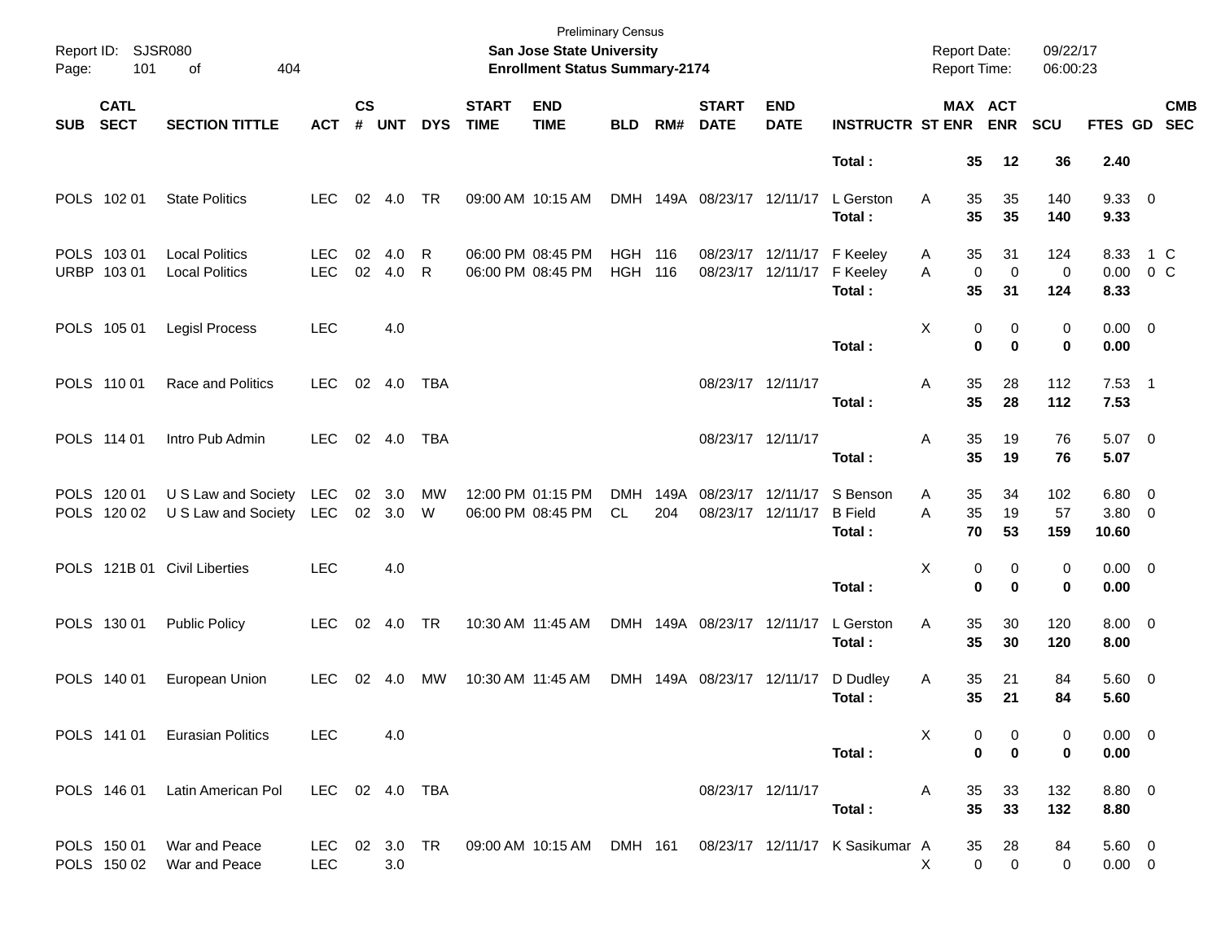Preliminary Census

**San Jose State University**

**Enrollment Status Summary-2174**

Report ID: SJSR080

Report Date: 09/22/17

Report Time: 06:00:23

| SUB | CATL SECT | SECTION TITTLE | ACT | CS # | UNT | DYS | START TIME | END TIME | BLD | RM# | START DATE | END DATE | INSTRUCTR | ST | MAX ENR | ACT ENR | SCU | FTES | GD | CMB SEC |
|---|---|---|---|---|---|---|---|---|---|---|---|---|---|---|---|---|---|---|---|---|
| | | | | | | | | | | | | | **Total :** | | **35** | **12** | **36** | **2.40** | | |
| POLS | 102 01 | State Politics | LEC | 02 | 4.0 | TR | 09:00 AM | 10:15 AM | DMH | 149A | 08/23/17 | 12/11/17 | L Gerston | A | 35 | 35 | 140 | 9.33 | 0 | |
| | | | | | | | | | | | | | **Total :** | | **35** | **35** | **140** | **9.33** | | |
| POLS | 103 01 | Local Politics | LEC | 02 | 4.0 | R | 06:00 PM | 08:45 PM | HGH | 116 | 08/23/17 | 12/11/17 | F Keeley | A | 35 | 31 | 124 | 8.33 | 1 | C |
| URBP | 103 01 | Local Politics | LEC | 02 | 4.0 | R | 06:00 PM | 08:45 PM | HGH | 116 | 08/23/17 | 12/11/17 | F Keeley | A | 0 | 0 | 0 | 0.00 | 0 | C |
| | | | | | | | | | | | | | **Total :** | | **35** | **31** | **124** | **8.33** | | |
| POLS | 105 01 | Legisl Process | LEC | | 4.0 | | | | | | | | | X | 0 | 0 | 0 | 0.00 | 0 | |
| | | | | | | | | | | | | | **Total :** | | **0** | **0** | **0** | **0.00** | | |
| POLS | 110 01 | Race and Politics | LEC | 02 | 4.0 | TBA | | | | | 08/23/17 | 12/11/17 | | A | 35 | 28 | 112 | 7.53 | 1 | |
| | | | | | | | | | | | | | **Total :** | | **35** | **28** | **112** | **7.53** | | |
| POLS | 114 01 | Intro Pub Admin | LEC | 02 | 4.0 | TBA | | | | | 08/23/17 | 12/11/17 | | A | 35 | 19 | 76 | 5.07 | 0 | |
| | | | | | | | | | | | | | **Total :** | | **35** | **19** | **76** | **5.07** | | |
| POLS | 120 01 | U S Law and Society | LEC | 02 | 3.0 | MW | 12:00 PM | 01:15 PM | DMH | 149A | 08/23/17 | 12/11/17 | S Benson | A | 35 | 34 | 102 | 6.80 | 0 | |
| POLS | 120 02 | U S Law and Society | LEC | 02 | 3.0 | W | 06:00 PM | 08:45 PM | CL | 204 | 08/23/17 | 12/11/17 | B Field | A | 35 | 19 | 57 | 3.80 | 0 | |
| | | | | | | | | | | | | | **Total :** | | **70** | **53** | **159** | **10.60** | | |
| POLS | 121B 01 | Civil Liberties | LEC | | 4.0 | | | | | | | | | X | 0 | 0 | 0 | 0.00 | 0 | |
| | | | | | | | | | | | | | **Total :** | | **0** | **0** | **0** | **0.00** | | |
| POLS | 130 01 | Public Policy | LEC | 02 | 4.0 | TR | 10:30 AM | 11:45 AM | DMH | 149A | 08/23/17 | 12/11/17 | L Gerston | A | 35 | 30 | 120 | 8.00 | 0 | |
| | | | | | | | | | | | | | **Total :** | | **35** | **30** | **120** | **8.00** | | |
| POLS | 140 01 | European Union | LEC | 02 | 4.0 | MW | 10:30 AM | 11:45 AM | DMH | 149A | 08/23/17 | 12/11/17 | D Dudley | A | 35 | 21 | 84 | 5.60 | 0 | |
| | | | | | | | | | | | | | **Total :** | | **35** | **21** | **84** | **5.60** | | |
| POLS | 141 01 | Eurasian Politics | LEC | | 4.0 | | | | | | | | | X | 0 | 0 | 0 | 0.00 | 0 | |
| | | | | | | | | | | | | | **Total :** | | **0** | **0** | **0** | **0.00** | | |
| POLS | 146 01 | Latin American Pol | LEC | 02 | 4.0 | TBA | | | | | 08/23/17 | 12/11/17 | | A | 35 | 33 | 132 | 8.80 | 0 | |
| | | | | | | | | | | | | | **Total :** | | **35** | **33** | **132** | **8.80** | | |
| POLS | 150 01 | War and Peace | LEC | 02 | 3.0 | TR | 09:00 AM | 10:15 AM | DMH | 161 | 08/23/17 | 12/11/17 | K Sasikumar | A | 35 | 28 | 84 | 5.60 | 0 | |
| POLS | 150 02 | War and Peace | LEC | | 3.0 | | | | | | | | | X | 0 | 0 | 0 | 0.00 | 0 | |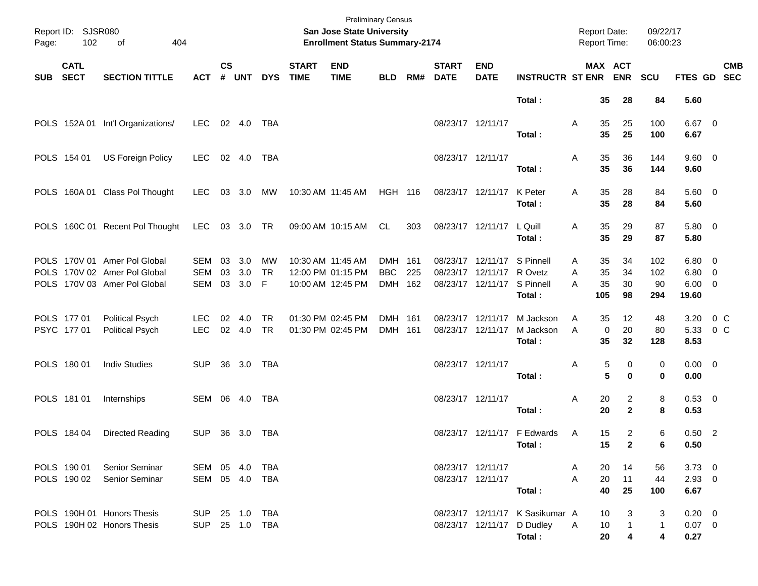Preliminary Census

**San Jose State University**

**Enrollment Status Summary-2174**

Report ID: SJSR080

Report Date: 09/22/17

Report Time: 06:00:23

| SUB | CATL SECT | SECTION TITTLE | ACT | CS # | UNT | DYS | START TIME | END TIME | BLD | RM# | START DATE | END DATE | INSTRUCTR | ST | MAX ENR | ACT ENR | SCU | FTES | GD | CMB SEC |
|---|---|---|---|---|---|---|---|---|---|---|---|---|---|---|---|---|---|---|---|---|
| | | | | | | | | | | | | | **Total :** | | **35** | **28** | **84** | **5.60** | | |
| POLS | 152A 01 | Int'l Organizations/ | LEC | 02 | 4.0 | TBA | | | | | 08/23/17 | 12/11/17 | | A | 35 | 25 | 100 | 6.67 | 0 | |
| | | | | | | | | | | | | | **Total :** | | **35** | **25** | **100** | **6.67** | | |
| POLS | 154 01 | US Foreign Policy | LEC | 02 | 4.0 | TBA | | | | | 08/23/17 | 12/11/17 | | A | 35 | 36 | 144 | 9.60 | 0 | |
| | | | | | | | | | | | | | **Total :** | | **35** | **36** | **144** | **9.60** | | |
| POLS | 160A 01 | Class Pol Thought | LEC | 03 | 3.0 | MW | 10:30 AM | 11:45 AM | HGH | 116 | 08/23/17 | 12/11/17 | K Peter | A | 35 | 28 | 84 | 5.60 | 0 | |
| | | | | | | | | | | | | | **Total :** | | **35** | **28** | **84** | **5.60** | | |
| POLS | 160C 01 | Recent Pol Thought | LEC | 03 | 3.0 | TR | 09:00 AM | 10:15 AM | CL | 303 | 08/23/17 | 12/11/17 | L Quill | A | 35 | 29 | 87 | 5.80 | 0 | |
| | | | | | | | | | | | | | **Total :** | | **35** | **29** | **87** | **5.80** | | |
| POLS | 170V 01 | Amer Pol Global | SEM | 03 | 3.0 | MW | 10:30 AM | 11:45 AM | DMH | 161 | 08/23/17 | 12/11/17 | S Pinnell | A | 35 | 34 | 102 | 6.80 | 0 | |
| POLS | 170V 02 | Amer Pol Global | SEM | 03 | 3.0 | TR | 12:00 PM | 01:15 PM | BBC | 225 | 08/23/17 | 12/11/17 | R Ovetz | A | 35 | 34 | 102 | 6.80 | 0 | |
| POLS | 170V 03 | Amer Pol Global | SEM | 03 | 3.0 | F | 10:00 AM | 12:45 PM | DMH | 162 | 08/23/17 | 12/11/17 | S Pinnell | A | 35 | 30 | 90 | 6.00 | 0 | |
| | | | | | | | | | | | | | **Total :** | | **105** | **98** | **294** | **19.60** | | |
| POLS | 177 01 | Political Psych | LEC | 02 | 4.0 | TR | 01:30 PM | 02:45 PM | DMH | 161 | 08/23/17 | 12/11/17 | M Jackson | A | 35 | 12 | 48 | 3.20 | 0 | C |
| PSYC | 177 01 | Political Psych | LEC | 02 | 4.0 | TR | 01:30 PM | 02:45 PM | DMH | 161 | 08/23/17 | 12/11/17 | M Jackson | A | 0 | 20 | 80 | 5.33 | 0 | C |
| | | | | | | | | | | | | | **Total :** | | **35** | **32** | **128** | **8.53** | | |
| POLS | 180 01 | Indiv Studies | SUP | 36 | 3.0 | TBA | | | | | 08/23/17 | 12/11/17 | | A | 5 | 0 | 0 | 0.00 | 0 | |
| | | | | | | | | | | | | | **Total :** | | **5** | **0** | **0** | **0.00** | | |
| POLS | 181 01 | Internships | SEM | 06 | 4.0 | TBA | | | | | 08/23/17 | 12/11/17 | | A | 20 | 2 | 8 | 0.53 | 0 | |
| | | | | | | | | | | | | | **Total :** | | **20** | **2** | **8** | **0.53** | | |
| POLS | 184 04 | Directed Reading | SUP | 36 | 3.0 | TBA | | | | | 08/23/17 | 12/11/17 | F Edwards | A | 15 | 2 | 6 | 0.50 | 2 | |
| | | | | | | | | | | | | | **Total :** | | **15** | **2** | **6** | **0.50** | | |
| POLS | 190 01 | Senior Seminar | SEM | 05 | 4.0 | TBA | | | | | 08/23/17 | 12/11/17 | | A | 20 | 14 | 56 | 3.73 | 0 | |
| POLS | 190 02 | Senior Seminar | SEM | 05 | 4.0 | TBA | | | | | 08/23/17 | 12/11/17 | | A | 20 | 11 | 44 | 2.93 | 0 | |
| | | | | | | | | | | | | | **Total :** | | **40** | **25** | **100** | **6.67** | | |
| POLS | 190H 01 | Honors Thesis | SUP | 25 | 1.0 | TBA | | | | | 08/23/17 | 12/11/17 | K Sasikumar | A | 10 | 3 | 3 | 0.20 | 0 | |
| POLS | 190H 02 | Honors Thesis | SUP | 25 | 1.0 | TBA | | | | | 08/23/17 | 12/11/17 | D Dudley | A | 10 | 1 | 1 | 0.07 | 0 | |
| | | | | | | | | | | | | | **Total :** | | **20** | **4** | **4** | **0.27** | | |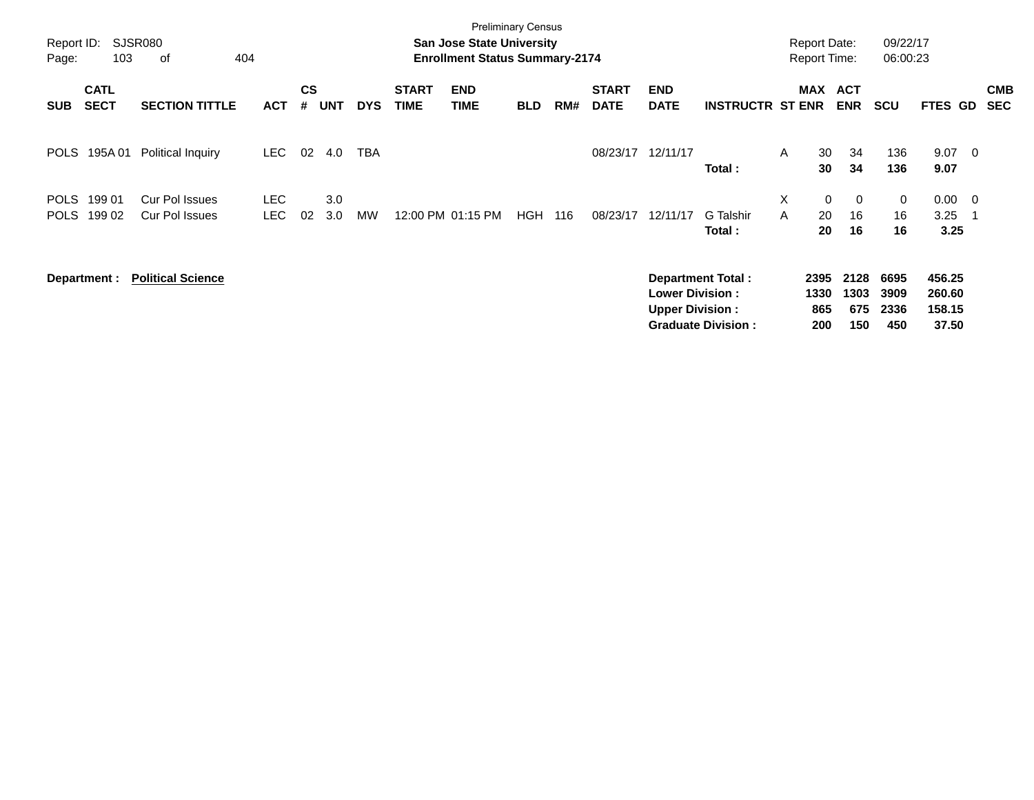Preliminary Census

**San Jose State University**
**Enrollment Status Summary-2174**

Report ID: SJSR080
Page: 103 of 404

Report Date: 09/22/17
Report Time: 06:00:23

| SUB | CATL SECT | SECTION TITTLE | ACT | CS # | UNT | DYS | START TIME | END TIME | BLD | RM# | START DATE | END DATE | INSTRUCTR | ST | MAX ENR | ACT ENR | SCU | FTES | GD | CMB SEC |
|---|---|---|---|---|---|---|---|---|---|---|---|---|---|---|---|---|---|---|---|---|
| POLS | 195A 01 | Political Inquiry | LEC | 02 | 4.0 | TBA | | | | | 08/23/17 | 12/11/17 | | A | 30 | 34 | 136 | 9.07 | 0 | |
| | | | | | | | | | | | | | **Total :** | | **30** | **34** | **136** | **9.07** | | |
| POLS | 199 01 | Cur Pol Issues | LEC | | 3.0 | | | | | | | | | X | 0 | 0 | 0 | 0.00 | 0 | |
| POLS | 199 02 | Cur Pol Issues | LEC | 02 | 3.0 | MW | 12:00 PM | 01:15 PM | HGH | 116 | 08/23/17 | 12/11/17 | G Talshir | A | 20 | 16 | 16 | 3.25 | 1 | |
| | | | | | | | | | | | | | **Total :** | | **20** | **16** | **16** | **3.25** | | |

**Department : Political Science**

| | MAX ENR | ACT ENR | SCU | FTES |
|---|---|---|---|---|
| **Department Total :** | **2395** | **2128** | **6695** | **456.25** |
| **Lower Division :** | **1330** | **1303** | **3909** | **260.60** |
| **Upper Division :** | **865** | **675** | **2336** | **158.15** |
| **Graduate Division :** | **200** | **150** | **450** | **37.50** |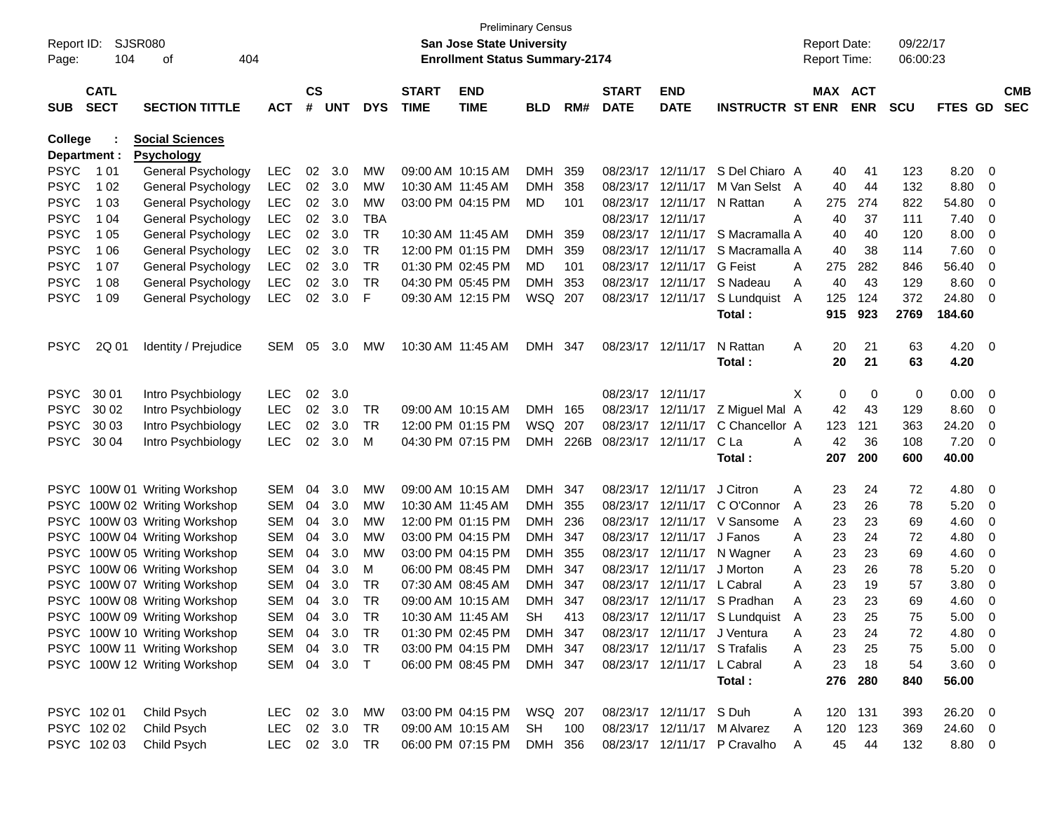Preliminary Census

Report ID: SJSR080
Page: 104 of 404

**San Jose State University**
**Enrollment Status Summary-2174**

Report Date: 09/22/17
Report Time: 06:00:23

**College : Social Sciences**
**Department : Psychology**

| SUB | CATL SECT | SECTION TITTLE | ACT | CS # | UNT | DYS | START TIME | END TIME | BLD | RM# | START DATE | END DATE | INSTRUCTR | ST | MAX ENR | ACT ENR | SCU | FTES | GD | CMB SEC |
|---|---|---|---|---|---|---|---|---|---|---|---|---|---|---|---|---|---|---|---|---|
| PSYC | 1 01 | General Psychology | LEC | 02 | 3.0 | MW | 09:00 AM | 10:15 AM | DMH | 359 | 08/23/17 | 12/11/17 | S Del Chiaro | A | 40 | 41 | 123 | 8.20 | 0 | |
| PSYC | 1 02 | General Psychology | LEC | 02 | 3.0 | MW | 10:30 AM | 11:45 AM | DMH | 358 | 08/23/17 | 12/11/17 | M Van Selst | A | 40 | 44 | 132 | 8.80 | 0 | |
| PSYC | 1 03 | General Psychology | LEC | 02 | 3.0 | MW | 03:00 PM | 04:15 PM | MD | 101 | 08/23/17 | 12/11/17 | N Rattan | A | 275 | 274 | 822 | 54.80 | 0 | |
| PSYC | 1 04 | General Psychology | LEC | 02 | 3.0 | TBA | | | | | 08/23/17 | 12/11/17 | | A | 40 | 37 | 111 | 7.40 | 0 | |
| PSYC | 1 05 | General Psychology | LEC | 02 | 3.0 | TR | 10:30 AM | 11:45 AM | DMH | 359 | 08/23/17 | 12/11/17 | S Macramalla | A | 40 | 40 | 120 | 8.00 | 0 | |
| PSYC | 1 06 | General Psychology | LEC | 02 | 3.0 | TR | 12:00 PM | 01:15 PM | DMH | 359 | 08/23/17 | 12/11/17 | S Macramalla | A | 40 | 38 | 114 | 7.60 | 0 | |
| PSYC | 1 07 | General Psychology | LEC | 02 | 3.0 | TR | 01:30 PM | 02:45 PM | MD | 101 | 08/23/17 | 12/11/17 | G Feist | A | 275 | 282 | 846 | 56.40 | 0 | |
| PSYC | 1 08 | General Psychology | LEC | 02 | 3.0 | TR | 04:30 PM | 05:45 PM | DMH | 353 | 08/23/17 | 12/11/17 | S Nadeau | A | 40 | 43 | 129 | 8.60 | 0 | |
| PSYC | 1 09 | General Psychology | LEC | 02 | 3.0 | F | 09:30 AM | 12:15 PM | WSQ | 207 | 08/23/17 | 12/11/17 | S Lundquist | A | 125 | 124 | 372 | 24.80 | 0 | |
| | | | | | | | | | | | | | **Total :** | | **915** | **923** | **2769** | **184.60** | | |
| PSYC | 2Q 01 | Identity / Prejudice | SEM | 05 | 3.0 | MW | 10:30 AM | 11:45 AM | DMH | 347 | 08/23/17 | 12/11/17 | N Rattan | A | 20 | 21 | 63 | 4.20 | 0 | |
| | | | | | | | | | | | | | **Total :** | | **20** | **21** | **63** | **4.20** | | |
| PSYC | 30 01 | Intro Psychbiology | LEC | 02 | 3.0 | | | | | | 08/23/17 | 12/11/17 | | X | 0 | 0 | 0 | 0.00 | 0 | |
| PSYC | 30 02 | Intro Psychbiology | LEC | 02 | 3.0 | TR | 09:00 AM | 10:15 AM | DMH | 165 | 08/23/17 | 12/11/17 | Z Miguel Mal | A | 42 | 43 | 129 | 8.60 | 0 | |
| PSYC | 30 03 | Intro Psychbiology | LEC | 02 | 3.0 | TR | 12:00 PM | 01:15 PM | WSQ | 207 | 08/23/17 | 12/11/17 | C Chancellor | A | 123 | 121 | 363 | 24.20 | 0 | |
| PSYC | 30 04 | Intro Psychbiology | LEC | 02 | 3.0 | M | 04:30 PM | 07:15 PM | DMH | 226B | 08/23/17 | 12/11/17 | C La | A | 42 | 36 | 108 | 7.20 | 0 | |
| | | | | | | | | | | | | | **Total :** | | **207** | **200** | **600** | **40.00** | | |
| PSYC | 100W 01 | Writing Workshop | SEM | 04 | 3.0 | MW | 09:00 AM | 10:15 AM | DMH | 347 | 08/23/17 | 12/11/17 | J Citron | A | 23 | 24 | 72 | 4.80 | 0 | |
| PSYC | 100W 02 | Writing Workshop | SEM | 04 | 3.0 | MW | 10:30 AM | 11:45 AM | DMH | 355 | 08/23/17 | 12/11/17 | C O'Connor | A | 23 | 26 | 78 | 5.20 | 0 | |
| PSYC | 100W 03 | Writing Workshop | SEM | 04 | 3.0 | MW | 12:00 PM | 01:15 PM | DMH | 236 | 08/23/17 | 12/11/17 | V Sansome | A | 23 | 23 | 69 | 4.60 | 0 | |
| PSYC | 100W 04 | Writing Workshop | SEM | 04 | 3.0 | MW | 03:00 PM | 04:15 PM | DMH | 347 | 08/23/17 | 12/11/17 | J Fanos | A | 23 | 24 | 72 | 4.80 | 0 | |
| PSYC | 100W 05 | Writing Workshop | SEM | 04 | 3.0 | MW | 03:00 PM | 04:15 PM | DMH | 355 | 08/23/17 | 12/11/17 | N Wagner | A | 23 | 23 | 69 | 4.60 | 0 | |
| PSYC | 100W 06 | Writing Workshop | SEM | 04 | 3.0 | M | 06:00 PM | 08:45 PM | DMH | 347 | 08/23/17 | 12/11/17 | J Morton | A | 23 | 26 | 78 | 5.20 | 0 | |
| PSYC | 100W 07 | Writing Workshop | SEM | 04 | 3.0 | TR | 07:30 AM | 08:45 AM | DMH | 347 | 08/23/17 | 12/11/17 | L Cabral | A | 23 | 19 | 57 | 3.80 | 0 | |
| PSYC | 100W 08 | Writing Workshop | SEM | 04 | 3.0 | TR | 09:00 AM | 10:15 AM | DMH | 347 | 08/23/17 | 12/11/17 | S Pradhan | A | 23 | 23 | 69 | 4.60 | 0 | |
| PSYC | 100W 09 | Writing Workshop | SEM | 04 | 3.0 | TR | 10:30 AM | 11:45 AM | SH | 413 | 08/23/17 | 12/11/17 | S Lundquist | A | 23 | 25 | 75 | 5.00 | 0 | |
| PSYC | 100W 10 | Writing Workshop | SEM | 04 | 3.0 | TR | 01:30 PM | 02:45 PM | DMH | 347 | 08/23/17 | 12/11/17 | J Ventura | A | 23 | 24 | 72 | 4.80 | 0 | |
| PSYC | 100W 11 | Writing Workshop | SEM | 04 | 3.0 | TR | 03:00 PM | 04:15 PM | DMH | 347 | 08/23/17 | 12/11/17 | S Trafalis | A | 23 | 25 | 75 | 5.00 | 0 | |
| PSYC | 100W 12 | Writing Workshop | SEM | 04 | 3.0 | T | 06:00 PM | 08:45 PM | DMH | 347 | 08/23/17 | 12/11/17 | L Cabral | A | 23 | 18 | 54 | 3.60 | 0 | |
| | | | | | | | | | | | | | **Total :** | | **276** | **280** | **840** | **56.00** | | |
| PSYC | 102 01 | Child Psych | LEC | 02 | 3.0 | MW | 03:00 PM | 04:15 PM | WSQ | 207 | 08/23/17 | 12/11/17 | S Duh | A | 120 | 131 | 393 | 26.20 | 0 | |
| PSYC | 102 02 | Child Psych | LEC | 02 | 3.0 | TR | 09:00 AM | 10:15 AM | SH | 100 | 08/23/17 | 12/11/17 | M Alvarez | A | 120 | 123 | 369 | 24.60 | 0 | |
| PSYC | 102 03 | Child Psych | LEC | 02 | 3.0 | TR | 06:00 PM | 07:15 PM | DMH | 356 | 08/23/17 | 12/11/17 | P Cravalho | A | 45 | 44 | 132 | 8.80 | 0 | |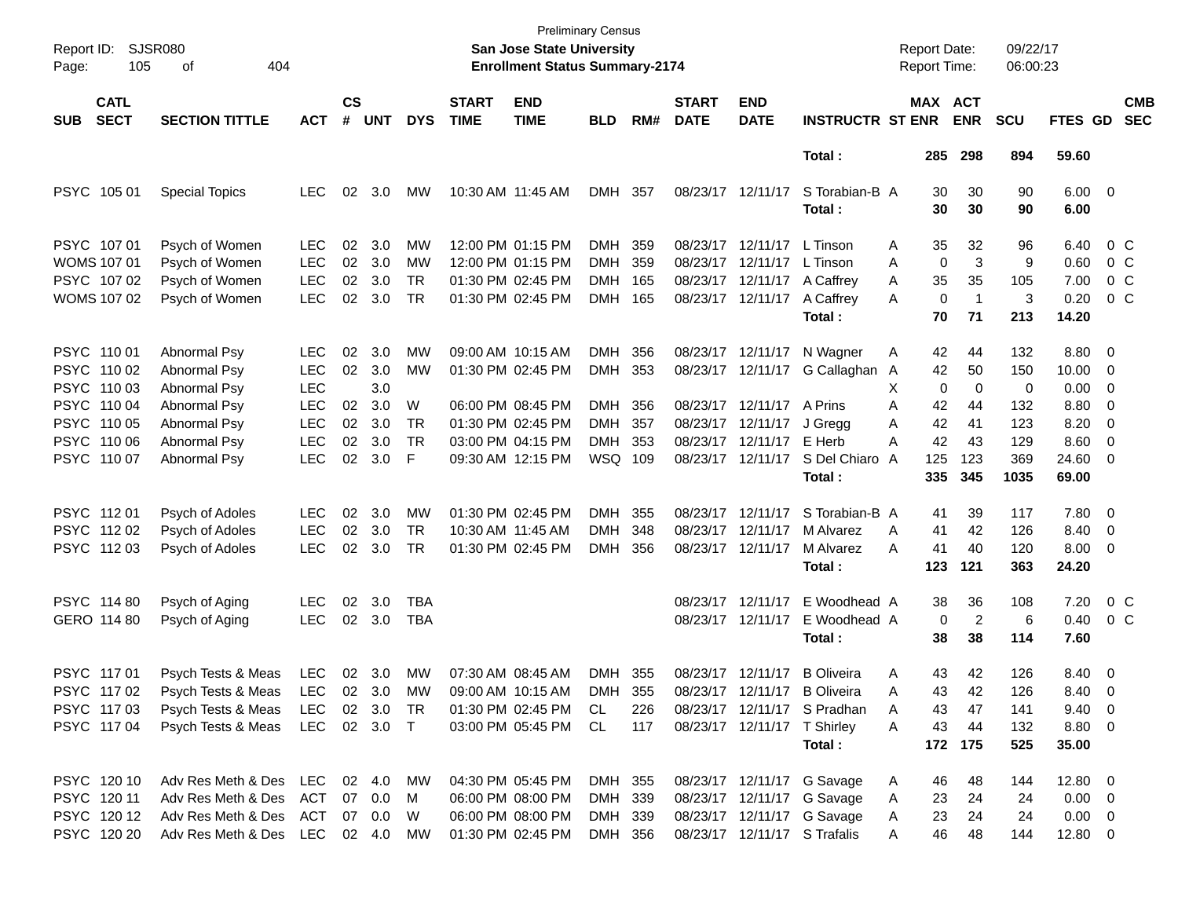Preliminary Census

**San Jose State University**

**Enrollment Status Summary-2174**

Report ID: SJSR080

Report Date: 09/22/17

Report Time: 06:00:23

| SUB | CATL SECT | SECTION TITTLE | ACT | CS # | UNT | DYS | START TIME | END TIME | BLD | RM# | START DATE | END DATE | INSTRUCTR | ST | MAX ENR | ACT ENR | SCU | FTES | GD | CMB SEC |
|---|---|---|---|---|---|---|---|---|---|---|---|---|---|---|---|---|---|---|---|---|
| | | | | | | | | | | | | | Total : | | 285 | 298 | 894 | 59.60 | | |
| PSYC | 105 01 | Special Topics | LEC | 02 | 3.0 | MW | 10:30 AM | 11:45 AM | DMH | 357 | 08/23/17 | 12/11/17 | S Torabian-B | A | 30 | 30 | 90 | 6.00 | 0 | |
| | | | | | | | | | | | | | Total : | | 30 | 30 | 90 | 6.00 | | |
| PSYC | 107 01 | Psych of Women | LEC | 02 | 3.0 | MW | 12:00 PM | 01:15 PM | DMH | 359 | 08/23/17 | 12/11/17 | L Tinson | A | 35 | 32 | 96 | 6.40 | 0 | C |
| WOMS | 107 01 | Psych of Women | LEC | 02 | 3.0 | MW | 12:00 PM | 01:15 PM | DMH | 359 | 08/23/17 | 12/11/17 | L Tinson | A | 0 | 3 | 9 | 0.60 | 0 | C |
| PSYC | 107 02 | Psych of Women | LEC | 02 | 3.0 | TR | 01:30 PM | 02:45 PM | DMH | 165 | 08/23/17 | 12/11/17 | A Caffrey | A | 35 | 35 | 105 | 7.00 | 0 | C |
| WOMS | 107 02 | Psych of Women | LEC | 02 | 3.0 | TR | 01:30 PM | 02:45 PM | DMH | 165 | 08/23/17 | 12/11/17 | A Caffrey | A | 0 | 1 | 3 | 0.20 | 0 | C |
| | | | | | | | | | | | | | Total : | | 70 | 71 | 213 | 14.20 | | |
| PSYC | 110 01 | Abnormal Psy | LEC | 02 | 3.0 | MW | 09:00 AM | 10:15 AM | DMH | 356 | 08/23/17 | 12/11/17 | N Wagner | A | 42 | 44 | 132 | 8.80 | 0 | |
| PSYC | 110 02 | Abnormal Psy | LEC | 02 | 3.0 | MW | 01:30 PM | 02:45 PM | DMH | 353 | 08/23/17 | 12/11/17 | G Callaghan | A | 42 | 50 | 150 | 10.00 | 0 | |
| PSYC | 110 03 | Abnormal Psy | LEC | | 3.0 | | | | | | | | | X | 0 | 0 | 0 | 0.00 | 0 | |
| PSYC | 110 04 | Abnormal Psy | LEC | 02 | 3.0 | W | 06:00 PM | 08:45 PM | DMH | 356 | 08/23/17 | 12/11/17 | A Prins | A | 42 | 44 | 132 | 8.80 | 0 | |
| PSYC | 110 05 | Abnormal Psy | LEC | 02 | 3.0 | TR | 01:30 PM | 02:45 PM | DMH | 357 | 08/23/17 | 12/11/17 | J Gregg | A | 42 | 41 | 123 | 8.20 | 0 | |
| PSYC | 110 06 | Abnormal Psy | LEC | 02 | 3.0 | TR | 03:00 PM | 04:15 PM | DMH | 353 | 08/23/17 | 12/11/17 | E Herb | A | 42 | 43 | 129 | 8.60 | 0 | |
| PSYC | 110 07 | Abnormal Psy | LEC | 02 | 3.0 | F | 09:30 AM | 12:15 PM | WSQ | 109 | 08/23/17 | 12/11/17 | S Del Chiaro | A | 125 | 123 | 369 | 24.60 | 0 | |
| | | | | | | | | | | | | | Total : | | 335 | 345 | 1035 | 69.00 | | |
| PSYC | 112 01 | Psych of Adoles | LEC | 02 | 3.0 | MW | 01:30 PM | 02:45 PM | DMH | 355 | 08/23/17 | 12/11/17 | S Torabian-B | A | 41 | 39 | 117 | 7.80 | 0 | |
| PSYC | 112 02 | Psych of Adoles | LEC | 02 | 3.0 | TR | 10:30 AM | 11:45 AM | DMH | 348 | 08/23/17 | 12/11/17 | M Alvarez | A | 41 | 42 | 126 | 8.40 | 0 | |
| PSYC | 112 03 | Psych of Adoles | LEC | 02 | 3.0 | TR | 01:30 PM | 02:45 PM | DMH | 356 | 08/23/17 | 12/11/17 | M Alvarez | A | 41 | 40 | 120 | 8.00 | 0 | |
| | | | | | | | | | | | | | Total : | | 123 | 121 | 363 | 24.20 | | |
| PSYC | 114 80 | Psych of Aging | LEC | 02 | 3.0 | TBA | | | | | 08/23/17 | 12/11/17 | E Woodhead | A | 38 | 36 | 108 | 7.20 | 0 | C |
| GERO | 114 80 | Psych of Aging | LEC | 02 | 3.0 | TBA | | | | | 08/23/17 | 12/11/17 | E Woodhead | A | 0 | 2 | 6 | 0.40 | 0 | C |
| | | | | | | | | | | | | | Total : | | 38 | 38 | 114 | 7.60 | | |
| PSYC | 117 01 | Psych Tests & Meas | LEC | 02 | 3.0 | MW | 07:30 AM | 08:45 AM | DMH | 355 | 08/23/17 | 12/11/17 | B Oliveira | A | 43 | 42 | 126 | 8.40 | 0 | |
| PSYC | 117 02 | Psych Tests & Meas | LEC | 02 | 3.0 | MW | 09:00 AM | 10:15 AM | DMH | 355 | 08/23/17 | 12/11/17 | B Oliveira | A | 43 | 42 | 126 | 8.40 | 0 | |
| PSYC | 117 03 | Psych Tests & Meas | LEC | 02 | 3.0 | TR | 01:30 PM | 02:45 PM | CL | 226 | 08/23/17 | 12/11/17 | S Pradhan | A | 43 | 47 | 141 | 9.40 | 0 | |
| PSYC | 117 04 | Psych Tests & Meas | LEC | 02 | 3.0 | T | 03:00 PM | 05:45 PM | CL | 117 | 08/23/17 | 12/11/17 | T Shirley | A | 43 | 44 | 132 | 8.80 | 0 | |
| | | | | | | | | | | | | | Total : | | 172 | 175 | 525 | 35.00 | | |
| PSYC | 120 10 | Adv Res Meth & Des | LEC | 02 | 4.0 | MW | 04:30 PM | 05:45 PM | DMH | 355 | 08/23/17 | 12/11/17 | G Savage | A | 46 | 48 | 144 | 12.80 | 0 | |
| PSYC | 120 11 | Adv Res Meth & Des | ACT | 07 | 0.0 | M | 06:00 PM | 08:00 PM | DMH | 339 | 08/23/17 | 12/11/17 | G Savage | A | 23 | 24 | 24 | 0.00 | 0 | |
| PSYC | 120 12 | Adv Res Meth & Des | ACT | 07 | 0.0 | W | 06:00 PM | 08:00 PM | DMH | 339 | 08/23/17 | 12/11/17 | G Savage | A | 23 | 24 | 24 | 0.00 | 0 | |
| PSYC | 120 20 | Adv Res Meth & Des | LEC | 02 | 4.0 | MW | 01:30 PM | 02:45 PM | DMH | 356 | 08/23/17 | 12/11/17 | S Trafalis | A | 46 | 48 | 144 | 12.80 | 0 | |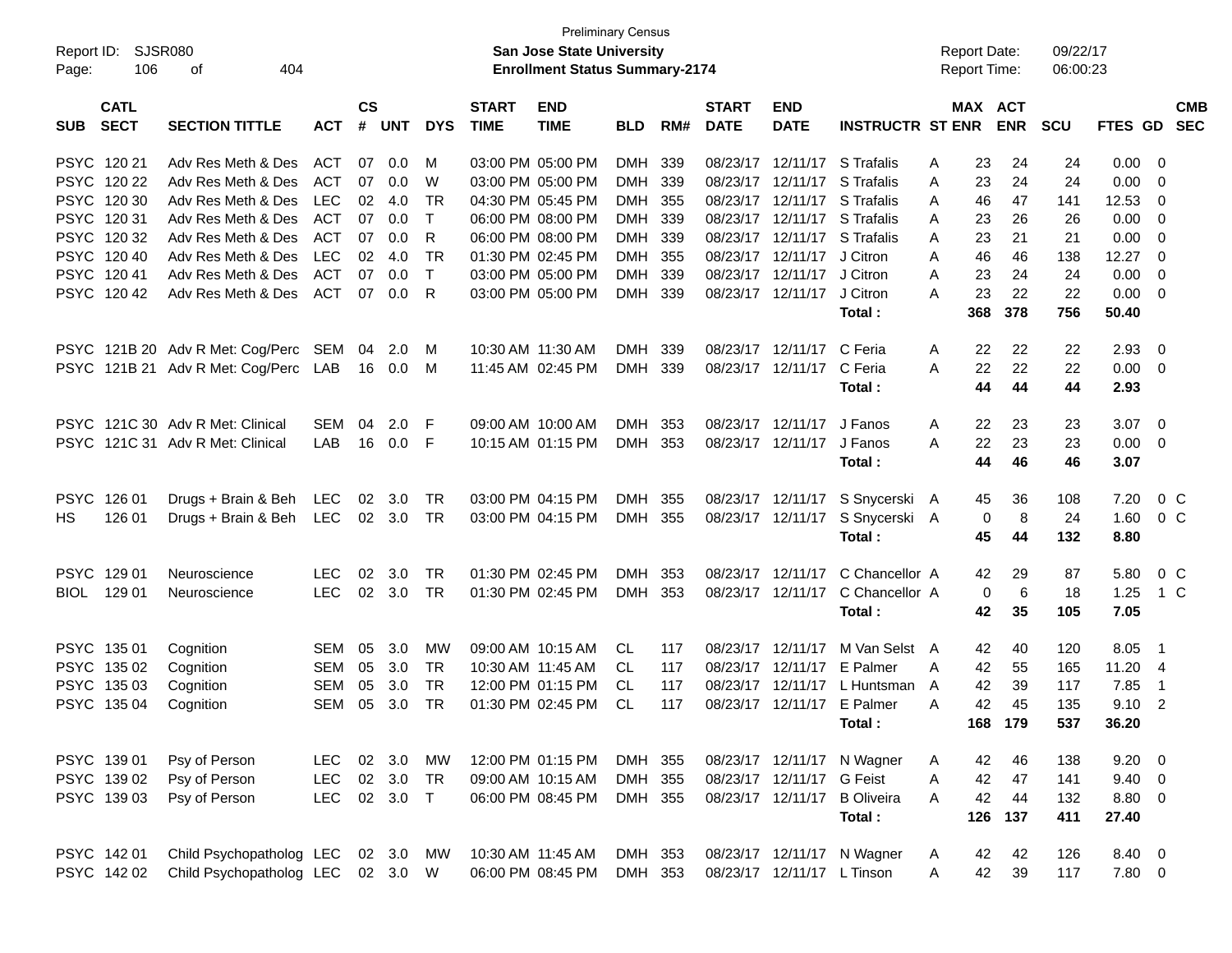Preliminary Census

Report ID: SJSR080
**San Jose State University**
**Enrollment Status Summary-2174**

Report Date: 09/22/17
Report Time: 06:00:23

| SUB | CATL SECT | SECTION TITTLE | ACT | CS # | UNT | DYS | START TIME | END TIME | BLD | RM# | START DATE | END DATE | INSTRUCTR | ST | MAX ENR | ACT ENR | SCU | FTES | GD | CMB SEC |
|---|---|---|---|---|---|---|---|---|---|---|---|---|---|---|---|---|---|---|---|---|
| PSYC | 120 21 | Adv Res Meth & Des | ACT | 07 | 0.0 | M | 03:00 PM | 05:00 PM | DMH | 339 | 08/23/17 | 12/11/17 | S Trafalis | A | 23 | 24 | 24 | 0.00 | 0 | |
| PSYC | 120 22 | Adv Res Meth & Des | ACT | 07 | 0.0 | W | 03:00 PM | 05:00 PM | DMH | 339 | 08/23/17 | 12/11/17 | S Trafalis | A | 23 | 24 | 24 | 0.00 | 0 | |
| PSYC | 120 30 | Adv Res Meth & Des | LEC | 02 | 4.0 | TR | 04:30 PM | 05:45 PM | DMH | 355 | 08/23/17 | 12/11/17 | S Trafalis | A | 46 | 47 | 141 | 12.53 | 0 | |
| PSYC | 120 31 | Adv Res Meth & Des | ACT | 07 | 0.0 | T | 06:00 PM | 08:00 PM | DMH | 339 | 08/23/17 | 12/11/17 | S Trafalis | A | 23 | 26 | 26 | 0.00 | 0 | |
| PSYC | 120 32 | Adv Res Meth & Des | ACT | 07 | 0.0 | R | 06:00 PM | 08:00 PM | DMH | 339 | 08/23/17 | 12/11/17 | S Trafalis | A | 23 | 21 | 21 | 0.00 | 0 | |
| PSYC | 120 40 | Adv Res Meth & Des | LEC | 02 | 4.0 | TR | 01:30 PM | 02:45 PM | DMH | 355 | 08/23/17 | 12/11/17 | J Citron | A | 46 | 46 | 138 | 12.27 | 0 | |
| PSYC | 120 41 | Adv Res Meth & Des | ACT | 07 | 0.0 | T | 03:00 PM | 05:00 PM | DMH | 339 | 08/23/17 | 12/11/17 | J Citron | A | 23 | 24 | 24 | 0.00 | 0 | |
| PSYC | 120 42 | Adv Res Meth & Des | ACT | 07 | 0.0 | R | 03:00 PM | 05:00 PM | DMH | 339 | 08/23/17 | 12/11/17 | J Citron | A | 23 | 22 | 22 | 0.00 | 0 | |
| | | | | | | | | | | | | | **Total :** | | **368** | **378** | **756** | **50.40** | | |
| PSYC | 121B 20 | Adv R Met: Cog/Perc | SEM | 04 | 2.0 | M | 10:30 AM | 11:30 AM | DMH | 339 | 08/23/17 | 12/11/17 | C Feria | A | 22 | 22 | 22 | 2.93 | 0 | |
| PSYC | 121B 21 | Adv R Met: Cog/Perc | LAB | 16 | 0.0 | M | 11:45 AM | 02:45 PM | DMH | 339 | 08/23/17 | 12/11/17 | C Feria | A | 22 | 22 | 22 | 0.00 | 0 | |
| | | | | | | | | | | | | | **Total :** | | **44** | **44** | **44** | **2.93** | | |
| PSYC | 121C 30 | Adv R Met: Clinical | SEM | 04 | 2.0 | F | 09:00 AM | 10:00 AM | DMH | 353 | 08/23/17 | 12/11/17 | J Fanos | A | 22 | 23 | 23 | 3.07 | 0 | |
| PSYC | 121C 31 | Adv R Met: Clinical | LAB | 16 | 0.0 | F | 10:15 AM | 01:15 PM | DMH | 353 | 08/23/17 | 12/11/17 | J Fanos | A | 22 | 23 | 23 | 0.00 | 0 | |
| | | | | | | | | | | | | | **Total :** | | **44** | **46** | **46** | **3.07** | | |
| PSYC | 126 01 | Drugs + Brain & Beh | LEC | 02 | 3.0 | TR | 03:00 PM | 04:15 PM | DMH | 355 | 08/23/17 | 12/11/17 | S Snycerski | A | 45 | 36 | 108 | 7.20 | 0 | C |
| HS | 126 01 | Drugs + Brain & Beh | LEC | 02 | 3.0 | TR | 03:00 PM | 04:15 PM | DMH | 355 | 08/23/17 | 12/11/17 | S Snycerski | A | 0 | 8 | 24 | 1.60 | 0 | C |
| | | | | | | | | | | | | | **Total :** | | **45** | **44** | **132** | **8.80** | | |
| PSYC | 129 01 | Neuroscience | LEC | 02 | 3.0 | TR | 01:30 PM | 02:45 PM | DMH | 353 | 08/23/17 | 12/11/17 | C Chancellor | A | 42 | 29 | 87 | 5.80 | 0 | C |
| BIOL | 129 01 | Neuroscience | LEC | 02 | 3.0 | TR | 01:30 PM | 02:45 PM | DMH | 353 | 08/23/17 | 12/11/17 | C Chancellor | A | 0 | 6 | 18 | 1.25 | 1 | C |
| | | | | | | | | | | | | | **Total :** | | **42** | **35** | **105** | **7.05** | | |
| PSYC | 135 01 | Cognition | SEM | 05 | 3.0 | MW | 09:00 AM | 10:15 AM | CL | 117 | 08/23/17 | 12/11/17 | M Van Selst | A | 42 | 40 | 120 | 8.05 | 1 | |
| PSYC | 135 02 | Cognition | SEM | 05 | 3.0 | TR | 10:30 AM | 11:45 AM | CL | 117 | 08/23/17 | 12/11/17 | E Palmer | A | 42 | 55 | 165 | 11.20 | 4 | |
| PSYC | 135 03 | Cognition | SEM | 05 | 3.0 | TR | 12:00 PM | 01:15 PM | CL | 117 | 08/23/17 | 12/11/17 | L Huntsman | A | 42 | 39 | 117 | 7.85 | 1 | |
| PSYC | 135 04 | Cognition | SEM | 05 | 3.0 | TR | 01:30 PM | 02:45 PM | CL | 117 | 08/23/17 | 12/11/17 | E Palmer | A | 42 | 45 | 135 | 9.10 | 2 | |
| | | | | | | | | | | | | | **Total :** | | **168** | **179** | **537** | **36.20** | | |
| PSYC | 139 01 | Psy of Person | LEC | 02 | 3.0 | MW | 12:00 PM | 01:15 PM | DMH | 355 | 08/23/17 | 12/11/17 | N Wagner | A | 42 | 46 | 138 | 9.20 | 0 | |
| PSYC | 139 02 | Psy of Person | LEC | 02 | 3.0 | TR | 09:00 AM | 10:15 AM | DMH | 355 | 08/23/17 | 12/11/17 | G Feist | A | 42 | 47 | 141 | 9.40 | 0 | |
| PSYC | 139 03 | Psy of Person | LEC | 02 | 3.0 | T | 06:00 PM | 08:45 PM | DMH | 355 | 08/23/17 | 12/11/17 | B Oliveira | A | 42 | 44 | 132 | 8.80 | 0 | |
| | | | | | | | | | | | | | **Total :** | | **126** | **137** | **411** | **27.40** | | |
| PSYC | 142 01 | Child Psychopatholog | LEC | 02 | 3.0 | MW | 10:30 AM | 11:45 AM | DMH | 353 | 08/23/17 | 12/11/17 | N Wagner | A | 42 | 42 | 126 | 8.40 | 0 | |
| PSYC | 142 02 | Child Psychopatholog | LEC | 02 | 3.0 | W | 06:00 PM | 08:45 PM | DMH | 353 | 08/23/17 | 12/11/17 | L Tinson | A | 42 | 39 | 117 | 7.80 | 0 | |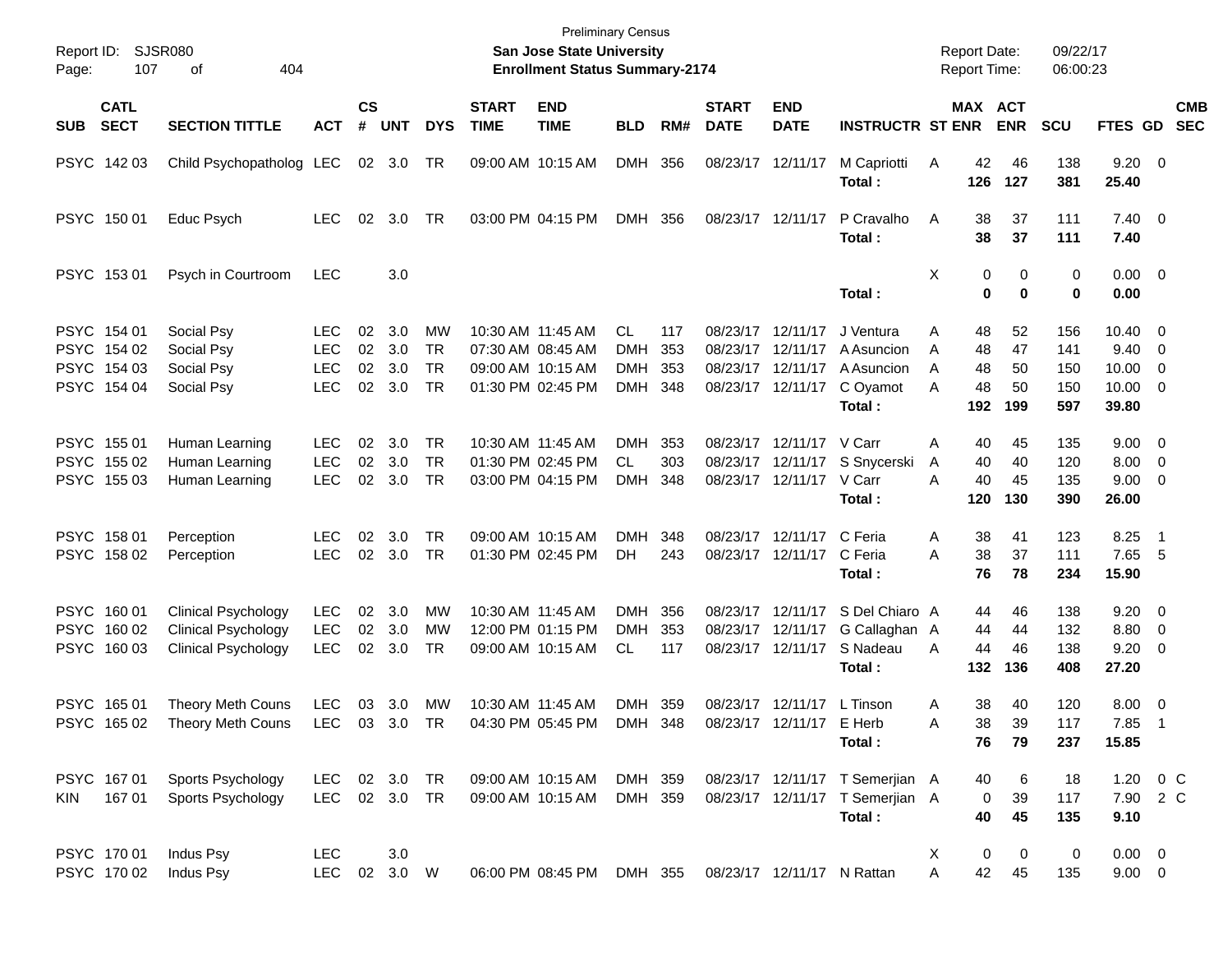Preliminary Census

Report ID: SJSR080 — **San Jose State University** — Report Date: 09/22/17

**Enrollment Status Summary-2174** — Report Time: 06:00:23

| SUB | CATL SECT | SECTION TITTLE | ACT | CS # | UNT | DYS | START TIME | END TIME | BLD | RM# | START DATE | END DATE | INSTRUCTR | ST | MAX ENR | ACT ENR | SCU | FTES | GD | CMB SEC |
|---|---|---|---|---|---|---|---|---|---|---|---|---|---|---|---|---|---|---|---|---|
| PSYC | 142 03 | Child Psychopatholog | LEC | 02 | 3.0 | TR | 09:00 AM | 10:15 AM | DMH | 356 | 08/23/17 | 12/11/17 | M Capriotti | A | 42 | 46 | 138 | 9.20 | 0 | |
| | | | | | | | | | | | | | **Total :** | | **126** | **127** | **381** | **25.40** | | |
| PSYC | 150 01 | Educ Psych | LEC | 02 | 3.0 | TR | 03:00 PM | 04:15 PM | DMH | 356 | 08/23/17 | 12/11/17 | P Cravalho | A | 38 | 37 | 111 | 7.40 | 0 | |
| | | | | | | | | | | | | | **Total :** | | **38** | **37** | **111** | **7.40** | | |
| PSYC | 153 01 | Psych in Courtroom | LEC | | 3.0 | | | | | | | | | X | 0 | 0 | 0 | 0.00 | 0 | |
| | | | | | | | | | | | | | **Total :** | | **0** | **0** | **0** | **0.00** | | |
| PSYC | 154 01 | Social Psy | LEC | 02 | 3.0 | MW | 10:30 AM | 11:45 AM | CL | 117 | 08/23/17 | 12/11/17 | J Ventura | A | 48 | 52 | 156 | 10.40 | 0 | |
| PSYC | 154 02 | Social Psy | LEC | 02 | 3.0 | TR | 07:30 AM | 08:45 AM | DMH | 353 | 08/23/17 | 12/11/17 | A Asuncion | A | 48 | 47 | 141 | 9.40 | 0 | |
| PSYC | 154 03 | Social Psy | LEC | 02 | 3.0 | TR | 09:00 AM | 10:15 AM | DMH | 353 | 08/23/17 | 12/11/17 | A Asuncion | A | 48 | 50 | 150 | 10.00 | 0 | |
| PSYC | 154 04 | Social Psy | LEC | 02 | 3.0 | TR | 01:30 PM | 02:45 PM | DMH | 348 | 08/23/17 | 12/11/17 | C Oyamot | A | 48 | 50 | 150 | 10.00 | 0 | |
| | | | | | | | | | | | | | **Total :** | | **192** | **199** | **597** | **39.80** | | |
| PSYC | 155 01 | Human Learning | LEC | 02 | 3.0 | TR | 10:30 AM | 11:45 AM | DMH | 353 | 08/23/17 | 12/11/17 | V Carr | A | 40 | 45 | 135 | 9.00 | 0 | |
| PSYC | 155 02 | Human Learning | LEC | 02 | 3.0 | TR | 01:30 PM | 02:45 PM | CL | 303 | 08/23/17 | 12/11/17 | S Snycerski | A | 40 | 40 | 120 | 8.00 | 0 | |
| PSYC | 155 03 | Human Learning | LEC | 02 | 3.0 | TR | 03:00 PM | 04:15 PM | DMH | 348 | 08/23/17 | 12/11/17 | V Carr | A | 40 | 45 | 135 | 9.00 | 0 | |
| | | | | | | | | | | | | | **Total :** | | **120** | **130** | **390** | **26.00** | | |
| PSYC | 158 01 | Perception | LEC | 02 | 3.0 | TR | 09:00 AM | 10:15 AM | DMH | 348 | 08/23/17 | 12/11/17 | C Feria | A | 38 | 41 | 123 | 8.25 | 1 | |
| PSYC | 158 02 | Perception | LEC | 02 | 3.0 | TR | 01:30 PM | 02:45 PM | DH | 243 | 08/23/17 | 12/11/17 | C Feria | A | 38 | 37 | 111 | 7.65 | 5 | |
| | | | | | | | | | | | | | **Total :** | | **76** | **78** | **234** | **15.90** | | |
| PSYC | 160 01 | Clinical Psychology | LEC | 02 | 3.0 | MW | 10:30 AM | 11:45 AM | DMH | 356 | 08/23/17 | 12/11/17 | S Del Chiaro | A | 44 | 46 | 138 | 9.20 | 0 | |
| PSYC | 160 02 | Clinical Psychology | LEC | 02 | 3.0 | MW | 12:00 PM | 01:15 PM | DMH | 353 | 08/23/17 | 12/11/17 | G Callaghan | A | 44 | 44 | 132 | 8.80 | 0 | |
| PSYC | 160 03 | Clinical Psychology | LEC | 02 | 3.0 | TR | 09:00 AM | 10:15 AM | CL | 117 | 08/23/17 | 12/11/17 | S Nadeau | A | 44 | 46 | 138 | 9.20 | 0 | |
| | | | | | | | | | | | | | **Total :** | | **132** | **136** | **408** | **27.20** | | |
| PSYC | 165 01 | Theory Meth Couns | LEC | 03 | 3.0 | MW | 10:30 AM | 11:45 AM | DMH | 359 | 08/23/17 | 12/11/17 | L Tinson | A | 38 | 40 | 120 | 8.00 | 0 | |
| PSYC | 165 02 | Theory Meth Couns | LEC | 03 | 3.0 | TR | 04:30 PM | 05:45 PM | DMH | 348 | 08/23/17 | 12/11/17 | E Herb | A | 38 | 39 | 117 | 7.85 | 1 | |
| | | | | | | | | | | | | | **Total :** | | **76** | **79** | **237** | **15.85** | | |
| PSYC | 167 01 | Sports Psychology | LEC | 02 | 3.0 | TR | 09:00 AM | 10:15 AM | DMH | 359 | 08/23/17 | 12/11/17 | T Semerjian | A | 40 | 6 | 18 | 1.20 | 0 | C |
| KIN | 167 01 | Sports Psychology | LEC | 02 | 3.0 | TR | 09:00 AM | 10:15 AM | DMH | 359 | 08/23/17 | 12/11/17 | T Semerjian | A | 0 | 39 | 117 | 7.90 | 2 | C |
| | | | | | | | | | | | | | **Total :** | | **40** | **45** | **135** | **9.10** | | |
| PSYC | 170 01 | Indus Psy | LEC | | 3.0 | | | | | | | | | X | 0 | 0 | 0 | 0.00 | 0 | |
| PSYC | 170 02 | Indus Psy | LEC | 02 | 3.0 | W | 06:00 PM | 08:45 PM | DMH | 355 | 08/23/17 | 12/11/17 | N Rattan | A | 42 | 45 | 135 | 9.00 | 0 | |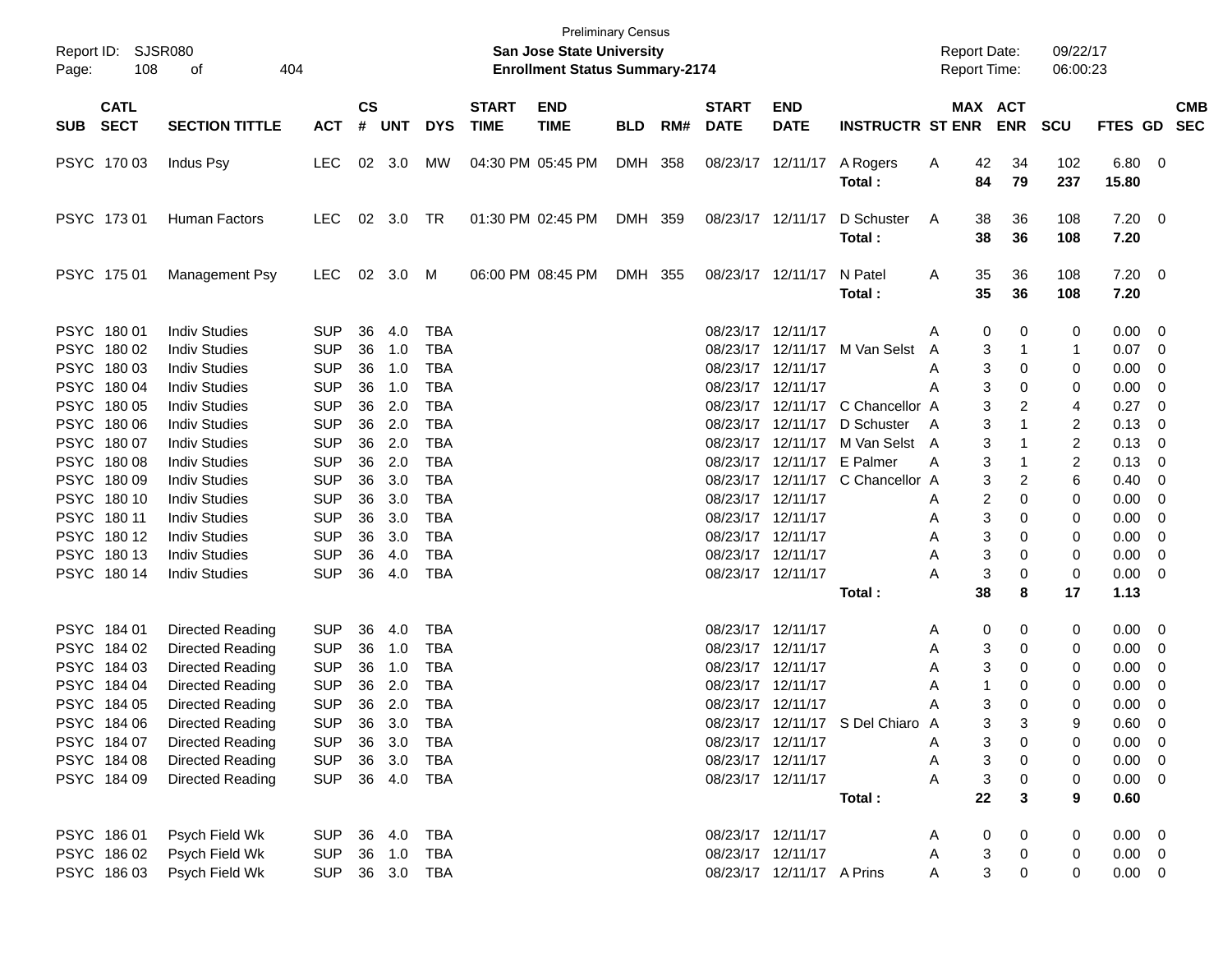Preliminary Census

Report ID: SJSR080 — **San Jose State University** — Report Date: 09/22/17

**Enrollment Status Summary-2174** — Report Time: 06:00:23

| SUB | CATL SECT | SECTION TITTLE | ACT | CS # | UNT | DYS | START TIME | END TIME | BLD | RM# | START DATE | END DATE | INSTRUCTR | ST | MAX ENR | ACT ENR | SCU | FTES | GD | CMB SEC |
|---|---|---|---|---|---|---|---|---|---|---|---|---|---|---|---|---|---|---|---|---|
| PSYC | 170 03 | Indus Psy | LEC | 02 | 3.0 | MW | 04:30 PM | 05:45 PM | DMH | 358 | 08/23/17 | 12/11/17 | A Rogers | A | 42 | 34 | 102 | 6.80 | 0 | |
| | | | | | | | | | | | | | **Total :** | | **84** | **79** | **237** | **15.80** | | |
| PSYC | 173 01 | Human Factors | LEC | 02 | 3.0 | TR | 01:30 PM | 02:45 PM | DMH | 359 | 08/23/17 | 12/11/17 | D Schuster | A | 38 | 36 | 108 | 7.20 | 0 | |
| | | | | | | | | | | | | | **Total :** | | **38** | **36** | **108** | **7.20** | | |
| PSYC | 175 01 | Management Psy | LEC | 02 | 3.0 | M | 06:00 PM | 08:45 PM | DMH | 355 | 08/23/17 | 12/11/17 | N Patel | A | 35 | 36 | 108 | 7.20 | 0 | |
| | | | | | | | | | | | | | **Total :** | | **35** | **36** | **108** | **7.20** | | |
| PSYC | 180 01 | Indiv Studies | SUP | 36 | 4.0 | TBA | | | | | 08/23/17 | 12/11/17 | | A | 0 | 0 | 0 | 0.00 | 0 | |
| PSYC | 180 02 | Indiv Studies | SUP | 36 | 1.0 | TBA | | | | | 08/23/17 | 12/11/17 | M Van Selst | A | 3 | 1 | 1 | 0.07 | 0 | |
| PSYC | 180 03 | Indiv Studies | SUP | 36 | 1.0 | TBA | | | | | 08/23/17 | 12/11/17 | | A | 3 | 0 | 0 | 0.00 | 0 | |
| PSYC | 180 04 | Indiv Studies | SUP | 36 | 1.0 | TBA | | | | | 08/23/17 | 12/11/17 | | A | 3 | 0 | 0 | 0.00 | 0 | |
| PSYC | 180 05 | Indiv Studies | SUP | 36 | 2.0 | TBA | | | | | 08/23/17 | 12/11/17 | C Chancellor | A | 3 | 2 | 4 | 0.27 | 0 | |
| PSYC | 180 06 | Indiv Studies | SUP | 36 | 2.0 | TBA | | | | | 08/23/17 | 12/11/17 | D Schuster | A | 3 | 1 | 2 | 0.13 | 0 | |
| PSYC | 180 07 | Indiv Studies | SUP | 36 | 2.0 | TBA | | | | | 08/23/17 | 12/11/17 | M Van Selst | A | 3 | 1 | 2 | 0.13 | 0 | |
| PSYC | 180 08 | Indiv Studies | SUP | 36 | 2.0 | TBA | | | | | 08/23/17 | 12/11/17 | E Palmer | A | 3 | 1 | 2 | 0.13 | 0 | |
| PSYC | 180 09 | Indiv Studies | SUP | 36 | 3.0 | TBA | | | | | 08/23/17 | 12/11/17 | C Chancellor | A | 3 | 2 | 6 | 0.40 | 0 | |
| PSYC | 180 10 | Indiv Studies | SUP | 36 | 3.0 | TBA | | | | | 08/23/17 | 12/11/17 | | A | 2 | 0 | 0 | 0.00 | 0 | |
| PSYC | 180 11 | Indiv Studies | SUP | 36 | 3.0 | TBA | | | | | 08/23/17 | 12/11/17 | | A | 3 | 0 | 0 | 0.00 | 0 | |
| PSYC | 180 12 | Indiv Studies | SUP | 36 | 3.0 | TBA | | | | | 08/23/17 | 12/11/17 | | A | 3 | 0 | 0 | 0.00 | 0 | |
| PSYC | 180 13 | Indiv Studies | SUP | 36 | 4.0 | TBA | | | | | 08/23/17 | 12/11/17 | | A | 3 | 0 | 0 | 0.00 | 0 | |
| PSYC | 180 14 | Indiv Studies | SUP | 36 | 4.0 | TBA | | | | | 08/23/17 | 12/11/17 | | A | 3 | 0 | 0 | 0.00 | 0 | |
| | | | | | | | | | | | | | **Total :** | | **38** | **8** | **17** | **1.13** | | |
| PSYC | 184 01 | Directed Reading | SUP | 36 | 4.0 | TBA | | | | | 08/23/17 | 12/11/17 | | A | 0 | 0 | 0 | 0.00 | 0 | |
| PSYC | 184 02 | Directed Reading | SUP | 36 | 1.0 | TBA | | | | | 08/23/17 | 12/11/17 | | A | 3 | 0 | 0 | 0.00 | 0 | |
| PSYC | 184 03 | Directed Reading | SUP | 36 | 1.0 | TBA | | | | | 08/23/17 | 12/11/17 | | A | 3 | 0 | 0 | 0.00 | 0 | |
| PSYC | 184 04 | Directed Reading | SUP | 36 | 2.0 | TBA | | | | | 08/23/17 | 12/11/17 | | A | 1 | 0 | 0 | 0.00 | 0 | |
| PSYC | 184 05 | Directed Reading | SUP | 36 | 2.0 | TBA | | | | | 08/23/17 | 12/11/17 | | A | 3 | 0 | 0 | 0.00 | 0 | |
| PSYC | 184 06 | Directed Reading | SUP | 36 | 3.0 | TBA | | | | | 08/23/17 | 12/11/17 | S Del Chiaro | A | 3 | 3 | 9 | 0.60 | 0 | |
| PSYC | 184 07 | Directed Reading | SUP | 36 | 3.0 | TBA | | | | | 08/23/17 | 12/11/17 | | A | 3 | 0 | 0 | 0.00 | 0 | |
| PSYC | 184 08 | Directed Reading | SUP | 36 | 3.0 | TBA | | | | | 08/23/17 | 12/11/17 | | A | 3 | 0 | 0 | 0.00 | 0 | |
| PSYC | 184 09 | Directed Reading | SUP | 36 | 4.0 | TBA | | | | | 08/23/17 | 12/11/17 | | A | 3 | 0 | 0 | 0.00 | 0 | |
| | | | | | | | | | | | | | **Total :** | | **22** | **3** | **9** | **0.60** | | |
| PSYC | 186 01 | Psych Field Wk | SUP | 36 | 4.0 | TBA | | | | | 08/23/17 | 12/11/17 | | A | 0 | 0 | 0 | 0.00 | 0 | |
| PSYC | 186 02 | Psych Field Wk | SUP | 36 | 1.0 | TBA | | | | | 08/23/17 | 12/11/17 | | A | 3 | 0 | 0 | 0.00 | 0 | |
| PSYC | 186 03 | Psych Field Wk | SUP | 36 | 3.0 | TBA | | | | | 08/23/17 | 12/11/17 | A Prins | A | 3 | 0 | 0 | 0.00 | 0 | |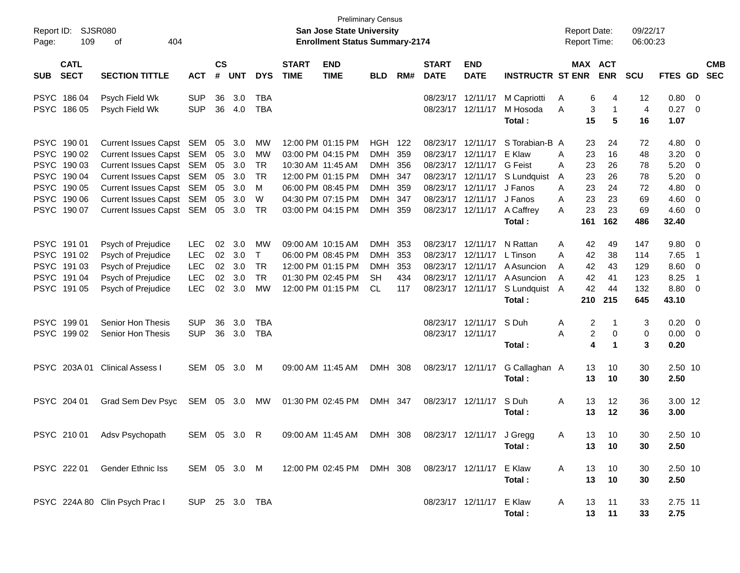Preliminary Census

**San Jose State University**

**Enrollment Status Summary-2174**

Report ID: SJSR080
Report Date: 09/22/17
Report Time: 06:00:23

| SUB | CATL SECT | SECTION TITTLE | ACT | CS # | UNT | DYS | START TIME | END TIME | BLD | RM# | START DATE | END DATE | INSTRUCTR | ST | MAX ENR | ACT ENR | SCU | FTES | GD | CMB SEC |
|---|---|---|---|---|---|---|---|---|---|---|---|---|---|---|---|---|---|---|---|---|
| PSYC | 186 04 | Psych Field Wk | SUP | 36 | 3.0 | TBA | | | | | 08/23/17 | 12/11/17 | M Capriotti | A | 6 | 4 | 12 | 0.80 | 0 | |
| PSYC | 186 05 | Psych Field Wk | SUP | 36 | 4.0 | TBA | | | | | 08/23/17 | 12/11/17 | M Hosoda | A | 3 | 1 | 4 | 0.27 | 0 | |
| | | | | | | | | | | | | | **Total :** | | **15** | **5** | **16** | **1.07** | | |
| PSYC | 190 01 | Current Issues Capst | SEM | 05 | 3.0 | MW | 12:00 PM | 01:15 PM | HGH | 122 | 08/23/17 | 12/11/17 | S Torabian-B | A | 23 | 24 | 72 | 4.80 | 0 | |
| PSYC | 190 02 | Current Issues Capst | SEM | 05 | 3.0 | MW | 03:00 PM | 04:15 PM | DMH | 359 | 08/23/17 | 12/11/17 | E Klaw | A | 23 | 16 | 48 | 3.20 | 0 | |
| PSYC | 190 03 | Current Issues Capst | SEM | 05 | 3.0 | TR | 10:30 AM | 11:45 AM | DMH | 356 | 08/23/17 | 12/11/17 | G Feist | A | 23 | 26 | 78 | 5.20 | 0 | |
| PSYC | 190 04 | Current Issues Capst | SEM | 05 | 3.0 | TR | 12:00 PM | 01:15 PM | DMH | 347 | 08/23/17 | 12/11/17 | S Lundquist | A | 23 | 26 | 78 | 5.20 | 0 | |
| PSYC | 190 05 | Current Issues Capst | SEM | 05 | 3.0 | M | 06:00 PM | 08:45 PM | DMH | 359 | 08/23/17 | 12/11/17 | J Fanos | A | 23 | 24 | 72 | 4.80 | 0 | |
| PSYC | 190 06 | Current Issues Capst | SEM | 05 | 3.0 | W | 04:30 PM | 07:15 PM | DMH | 347 | 08/23/17 | 12/11/17 | J Fanos | A | 23 | 23 | 69 | 4.60 | 0 | |
| PSYC | 190 07 | Current Issues Capst | SEM | 05 | 3.0 | TR | 03:00 PM | 04:15 PM | DMH | 359 | 08/23/17 | 12/11/17 | A Caffrey | A | 23 | 23 | 69 | 4.60 | 0 | |
| | | | | | | | | | | | | | **Total :** | | **161** | **162** | **486** | **32.40** | | |
| PSYC | 191 01 | Psych of Prejudice | LEC | 02 | 3.0 | MW | 09:00 AM | 10:15 AM | DMH | 353 | 08/23/17 | 12/11/17 | N Rattan | A | 42 | 49 | 147 | 9.80 | 0 | |
| PSYC | 191 02 | Psych of Prejudice | LEC | 02 | 3.0 | T | 06:00 PM | 08:45 PM | DMH | 353 | 08/23/17 | 12/11/17 | L Tinson | A | 42 | 38 | 114 | 7.65 | 1 | |
| PSYC | 191 03 | Psych of Prejudice | LEC | 02 | 3.0 | TR | 12:00 PM | 01:15 PM | DMH | 353 | 08/23/17 | 12/11/17 | A Asuncion | A | 42 | 43 | 129 | 8.60 | 0 | |
| PSYC | 191 04 | Psych of Prejudice | LEC | 02 | 3.0 | TR | 01:30 PM | 02:45 PM | SH | 434 | 08/23/17 | 12/11/17 | A Asuncion | A | 42 | 41 | 123 | 8.25 | 1 | |
| PSYC | 191 05 | Psych of Prejudice | LEC | 02 | 3.0 | MW | 12:00 PM | 01:15 PM | CL | 117 | 08/23/17 | 12/11/17 | S Lundquist | A | 42 | 44 | 132 | 8.80 | 0 | |
| | | | | | | | | | | | | | **Total :** | | **210** | **215** | **645** | **43.10** | | |
| PSYC | 199 01 | Senior Hon Thesis | SUP | 36 | 3.0 | TBA | | | | | 08/23/17 | 12/11/17 | S Duh | A | 2 | 1 | 3 | 0.20 | 0 | |
| PSYC | 199 02 | Senior Hon Thesis | SUP | 36 | 3.0 | TBA | | | | | 08/23/17 | 12/11/17 | | A | 2 | 0 | 0 | 0.00 | 0 | |
| | | | | | | | | | | | | | **Total :** | | **4** | **1** | **3** | **0.20** | | |
| PSYC | 203A 01 | Clinical Assess I | SEM | 05 | 3.0 | M | 09:00 AM | 11:45 AM | DMH | 308 | 08/23/17 | 12/11/17 | G Callaghan | A | 13 | 10 | 30 | 2.50 | 10 | |
| | | | | | | | | | | | | | **Total :** | | **13** | **10** | **30** | **2.50** | | |
| PSYC | 204 01 | Grad Sem Dev Psyc | SEM | 05 | 3.0 | MW | 01:30 PM | 02:45 PM | DMH | 347 | 08/23/17 | 12/11/17 | S Duh | A | 13 | 12 | 36 | 3.00 | 12 | |
| | | | | | | | | | | | | | **Total :** | | **13** | **12** | **36** | **3.00** | | |
| PSYC | 210 01 | Adsv Psychopath | SEM | 05 | 3.0 | R | 09:00 AM | 11:45 AM | DMH | 308 | 08/23/17 | 12/11/17 | J Gregg | A | 13 | 10 | 30 | 2.50 | 10 | |
| | | | | | | | | | | | | | **Total :** | | **13** | **10** | **30** | **2.50** | | |
| PSYC | 222 01 | Gender Ethnic Iss | SEM | 05 | 3.0 | M | 12:00 PM | 02:45 PM | DMH | 308 | 08/23/17 | 12/11/17 | E Klaw | A | 13 | 10 | 30 | 2.50 | 10 | |
| | | | | | | | | | | | | | **Total :** | | **13** | **10** | **30** | **2.50** | | |
| PSYC | 224A 80 | Clin Psych Prac I | SUP | 25 | 3.0 | TBA | | | | | 08/23/17 | 12/11/17 | E Klaw | A | 13 | 11 | 33 | 2.75 | 11 | |
| | | | | | | | | | | | | | **Total :** | | **13** | **11** | **33** | **2.75** | | |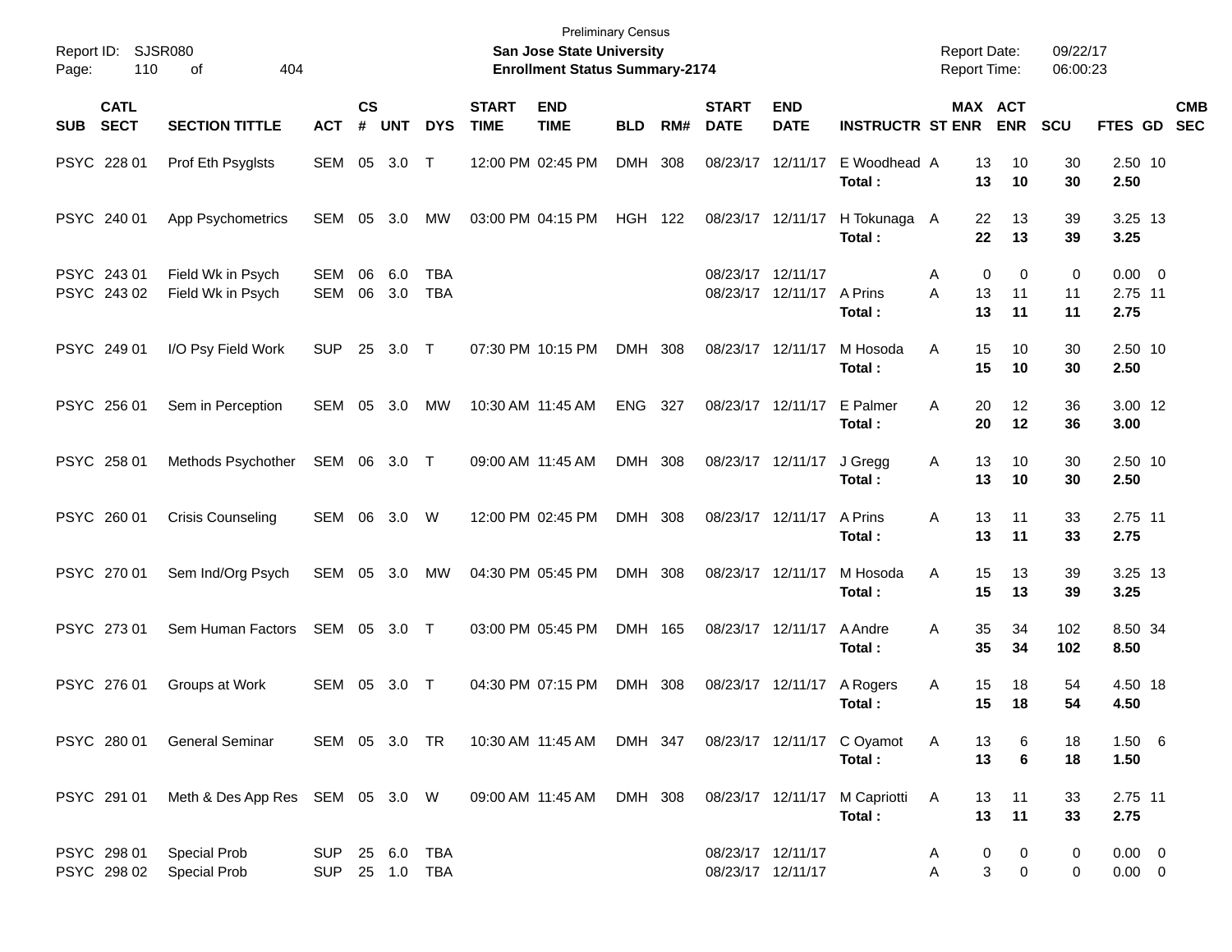Preliminary Census
**San Jose State University**
**Enrollment Status Summary-2174**

Report ID: SJSR080
Page: 110 of 404

Report Date: 09/22/17
Report Time: 06:00:23

| SUB | CATL SECT | SECTION TITTLE | ACT | CS # | UNT | DYS | START TIME | END TIME | BLD | RM# | START DATE | END DATE | INSTRUCTR | ST | MAX ENR | ACT ENR | SCU | FTES | GD | CMB SEC |
|---|---|---|---|---|---|---|---|---|---|---|---|---|---|---|---|---|---|---|---|---|
| PSYC | 228 01 | Prof Eth Psyglsts | SEM | 05 | 3.0 | T | 12:00 PM | 02:45 PM | DMH | 308 | 08/23/17 | 12/11/17 | E Woodhead | A | 13 | 10 | 30 | 2.50 | 10 | |
| | | | | | | | | | | | | | **Total :** | | **13** | **10** | **30** | **2.50** | | |
| PSYC | 240 01 | App Psychometrics | SEM | 05 | 3.0 | MW | 03:00 PM | 04:15 PM | HGH | 122 | 08/23/17 | 12/11/17 | H Tokunaga | A | 22 | 13 | 39 | 3.25 | 13 | |
| | | | | | | | | | | | | | **Total :** | | **22** | **13** | **39** | **3.25** | | |
| PSYC | 243 01 | Field Wk in Psych | SEM | 06 | 6.0 | TBA | | | | | 08/23/17 | 12/11/17 | | A | 0 | 0 | 0 | 0.00 | 0 | |
| PSYC | 243 02 | Field Wk in Psych | SEM | 06 | 3.0 | TBA | | | | | 08/23/17 | 12/11/17 | A Prins | A | 13 | 11 | 11 | 2.75 | 11 | |
| | | | | | | | | | | | | | **Total :** | | **13** | **11** | **11** | **2.75** | | |
| PSYC | 249 01 | I/O Psy Field Work | SUP | 25 | 3.0 | T | 07:30 PM | 10:15 PM | DMH | 308 | 08/23/17 | 12/11/17 | M Hosoda | A | 15 | 10 | 30 | 2.50 | 10 | |
| | | | | | | | | | | | | | **Total :** | | **15** | **10** | **30** | **2.50** | | |
| PSYC | 256 01 | Sem in Perception | SEM | 05 | 3.0 | MW | 10:30 AM | 11:45 AM | ENG | 327 | 08/23/17 | 12/11/17 | E Palmer | A | 20 | 12 | 36 | 3.00 | 12 | |
| | | | | | | | | | | | | | **Total :** | | **20** | **12** | **36** | **3.00** | | |
| PSYC | 258 01 | Methods Psychother | SEM | 06 | 3.0 | T | 09:00 AM | 11:45 AM | DMH | 308 | 08/23/17 | 12/11/17 | J Gregg | A | 13 | 10 | 30 | 2.50 | 10 | |
| | | | | | | | | | | | | | **Total :** | | **13** | **10** | **30** | **2.50** | | |
| PSYC | 260 01 | Crisis Counseling | SEM | 06 | 3.0 | W | 12:00 PM | 02:45 PM | DMH | 308 | 08/23/17 | 12/11/17 | A Prins | A | 13 | 11 | 33 | 2.75 | 11 | |
| | | | | | | | | | | | | | **Total :** | | **13** | **11** | **33** | **2.75** | | |
| PSYC | 270 01 | Sem Ind/Org Psych | SEM | 05 | 3.0 | MW | 04:30 PM | 05:45 PM | DMH | 308 | 08/23/17 | 12/11/17 | M Hosoda | A | 15 | 13 | 39 | 3.25 | 13 | |
| | | | | | | | | | | | | | **Total :** | | **15** | **13** | **39** | **3.25** | | |
| PSYC | 273 01 | Sem Human Factors | SEM | 05 | 3.0 | T | 03:00 PM | 05:45 PM | DMH | 165 | 08/23/17 | 12/11/17 | A Andre | A | 35 | 34 | 102 | 8.50 | 34 | |
| | | | | | | | | | | | | | **Total :** | | **35** | **34** | **102** | **8.50** | | |
| PSYC | 276 01 | Groups at Work | SEM | 05 | 3.0 | T | 04:30 PM | 07:15 PM | DMH | 308 | 08/23/17 | 12/11/17 | A Rogers | A | 15 | 18 | 54 | 4.50 | 18 | |
| | | | | | | | | | | | | | **Total :** | | **15** | **18** | **54** | **4.50** | | |
| PSYC | 280 01 | General Seminar | SEM | 05 | 3.0 | TR | 10:30 AM | 11:45 AM | DMH | 347 | 08/23/17 | 12/11/17 | C Oyamot | A | 13 | 6 | 18 | 1.50 | 6 | |
| | | | | | | | | | | | | | **Total :** | | **13** | **6** | **18** | **1.50** | | |
| PSYC | 291 01 | Meth & Des App Res | SEM | 05 | 3.0 | W | 09:00 AM | 11:45 AM | DMH | 308 | 08/23/17 | 12/11/17 | M Capriotti | A | 13 | 11 | 33 | 2.75 | 11 | |
| | | | | | | | | | | | | | **Total :** | | **13** | **11** | **33** | **2.75** | | |
| PSYC | 298 01 | Special Prob | SUP | 25 | 6.0 | TBA | | | | | 08/23/17 | 12/11/17 | | A | 0 | 0 | 0 | 0.00 | 0 | |
| PSYC | 298 02 | Special Prob | SUP | 25 | 1.0 | TBA | | | | | 08/23/17 | 12/11/17 | | A | 3 | 0 | 0 | 0.00 | 0 | |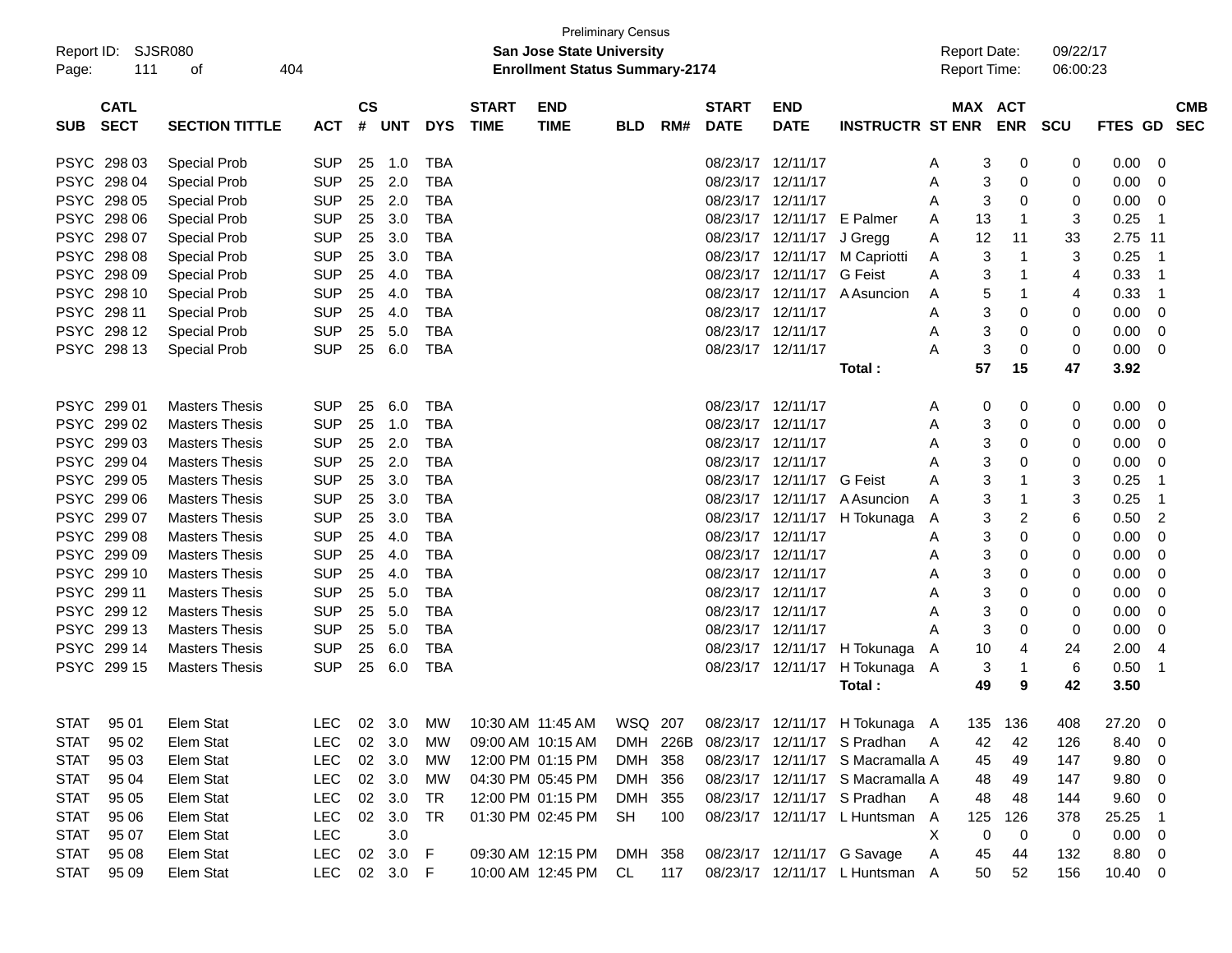Preliminary Census

Report ID: SJSR080

**San Jose State University**

**Enrollment Status Summary-2174**

Report Date: 09/22/17

Report Time: 06:00:23

| SUB | CATL SECT | SECTION TITTLE | ACT | CS # | UNT | DYS | START TIME | END TIME | BLD | RM# | START DATE | END DATE | INSTRUCTR | ST | MAX ENR | ACT ENR | SCU | FTES | GD | CMB SEC |
|---|---|---|---|---|---|---|---|---|---|---|---|---|---|---|---|---|---|---|---|---|
| PSYC | 298 03 | Special Prob | SUP | 25 | 1.0 | TBA | | | | | 08/23/17 | 12/11/17 | | A | 3 | 0 | 0 | 0.00 | 0 | |
| PSYC | 298 04 | Special Prob | SUP | 25 | 2.0 | TBA | | | | | 08/23/17 | 12/11/17 | | A | 3 | 0 | 0 | 0.00 | 0 | |
| PSYC | 298 05 | Special Prob | SUP | 25 | 2.0 | TBA | | | | | 08/23/17 | 12/11/17 | | A | 3 | 0 | 0 | 0.00 | 0 | |
| PSYC | 298 06 | Special Prob | SUP | 25 | 3.0 | TBA | | | | | 08/23/17 | 12/11/17 | E Palmer | A | 13 | 1 | 3 | 0.25 | 1 | |
| PSYC | 298 07 | Special Prob | SUP | 25 | 3.0 | TBA | | | | | 08/23/17 | 12/11/17 | J Gregg | A | 12 | 11 | 33 | 2.75 | 11 | |
| PSYC | 298 08 | Special Prob | SUP | 25 | 3.0 | TBA | | | | | 08/23/17 | 12/11/17 | M Capriotti | A | 3 | 1 | 3 | 0.25 | 1 | |
| PSYC | 298 09 | Special Prob | SUP | 25 | 4.0 | TBA | | | | | 08/23/17 | 12/11/17 | G Feist | A | 3 | 1 | 4 | 0.33 | 1 | |
| PSYC | 298 10 | Special Prob | SUP | 25 | 4.0 | TBA | | | | | 08/23/17 | 12/11/17 | A Asuncion | A | 5 | 1 | 4 | 0.33 | 1 | |
| PSYC | 298 11 | Special Prob | SUP | 25 | 4.0 | TBA | | | | | 08/23/17 | 12/11/17 | | A | 3 | 0 | 0 | 0.00 | 0 | |
| PSYC | 298 12 | Special Prob | SUP | 25 | 5.0 | TBA | | | | | 08/23/17 | 12/11/17 | | A | 3 | 0 | 0 | 0.00 | 0 | |
| PSYC | 298 13 | Special Prob | SUP | 25 | 6.0 | TBA | | | | | 08/23/17 | 12/11/17 | | A | 3 | 0 | 0 | 0.00 | 0 | |
| | | | | | | | | | | | | | **Total :** | | **57** | **15** | **47** | **3.92** | | |
| PSYC | 299 01 | Masters Thesis | SUP | 25 | 6.0 | TBA | | | | | 08/23/17 | 12/11/17 | | A | 0 | 0 | 0 | 0.00 | 0 | |
| PSYC | 299 02 | Masters Thesis | SUP | 25 | 1.0 | TBA | | | | | 08/23/17 | 12/11/17 | | A | 3 | 0 | 0 | 0.00 | 0 | |
| PSYC | 299 03 | Masters Thesis | SUP | 25 | 2.0 | TBA | | | | | 08/23/17 | 12/11/17 | | A | 3 | 0 | 0 | 0.00 | 0 | |
| PSYC | 299 04 | Masters Thesis | SUP | 25 | 2.0 | TBA | | | | | 08/23/17 | 12/11/17 | | A | 3 | 0 | 0 | 0.00 | 0 | |
| PSYC | 299 05 | Masters Thesis | SUP | 25 | 3.0 | TBA | | | | | 08/23/17 | 12/11/17 | G Feist | A | 3 | 1 | 3 | 0.25 | 1 | |
| PSYC | 299 06 | Masters Thesis | SUP | 25 | 3.0 | TBA | | | | | 08/23/17 | 12/11/17 | A Asuncion | A | 3 | 1 | 3 | 0.25 | 1 | |
| PSYC | 299 07 | Masters Thesis | SUP | 25 | 3.0 | TBA | | | | | 08/23/17 | 12/11/17 | H Tokunaga | A | 3 | 2 | 6 | 0.50 | 2 | |
| PSYC | 299 08 | Masters Thesis | SUP | 25 | 4.0 | TBA | | | | | 08/23/17 | 12/11/17 | | A | 3 | 0 | 0 | 0.00 | 0 | |
| PSYC | 299 09 | Masters Thesis | SUP | 25 | 4.0 | TBA | | | | | 08/23/17 | 12/11/17 | | A | 3 | 0 | 0 | 0.00 | 0 | |
| PSYC | 299 10 | Masters Thesis | SUP | 25 | 4.0 | TBA | | | | | 08/23/17 | 12/11/17 | | A | 3 | 0 | 0 | 0.00 | 0 | |
| PSYC | 299 11 | Masters Thesis | SUP | 25 | 5.0 | TBA | | | | | 08/23/17 | 12/11/17 | | A | 3 | 0 | 0 | 0.00 | 0 | |
| PSYC | 299 12 | Masters Thesis | SUP | 25 | 5.0 | TBA | | | | | 08/23/17 | 12/11/17 | | A | 3 | 0 | 0 | 0.00 | 0 | |
| PSYC | 299 13 | Masters Thesis | SUP | 25 | 5.0 | TBA | | | | | 08/23/17 | 12/11/17 | | A | 3 | 0 | 0 | 0.00 | 0 | |
| PSYC | 299 14 | Masters Thesis | SUP | 25 | 6.0 | TBA | | | | | 08/23/17 | 12/11/17 | H Tokunaga | A | 10 | 4 | 24 | 2.00 | 4 | |
| PSYC | 299 15 | Masters Thesis | SUP | 25 | 6.0 | TBA | | | | | 08/23/17 | 12/11/17 | H Tokunaga | A | 3 | 1 | 6 | 0.50 | 1 | |
| | | | | | | | | | | | | | **Total :** | | **49** | **9** | **42** | **3.50** | | |
| STAT | 95 01 | Elem Stat | LEC | 02 | 3.0 | MW | 10:30 AM | 11:45 AM | WSQ | 207 | 08/23/17 | 12/11/17 | H Tokunaga | A | 135 | 136 | 408 | 27.20 | 0 | |
| STAT | 95 02 | Elem Stat | LEC | 02 | 3.0 | MW | 09:00 AM | 10:15 AM | DMH | 226B | 08/23/17 | 12/11/17 | S Pradhan | A | 42 | 42 | 126 | 8.40 | 0 | |
| STAT | 95 03 | Elem Stat | LEC | 02 | 3.0 | MW | 12:00 PM | 01:15 PM | DMH | 358 | 08/23/17 | 12/11/17 | S Macramalla | A | 45 | 49 | 147 | 9.80 | 0 | |
| STAT | 95 04 | Elem Stat | LEC | 02 | 3.0 | MW | 04:30 PM | 05:45 PM | DMH | 356 | 08/23/17 | 12/11/17 | S Macramalla | A | 48 | 49 | 147 | 9.80 | 0 | |
| STAT | 95 05 | Elem Stat | LEC | 02 | 3.0 | TR | 12:00 PM | 01:15 PM | DMH | 355 | 08/23/17 | 12/11/17 | S Pradhan | A | 48 | 48 | 144 | 9.60 | 0 | |
| STAT | 95 06 | Elem Stat | LEC | 02 | 3.0 | TR | 01:30 PM | 02:45 PM | SH | 100 | 08/23/17 | 12/11/17 | L Huntsman | A | 125 | 126 | 378 | 25.25 | 1 | |
| STAT | 95 07 | Elem Stat | LEC | | 3.0 | | | | | | | | | X | 0 | 0 | 0 | 0.00 | 0 | |
| STAT | 95 08 | Elem Stat | LEC | 02 | 3.0 | F | 09:30 AM | 12:15 PM | DMH | 358 | 08/23/17 | 12/11/17 | G Savage | A | 45 | 44 | 132 | 8.80 | 0 | |
| STAT | 95 09 | Elem Stat | LEC | 02 | 3.0 | F | 10:00 AM | 12:45 PM | CL | 117 | 08/23/17 | 12/11/17 | L Huntsman | A | 50 | 52 | 156 | 10.40 | 0 | |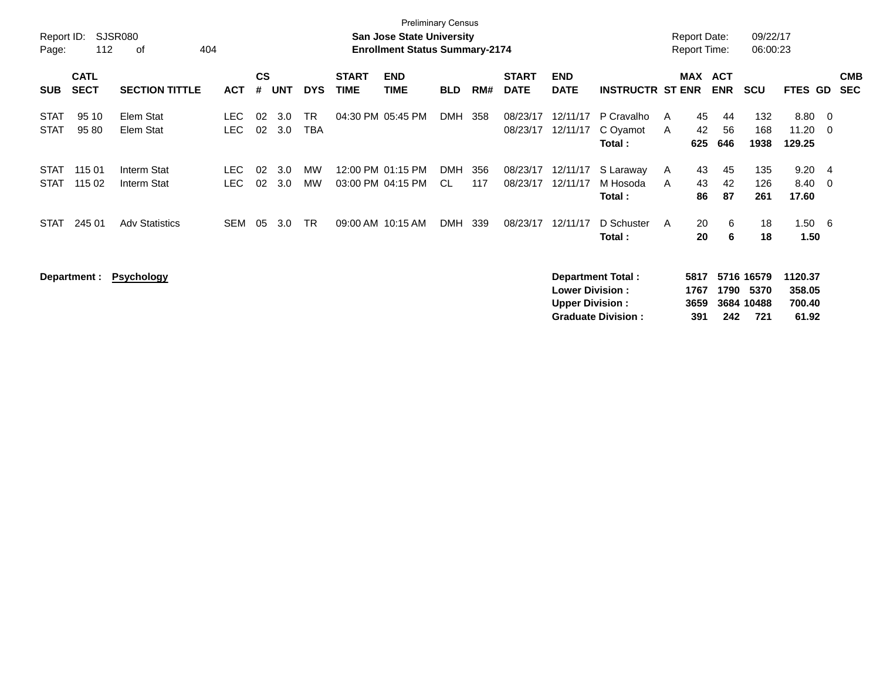Preliminary Census

**San Jose State University**

**Enrollment Status Summary-2174**

Report ID: SJSR080
Report Date: 09/22/17
Report Time: 06:00:23

| SUB | CATL SECT | SECTION TITTLE | ACT | CS # | UNT | DYS | START TIME | END TIME | BLD | RM# | START DATE | END DATE | INSTRUCTR | ST | MAX ENR | ACT ENR | SCU | FTES | GD | CMB SEC |
|---|---|---|---|---|---|---|---|---|---|---|---|---|---|---|---|---|---|---|---|---|
| STAT | 95 10 | Elem Stat | LEC | 02 | 3.0 | TR | 04:30 PM | 05:45 PM | DMH | 358 | 08/23/17 | 12/11/17 | P Cravalho | A | 45 | 44 | 132 | 8.80 | 0 | |
| STAT | 95 80 | Elem Stat | LEC | 02 | 3.0 | TBA | | | | | 08/23/17 | 12/11/17 | C Oyamot | A | 42 | 56 | 168 | 11.20 | 0 | |
| | | | | | | | | | | | | | **Total :** | | **625** | **646** | **1938** | **129.25** | | |
| STAT | 115 01 | Interm Stat | LEC | 02 | 3.0 | MW | 12:00 PM | 01:15 PM | DMH | 356 | 08/23/17 | 12/11/17 | S Laraway | A | 43 | 45 | 135 | 9.20 | 4 | |
| STAT | 115 02 | Interm Stat | LEC | 02 | 3.0 | MW | 03:00 PM | 04:15 PM | CL | 117 | 08/23/17 | 12/11/17 | M Hosoda | A | 43 | 42 | 126 | 8.40 | 0 | |
| | | | | | | | | | | | | | **Total :** | | **86** | **87** | **261** | **17.60** | | |
| STAT | 245 01 | Adv Statistics | SEM | 05 | 3.0 | TR | 09:00 AM | 10:15 AM | DMH | 339 | 08/23/17 | 12/11/17 | D Schuster | A | 20 | 6 | 18 | 1.50 | 6 | |
| | | | | | | | | | | | | | **Total :** | | **20** | **6** | **18** | **1.50** | | |

**Department : Psychology**

| | MAX ENR | ACT ENR | SCU | FTES |
|---|---|---|---|---|
| **Department Total :** | **5817** | **5716** | **16579** | **1120.37** |
| **Lower Division :** | **1767** | **1790** | **5370** | **358.05** |
| **Upper Division :** | **3659** | **3684** | **10488** | **700.40** |
| **Graduate Division :** | **391** | **242** | **721** | **61.92** |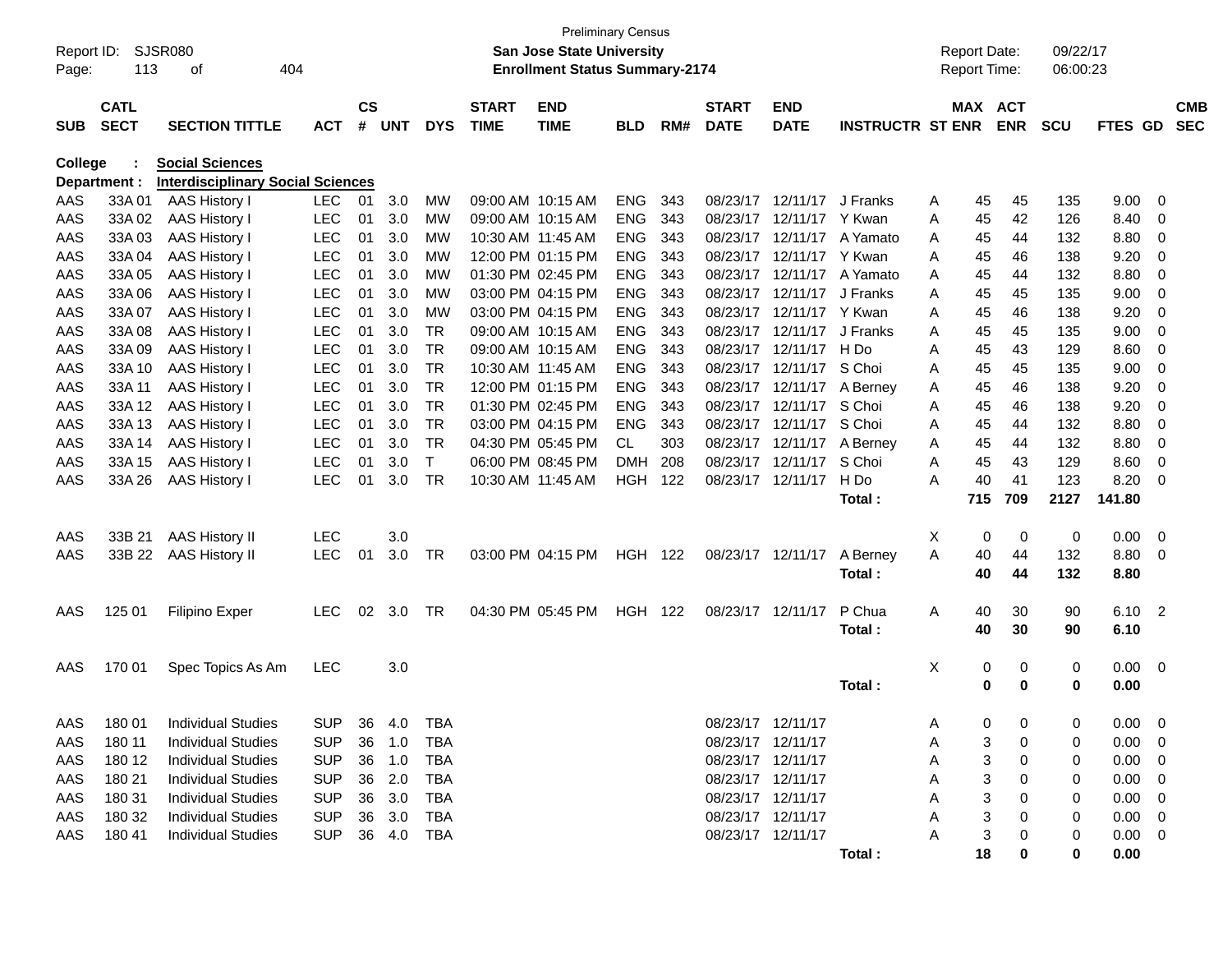Preliminary Census

Report ID: SJSR080

**San Jose State University**

**Enrollment Status Summary-2174**

Report Date: 09/22/17
Report Time: 06:00:23

**College : Social Sciences**
**Department : Interdisciplinary Social Sciences**

| SUB | CATL SECT | SECTION TITTLE | ACT | CS # | UNT | DYS | START TIME | END TIME | BLD | RM# | START DATE | END DATE | INSTRUCTR | ST | MAX ENR | ACT ENR | SCU | FTES | GD | CMB SEC |
|---|---|---|---|---|---|---|---|---|---|---|---|---|---|---|---|---|---|---|---|---|
| AAS | 33A 01 | AAS History I | LEC | 01 | 3.0 | MW | 09:00 AM | 10:15 AM | ENG | 343 | 08/23/17 | 12/11/17 | J Franks | A | 45 | 45 | 135 | 9.00 | 0 | |
| AAS | 33A 02 | AAS History I | LEC | 01 | 3.0 | MW | 09:00 AM | 10:15 AM | ENG | 343 | 08/23/17 | 12/11/17 | Y Kwan | A | 45 | 42 | 126 | 8.40 | 0 | |
| AAS | 33A 03 | AAS History I | LEC | 01 | 3.0 | MW | 10:30 AM | 11:45 AM | ENG | 343 | 08/23/17 | 12/11/17 | A Yamato | A | 45 | 44 | 132 | 8.80 | 0 | |
| AAS | 33A 04 | AAS History I | LEC | 01 | 3.0 | MW | 12:00 PM | 01:15 PM | ENG | 343 | 08/23/17 | 12/11/17 | Y Kwan | A | 45 | 46 | 138 | 9.20 | 0 | |
| AAS | 33A 05 | AAS History I | LEC | 01 | 3.0 | MW | 01:30 PM | 02:45 PM | ENG | 343 | 08/23/17 | 12/11/17 | A Yamato | A | 45 | 44 | 132 | 8.80 | 0 | |
| AAS | 33A 06 | AAS History I | LEC | 01 | 3.0 | MW | 03:00 PM | 04:15 PM | ENG | 343 | 08/23/17 | 12/11/17 | J Franks | A | 45 | 45 | 135 | 9.00 | 0 | |
| AAS | 33A 07 | AAS History I | LEC | 01 | 3.0 | MW | 03:00 PM | 04:15 PM | ENG | 343 | 08/23/17 | 12/11/17 | Y Kwan | A | 45 | 46 | 138 | 9.20 | 0 | |
| AAS | 33A 08 | AAS History I | LEC | 01 | 3.0 | TR | 09:00 AM | 10:15 AM | ENG | 343 | 08/23/17 | 12/11/17 | J Franks | A | 45 | 45 | 135 | 9.00 | 0 | |
| AAS | 33A 09 | AAS History I | LEC | 01 | 3.0 | TR | 09:00 AM | 10:15 AM | ENG | 343 | 08/23/17 | 12/11/17 | H Do | A | 45 | 43 | 129 | 8.60 | 0 | |
| AAS | 33A 10 | AAS History I | LEC | 01 | 3.0 | TR | 10:30 AM | 11:45 AM | ENG | 343 | 08/23/17 | 12/11/17 | S Choi | A | 45 | 45 | 135 | 9.00 | 0 | |
| AAS | 33A 11 | AAS History I | LEC | 01 | 3.0 | TR | 12:00 PM | 01:15 PM | ENG | 343 | 08/23/17 | 12/11/17 | A Berney | A | 45 | 46 | 138 | 9.20 | 0 | |
| AAS | 33A 12 | AAS History I | LEC | 01 | 3.0 | TR | 01:30 PM | 02:45 PM | ENG | 343 | 08/23/17 | 12/11/17 | S Choi | A | 45 | 46 | 138 | 9.20 | 0 | |
| AAS | 33A 13 | AAS History I | LEC | 01 | 3.0 | TR | 03:00 PM | 04:15 PM | ENG | 343 | 08/23/17 | 12/11/17 | S Choi | A | 45 | 44 | 132 | 8.80 | 0 | |
| AAS | 33A 14 | AAS History I | LEC | 01 | 3.0 | TR | 04:30 PM | 05:45 PM | CL | 303 | 08/23/17 | 12/11/17 | A Berney | A | 45 | 44 | 132 | 8.80 | 0 | |
| AAS | 33A 15 | AAS History I | LEC | 01 | 3.0 | T | 06:00 PM | 08:45 PM | DMH | 208 | 08/23/17 | 12/11/17 | S Choi | A | 45 | 43 | 129 | 8.60 | 0 | |
| AAS | 33A 26 | AAS History I | LEC | 01 | 3.0 | TR | 10:30 AM | 11:45 AM | HGH | 122 | 08/23/17 | 12/11/17 | H Do | A | 40 | 41 | 123 | 8.20 | 0 | |
| | | | | | | | | | | | | | **Total :** | | **715** | **709** | **2127** | **141.80** | | |
| AAS | 33B 21 | AAS History II | LEC | | 3.0 | | | | | | | | | X | 0 | 0 | 0 | 0.00 | 0 | |
| AAS | 33B 22 | AAS History II | LEC | 01 | 3.0 | TR | 03:00 PM | 04:15 PM | HGH | 122 | 08/23/17 | 12/11/17 | A Berney | A | 40 | 44 | 132 | 8.80 | 0 | |
| | | | | | | | | | | | | | **Total :** | | **40** | **44** | **132** | **8.80** | | |
| AAS | 125 01 | Filipino Exper | LEC | 02 | 3.0 | TR | 04:30 PM | 05:45 PM | HGH | 122 | 08/23/17 | 12/11/17 | P Chua | A | 40 | 30 | 90 | 6.10 | 2 | |
| | | | | | | | | | | | | | **Total :** | | **40** | **30** | **90** | **6.10** | | |
| AAS | 170 01 | Spec Topics As Am | LEC | | 3.0 | | | | | | | | | X | 0 | 0 | 0 | 0.00 | 0 | |
| | | | | | | | | | | | | | **Total :** | | **0** | **0** | **0** | **0.00** | | |
| AAS | 180 01 | Individual Studies | SUP | 36 | 4.0 | TBA | | | | | 08/23/17 | 12/11/17 | | A | 0 | 0 | 0 | 0.00 | 0 | |
| AAS | 180 11 | Individual Studies | SUP | 36 | 1.0 | TBA | | | | | 08/23/17 | 12/11/17 | | A | 3 | 0 | 0 | 0.00 | 0 | |
| AAS | 180 12 | Individual Studies | SUP | 36 | 1.0 | TBA | | | | | 08/23/17 | 12/11/17 | | A | 3 | 0 | 0 | 0.00 | 0 | |
| AAS | 180 21 | Individual Studies | SUP | 36 | 2.0 | TBA | | | | | 08/23/17 | 12/11/17 | | A | 3 | 0 | 0 | 0.00 | 0 | |
| AAS | 180 31 | Individual Studies | SUP | 36 | 3.0 | TBA | | | | | 08/23/17 | 12/11/17 | | A | 3 | 0 | 0 | 0.00 | 0 | |
| AAS | 180 32 | Individual Studies | SUP | 36 | 3.0 | TBA | | | | | 08/23/17 | 12/11/17 | | A | 3 | 0 | 0 | 0.00 | 0 | |
| AAS | 180 41 | Individual Studies | SUP | 36 | 4.0 | TBA | | | | | 08/23/17 | 12/11/17 | | A | 3 | 0 | 0 | 0.00 | 0 | |
| | | | | | | | | | | | | | **Total :** | | **18** | **0** | **0** | **0.00** | | |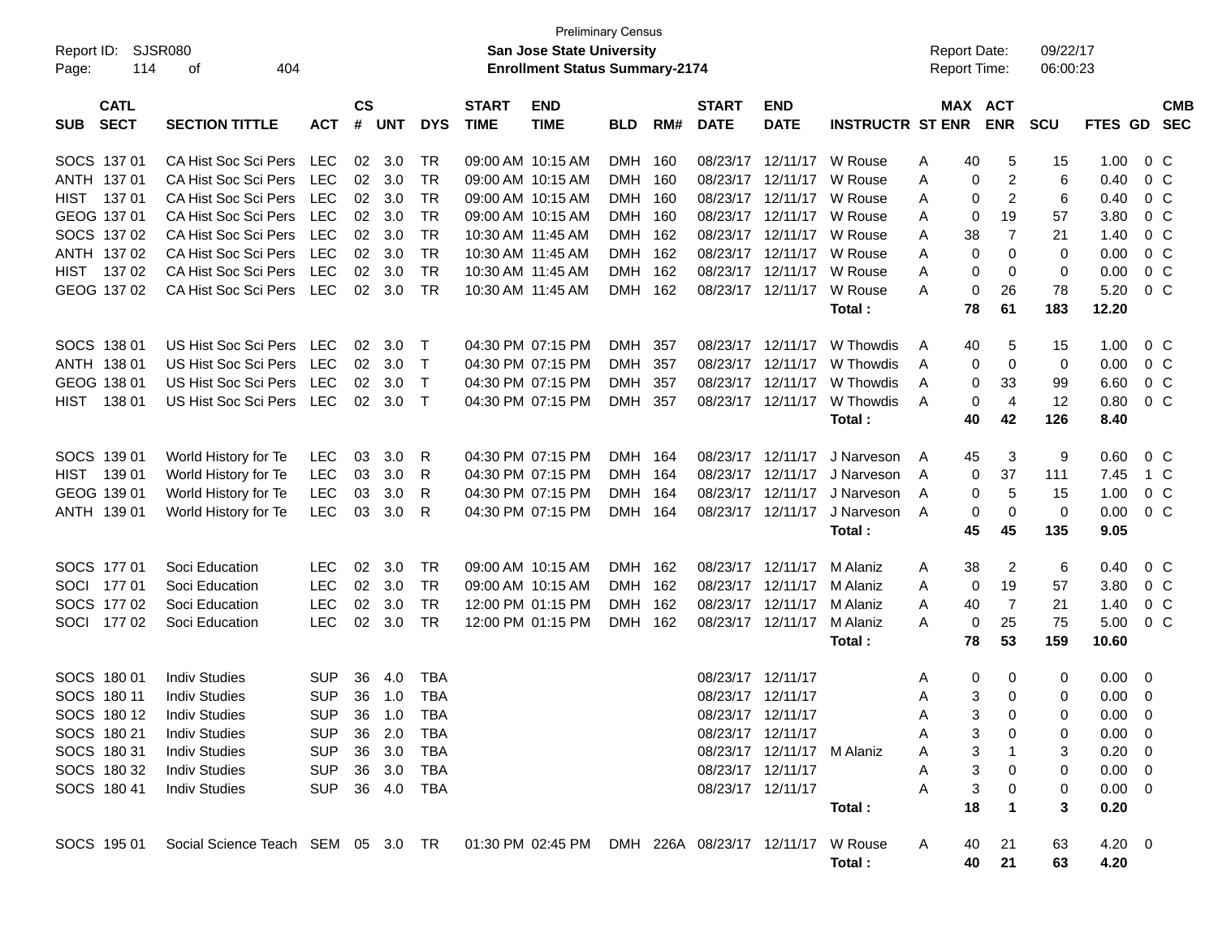Preliminary Census

Report ID: SJSR080

**San Jose State University**

**Enrollment Status Summary-2174**

Report Date: 09/22/17

Report Time: 06:00:23

| SUB | CATL SECT | SECTION TITTLE | ACT | CS # | UNT | DYS | START TIME | END TIME | BLD | RM# | START DATE | END DATE | INSTRUCTR | ST ENR | MAX ENR | ACT ENR | SCU | FTES | GD | CMB SEC |
|---|---|---|---|---|---|---|---|---|---|---|---|---|---|---|---|---|---|---|---|---|
| SOCS | 137 01 | CA Hist Soc Sci Pers | LEC | 02 | 3.0 | TR | 09:00 AM | 10:15 AM | DMH | 160 | 08/23/17 | 12/11/17 | W Rouse | A | 40 | 5 | 15 | 1.00 | 0 | C |
| ANTH | 137 01 | CA Hist Soc Sci Pers | LEC | 02 | 3.0 | TR | 09:00 AM | 10:15 AM | DMH | 160 | 08/23/17 | 12/11/17 | W Rouse | A | 0 | 2 | 6 | 0.40 | 0 | C |
| HIST | 137 01 | CA Hist Soc Sci Pers | LEC | 02 | 3.0 | TR | 09:00 AM | 10:15 AM | DMH | 160 | 08/23/17 | 12/11/17 | W Rouse | A | 0 | 2 | 6 | 0.40 | 0 | C |
| GEOG | 137 01 | CA Hist Soc Sci Pers | LEC | 02 | 3.0 | TR | 09:00 AM | 10:15 AM | DMH | 160 | 08/23/17 | 12/11/17 | W Rouse | A | 0 | 19 | 57 | 3.80 | 0 | C |
| SOCS | 137 02 | CA Hist Soc Sci Pers | LEC | 02 | 3.0 | TR | 10:30 AM | 11:45 AM | DMH | 162 | 08/23/17 | 12/11/17 | W Rouse | A | 38 | 7 | 21 | 1.40 | 0 | C |
| ANTH | 137 02 | CA Hist Soc Sci Pers | LEC | 02 | 3.0 | TR | 10:30 AM | 11:45 AM | DMH | 162 | 08/23/17 | 12/11/17 | W Rouse | A | 0 | 0 | 0 | 0.00 | 0 | C |
| HIST | 137 02 | CA Hist Soc Sci Pers | LEC | 02 | 3.0 | TR | 10:30 AM | 11:45 AM | DMH | 162 | 08/23/17 | 12/11/17 | W Rouse | A | 0 | 0 | 0 | 0.00 | 0 | C |
| GEOG | 137 02 | CA Hist Soc Sci Pers | LEC | 02 | 3.0 | TR | 10:30 AM | 11:45 AM | DMH | 162 | 08/23/17 | 12/11/17 | W Rouse | A | 0 | 26 | 78 | 5.20 | 0 | C |
| | | | | | | | | | | | | | **Total :** | | **78** | **61** | **183** | **12.20** | | |
| SOCS | 138 01 | US Hist Soc Sci Pers | LEC | 02 | 3.0 | T | 04:30 PM | 07:15 PM | DMH | 357 | 08/23/17 | 12/11/17 | W Thowdis | A | 40 | 5 | 15 | 1.00 | 0 | C |
| ANTH | 138 01 | US Hist Soc Sci Pers | LEC | 02 | 3.0 | T | 04:30 PM | 07:15 PM | DMH | 357 | 08/23/17 | 12/11/17 | W Thowdis | A | 0 | 0 | 0 | 0.00 | 0 | C |
| GEOG | 138 01 | US Hist Soc Sci Pers | LEC | 02 | 3.0 | T | 04:30 PM | 07:15 PM | DMH | 357 | 08/23/17 | 12/11/17 | W Thowdis | A | 0 | 33 | 99 | 6.60 | 0 | C |
| HIST | 138 01 | US Hist Soc Sci Pers | LEC | 02 | 3.0 | T | 04:30 PM | 07:15 PM | DMH | 357 | 08/23/17 | 12/11/17 | W Thowdis | A | 0 | 4 | 12 | 0.80 | 0 | C |
| | | | | | | | | | | | | | **Total :** | | **40** | **42** | **126** | **8.40** | | |
| SOCS | 139 01 | World History for Te | LEC | 03 | 3.0 | R | 04:30 PM | 07:15 PM | DMH | 164 | 08/23/17 | 12/11/17 | J Narveson | A | 45 | 3 | 9 | 0.60 | 0 | C |
| HIST | 139 01 | World History for Te | LEC | 03 | 3.0 | R | 04:30 PM | 07:15 PM | DMH | 164 | 08/23/17 | 12/11/17 | J Narveson | A | 0 | 37 | 111 | 7.45 | 1 | C |
| GEOG | 139 01 | World History for Te | LEC | 03 | 3.0 | R | 04:30 PM | 07:15 PM | DMH | 164 | 08/23/17 | 12/11/17 | J Narveson | A | 0 | 5 | 15 | 1.00 | 0 | C |
| ANTH | 139 01 | World History for Te | LEC | 03 | 3.0 | R | 04:30 PM | 07:15 PM | DMH | 164 | 08/23/17 | 12/11/17 | J Narveson | A | 0 | 0 | 0 | 0.00 | 0 | C |
| | | | | | | | | | | | | | **Total :** | | **45** | **45** | **135** | **9.05** | | |
| SOCS | 177 01 | Soci Education | LEC | 02 | 3.0 | TR | 09:00 AM | 10:15 AM | DMH | 162 | 08/23/17 | 12/11/17 | M Alaniz | A | 38 | 2 | 6 | 0.40 | 0 | C |
| SOCI | 177 01 | Soci Education | LEC | 02 | 3.0 | TR | 09:00 AM | 10:15 AM | DMH | 162 | 08/23/17 | 12/11/17 | M Alaniz | A | 0 | 19 | 57 | 3.80 | 0 | C |
| SOCS | 177 02 | Soci Education | LEC | 02 | 3.0 | TR | 12:00 PM | 01:15 PM | DMH | 162 | 08/23/17 | 12/11/17 | M Alaniz | A | 40 | 7 | 21 | 1.40 | 0 | C |
| SOCI | 177 02 | Soci Education | LEC | 02 | 3.0 | TR | 12:00 PM | 01:15 PM | DMH | 162 | 08/23/17 | 12/11/17 | M Alaniz | A | 0 | 25 | 75 | 5.00 | 0 | C |
| | | | | | | | | | | | | | **Total :** | | **78** | **53** | **159** | **10.60** | | |
| SOCS | 180 01 | Indiv Studies | SUP | 36 | 4.0 | TBA | | | | | 08/23/17 | 12/11/17 | | A | 0 | 0 | 0 | 0.00 | 0 | |
| SOCS | 180 11 | Indiv Studies | SUP | 36 | 1.0 | TBA | | | | | 08/23/17 | 12/11/17 | | A | 3 | 0 | 0 | 0.00 | 0 | |
| SOCS | 180 12 | Indiv Studies | SUP | 36 | 1.0 | TBA | | | | | 08/23/17 | 12/11/17 | | A | 3 | 0 | 0 | 0.00 | 0 | |
| SOCS | 180 21 | Indiv Studies | SUP | 36 | 2.0 | TBA | | | | | 08/23/17 | 12/11/17 | | A | 3 | 0 | 0 | 0.00 | 0 | |
| SOCS | 180 31 | Indiv Studies | SUP | 36 | 3.0 | TBA | | | | | 08/23/17 | 12/11/17 | M Alaniz | A | 3 | 1 | 3 | 0.20 | 0 | |
| SOCS | 180 32 | Indiv Studies | SUP | 36 | 3.0 | TBA | | | | | 08/23/17 | 12/11/17 | | A | 3 | 0 | 0 | 0.00 | 0 | |
| SOCS | 180 41 | Indiv Studies | SUP | 36 | 4.0 | TBA | | | | | 08/23/17 | 12/11/17 | | A | 3 | 0 | 0 | 0.00 | 0 | |
| | | | | | | | | | | | | | **Total :** | | **18** | **1** | **3** | **0.20** | | |
| SOCS | 195 01 | Social Science Teach | SEM | 05 | 3.0 | TR | 01:30 PM | 02:45 PM | DMH | 226A | 08/23/17 | 12/11/17 | W Rouse | A | 40 | 21 | 63 | 4.20 | 0 | |
| | | | | | | | | | | | | | **Total :** | | **40** | **21** | **63** | **4.20** | | |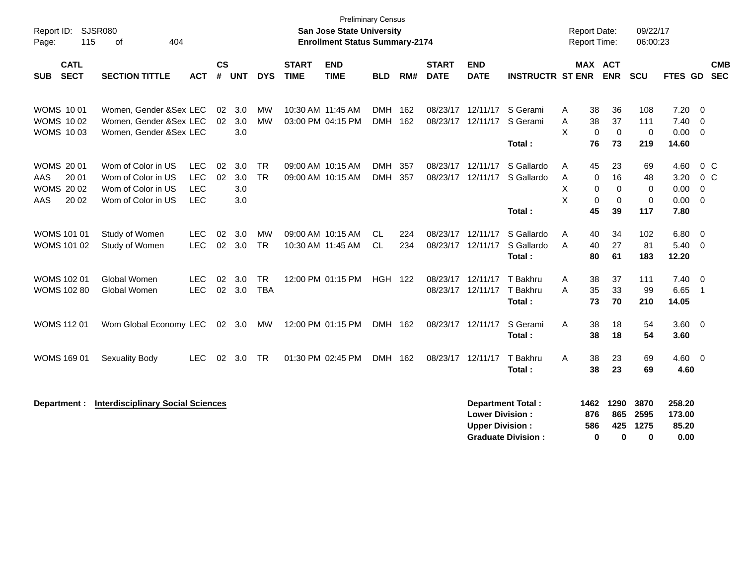Preliminary Census

**San Jose State University**
**Enrollment Status Summary-2174**

Report ID: SJSR080
Report Date: 09/22/17
Report Time: 06:00:23

| SUB | CATL SECT | SECTION TITTLE | ACT | CS # | UNT | DYS | START TIME | END TIME | BLD | RM# | START DATE | END DATE | INSTRUCTR | ST | MAX ENR | ACT ENR | SCU | FTES | GD | CMB SEC |
|---|---|---|---|---|---|---|---|---|---|---|---|---|---|---|---|---|---|---|---|---|
| WOMS | 10 01 | Women, Gender &Sex | LEC | 02 | 3.0 | MW | 10:30 AM | 11:45 AM | DMH | 162 | 08/23/17 | 12/11/17 | S Gerami | A | 38 | 36 | 108 | 7.20 | 0 | |
| WOMS | 10 02 | Women, Gender &Sex | LEC | 02 | 3.0 | MW | 03:00 PM | 04:15 PM | DMH | 162 | 08/23/17 | 12/11/17 | S Gerami | A | 38 | 37 | 111 | 7.40 | 0 | |
| WOMS | 10 03 | Women, Gender &Sex | LEC | | 3.0 | | | | | | | | | X | 0 | 0 | 0 | 0.00 | 0 | |
| | | | | | | | | | | | | | **Total :** | | **76** | **73** | **219** | **14.60** | | |
| WOMS | 20 01 | Wom of Color in US | LEC | 02 | 3.0 | TR | 09:00 AM | 10:15 AM | DMH | 357 | 08/23/17 | 12/11/17 | S Gallardo | A | 45 | 23 | 69 | 4.60 | 0 | C |
| AAS | 20 01 | Wom of Color in US | LEC | 02 | 3.0 | TR | 09:00 AM | 10:15 AM | DMH | 357 | 08/23/17 | 12/11/17 | S Gallardo | A | 0 | 16 | 48 | 3.20 | 0 | C |
| WOMS | 20 02 | Wom of Color in US | LEC | | 3.0 | | | | | | | | | X | 0 | 0 | 0 | 0.00 | 0 | |
| AAS | 20 02 | Wom of Color in US | LEC | | 3.0 | | | | | | | | | X | 0 | 0 | 0 | 0.00 | 0 | |
| | | | | | | | | | | | | | **Total :** | | **45** | **39** | **117** | **7.80** | | |
| WOMS | 101 01 | Study of Women | LEC | 02 | 3.0 | MW | 09:00 AM | 10:15 AM | CL | 224 | 08/23/17 | 12/11/17 | S Gallardo | A | 40 | 34 | 102 | 6.80 | 0 | |
| WOMS | 101 02 | Study of Women | LEC | 02 | 3.0 | TR | 10:30 AM | 11:45 AM | CL | 234 | 08/23/17 | 12/11/17 | S Gallardo | A | 40 | 27 | 81 | 5.40 | 0 | |
| | | | | | | | | | | | | | **Total :** | | **80** | **61** | **183** | **12.20** | | |
| WOMS | 102 01 | Global Women | LEC | 02 | 3.0 | TR | 12:00 PM | 01:15 PM | HGH | 122 | 08/23/17 | 12/11/17 | T Bakhru | A | 38 | 37 | 111 | 7.40 | 0 | |
| WOMS | 102 80 | Global Women | LEC | 02 | 3.0 | TBA | | | | | 08/23/17 | 12/11/17 | T Bakhru | A | 35 | 33 | 99 | 6.65 | 1 | |
| | | | | | | | | | | | | | **Total :** | | **73** | **70** | **210** | **14.05** | | |
| WOMS | 112 01 | Wom Global Economy | LEC | 02 | 3.0 | MW | 12:00 PM | 01:15 PM | DMH | 162 | 08/23/17 | 12/11/17 | S Gerami | A | 38 | 18 | 54 | 3.60 | 0 | |
| | | | | | | | | | | | | | **Total :** | | **38** | **18** | **54** | **3.60** | | |
| WOMS | 169 01 | Sexuality Body | LEC | 02 | 3.0 | TR | 01:30 PM | 02:45 PM | DMH | 162 | 08/23/17 | 12/11/17 | T Bakhru | A | 38 | 23 | 69 | 4.60 | 0 | |
| | | | | | | | | | | | | | **Total :** | | **38** | **23** | **69** | **4.60** | | |

**Department :** **Interdisciplinary Social Sciences**

| | MAX ENR | ACT ENR | SCU | FTES |
|---|---|---|---|---|
| **Department Total :** | **1462** | **1290** | **3870** | **258.20** |
| **Lower Division :** | **876** | **865** | **2595** | **173.00** |
| **Upper Division :** | **586** | **425** | **1275** | **85.20** |
| **Graduate Division :** | **0** | **0** | **0** | **0.00** |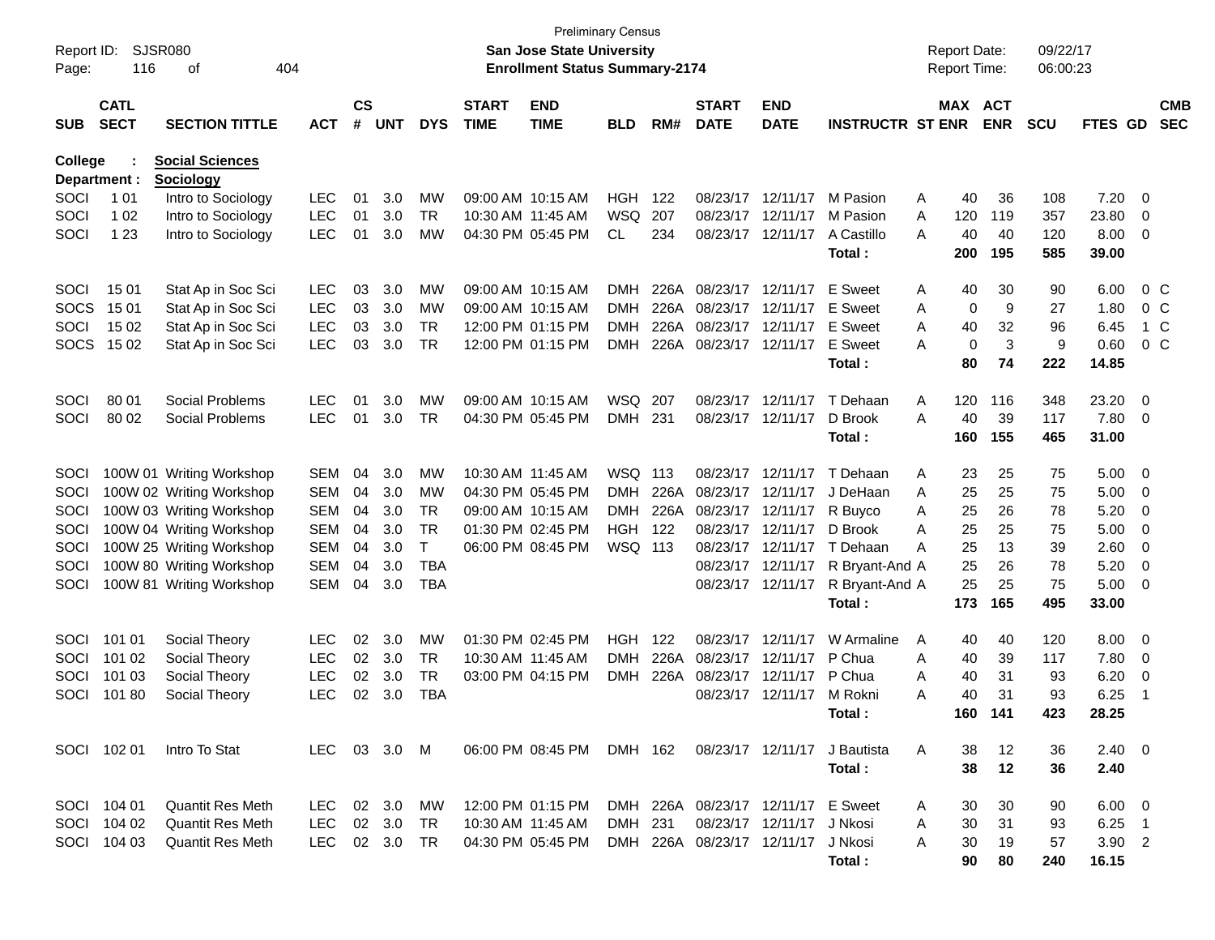Preliminary Census

**San Jose State University**

**Enrollment Status Summary-2174**

Report ID: SJSR080

Report Date: 09/22/17

Report Time: 06:00:23

**College : Social Sciences**

**Department : Sociology**

| SUB | CATL SECT | SECTION TITTLE | ACT | CS # | UNT | DYS | START TIME | END TIME | BLD | RM# | START DATE | END DATE | INSTRUCTR | ST | MAX ENR | ACT ENR | SCU | FTES | GD | CMB SEC |
|---|---|---|---|---|---|---|---|---|---|---|---|---|---|---|---|---|---|---|---|---|
| SOCI | 1 01 | Intro to Sociology | LEC | 01 | 3.0 | MW | 09:00 AM | 10:15 AM | HGH | 122 | 08/23/17 | 12/11/17 | M Pasion | A | 40 | 36 | 108 | 7.20 | 0 | |
| SOCI | 1 02 | Intro to Sociology | LEC | 01 | 3.0 | TR | 10:30 AM | 11:45 AM | WSQ | 207 | 08/23/17 | 12/11/17 | M Pasion | A | 120 | 119 | 357 | 23.80 | 0 | |
| SOCI | 1 23 | Intro to Sociology | LEC | 01 | 3.0 | MW | 04:30 PM | 05:45 PM | CL | 234 | 08/23/17 | 12/11/17 | A Castillo | A | 40 | 40 | 120 | 8.00 | 0 | |
| | | | | | | | | | | | | | **Total :** | | **200** | **195** | **585** | **39.00** | | |
| SOCI | 15 01 | Stat Ap in Soc Sci | LEC | 03 | 3.0 | MW | 09:00 AM | 10:15 AM | DMH | 226A | 08/23/17 | 12/11/17 | E Sweet | A | 40 | 30 | 90 | 6.00 | 0 | C |
| SOCS | 15 01 | Stat Ap in Soc Sci | LEC | 03 | 3.0 | MW | 09:00 AM | 10:15 AM | DMH | 226A | 08/23/17 | 12/11/17 | E Sweet | A | 0 | 9 | 27 | 1.80 | 0 | C |
| SOCI | 15 02 | Stat Ap in Soc Sci | LEC | 03 | 3.0 | TR | 12:00 PM | 01:15 PM | DMH | 226A | 08/23/17 | 12/11/17 | E Sweet | A | 40 | 32 | 96 | 6.45 | 1 | C |
| SOCS | 15 02 | Stat Ap in Soc Sci | LEC | 03 | 3.0 | TR | 12:00 PM | 01:15 PM | DMH | 226A | 08/23/17 | 12/11/17 | E Sweet | A | 0 | 3 | 9 | 0.60 | 0 | C |
| | | | | | | | | | | | | | **Total :** | | **80** | **74** | **222** | **14.85** | | |
| SOCI | 80 01 | Social Problems | LEC | 01 | 3.0 | MW | 09:00 AM | 10:15 AM | WSQ | 207 | 08/23/17 | 12/11/17 | T Dehaan | A | 120 | 116 | 348 | 23.20 | 0 | |
| SOCI | 80 02 | Social Problems | LEC | 01 | 3.0 | TR | 04:30 PM | 05:45 PM | DMH | 231 | 08/23/17 | 12/11/17 | D Brook | A | 40 | 39 | 117 | 7.80 | 0 | |
| | | | | | | | | | | | | | **Total :** | | **160** | **155** | **465** | **31.00** | | |
| SOCI | 100W 01 | Writing Workshop | SEM | 04 | 3.0 | MW | 10:30 AM | 11:45 AM | WSQ | 113 | 08/23/17 | 12/11/17 | T Dehaan | A | 23 | 25 | 75 | 5.00 | 0 | |
| SOCI | 100W 02 | Writing Workshop | SEM | 04 | 3.0 | MW | 04:30 PM | 05:45 PM | DMH | 226A | 08/23/17 | 12/11/17 | J DeHaan | A | 25 | 25 | 75 | 5.00 | 0 | |
| SOCI | 100W 03 | Writing Workshop | SEM | 04 | 3.0 | TR | 09:00 AM | 10:15 AM | DMH | 226A | 08/23/17 | 12/11/17 | R Buyco | A | 25 | 26 | 78 | 5.20 | 0 | |
| SOCI | 100W 04 | Writing Workshop | SEM | 04 | 3.0 | TR | 01:30 PM | 02:45 PM | HGH | 122 | 08/23/17 | 12/11/17 | D Brook | A | 25 | 25 | 75 | 5.00 | 0 | |
| SOCI | 100W 25 | Writing Workshop | SEM | 04 | 3.0 | T | 06:00 PM | 08:45 PM | WSQ | 113 | 08/23/17 | 12/11/17 | T Dehaan | A | 25 | 13 | 39 | 2.60 | 0 | |
| SOCI | 100W 80 | Writing Workshop | SEM | 04 | 3.0 | TBA | | | | | 08/23/17 | 12/11/17 | R Bryant-And | A | 25 | 26 | 78 | 5.20 | 0 | |
| SOCI | 100W 81 | Writing Workshop | SEM | 04 | 3.0 | TBA | | | | | 08/23/17 | 12/11/17 | R Bryant-And | A | 25 | 25 | 75 | 5.00 | 0 | |
| | | | | | | | | | | | | | **Total :** | | **173** | **165** | **495** | **33.00** | | |
| SOCI | 101 01 | Social Theory | LEC | 02 | 3.0 | MW | 01:30 PM | 02:45 PM | HGH | 122 | 08/23/17 | 12/11/17 | W Armaline | A | 40 | 40 | 120 | 8.00 | 0 | |
| SOCI | 101 02 | Social Theory | LEC | 02 | 3.0 | TR | 10:30 AM | 11:45 AM | DMH | 226A | 08/23/17 | 12/11/17 | P Chua | A | 40 | 39 | 117 | 7.80 | 0 | |
| SOCI | 101 03 | Social Theory | LEC | 02 | 3.0 | TR | 03:00 PM | 04:15 PM | DMH | 226A | 08/23/17 | 12/11/17 | P Chua | A | 40 | 31 | 93 | 6.20 | 0 | |
| SOCI | 101 80 | Social Theory | LEC | 02 | 3.0 | TBA | | | | | 08/23/17 | 12/11/17 | M Rokni | A | 40 | 31 | 93 | 6.25 | 1 | |
| | | | | | | | | | | | | | **Total :** | | **160** | **141** | **423** | **28.25** | | |
| SOCI | 102 01 | Intro To Stat | LEC | 03 | 3.0 | M | 06:00 PM | 08:45 PM | DMH | 162 | 08/23/17 | 12/11/17 | J Bautista | A | 38 | 12 | 36 | 2.40 | 0 | |
| | | | | | | | | | | | | | **Total :** | | **38** | **12** | **36** | **2.40** | | |
| SOCI | 104 01 | Quantit Res Meth | LEC | 02 | 3.0 | MW | 12:00 PM | 01:15 PM | DMH | 226A | 08/23/17 | 12/11/17 | E Sweet | A | 30 | 30 | 90 | 6.00 | 0 | |
| SOCI | 104 02 | Quantit Res Meth | LEC | 02 | 3.0 | TR | 10:30 AM | 11:45 AM | DMH | 231 | 08/23/17 | 12/11/17 | J Nkosi | A | 30 | 31 | 93 | 6.25 | 1 | |
| SOCI | 104 03 | Quantit Res Meth | LEC | 02 | 3.0 | TR | 04:30 PM | 05:45 PM | DMH | 226A | 08/23/17 | 12/11/17 | J Nkosi | A | 30 | 19 | 57 | 3.90 | 2 | |
| | | | | | | | | | | | | | **Total :** | | **90** | **80** | **240** | **16.15** | | |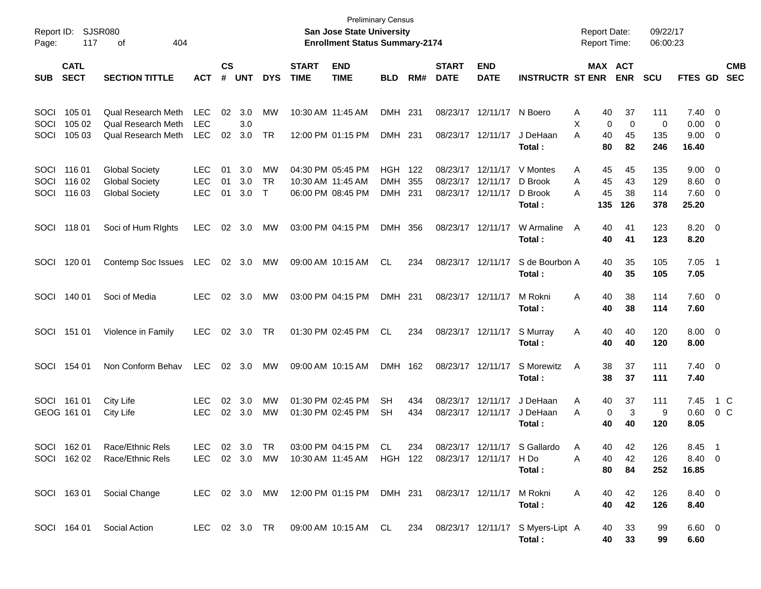Preliminary Census

**San Jose State University**

**Enrollment Status Summary-2174**

Report ID: SJSR080
Page: 117 of 404

Report Date: 09/22/17
Report Time: 06:00:23

| SUB | CATL SECT | SECTION TITTLE | ACT | CS # | UNT | DYS | START TIME | END TIME | BLD | RM# | START DATE | END DATE | INSTRUCTR | ST | MAX ENR | ACT ENR | SCU | FTES | GD | CMB SEC |
|---|---|---|---|---|---|---|---|---|---|---|---|---|---|---|---|---|---|---|---|---|
| SOCI | 105 01 | Qual Research Meth | LEC | 02 | 3.0 | MW | 10:30 AM | 11:45 AM | DMH | 231 | 08/23/17 | 12/11/17 | N Boero | A | 40 | 37 | 111 | 7.40 | 0 | |
| SOCI | 105 02 | Qual Research Meth | LEC | | 3.0 | | | | | | | | | X | 0 | 0 | 0 | 0.00 | 0 | |
| SOCI | 105 03 | Qual Research Meth | LEC | 02 | 3.0 | TR | 12:00 PM | 01:15 PM | DMH | 231 | 08/23/17 | 12/11/17 | J DeHaan | A | 40 | 45 | 135 | 9.00 | 0 | |
| | | | | | | | | | | | | | **Total :** | | **80** | **82** | **246** | **16.40** | | |
| SOCI | 116 01 | Global Society | LEC | 01 | 3.0 | MW | 04:30 PM | 05:45 PM | HGH | 122 | 08/23/17 | 12/11/17 | V Montes | A | 45 | 45 | 135 | 9.00 | 0 | |
| SOCI | 116 02 | Global Society | LEC | 01 | 3.0 | TR | 10:30 AM | 11:45 AM | DMH | 355 | 08/23/17 | 12/11/17 | D Brook | A | 45 | 43 | 129 | 8.60 | 0 | |
| SOCI | 116 03 | Global Society | LEC | 01 | 3.0 | T | 06:00 PM | 08:45 PM | DMH | 231 | 08/23/17 | 12/11/17 | D Brook | A | 45 | 38 | 114 | 7.60 | 0 | |
| | | | | | | | | | | | | | **Total :** | | **135** | **126** | **378** | **25.20** | | |
| SOCI | 118 01 | Soci of Hum RIghts | LEC | 02 | 3.0 | MW | 03:00 PM | 04:15 PM | DMH | 356 | 08/23/17 | 12/11/17 | W Armaline | A | 40 | 41 | 123 | 8.20 | 0 | |
| | | | | | | | | | | | | | **Total :** | | **40** | **41** | **123** | **8.20** | | |
| SOCI | 120 01 | Contemp Soc Issues | LEC | 02 | 3.0 | MW | 09:00 AM | 10:15 AM | CL | 234 | 08/23/17 | 12/11/17 | S de Bourbon | A | 40 | 35 | 105 | 7.05 | 1 | |
| | | | | | | | | | | | | | **Total :** | | **40** | **35** | **105** | **7.05** | | |
| SOCI | 140 01 | Soci of Media | LEC | 02 | 3.0 | MW | 03:00 PM | 04:15 PM | DMH | 231 | 08/23/17 | 12/11/17 | M Rokni | A | 40 | 38 | 114 | 7.60 | 0 | |
| | | | | | | | | | | | | | **Total :** | | **40** | **38** | **114** | **7.60** | | |
| SOCI | 151 01 | Violence in Family | LEC | 02 | 3.0 | TR | 01:30 PM | 02:45 PM | CL | 234 | 08/23/17 | 12/11/17 | S Murray | A | 40 | 40 | 120 | 8.00 | 0 | |
| | | | | | | | | | | | | | **Total :** | | **40** | **40** | **120** | **8.00** | | |
| SOCI | 154 01 | Non Conform Behav | LEC | 02 | 3.0 | MW | 09:00 AM | 10:15 AM | DMH | 162 | 08/23/17 | 12/11/17 | S Morewitz | A | 38 | 37 | 111 | 7.40 | 0 | |
| | | | | | | | | | | | | | **Total :** | | **38** | **37** | **111** | **7.40** | | |
| SOCI | 161 01 | City Life | LEC | 02 | 3.0 | MW | 01:30 PM | 02:45 PM | SH | 434 | 08/23/17 | 12/11/17 | J DeHaan | A | 40 | 37 | 111 | 7.45 | 1 | C |
| GEOG | 161 01 | City Life | LEC | 02 | 3.0 | MW | 01:30 PM | 02:45 PM | SH | 434 | 08/23/17 | 12/11/17 | J DeHaan | A | 0 | 3 | 9 | 0.60 | 0 | C |
| | | | | | | | | | | | | | **Total :** | | **40** | **40** | **120** | **8.05** | | |
| SOCI | 162 01 | Race/Ethnic Rels | LEC | 02 | 3.0 | TR | 03:00 PM | 04:15 PM | CL | 234 | 08/23/17 | 12/11/17 | S Gallardo | A | 40 | 42 | 126 | 8.45 | 1 | |
| SOCI | 162 02 | Race/Ethnic Rels | LEC | 02 | 3.0 | MW | 10:30 AM | 11:45 AM | HGH | 122 | 08/23/17 | 12/11/17 | H Do | A | 40 | 42 | 126 | 8.40 | 0 | |
| | | | | | | | | | | | | | **Total :** | | **80** | **84** | **252** | **16.85** | | |
| SOCI | 163 01 | Social Change | LEC | 02 | 3.0 | MW | 12:00 PM | 01:15 PM | DMH | 231 | 08/23/17 | 12/11/17 | M Rokni | A | 40 | 42 | 126 | 8.40 | 0 | |
| | | | | | | | | | | | | | **Total :** | | **40** | **42** | **126** | **8.40** | | |
| SOCI | 164 01 | Social Action | LEC | 02 | 3.0 | TR | 09:00 AM | 10:15 AM | CL | 234 | 08/23/17 | 12/11/17 | S Myers-Lipt | A | 40 | 33 | 99 | 6.60 | 0 | |
| | | | | | | | | | | | | | **Total :** | | **40** | **33** | **99** | **6.60** | | |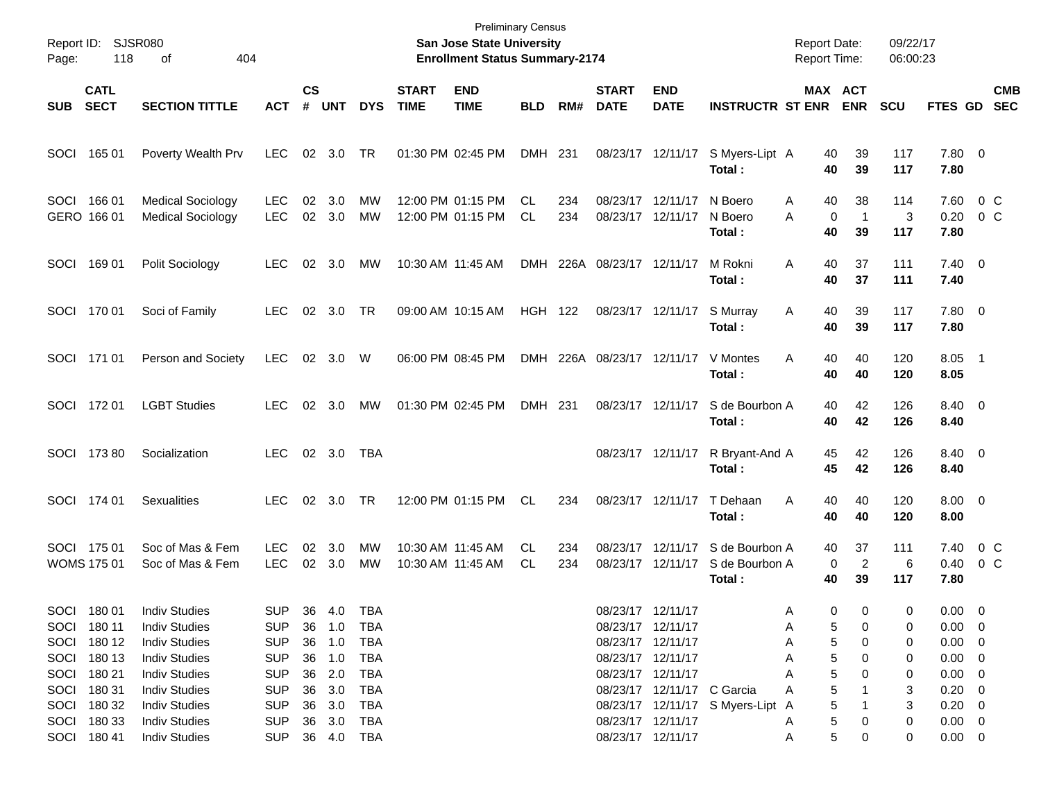Preliminary Census

**San Jose State University**

**Enrollment Status Summary-2174**

Report ID: SJSR080

Report Date: 09/22/17

Report Time: 06:00:23

| SUB | CATL SECT | SECTION TITTLE | ACT | CS # | UNT | DYS | START TIME | END TIME | BLD | RM# | START DATE | END DATE | INSTRUCTR | ST | MAX ENR | ACT ENR | SCU | FTES | GD | CMB SEC |
|---|---|---|---|---|---|---|---|---|---|---|---|---|---|---|---|---|---|---|---|---|
| SOCI | 165 01 | Poverty Wealth Prv | LEC | 02 | 3.0 | TR | 01:30 PM | 02:45 PM | DMH | 231 | 08/23/17 | 12/11/17 | S Myers-Lipt | A | 40 | 39 | 117 | 7.80 | 0 | |
| | | | | | | | | | | | | | **Total :** | | **40** | **39** | **117** | **7.80** | | |
| SOCI | 166 01 | Medical Sociology | LEC | 02 | 3.0 | MW | 12:00 PM | 01:15 PM | CL | 234 | 08/23/17 | 12/11/17 | N Boero | A | 40 | 38 | 114 | 7.60 | 0 | C |
| GERO | 166 01 | Medical Sociology | LEC | 02 | 3.0 | MW | 12:00 PM | 01:15 PM | CL | 234 | 08/23/17 | 12/11/17 | N Boero | A | 0 | 1 | 3 | 0.20 | 0 | C |
| | | | | | | | | | | | | | **Total :** | | **40** | **39** | **117** | **7.80** | | |
| SOCI | 169 01 | Polit Sociology | LEC | 02 | 3.0 | MW | 10:30 AM | 11:45 AM | DMH | 226A | 08/23/17 | 12/11/17 | M Rokni | A | 40 | 37 | 111 | 7.40 | 0 | |
| | | | | | | | | | | | | | **Total :** | | **40** | **37** | **111** | **7.40** | | |
| SOCI | 170 01 | Soci of Family | LEC | 02 | 3.0 | TR | 09:00 AM | 10:15 AM | HGH | 122 | 08/23/17 | 12/11/17 | S Murray | A | 40 | 39 | 117 | 7.80 | 0 | |
| | | | | | | | | | | | | | **Total :** | | **40** | **39** | **117** | **7.80** | | |
| SOCI | 171 01 | Person and Society | LEC | 02 | 3.0 | W | 06:00 PM | 08:45 PM | DMH | 226A | 08/23/17 | 12/11/17 | V Montes | A | 40 | 40 | 120 | 8.05 | 1 | |
| | | | | | | | | | | | | | **Total :** | | **40** | **40** | **120** | **8.05** | | |
| SOCI | 172 01 | LGBT Studies | LEC | 02 | 3.0 | MW | 01:30 PM | 02:45 PM | DMH | 231 | 08/23/17 | 12/11/17 | S de Bourbon | A | 40 | 42 | 126 | 8.40 | 0 | |
| | | | | | | | | | | | | | **Total :** | | **40** | **42** | **126** | **8.40** | | |
| SOCI | 173 80 | Socialization | LEC | 02 | 3.0 | TBA | | | | | 08/23/17 | 12/11/17 | R Bryant-And | A | 45 | 42 | 126 | 8.40 | 0 | |
| | | | | | | | | | | | | | **Total :** | | **45** | **42** | **126** | **8.40** | | |
| SOCI | 174 01 | Sexualities | LEC | 02 | 3.0 | TR | 12:00 PM | 01:15 PM | CL | 234 | 08/23/17 | 12/11/17 | T Dehaan | A | 40 | 40 | 120 | 8.00 | 0 | |
| | | | | | | | | | | | | | **Total :** | | **40** | **40** | **120** | **8.00** | | |
| SOCI | 175 01 | Soc of Mas & Fem | LEC | 02 | 3.0 | MW | 10:30 AM | 11:45 AM | CL | 234 | 08/23/17 | 12/11/17 | S de Bourbon | A | 40 | 37 | 111 | 7.40 | 0 | C |
| WOMS | 175 01 | Soc of Mas & Fem | LEC | 02 | 3.0 | MW | 10:30 AM | 11:45 AM | CL | 234 | 08/23/17 | 12/11/17 | S de Bourbon | A | 0 | 2 | 6 | 0.40 | 0 | C |
| | | | | | | | | | | | | | **Total :** | | **40** | **39** | **117** | **7.80** | | |
| SOCI | 180 01 | Indiv Studies | SUP | 36 | 4.0 | TBA | | | | | 08/23/17 | 12/11/17 | | A | 0 | 0 | 0 | 0.00 | 0 | |
| SOCI | 180 11 | Indiv Studies | SUP | 36 | 1.0 | TBA | | | | | 08/23/17 | 12/11/17 | | A | 5 | 0 | 0 | 0.00 | 0 | |
| SOCI | 180 12 | Indiv Studies | SUP | 36 | 1.0 | TBA | | | | | 08/23/17 | 12/11/17 | | A | 5 | 0 | 0 | 0.00 | 0 | |
| SOCI | 180 13 | Indiv Studies | SUP | 36 | 1.0 | TBA | | | | | 08/23/17 | 12/11/17 | | A | 5 | 0 | 0 | 0.00 | 0 | |
| SOCI | 180 21 | Indiv Studies | SUP | 36 | 2.0 | TBA | | | | | 08/23/17 | 12/11/17 | | A | 5 | 0 | 0 | 0.00 | 0 | |
| SOCI | 180 31 | Indiv Studies | SUP | 36 | 3.0 | TBA | | | | | 08/23/17 | 12/11/17 | C Garcia | A | 5 | 1 | 3 | 0.20 | 0 | |
| SOCI | 180 32 | Indiv Studies | SUP | 36 | 3.0 | TBA | | | | | 08/23/17 | 12/11/17 | S Myers-Lipt | A | 5 | 1 | 3 | 0.20 | 0 | |
| SOCI | 180 33 | Indiv Studies | SUP | 36 | 3.0 | TBA | | | | | 08/23/17 | 12/11/17 | | A | 5 | 0 | 0 | 0.00 | 0 | |
| SOCI | 180 41 | Indiv Studies | SUP | 36 | 4.0 | TBA | | | | | 08/23/17 | 12/11/17 | | A | 5 | 0 | 0 | 0.00 | 0 | |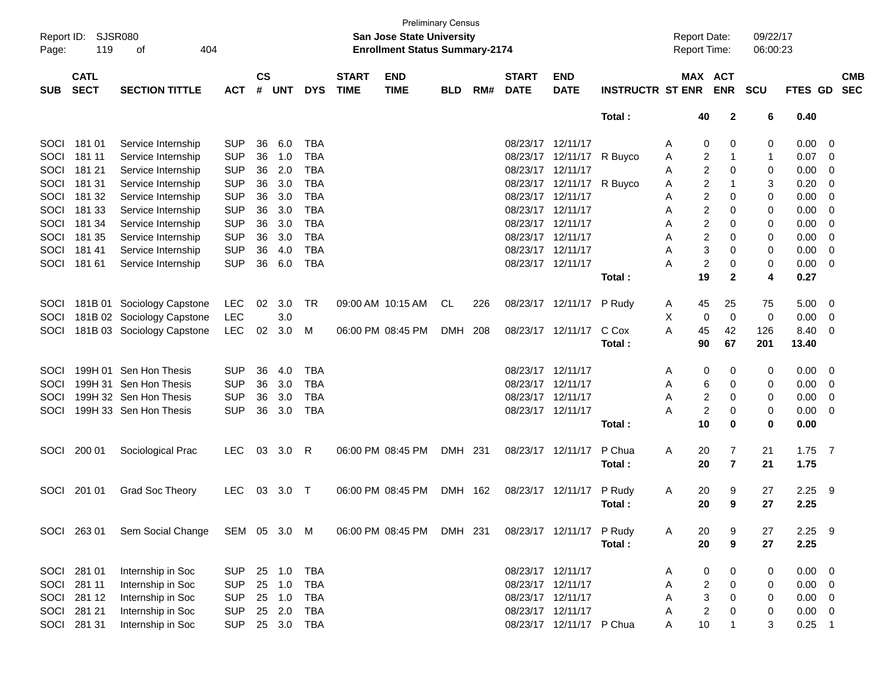Preliminary Census

Report ID: SJSR080

**San Jose State University**

**Enrollment Status Summary-2174**

Report Date: 09/22/17
Report Time: 06:00:23

| SUB | CATL SECT | SECTION TITTLE | ACT | CS # | UNT | DYS | START TIME | END TIME | BLD | RM# | START DATE | END DATE | INSTRUCTR | ST | MAX ENR | ACT ENR | SCU | FTES | GD | CMB SEC |
|---|---|---|---|---|---|---|---|---|---|---|---|---|---|---|---|---|---|---|---|---|
| | | | | | | | | | | | | | **Total :** | | **40** | **2** | **6** | **0.40** | | |
| SOCI | 181 01 | Service Internship | SUP | 36 | 6.0 | TBA | | | | | 08/23/17 | 12/11/17 | | A | 0 | 0 | 0 | 0.00 | 0 | |
| SOCI | 181 11 | Service Internship | SUP | 36 | 1.0 | TBA | | | | | 08/23/17 | 12/11/17 | R Buyco | A | 2 | 1 | 1 | 0.07 | 0 | |
| SOCI | 181 21 | Service Internship | SUP | 36 | 2.0 | TBA | | | | | 08/23/17 | 12/11/17 | | A | 2 | 0 | 0 | 0.00 | 0 | |
| SOCI | 181 31 | Service Internship | SUP | 36 | 3.0 | TBA | | | | | 08/23/17 | 12/11/17 | R Buyco | A | 2 | 1 | 3 | 0.20 | 0 | |
| SOCI | 181 32 | Service Internship | SUP | 36 | 3.0 | TBA | | | | | 08/23/17 | 12/11/17 | | A | 2 | 0 | 0 | 0.00 | 0 | |
| SOCI | 181 33 | Service Internship | SUP | 36 | 3.0 | TBA | | | | | 08/23/17 | 12/11/17 | | A | 2 | 0 | 0 | 0.00 | 0 | |
| SOCI | 181 34 | Service Internship | SUP | 36 | 3.0 | TBA | | | | | 08/23/17 | 12/11/17 | | A | 2 | 0 | 0 | 0.00 | 0 | |
| SOCI | 181 35 | Service Internship | SUP | 36 | 3.0 | TBA | | | | | 08/23/17 | 12/11/17 | | A | 2 | 0 | 0 | 0.00 | 0 | |
| SOCI | 181 41 | Service Internship | SUP | 36 | 4.0 | TBA | | | | | 08/23/17 | 12/11/17 | | A | 3 | 0 | 0 | 0.00 | 0 | |
| SOCI | 181 61 | Service Internship | SUP | 36 | 6.0 | TBA | | | | | 08/23/17 | 12/11/17 | | A | 2 | 0 | 0 | 0.00 | 0 | |
| | | | | | | | | | | | | | **Total :** | | **19** | **2** | **4** | **0.27** | | |
| SOCI | 181B 01 | Sociology Capstone | LEC | 02 | 3.0 | TR | 09:00 AM | 10:15 AM | CL | 226 | 08/23/17 | 12/11/17 | P Rudy | A | 45 | 25 | 75 | 5.00 | 0 | |
| SOCI | 181B 02 | Sociology Capstone | LEC | | 3.0 | | | | | | | | | X | 0 | 0 | 0 | 0.00 | 0 | |
| SOCI | 181B 03 | Sociology Capstone | LEC | 02 | 3.0 | M | 06:00 PM | 08:45 PM | DMH | 208 | 08/23/17 | 12/11/17 | C Cox | A | 45 | 42 | 126 | 8.40 | 0 | |
| | | | | | | | | | | | | | **Total :** | | **90** | **67** | **201** | **13.40** | | |
| SOCI | 199H 01 | Sen Hon Thesis | SUP | 36 | 4.0 | TBA | | | | | 08/23/17 | 12/11/17 | | A | 0 | 0 | 0 | 0.00 | 0 | |
| SOCI | 199H 31 | Sen Hon Thesis | SUP | 36 | 3.0 | TBA | | | | | 08/23/17 | 12/11/17 | | A | 6 | 0 | 0 | 0.00 | 0 | |
| SOCI | 199H 32 | Sen Hon Thesis | SUP | 36 | 3.0 | TBA | | | | | 08/23/17 | 12/11/17 | | A | 2 | 0 | 0 | 0.00 | 0 | |
| SOCI | 199H 33 | Sen Hon Thesis | SUP | 36 | 3.0 | TBA | | | | | 08/23/17 | 12/11/17 | | A | 2 | 0 | 0 | 0.00 | 0 | |
| | | | | | | | | | | | | | **Total :** | | **10** | **0** | **0** | **0.00** | | |
| SOCI | 200 01 | Sociological Prac | LEC | 03 | 3.0 | R | 06:00 PM | 08:45 PM | DMH | 231 | 08/23/17 | 12/11/17 | P Chua | A | 20 | 7 | 21 | 1.75 | 7 | |
| | | | | | | | | | | | | | **Total :** | | **20** | **7** | **21** | **1.75** | | |
| SOCI | 201 01 | Grad Soc Theory | LEC | 03 | 3.0 | T | 06:00 PM | 08:45 PM | DMH | 162 | 08/23/17 | 12/11/17 | P Rudy | A | 20 | 9 | 27 | 2.25 | 9 | |
| | | | | | | | | | | | | | **Total :** | | **20** | **9** | **27** | **2.25** | | |
| SOCI | 263 01 | Sem Social Change | SEM | 05 | 3.0 | M | 06:00 PM | 08:45 PM | DMH | 231 | 08/23/17 | 12/11/17 | P Rudy | A | 20 | 9 | 27 | 2.25 | 9 | |
| | | | | | | | | | | | | | **Total :** | | **20** | **9** | **27** | **2.25** | | |
| SOCI | 281 01 | Internship in Soc | SUP | 25 | 1.0 | TBA | | | | | 08/23/17 | 12/11/17 | | A | 0 | 0 | 0 | 0.00 | 0 | |
| SOCI | 281 11 | Internship in Soc | SUP | 25 | 1.0 | TBA | | | | | 08/23/17 | 12/11/17 | | A | 2 | 0 | 0 | 0.00 | 0 | |
| SOCI | 281 12 | Internship in Soc | SUP | 25 | 1.0 | TBA | | | | | 08/23/17 | 12/11/17 | | A | 3 | 0 | 0 | 0.00 | 0 | |
| SOCI | 281 21 | Internship in Soc | SUP | 25 | 2.0 | TBA | | | | | 08/23/17 | 12/11/17 | | A | 2 | 0 | 0 | 0.00 | 0 | |
| SOCI | 281 31 | Internship in Soc | SUP | 25 | 3.0 | TBA | | | | | 08/23/17 | 12/11/17 | P Chua | A | 10 | 1 | 3 | 0.25 | 1 | |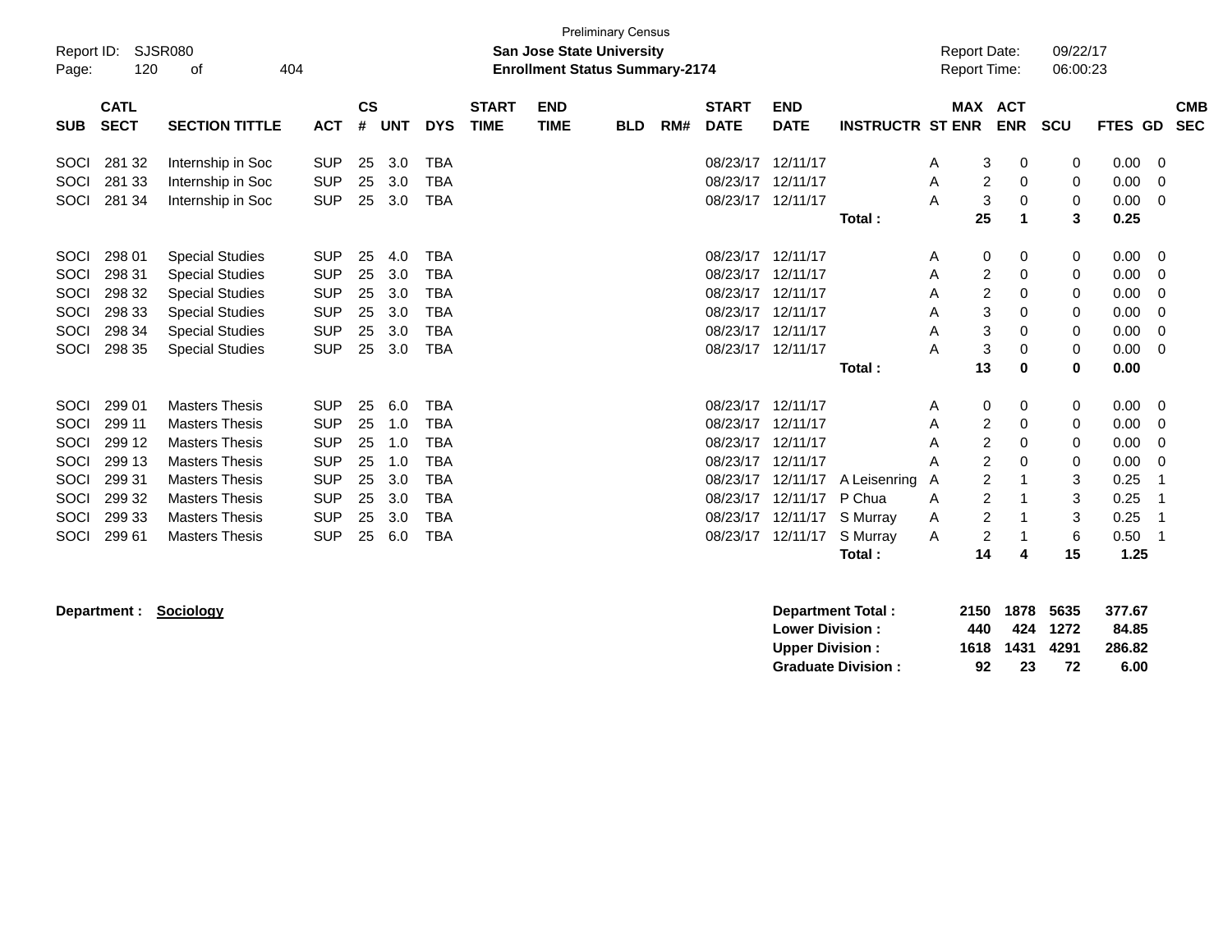Preliminary Census

Report ID: SJSR080

**San Jose State University**

**Enrollment Status Summary-2174**

Report Date: 09/22/17

Report Time: 06:00:23

| SUB | CATL SECT | SECTION TITTLE | ACT | CS # | UNT | DYS | START TIME | END TIME | BLD | RM# | START DATE | END DATE | INSTRUCTR | ST | MAX ENR | ACT ENR | SCU | FTES | GD | CMB SEC |
|---|---|---|---|---|---|---|---|---|---|---|---|---|---|---|---|---|---|---|---|---|
| SOCI | 281 32 | Internship in Soc | SUP | 25 | 3.0 | TBA | | | | | 08/23/17 | 12/11/17 | | A | 3 | 0 | 0 | 0.00 | 0 | |
| SOCI | 281 33 | Internship in Soc | SUP | 25 | 3.0 | TBA | | | | | 08/23/17 | 12/11/17 | | A | 2 | 0 | 0 | 0.00 | 0 | |
| SOCI | 281 34 | Internship in Soc | SUP | 25 | 3.0 | TBA | | | | | 08/23/17 | 12/11/17 | | A | 3 | 0 | 0 | 0.00 | 0 | |
| | | | | | | | | | | | | | **Total :** | | **25** | **1** | **3** | **0.25** | | |
| SOCI | 298 01 | Special Studies | SUP | 25 | 4.0 | TBA | | | | | 08/23/17 | 12/11/17 | | A | 0 | 0 | 0 | 0.00 | 0 | |
| SOCI | 298 31 | Special Studies | SUP | 25 | 3.0 | TBA | | | | | 08/23/17 | 12/11/17 | | A | 2 | 0 | 0 | 0.00 | 0 | |
| SOCI | 298 32 | Special Studies | SUP | 25 | 3.0 | TBA | | | | | 08/23/17 | 12/11/17 | | A | 2 | 0 | 0 | 0.00 | 0 | |
| SOCI | 298 33 | Special Studies | SUP | 25 | 3.0 | TBA | | | | | 08/23/17 | 12/11/17 | | A | 3 | 0 | 0 | 0.00 | 0 | |
| SOCI | 298 34 | Special Studies | SUP | 25 | 3.0 | TBA | | | | | 08/23/17 | 12/11/17 | | A | 3 | 0 | 0 | 0.00 | 0 | |
| SOCI | 298 35 | Special Studies | SUP | 25 | 3.0 | TBA | | | | | 08/23/17 | 12/11/17 | | A | 3 | 0 | 0 | 0.00 | 0 | |
| | | | | | | | | | | | | | **Total :** | | **13** | **0** | **0** | **0.00** | | |
| SOCI | 299 01 | Masters Thesis | SUP | 25 | 6.0 | TBA | | | | | 08/23/17 | 12/11/17 | | A | 0 | 0 | 0 | 0.00 | 0 | |
| SOCI | 299 11 | Masters Thesis | SUP | 25 | 1.0 | TBA | | | | | 08/23/17 | 12/11/17 | | A | 2 | 0 | 0 | 0.00 | 0 | |
| SOCI | 299 12 | Masters Thesis | SUP | 25 | 1.0 | TBA | | | | | 08/23/17 | 12/11/17 | | A | 2 | 0 | 0 | 0.00 | 0 | |
| SOCI | 299 13 | Masters Thesis | SUP | 25 | 1.0 | TBA | | | | | 08/23/17 | 12/11/17 | | A | 2 | 0 | 0 | 0.00 | 0 | |
| SOCI | 299 31 | Masters Thesis | SUP | 25 | 3.0 | TBA | | | | | 08/23/17 | 12/11/17 | A Leisenring | A | 2 | 1 | 3 | 0.25 | 1 | |
| SOCI | 299 32 | Masters Thesis | SUP | 25 | 3.0 | TBA | | | | | 08/23/17 | 12/11/17 | P Chua | A | 2 | 1 | 3 | 0.25 | 1 | |
| SOCI | 299 33 | Masters Thesis | SUP | 25 | 3.0 | TBA | | | | | 08/23/17 | 12/11/17 | S Murray | A | 2 | 1 | 3 | 0.25 | 1 | |
| SOCI | 299 61 | Masters Thesis | SUP | 25 | 6.0 | TBA | | | | | 08/23/17 | 12/11/17 | S Murray | A | 2 | 1 | 6 | 0.50 | 1 | |
| | | | | | | | | | | | | | **Total :** | | **14** | **4** | **15** | **1.25** | | |

**Department :** **Sociology**

| | MAX ENR | ACT ENR | SCU | FTES |
|---|---|---|---|---|
| **Department Total :** | **2150** | **1878** | **5635** | **377.67** |
| **Lower Division :** | **440** | **424** | **1272** | **84.85** |
| **Upper Division :** | **1618** | **1431** | **4291** | **286.82** |
| **Graduate Division :** | **92** | **23** | **72** | **6.00** |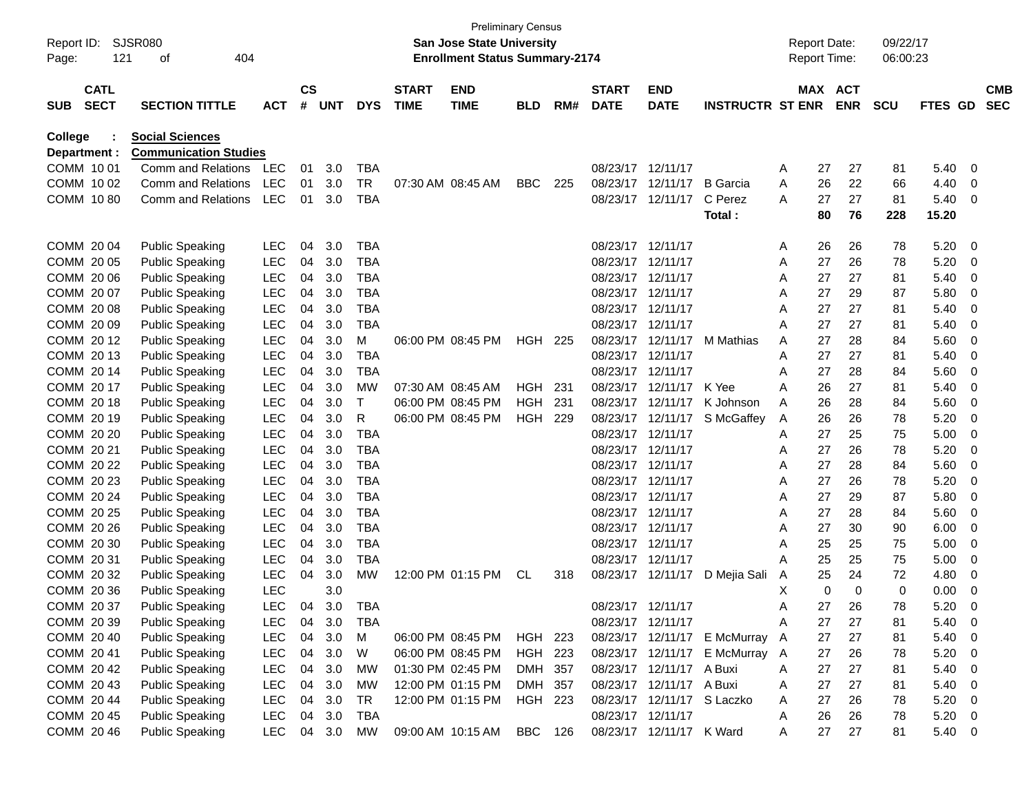Preliminary Census

Report ID: SJSR080 — **San Jose State University** — Report Date: 09/22/17

**Enrollment Status Summary-2174** — Report Time: 06:00:23

**College : Social Sciences**

**Department : Communication Studies**

| SUB | CATL SECT | SECTION TITTLE | ACT | CS # | UNT | DYS | START TIME | END TIME | BLD | RM# | START DATE | END DATE | INSTRUCTR | ST | MAX ENR | ACT ENR | SCU | FTES | GD | CMB SEC |
|---|---|---|---|---|---|---|---|---|---|---|---|---|---|---|---|---|---|---|---|---|
| COMM | 10 01 | Comm and Relations | LEC | 01 | 3.0 | TBA | | | | | 08/23/17 | 12/11/17 | | A | 27 | 27 | 81 | 5.40 | 0 | |
| COMM | 10 02 | Comm and Relations | LEC | 01 | 3.0 | TR | 07:30 AM | 08:45 AM | BBC | 225 | 08/23/17 | 12/11/17 | B Garcia | A | 26 | 22 | 66 | 4.40 | 0 | |
| COMM | 10 80 | Comm and Relations | LEC | 01 | 3.0 | TBA | | | | | 08/23/17 | 12/11/17 | C Perez | A | 27 | 27 | 81 | 5.40 | 0 | |
| | | | | | | | | | | | | | **Total :** | | **80** | **76** | **228** | **15.20** | | |
| COMM | 20 04 | Public Speaking | LEC | 04 | 3.0 | TBA | | | | | 08/23/17 | 12/11/17 | | A | 26 | 26 | 78 | 5.20 | 0 | |
| COMM | 20 05 | Public Speaking | LEC | 04 | 3.0 | TBA | | | | | 08/23/17 | 12/11/17 | | A | 27 | 26 | 78 | 5.20 | 0 | |
| COMM | 20 06 | Public Speaking | LEC | 04 | 3.0 | TBA | | | | | 08/23/17 | 12/11/17 | | A | 27 | 27 | 81 | 5.40 | 0 | |
| COMM | 20 07 | Public Speaking | LEC | 04 | 3.0 | TBA | | | | | 08/23/17 | 12/11/17 | | A | 27 | 29 | 87 | 5.80 | 0 | |
| COMM | 20 08 | Public Speaking | LEC | 04 | 3.0 | TBA | | | | | 08/23/17 | 12/11/17 | | A | 27 | 27 | 81 | 5.40 | 0 | |
| COMM | 20 09 | Public Speaking | LEC | 04 | 3.0 | TBA | | | | | 08/23/17 | 12/11/17 | | A | 27 | 27 | 81 | 5.40 | 0 | |
| COMM | 20 12 | Public Speaking | LEC | 04 | 3.0 | M | 06:00 PM | 08:45 PM | HGH | 225 | 08/23/17 | 12/11/17 | M Mathias | A | 27 | 28 | 84 | 5.60 | 0 | |
| COMM | 20 13 | Public Speaking | LEC | 04 | 3.0 | TBA | | | | | 08/23/17 | 12/11/17 | | A | 27 | 27 | 81 | 5.40 | 0 | |
| COMM | 20 14 | Public Speaking | LEC | 04 | 3.0 | TBA | | | | | 08/23/17 | 12/11/17 | | A | 27 | 28 | 84 | 5.60 | 0 | |
| COMM | 20 17 | Public Speaking | LEC | 04 | 3.0 | MW | 07:30 AM | 08:45 AM | HGH | 231 | 08/23/17 | 12/11/17 | K Yee | A | 26 | 27 | 81 | 5.40 | 0 | |
| COMM | 20 18 | Public Speaking | LEC | 04 | 3.0 | T | 06:00 PM | 08:45 PM | HGH | 231 | 08/23/17 | 12/11/17 | K Johnson | A | 26 | 28 | 84 | 5.60 | 0 | |
| COMM | 20 19 | Public Speaking | LEC | 04 | 3.0 | R | 06:00 PM | 08:45 PM | HGH | 229 | 08/23/17 | 12/11/17 | S McGaffey | A | 26 | 26 | 78 | 5.20 | 0 | |
| COMM | 20 20 | Public Speaking | LEC | 04 | 3.0 | TBA | | | | | 08/23/17 | 12/11/17 | | A | 27 | 25 | 75 | 5.00 | 0 | |
| COMM | 20 21 | Public Speaking | LEC | 04 | 3.0 | TBA | | | | | 08/23/17 | 12/11/17 | | A | 27 | 26 | 78 | 5.20 | 0 | |
| COMM | 20 22 | Public Speaking | LEC | 04 | 3.0 | TBA | | | | | 08/23/17 | 12/11/17 | | A | 27 | 28 | 84 | 5.60 | 0 | |
| COMM | 20 23 | Public Speaking | LEC | 04 | 3.0 | TBA | | | | | 08/23/17 | 12/11/17 | | A | 27 | 26 | 78 | 5.20 | 0 | |
| COMM | 20 24 | Public Speaking | LEC | 04 | 3.0 | TBA | | | | | 08/23/17 | 12/11/17 | | A | 27 | 29 | 87 | 5.80 | 0 | |
| COMM | 20 25 | Public Speaking | LEC | 04 | 3.0 | TBA | | | | | 08/23/17 | 12/11/17 | | A | 27 | 28 | 84 | 5.60 | 0 | |
| COMM | 20 26 | Public Speaking | LEC | 04 | 3.0 | TBA | | | | | 08/23/17 | 12/11/17 | | A | 27 | 30 | 90 | 6.00 | 0 | |
| COMM | 20 30 | Public Speaking | LEC | 04 | 3.0 | TBA | | | | | 08/23/17 | 12/11/17 | | A | 25 | 25 | 75 | 5.00 | 0 | |
| COMM | 20 31 | Public Speaking | LEC | 04 | 3.0 | TBA | | | | | 08/23/17 | 12/11/17 | | A | 25 | 25 | 75 | 5.00 | 0 | |
| COMM | 20 32 | Public Speaking | LEC | 04 | 3.0 | MW | 12:00 PM | 01:15 PM | CL | 318 | 08/23/17 | 12/11/17 | D Mejia Sali | A | 25 | 24 | 72 | 4.80 | 0 | |
| COMM | 20 36 | Public Speaking | LEC | | 3.0 | | | | | | | | | X | 0 | 0 | 0 | 0.00 | 0 | |
| COMM | 20 37 | Public Speaking | LEC | 04 | 3.0 | TBA | | | | | 08/23/17 | 12/11/17 | | A | 27 | 26 | 78 | 5.20 | 0 | |
| COMM | 20 39 | Public Speaking | LEC | 04 | 3.0 | TBA | | | | | 08/23/17 | 12/11/17 | | A | 27 | 27 | 81 | 5.40 | 0 | |
| COMM | 20 40 | Public Speaking | LEC | 04 | 3.0 | M | 06:00 PM | 08:45 PM | HGH | 223 | 08/23/17 | 12/11/17 | E McMurray | A | 27 | 27 | 81 | 5.40 | 0 | |
| COMM | 20 41 | Public Speaking | LEC | 04 | 3.0 | W | 06:00 PM | 08:45 PM | HGH | 223 | 08/23/17 | 12/11/17 | E McMurray | A | 27 | 26 | 78 | 5.20 | 0 | |
| COMM | 20 42 | Public Speaking | LEC | 04 | 3.0 | MW | 01:30 PM | 02:45 PM | DMH | 357 | 08/23/17 | 12/11/17 | A Buxi | A | 27 | 27 | 81 | 5.40 | 0 | |
| COMM | 20 43 | Public Speaking | LEC | 04 | 3.0 | MW | 12:00 PM | 01:15 PM | DMH | 357 | 08/23/17 | 12/11/17 | A Buxi | A | 27 | 27 | 81 | 5.40 | 0 | |
| COMM | 20 44 | Public Speaking | LEC | 04 | 3.0 | TR | 12:00 PM | 01:15 PM | HGH | 223 | 08/23/17 | 12/11/17 | S Laczko | A | 27 | 26 | 78 | 5.20 | 0 | |
| COMM | 20 45 | Public Speaking | LEC | 04 | 3.0 | TBA | | | | | 08/23/17 | 12/11/17 | | A | 26 | 26 | 78 | 5.20 | 0 | |
| COMM | 20 46 | Public Speaking | LEC | 04 | 3.0 | MW | 09:00 AM | 10:15 AM | BBC | 126 | 08/23/17 | 12/11/17 | K Ward | A | 27 | 27 | 81 | 5.40 | 0 | |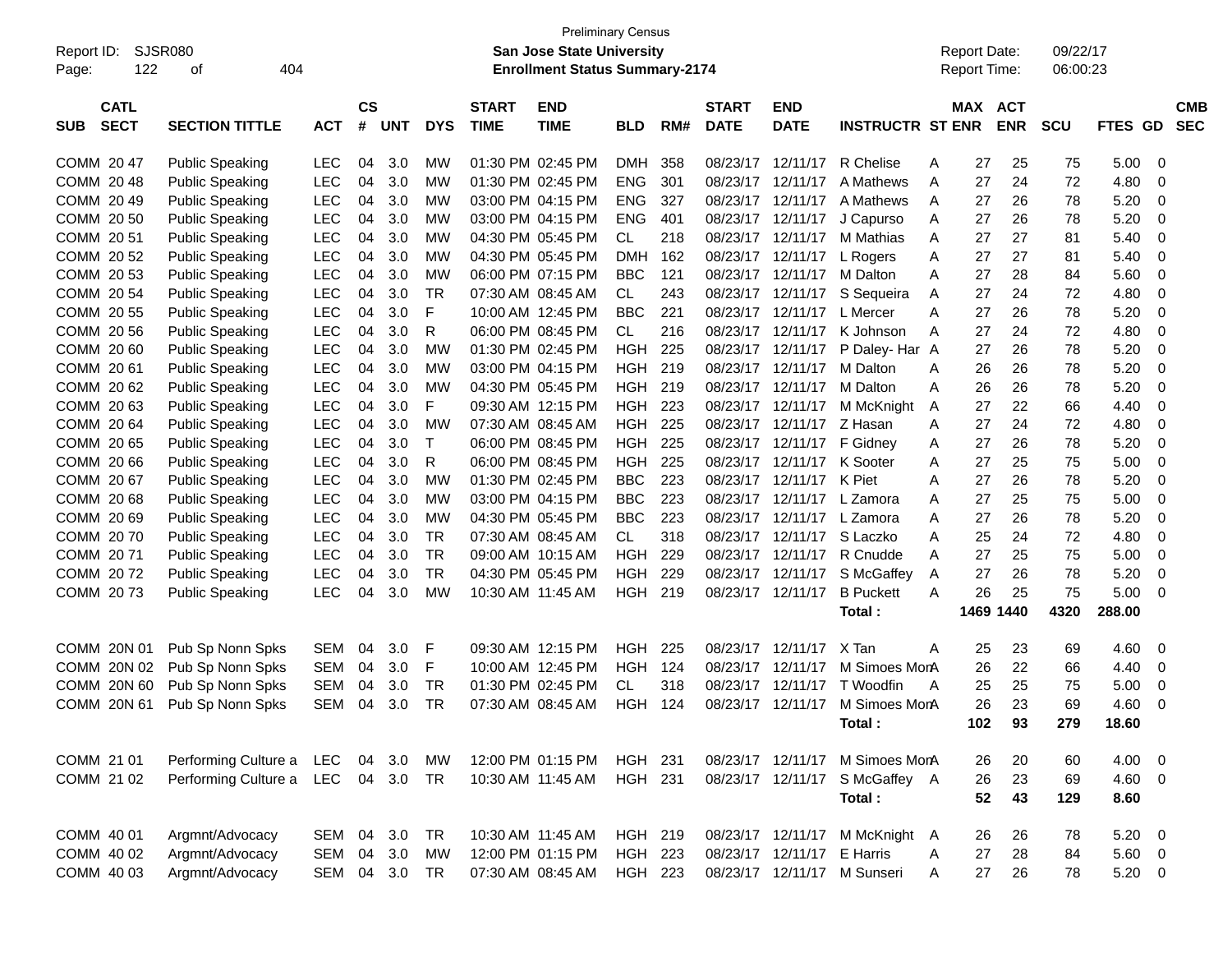Preliminary Census

**San Jose State University**

**Enrollment Status Summary-2174**

Report ID: SJSR080
Report Date: 09/22/17
Report Time: 06:00:23

| SUB | CATL SECT | SECTION TITTLE | ACT | CS # | UNT | DYS | START TIME | END TIME | BLD | RM# | START DATE | END DATE | INSTRUCTR | ST | MAX ENR | ACT ENR | SCU | FTES | GD | CMB SEC |
|---|---|---|---|---|---|---|---|---|---|---|---|---|---|---|---|---|---|---|---|---|
| COMM | 20 47 | Public Speaking | LEC | 04 | 3.0 | MW | 01:30 PM | 02:45 PM | DMH | 358 | 08/23/17 | 12/11/17 | R Chelise | A | 27 | 25 | 75 | 5.00 | 0 | |
| COMM | 20 48 | Public Speaking | LEC | 04 | 3.0 | MW | 01:30 PM | 02:45 PM | ENG | 301 | 08/23/17 | 12/11/17 | A Mathews | A | 27 | 24 | 72 | 4.80 | 0 | |
| COMM | 20 49 | Public Speaking | LEC | 04 | 3.0 | MW | 03:00 PM | 04:15 PM | ENG | 327 | 08/23/17 | 12/11/17 | A Mathews | A | 27 | 26 | 78 | 5.20 | 0 | |
| COMM | 20 50 | Public Speaking | LEC | 04 | 3.0 | MW | 03:00 PM | 04:15 PM | ENG | 401 | 08/23/17 | 12/11/17 | J Capurso | A | 27 | 26 | 78 | 5.20 | 0 | |
| COMM | 20 51 | Public Speaking | LEC | 04 | 3.0 | MW | 04:30 PM | 05:45 PM | CL | 218 | 08/23/17 | 12/11/17 | M Mathias | A | 27 | 27 | 81 | 5.40 | 0 | |
| COMM | 20 52 | Public Speaking | LEC | 04 | 3.0 | MW | 04:30 PM | 05:45 PM | DMH | 162 | 08/23/17 | 12/11/17 | L Rogers | A | 27 | 27 | 81 | 5.40 | 0 | |
| COMM | 20 53 | Public Speaking | LEC | 04 | 3.0 | MW | 06:00 PM | 07:15 PM | BBC | 121 | 08/23/17 | 12/11/17 | M Dalton | A | 27 | 28 | 84 | 5.60 | 0 | |
| COMM | 20 54 | Public Speaking | LEC | 04 | 3.0 | TR | 07:30 AM | 08:45 AM | CL | 243 | 08/23/17 | 12/11/17 | S Sequeira | A | 27 | 24 | 72 | 4.80 | 0 | |
| COMM | 20 55 | Public Speaking | LEC | 04 | 3.0 | F | 10:00 AM | 12:45 PM | BBC | 221 | 08/23/17 | 12/11/17 | L Mercer | A | 27 | 26 | 78 | 5.20 | 0 | |
| COMM | 20 56 | Public Speaking | LEC | 04 | 3.0 | R | 06:00 PM | 08:45 PM | CL | 216 | 08/23/17 | 12/11/17 | K Johnson | A | 27 | 24 | 72 | 4.80 | 0 | |
| COMM | 20 60 | Public Speaking | LEC | 04 | 3.0 | MW | 01:30 PM | 02:45 PM | HGH | 225 | 08/23/17 | 12/11/17 | P Daley- Har | A | 27 | 26 | 78 | 5.20 | 0 | |
| COMM | 20 61 | Public Speaking | LEC | 04 | 3.0 | MW | 03:00 PM | 04:15 PM | HGH | 219 | 08/23/17 | 12/11/17 | M Dalton | A | 26 | 26 | 78 | 5.20 | 0 | |
| COMM | 20 62 | Public Speaking | LEC | 04 | 3.0 | MW | 04:30 PM | 05:45 PM | HGH | 219 | 08/23/17 | 12/11/17 | M Dalton | A | 26 | 26 | 78 | 5.20 | 0 | |
| COMM | 20 63 | Public Speaking | LEC | 04 | 3.0 | F | 09:30 AM | 12:15 PM | HGH | 223 | 08/23/17 | 12/11/17 | M McKnight | A | 27 | 22 | 66 | 4.40 | 0 | |
| COMM | 20 64 | Public Speaking | LEC | 04 | 3.0 | MW | 07:30 AM | 08:45 AM | HGH | 225 | 08/23/17 | 12/11/17 | Z Hasan | A | 27 | 24 | 72 | 4.80 | 0 | |
| COMM | 20 65 | Public Speaking | LEC | 04 | 3.0 | T | 06:00 PM | 08:45 PM | HGH | 225 | 08/23/17 | 12/11/17 | F Gidney | A | 27 | 26 | 78 | 5.20 | 0 | |
| COMM | 20 66 | Public Speaking | LEC | 04 | 3.0 | R | 06:00 PM | 08:45 PM | HGH | 225 | 08/23/17 | 12/11/17 | K Sooter | A | 27 | 25 | 75 | 5.00 | 0 | |
| COMM | 20 67 | Public Speaking | LEC | 04 | 3.0 | MW | 01:30 PM | 02:45 PM | BBC | 223 | 08/23/17 | 12/11/17 | K Piet | A | 27 | 26 | 78 | 5.20 | 0 | |
| COMM | 20 68 | Public Speaking | LEC | 04 | 3.0 | MW | 03:00 PM | 04:15 PM | BBC | 223 | 08/23/17 | 12/11/17 | L Zamora | A | 27 | 25 | 75 | 5.00 | 0 | |
| COMM | 20 69 | Public Speaking | LEC | 04 | 3.0 | MW | 04:30 PM | 05:45 PM | BBC | 223 | 08/23/17 | 12/11/17 | L Zamora | A | 27 | 26 | 78 | 5.20 | 0 | |
| COMM | 20 70 | Public Speaking | LEC | 04 | 3.0 | TR | 07:30 AM | 08:45 AM | CL | 318 | 08/23/17 | 12/11/17 | S Laczko | A | 25 | 24 | 72 | 4.80 | 0 | |
| COMM | 20 71 | Public Speaking | LEC | 04 | 3.0 | TR | 09:00 AM | 10:15 AM | HGH | 229 | 08/23/17 | 12/11/17 | R Cnudde | A | 27 | 25 | 75 | 5.00 | 0 | |
| COMM | 20 72 | Public Speaking | LEC | 04 | 3.0 | TR | 04:30 PM | 05:45 PM | HGH | 229 | 08/23/17 | 12/11/17 | S McGaffey | A | 27 | 26 | 78 | 5.20 | 0 | |
| COMM | 20 73 | Public Speaking | LEC | 04 | 3.0 | MW | 10:30 AM | 11:45 AM | HGH | 219 | 08/23/17 | 12/11/17 | B Puckett | A | 26 | 25 | 75 | 5.00 | 0 | |
| | | | | | | | | | | | | | **Total :** | | **1469** | **1440** | **4320** | **288.00** | | |
| COMM | 20N 01 | Pub Sp Nonn Spks | SEM | 04 | 3.0 | F | 09:30 AM | 12:15 PM | HGH | 225 | 08/23/17 | 12/11/17 | X Tan | A | 25 | 23 | 69 | 4.60 | 0 | |
| COMM | 20N 02 | Pub Sp Nonn Spks | SEM | 04 | 3.0 | F | 10:00 AM | 12:45 PM | HGH | 124 | 08/23/17 | 12/11/17 | M Simoes Mon | A | 26 | 22 | 66 | 4.40 | 0 | |
| COMM | 20N 60 | Pub Sp Nonn Spks | SEM | 04 | 3.0 | TR | 01:30 PM | 02:45 PM | CL | 318 | 08/23/17 | 12/11/17 | T Woodfin | A | 25 | 25 | 75 | 5.00 | 0 | |
| COMM | 20N 61 | Pub Sp Nonn Spks | SEM | 04 | 3.0 | TR | 07:30 AM | 08:45 AM | HGH | 124 | 08/23/17 | 12/11/17 | M Simoes Mon | A | 26 | 23 | 69 | 4.60 | 0 | |
| | | | | | | | | | | | | | **Total :** | | **102** | **93** | **279** | **18.60** | | |
| COMM | 21 01 | Performing Culture a | LEC | 04 | 3.0 | MW | 12:00 PM | 01:15 PM | HGH | 231 | 08/23/17 | 12/11/17 | M Simoes Mon | A | 26 | 20 | 60 | 4.00 | 0 | |
| COMM | 21 02 | Performing Culture a | LEC | 04 | 3.0 | TR | 10:30 AM | 11:45 AM | HGH | 231 | 08/23/17 | 12/11/17 | S McGaffey | A | 26 | 23 | 69 | 4.60 | 0 | |
| | | | | | | | | | | | | | **Total :** | | **52** | **43** | **129** | **8.60** | | |
| COMM | 40 01 | Argmnt/Advocacy | SEM | 04 | 3.0 | TR | 10:30 AM | 11:45 AM | HGH | 219 | 08/23/17 | 12/11/17 | M McKnight | A | 26 | 26 | 78 | 5.20 | 0 | |
| COMM | 40 02 | Argmnt/Advocacy | SEM | 04 | 3.0 | MW | 12:00 PM | 01:15 PM | HGH | 223 | 08/23/17 | 12/11/17 | E Harris | A | 27 | 28 | 84 | 5.60 | 0 | |
| COMM | 40 03 | Argmnt/Advocacy | SEM | 04 | 3.0 | TR | 07:30 AM | 08:45 AM | HGH | 223 | 08/23/17 | 12/11/17 | M Sunseri | A | 27 | 26 | 78 | 5.20 | 0 | |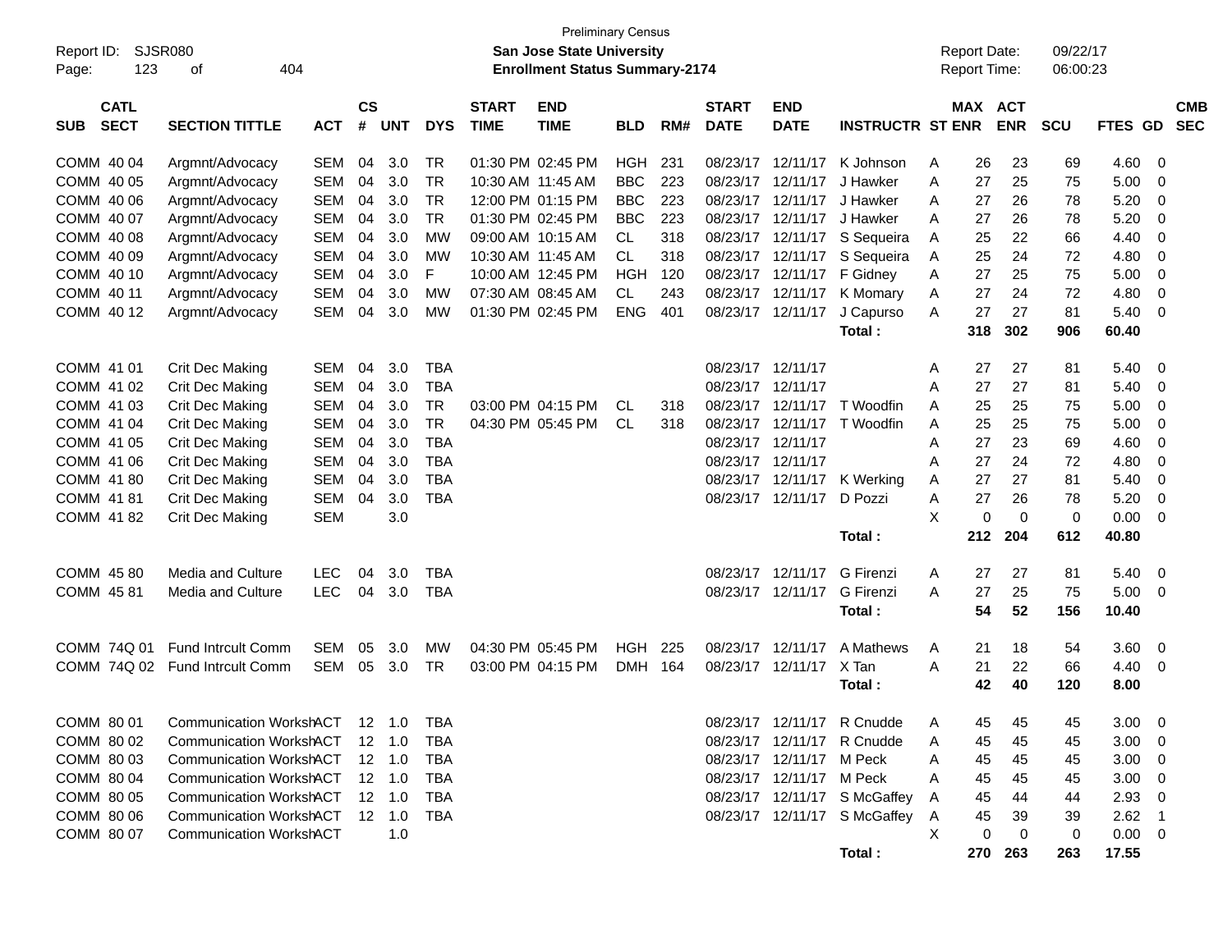Preliminary Census

**San Jose State University**

**Enrollment Status Summary-2174**

Report ID: SJSR080

Report Date: 09/22/17

Report Time: 06:00:23

| SUB | CATL SECT | SECTION TITTLE | ACT | CS # | UNT | DYS | START TIME | END TIME | BLD | RM# | START DATE | END DATE | INSTRUCTR | ST | MAX ENR | ACT ENR | SCU | FTES | GD | CMB SEC |
|---|---|---|---|---|---|---|---|---|---|---|---|---|---|---|---|---|---|---|---|---|
| COMM | 40 04 | Argmnt/Advocacy | SEM | 04 | 3.0 | TR | 01:30 PM | 02:45 PM | HGH | 231 | 08/23/17 | 12/11/17 | K Johnson | A | 26 | 23 | 69 | 4.60 | 0 | |
| COMM | 40 05 | Argmnt/Advocacy | SEM | 04 | 3.0 | TR | 10:30 AM | 11:45 AM | BBC | 223 | 08/23/17 | 12/11/17 | J Hawker | A | 27 | 25 | 75 | 5.00 | 0 | |
| COMM | 40 06 | Argmnt/Advocacy | SEM | 04 | 3.0 | TR | 12:00 PM | 01:15 PM | BBC | 223 | 08/23/17 | 12/11/17 | J Hawker | A | 27 | 26 | 78 | 5.20 | 0 | |
| COMM | 40 07 | Argmnt/Advocacy | SEM | 04 | 3.0 | TR | 01:30 PM | 02:45 PM | BBC | 223 | 08/23/17 | 12/11/17 | J Hawker | A | 27 | 26 | 78 | 5.20 | 0 | |
| COMM | 40 08 | Argmnt/Advocacy | SEM | 04 | 3.0 | MW | 09:00 AM | 10:15 AM | CL | 318 | 08/23/17 | 12/11/17 | S Sequeira | A | 25 | 22 | 66 | 4.40 | 0 | |
| COMM | 40 09 | Argmnt/Advocacy | SEM | 04 | 3.0 | MW | 10:30 AM | 11:45 AM | CL | 318 | 08/23/17 | 12/11/17 | S Sequeira | A | 25 | 24 | 72 | 4.80 | 0 | |
| COMM | 40 10 | Argmnt/Advocacy | SEM | 04 | 3.0 | F | 10:00 AM | 12:45 PM | HGH | 120 | 08/23/17 | 12/11/17 | F Gidney | A | 27 | 25 | 75 | 5.00 | 0 | |
| COMM | 40 11 | Argmnt/Advocacy | SEM | 04 | 3.0 | MW | 07:30 AM | 08:45 AM | CL | 243 | 08/23/17 | 12/11/17 | K Momary | A | 27 | 24 | 72 | 4.80 | 0 | |
| COMM | 40 12 | Argmnt/Advocacy | SEM | 04 | 3.0 | MW | 01:30 PM | 02:45 PM | ENG | 401 | 08/23/17 | 12/11/17 | J Capurso | A | 27 | 27 | 81 | 5.40 | 0 | |
| | | | | | | | | | | | | | **Total :** | | **318** | **302** | **906** | **60.40** | | |
| COMM | 41 01 | Crit Dec Making | SEM | 04 | 3.0 | TBA | | | | | 08/23/17 | 12/11/17 | | A | 27 | 27 | 81 | 5.40 | 0 | |
| COMM | 41 02 | Crit Dec Making | SEM | 04 | 3.0 | TBA | | | | | 08/23/17 | 12/11/17 | | A | 27 | 27 | 81 | 5.40 | 0 | |
| COMM | 41 03 | Crit Dec Making | SEM | 04 | 3.0 | TR | 03:00 PM | 04:15 PM | CL | 318 | 08/23/17 | 12/11/17 | T Woodfin | A | 25 | 25 | 75 | 5.00 | 0 | |
| COMM | 41 04 | Crit Dec Making | SEM | 04 | 3.0 | TR | 04:30 PM | 05:45 PM | CL | 318 | 08/23/17 | 12/11/17 | T Woodfin | A | 25 | 25 | 75 | 5.00 | 0 | |
| COMM | 41 05 | Crit Dec Making | SEM | 04 | 3.0 | TBA | | | | | 08/23/17 | 12/11/17 | | A | 27 | 23 | 69 | 4.60 | 0 | |
| COMM | 41 06 | Crit Dec Making | SEM | 04 | 3.0 | TBA | | | | | 08/23/17 | 12/11/17 | | A | 27 | 24 | 72 | 4.80 | 0 | |
| COMM | 41 80 | Crit Dec Making | SEM | 04 | 3.0 | TBA | | | | | 08/23/17 | 12/11/17 | K Werking | A | 27 | 27 | 81 | 5.40 | 0 | |
| COMM | 41 81 | Crit Dec Making | SEM | 04 | 3.0 | TBA | | | | | 08/23/17 | 12/11/17 | D Pozzi | A | 27 | 26 | 78 | 5.20 | 0 | |
| COMM | 41 82 | Crit Dec Making | SEM | | 3.0 | | | | | | | | | X | 0 | 0 | 0 | 0.00 | 0 | |
| | | | | | | | | | | | | | **Total :** | | **212** | **204** | **612** | **40.80** | | |
| COMM | 45 80 | Media and Culture | LEC | 04 | 3.0 | TBA | | | | | 08/23/17 | 12/11/17 | G Firenzi | A | 27 | 27 | 81 | 5.40 | 0 | |
| COMM | 45 81 | Media and Culture | LEC | 04 | 3.0 | TBA | | | | | 08/23/17 | 12/11/17 | G Firenzi | A | 27 | 25 | 75 | 5.00 | 0 | |
| | | | | | | | | | | | | | **Total :** | | **54** | **52** | **156** | **10.40** | | |
| COMM | 74Q 01 | Fund Intrcult Comm | SEM | 05 | 3.0 | MW | 04:30 PM | 05:45 PM | HGH | 225 | 08/23/17 | 12/11/17 | A Mathews | A | 21 | 18 | 54 | 3.60 | 0 | |
| COMM | 74Q 02 | Fund Intrcult Comm | SEM | 05 | 3.0 | TR | 03:00 PM | 04:15 PM | DMH | 164 | 08/23/17 | 12/11/17 | X Tan | A | 21 | 22 | 66 | 4.40 | 0 | |
| | | | | | | | | | | | | | **Total :** | | **42** | **40** | **120** | **8.00** | | |
| COMM | 80 01 | Communication Worksh | ACT | 12 | 1.0 | TBA | | | | | 08/23/17 | 12/11/17 | R Cnudde | A | 45 | 45 | 45 | 3.00 | 0 | |
| COMM | 80 02 | Communication Worksh | ACT | 12 | 1.0 | TBA | | | | | 08/23/17 | 12/11/17 | R Cnudde | A | 45 | 45 | 45 | 3.00 | 0 | |
| COMM | 80 03 | Communication Worksh | ACT | 12 | 1.0 | TBA | | | | | 08/23/17 | 12/11/17 | M Peck | A | 45 | 45 | 45 | 3.00 | 0 | |
| COMM | 80 04 | Communication Worksh | ACT | 12 | 1.0 | TBA | | | | | 08/23/17 | 12/11/17 | M Peck | A | 45 | 45 | 45 | 3.00 | 0 | |
| COMM | 80 05 | Communication Worksh | ACT | 12 | 1.0 | TBA | | | | | 08/23/17 | 12/11/17 | S McGaffey | A | 45 | 44 | 44 | 2.93 | 0 | |
| COMM | 80 06 | Communication Worksh | ACT | 12 | 1.0 | TBA | | | | | 08/23/17 | 12/11/17 | S McGaffey | A | 45 | 39 | 39 | 2.62 | 1 | |
| COMM | 80 07 | Communication Worksh | ACT | | 1.0 | | | | | | | | | X | 0 | 0 | 0 | 0.00 | 0 | |
| | | | | | | | | | | | | | **Total :** | | **270** | **263** | **263** | **17.55** | | |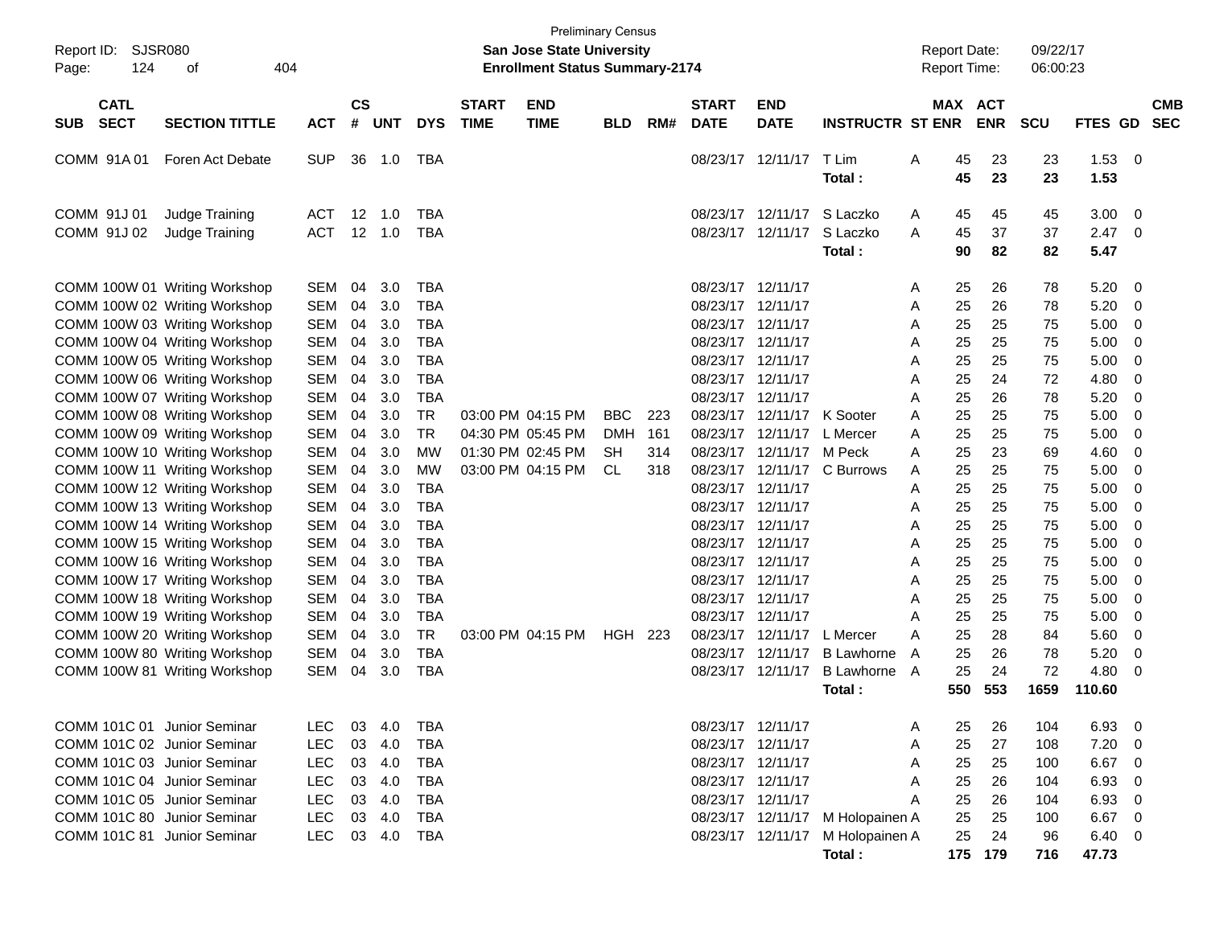Preliminary Census

**San Jose State University**

**Enrollment Status Summary-2174**

Report ID: SJSR080

Report Date: 09/22/17

Report Time: 06:00:23

| SUB | CATL SECT | SECTION TITTLE | ACT | CS # | UNT | DYS | START TIME | END TIME | BLD | RM# | START DATE | END DATE | INSTRUCTR | ST | MAX ENR | ACT ENR | SCU | FTES | GD | CMB SEC |
|---|---|---|---|---|---|---|---|---|---|---|---|---|---|---|---|---|---|---|---|---|
| COMM | 91A 01 | Foren Act Debate | SUP | 36 | 1.0 | TBA | | | | | 08/23/17 | 12/11/17 | T Lim | A | 45 | 23 | 23 | 1.53 | 0 | |
| | | | | | | | | | | | | | **Total :** | | **45** | **23** | **23** | **1.53** | | |
| COMM | 91J 01 | Judge Training | ACT | 12 | 1.0 | TBA | | | | | 08/23/17 | 12/11/17 | S Laczko | A | 45 | 45 | 45 | 3.00 | 0 | |
| COMM | 91J 02 | Judge Training | ACT | 12 | 1.0 | TBA | | | | | 08/23/17 | 12/11/17 | S Laczko | A | 45 | 37 | 37 | 2.47 | 0 | |
| | | | | | | | | | | | | | **Total :** | | **90** | **82** | **82** | **5.47** | | |
| COMM | 100W 01 | Writing Workshop | SEM | 04 | 3.0 | TBA | | | | | 08/23/17 | 12/11/17 | | A | 25 | 26 | 78 | 5.20 | 0 | |
| COMM | 100W 02 | Writing Workshop | SEM | 04 | 3.0 | TBA | | | | | 08/23/17 | 12/11/17 | | A | 25 | 26 | 78 | 5.20 | 0 | |
| COMM | 100W 03 | Writing Workshop | SEM | 04 | 3.0 | TBA | | | | | 08/23/17 | 12/11/17 | | A | 25 | 25 | 75 | 5.00 | 0 | |
| COMM | 100W 04 | Writing Workshop | SEM | 04 | 3.0 | TBA | | | | | 08/23/17 | 12/11/17 | | A | 25 | 25 | 75 | 5.00 | 0 | |
| COMM | 100W 05 | Writing Workshop | SEM | 04 | 3.0 | TBA | | | | | 08/23/17 | 12/11/17 | | A | 25 | 25 | 75 | 5.00 | 0 | |
| COMM | 100W 06 | Writing Workshop | SEM | 04 | 3.0 | TBA | | | | | 08/23/17 | 12/11/17 | | A | 25 | 24 | 72 | 4.80 | 0 | |
| COMM | 100W 07 | Writing Workshop | SEM | 04 | 3.0 | TBA | | | | | 08/23/17 | 12/11/17 | | A | 25 | 26 | 78 | 5.20 | 0 | |
| COMM | 100W 08 | Writing Workshop | SEM | 04 | 3.0 | TR | 03:00 PM | 04:15 PM | BBC | 223 | 08/23/17 | 12/11/17 | K Sooter | A | 25 | 25 | 75 | 5.00 | 0 | |
| COMM | 100W 09 | Writing Workshop | SEM | 04 | 3.0 | TR | 04:30 PM | 05:45 PM | DMH | 161 | 08/23/17 | 12/11/17 | L Mercer | A | 25 | 25 | 75 | 5.00 | 0 | |
| COMM | 100W 10 | Writing Workshop | SEM | 04 | 3.0 | MW | 01:30 PM | 02:45 PM | SH | 314 | 08/23/17 | 12/11/17 | M Peck | A | 25 | 23 | 69 | 4.60 | 0 | |
| COMM | 100W 11 | Writing Workshop | SEM | 04 | 3.0 | MW | 03:00 PM | 04:15 PM | CL | 318 | 08/23/17 | 12/11/17 | C Burrows | A | 25 | 25 | 75 | 5.00 | 0 | |
| COMM | 100W 12 | Writing Workshop | SEM | 04 | 3.0 | TBA | | | | | 08/23/17 | 12/11/17 | | A | 25 | 25 | 75 | 5.00 | 0 | |
| COMM | 100W 13 | Writing Workshop | SEM | 04 | 3.0 | TBA | | | | | 08/23/17 | 12/11/17 | | A | 25 | 25 | 75 | 5.00 | 0 | |
| COMM | 100W 14 | Writing Workshop | SEM | 04 | 3.0 | TBA | | | | | 08/23/17 | 12/11/17 | | A | 25 | 25 | 75 | 5.00 | 0 | |
| COMM | 100W 15 | Writing Workshop | SEM | 04 | 3.0 | TBA | | | | | 08/23/17 | 12/11/17 | | A | 25 | 25 | 75 | 5.00 | 0 | |
| COMM | 100W 16 | Writing Workshop | SEM | 04 | 3.0 | TBA | | | | | 08/23/17 | 12/11/17 | | A | 25 | 25 | 75 | 5.00 | 0 | |
| COMM | 100W 17 | Writing Workshop | SEM | 04 | 3.0 | TBA | | | | | 08/23/17 | 12/11/17 | | A | 25 | 25 | 75 | 5.00 | 0 | |
| COMM | 100W 18 | Writing Workshop | SEM | 04 | 3.0 | TBA | | | | | 08/23/17 | 12/11/17 | | A | 25 | 25 | 75 | 5.00 | 0 | |
| COMM | 100W 19 | Writing Workshop | SEM | 04 | 3.0 | TBA | | | | | 08/23/17 | 12/11/17 | | A | 25 | 25 | 75 | 5.00 | 0 | |
| COMM | 100W 20 | Writing Workshop | SEM | 04 | 3.0 | TR | 03:00 PM | 04:15 PM | HGH | 223 | 08/23/17 | 12/11/17 | L Mercer | A | 25 | 28 | 84 | 5.60 | 0 | |
| COMM | 100W 80 | Writing Workshop | SEM | 04 | 3.0 | TBA | | | | | 08/23/17 | 12/11/17 | B Lawhorne | A | 25 | 26 | 78 | 5.20 | 0 | |
| COMM | 100W 81 | Writing Workshop | SEM | 04 | 3.0 | TBA | | | | | 08/23/17 | 12/11/17 | B Lawhorne | A | 25 | 24 | 72 | 4.80 | 0 | |
| | | | | | | | | | | | | | **Total :** | | **550** | **553** | **1659** | **110.60** | | |
| COMM | 101C 01 | Junior Seminar | LEC | 03 | 4.0 | TBA | | | | | 08/23/17 | 12/11/17 | | A | 25 | 26 | 104 | 6.93 | 0 | |
| COMM | 101C 02 | Junior Seminar | LEC | 03 | 4.0 | TBA | | | | | 08/23/17 | 12/11/17 | | A | 25 | 27 | 108 | 7.20 | 0 | |
| COMM | 101C 03 | Junior Seminar | LEC | 03 | 4.0 | TBA | | | | | 08/23/17 | 12/11/17 | | A | 25 | 25 | 100 | 6.67 | 0 | |
| COMM | 101C 04 | Junior Seminar | LEC | 03 | 4.0 | TBA | | | | | 08/23/17 | 12/11/17 | | A | 25 | 26 | 104 | 6.93 | 0 | |
| COMM | 101C 05 | Junior Seminar | LEC | 03 | 4.0 | TBA | | | | | 08/23/17 | 12/11/17 | | A | 25 | 26 | 104 | 6.93 | 0 | |
| COMM | 101C 80 | Junior Seminar | LEC | 03 | 4.0 | TBA | | | | | 08/23/17 | 12/11/17 | M Holopainen | A | 25 | 25 | 100 | 6.67 | 0 | |
| COMM | 101C 81 | Junior Seminar | LEC | 03 | 4.0 | TBA | | | | | 08/23/17 | 12/11/17 | M Holopainen | A | 25 | 24 | 96 | 6.40 | 0 | |
| | | | | | | | | | | | | | **Total :** | | **175** | **179** | **716** | **47.73** | | |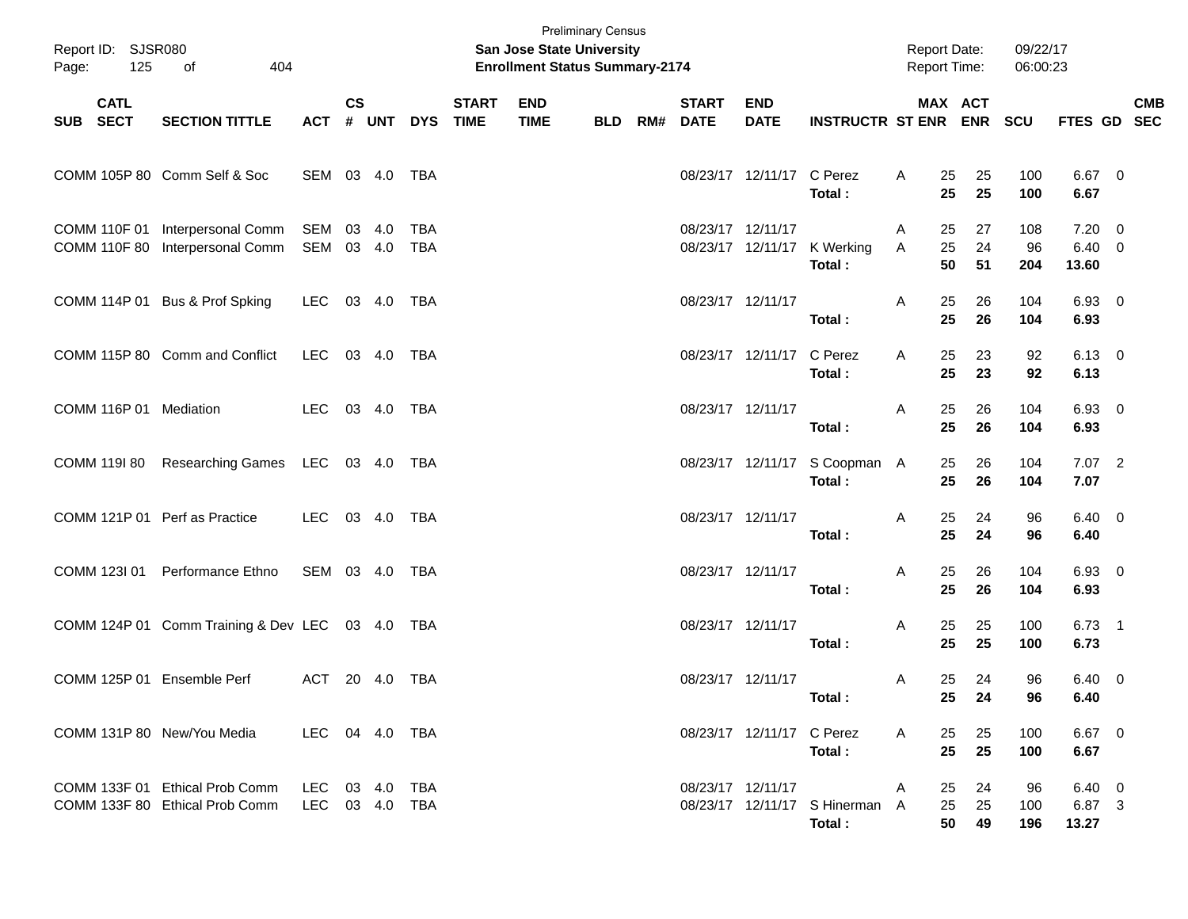Preliminary Census
**San Jose State University**
**Enrollment Status Summary-2174**

Report ID: SJSR080
Page: 125 of 404

Report Date: 09/22/17
Report Time: 06:00:23

| SUB | CATL SECT | SECTION TITTLE | ACT | CS # | UNT | DYS | START TIME | END TIME | BLD | RM# | START DATE | END DATE | INSTRUCTR | ST | MAX ENR | ACT ENR | SCU | FTES | GD | CMB SEC |
|---|---|---|---|---|---|---|---|---|---|---|---|---|---|---|---|---|---|---|---|---|
| COMM | 105P 80 | Comm Self & Soc | SEM | 03 | 4.0 | TBA | | | | | 08/23/17 | 12/11/17 | C Perez | A | 25 | 25 | 100 | 6.67 | 0 | |
| | | | | | | | | | | | | | **Total :** | | **25** | **25** | **100** | **6.67** | | |
| COMM | 110F 01 | Interpersonal Comm | SEM | 03 | 4.0 | TBA | | | | | 08/23/17 | 12/11/17 | | A | 25 | 27 | 108 | 7.20 | 0 | |
| COMM | 110F 80 | Interpersonal Comm | SEM | 03 | 4.0 | TBA | | | | | 08/23/17 | 12/11/17 | K Werking | A | 25 | 24 | 96 | 6.40 | 0 | |
| | | | | | | | | | | | | | **Total :** | | **50** | **51** | **204** | **13.60** | | |
| COMM | 114P 01 | Bus & Prof Spking | LEC | 03 | 4.0 | TBA | | | | | 08/23/17 | 12/11/17 | | A | 25 | 26 | 104 | 6.93 | 0 | |
| | | | | | | | | | | | | | **Total :** | | **25** | **26** | **104** | **6.93** | | |
| COMM | 115P 80 | Comm and Conflict | LEC | 03 | 4.0 | TBA | | | | | 08/23/17 | 12/11/17 | C Perez | A | 25 | 23 | 92 | 6.13 | 0 | |
| | | | | | | | | | | | | | **Total :** | | **25** | **23** | **92** | **6.13** | | |
| COMM | 116P 01 | Mediation | LEC | 03 | 4.0 | TBA | | | | | 08/23/17 | 12/11/17 | | A | 25 | 26 | 104 | 6.93 | 0 | |
| | | | | | | | | | | | | | **Total :** | | **25** | **26** | **104** | **6.93** | | |
| COMM | 119I 80 | Researching Games | LEC | 03 | 4.0 | TBA | | | | | 08/23/17 | 12/11/17 | S Coopman | A | 25 | 26 | 104 | 7.07 | 2 | |
| | | | | | | | | | | | | | **Total :** | | **25** | **26** | **104** | **7.07** | | |
| COMM | 121P 01 | Perf as Practice | LEC | 03 | 4.0 | TBA | | | | | 08/23/17 | 12/11/17 | | A | 25 | 24 | 96 | 6.40 | 0 | |
| | | | | | | | | | | | | | **Total :** | | **25** | **24** | **96** | **6.40** | | |
| COMM | 123I 01 | Performance Ethno | SEM | 03 | 4.0 | TBA | | | | | 08/23/17 | 12/11/17 | | A | 25 | 26 | 104 | 6.93 | 0 | |
| | | | | | | | | | | | | | **Total :** | | **25** | **26** | **104** | **6.93** | | |
| COMM | 124P 01 | Comm Training & Dev | LEC | 03 | 4.0 | TBA | | | | | 08/23/17 | 12/11/17 | | A | 25 | 25 | 100 | 6.73 | 1 | |
| | | | | | | | | | | | | | **Total :** | | **25** | **25** | **100** | **6.73** | | |
| COMM | 125P 01 | Ensemble Perf | ACT | 20 | 4.0 | TBA | | | | | 08/23/17 | 12/11/17 | | A | 25 | 24 | 96 | 6.40 | 0 | |
| | | | | | | | | | | | | | **Total :** | | **25** | **24** | **96** | **6.40** | | |
| COMM | 131P 80 | New/You Media | LEC | 04 | 4.0 | TBA | | | | | 08/23/17 | 12/11/17 | C Perez | A | 25 | 25 | 100 | 6.67 | 0 | |
| | | | | | | | | | | | | | **Total :** | | **25** | **25** | **100** | **6.67** | | |
| COMM | 133F 01 | Ethical Prob Comm | LEC | 03 | 4.0 | TBA | | | | | 08/23/17 | 12/11/17 | | A | 25 | 24 | 96 | 6.40 | 0 | |
| COMM | 133F 80 | Ethical Prob Comm | LEC | 03 | 4.0 | TBA | | | | | 08/23/17 | 12/11/17 | S Hinerman | A | 25 | 25 | 100 | 6.87 | 3 | |
| | | | | | | | | | | | | | **Total :** | | **50** | **49** | **196** | **13.27** | | |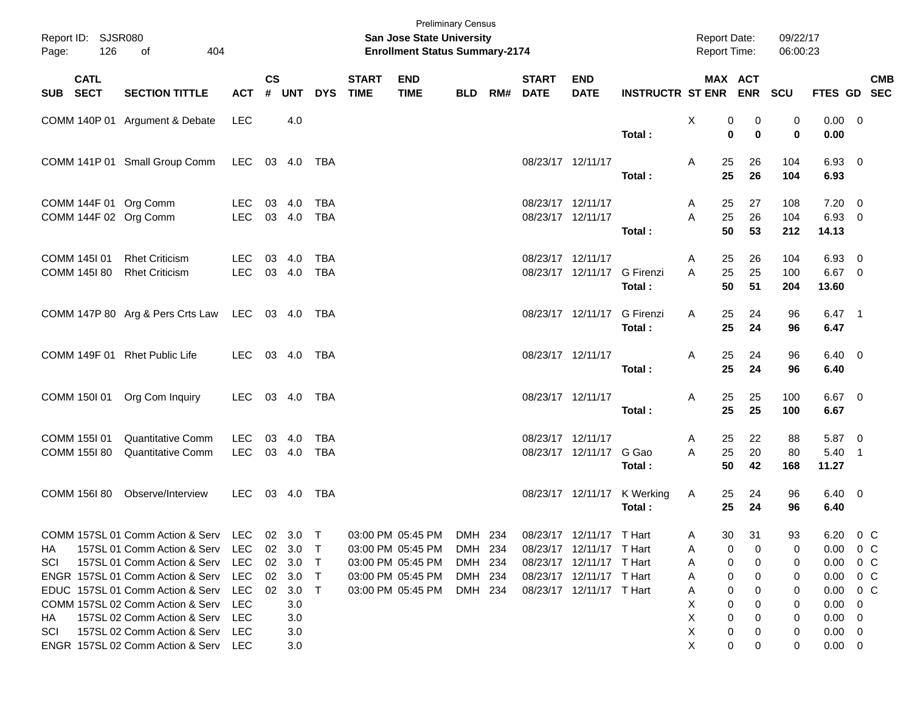Preliminary Census

Report ID: SJSR080 — **San Jose State University** — Report Date: 09/22/17

**Enrollment Status Summary-2174** — Report Time: 06:00:23

| SUB | CATL SECT | SECTION TITTLE | ACT | CS # | UNT | DYS | START TIME | END TIME | BLD | RM# | START DATE | END DATE | INSTRUCTR | ST | MAX ENR | ACT ENR | SCU | FTES | GD | CMB SEC |
|---|---|---|---|---|---|---|---|---|---|---|---|---|---|---|---|---|---|---|---|---|
| COMM | 140P 01 | Argument & Debate | LEC | | 4.0 | | | | | | | | | X | 0 | 0 | 0 | 0.00 | 0 | |
| | | | | | | | | | | | | | **Total :** | | **0** | **0** | **0** | **0.00** | | |
| COMM | 141P 01 | Small Group Comm | LEC | 03 | 4.0 | TBA | | | | | 08/23/17 | 12/11/17 | | A | 25 | 26 | 104 | 6.93 | 0 | |
| | | | | | | | | | | | | | **Total :** | | **25** | **26** | **104** | **6.93** | | |
| COMM | 144F 01 | Org Comm | LEC | 03 | 4.0 | TBA | | | | | 08/23/17 | 12/11/17 | | A | 25 | 27 | 108 | 7.20 | 0 | |
| COMM | 144F 02 | Org Comm | LEC | 03 | 4.0 | TBA | | | | | 08/23/17 | 12/11/17 | | A | 25 | 26 | 104 | 6.93 | 0 | |
| | | | | | | | | | | | | | **Total :** | | **50** | **53** | **212** | **14.13** | | |
| COMM | 145I 01 | Rhet Criticism | LEC | 03 | 4.0 | TBA | | | | | 08/23/17 | 12/11/17 | | A | 25 | 26 | 104 | 6.93 | 0 | |
| COMM | 145I 80 | Rhet Criticism | LEC | 03 | 4.0 | TBA | | | | | 08/23/17 | 12/11/17 | G Firenzi | A | 25 | 25 | 100 | 6.67 | 0 | |
| | | | | | | | | | | | | | **Total :** | | **50** | **51** | **204** | **13.60** | | |
| COMM | 147P 80 | Arg & Pers Crts Law | LEC | 03 | 4.0 | TBA | | | | | 08/23/17 | 12/11/17 | G Firenzi | A | 25 | 24 | 96 | 6.47 | 1 | |
| | | | | | | | | | | | | | **Total :** | | **25** | **24** | **96** | **6.47** | | |
| COMM | 149F 01 | Rhet Public Life | LEC | 03 | 4.0 | TBA | | | | | 08/23/17 | 12/11/17 | | A | 25 | 24 | 96 | 6.40 | 0 | |
| | | | | | | | | | | | | | **Total :** | | **25** | **24** | **96** | **6.40** | | |
| COMM | 150I 01 | Org Com Inquiry | LEC | 03 | 4.0 | TBA | | | | | 08/23/17 | 12/11/17 | | A | 25 | 25 | 100 | 6.67 | 0 | |
| | | | | | | | | | | | | | **Total :** | | **25** | **25** | **100** | **6.67** | | |
| COMM | 155I 01 | Quantitative Comm | LEC | 03 | 4.0 | TBA | | | | | 08/23/17 | 12/11/17 | | A | 25 | 22 | 88 | 5.87 | 0 | |
| COMM | 155I 80 | Quantitative Comm | LEC | 03 | 4.0 | TBA | | | | | 08/23/17 | 12/11/17 | G Gao | A | 25 | 20 | 80 | 5.40 | 1 | |
| | | | | | | | | | | | | | **Total :** | | **50** | **42** | **168** | **11.27** | | |
| COMM | 156I 80 | Observe/Interview | LEC | 03 | 4.0 | TBA | | | | | 08/23/17 | 12/11/17 | K Werking | A | 25 | 24 | 96 | 6.40 | 0 | |
| | | | | | | | | | | | | | **Total :** | | **25** | **24** | **96** | **6.40** | | |
| COMM | 157SL 01 | Comm Action & Serv | LEC | 02 | 3.0 | T | 03:00 PM | 05:45 PM | DMH | 234 | 08/23/17 | 12/11/17 | T Hart | A | 30 | 31 | 93 | 6.20 | 0 | C |
| HA | 157SL 01 | Comm Action & Serv | LEC | 02 | 3.0 | T | 03:00 PM | 05:45 PM | DMH | 234 | 08/23/17 | 12/11/17 | T Hart | A | 0 | 0 | 0 | 0.00 | 0 | C |
| SCI | 157SL 01 | Comm Action & Serv | LEC | 02 | 3.0 | T | 03:00 PM | 05:45 PM | DMH | 234 | 08/23/17 | 12/11/17 | T Hart | A | 0 | 0 | 0 | 0.00 | 0 | C |
| ENGR | 157SL 01 | Comm Action & Serv | LEC | 02 | 3.0 | T | 03:00 PM | 05:45 PM | DMH | 234 | 08/23/17 | 12/11/17 | T Hart | A | 0 | 0 | 0 | 0.00 | 0 | C |
| EDUC | 157SL 01 | Comm Action & Serv | LEC | 02 | 3.0 | T | 03:00 PM | 05:45 PM | DMH | 234 | 08/23/17 | 12/11/17 | T Hart | A | 0 | 0 | 0 | 0.00 | 0 | C |
| COMM | 157SL 02 | Comm Action & Serv | LEC | | 3.0 | | | | | | | | | X | 0 | 0 | 0 | 0.00 | 0 | |
| HA | 157SL 02 | Comm Action & Serv | LEC | | 3.0 | | | | | | | | | X | 0 | 0 | 0 | 0.00 | 0 | |
| SCI | 157SL 02 | Comm Action & Serv | LEC | | 3.0 | | | | | | | | | X | 0 | 0 | 0 | 0.00 | 0 | |
| ENGR | 157SL 02 | Comm Action & Serv | LEC | | 3.0 | | | | | | | | | X | 0 | 0 | 0 | 0.00 | 0 | |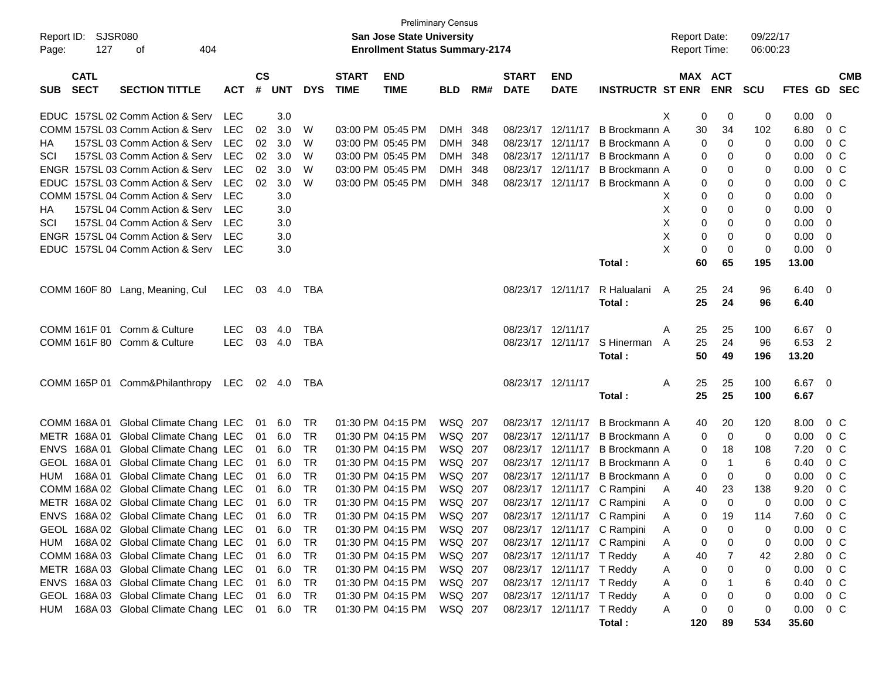Preliminary Census

Report ID: SJSR080 | San Jose State University | Report Date: 09/22/17
Page: 127 of 404 | Enrollment Status Summary-2174 | Report Time: 06:00:23

| SUB | CATL SECT | SECTION TITTLE | ACT | CS # | UNT | DYS | START TIME | END TIME | BLD | RM# | START DATE | END DATE | INSTRUCTR | ST | MAX ENR | ACT ENR | SCU | FTES | GD | CMB SEC |
|---|---|---|---|---|---|---|---|---|---|---|---|---|---|---|---|---|---|---|---|---|
| EDUC | 157SL 02 | Comm Action & Serv | LEC | | 3.0 | | | | | | | | | X | 0 | 0 | 0 | 0.00 | 0 | |
| COMM | 157SL 03 | Comm Action & Serv | LEC | 02 | 3.0 | W | 03:00 PM | 05:45 PM | DMH | 348 | 08/23/17 | 12/11/17 | B Brockmann | A | 30 | 34 | 102 | 6.80 | 0 | C |
| HA | 157SL 03 | Comm Action & Serv | LEC | 02 | 3.0 | W | 03:00 PM | 05:45 PM | DMH | 348 | 08/23/17 | 12/11/17 | B Brockmann | A | 0 | 0 | 0 | 0.00 | 0 | C |
| SCI | 157SL 03 | Comm Action & Serv | LEC | 02 | 3.0 | W | 03:00 PM | 05:45 PM | DMH | 348 | 08/23/17 | 12/11/17 | B Brockmann | A | 0 | 0 | 0 | 0.00 | 0 | C |
| ENGR | 157SL 03 | Comm Action & Serv | LEC | 02 | 3.0 | W | 03:00 PM | 05:45 PM | DMH | 348 | 08/23/17 | 12/11/17 | B Brockmann | A | 0 | 0 | 0 | 0.00 | 0 | C |
| EDUC | 157SL 03 | Comm Action & Serv | LEC | 02 | 3.0 | W | 03:00 PM | 05:45 PM | DMH | 348 | 08/23/17 | 12/11/17 | B Brockmann | A | 0 | 0 | 0 | 0.00 | 0 | C |
| COMM | 157SL 04 | Comm Action & Serv | LEC | | 3.0 | | | | | | | | | X | 0 | 0 | 0 | 0.00 | 0 | |
| HA | 157SL 04 | Comm Action & Serv | LEC | | 3.0 | | | | | | | | | X | 0 | 0 | 0 | 0.00 | 0 | |
| SCI | 157SL 04 | Comm Action & Serv | LEC | | 3.0 | | | | | | | | | X | 0 | 0 | 0 | 0.00 | 0 | |
| ENGR | 157SL 04 | Comm Action & Serv | LEC | | 3.0 | | | | | | | | | X | 0 | 0 | 0 | 0.00 | 0 | |
| EDUC | 157SL 04 | Comm Action & Serv | LEC | | 3.0 | | | | | | | | | X | 0 | 0 | 0 | 0.00 | 0 | |
| | | | | | | | | | | | | | **Total :** | | **60** | **65** | **195** | **13.00** | | |
| COMM | 160F 80 | Lang, Meaning, Cul | LEC | 03 | 4.0 | TBA | | | | | 08/23/17 | 12/11/17 | R Halualani | A | 25 | 24 | 96 | 6.40 | 0 | |
| | | | | | | | | | | | | | **Total :** | | **25** | **24** | **96** | **6.40** | | |
| COMM | 161F 01 | Comm & Culture | LEC | 03 | 4.0 | TBA | | | | | 08/23/17 | 12/11/17 | | A | 25 | 25 | 100 | 6.67 | 0 | |
| COMM | 161F 80 | Comm & Culture | LEC | 03 | 4.0 | TBA | | | | | 08/23/17 | 12/11/17 | S Hinerman | A | 25 | 24 | 96 | 6.53 | 2 | |
| | | | | | | | | | | | | | **Total :** | | **50** | **49** | **196** | **13.20** | | |
| COMM | 165P 01 | Comm&Philanthropy | LEC | 02 | 4.0 | TBA | | | | | 08/23/17 | 12/11/17 | | A | 25 | 25 | 100 | 6.67 | 0 | |
| | | | | | | | | | | | | | **Total :** | | **25** | **25** | **100** | **6.67** | | |
| COMM | 168A 01 | Global Climate Chang | LEC | 01 | 6.0 | TR | 01:30 PM | 04:15 PM | WSQ | 207 | 08/23/17 | 12/11/17 | B Brockmann | A | 40 | 20 | 120 | 8.00 | 0 | C |
| METR | 168A 01 | Global Climate Chang | LEC | 01 | 6.0 | TR | 01:30 PM | 04:15 PM | WSQ | 207 | 08/23/17 | 12/11/17 | B Brockmann | A | 0 | 0 | 0 | 0.00 | 0 | C |
| ENVS | 168A 01 | Global Climate Chang | LEC | 01 | 6.0 | TR | 01:30 PM | 04:15 PM | WSQ | 207 | 08/23/17 | 12/11/17 | B Brockmann | A | 0 | 18 | 108 | 7.20 | 0 | C |
| GEOL | 168A 01 | Global Climate Chang | LEC | 01 | 6.0 | TR | 01:30 PM | 04:15 PM | WSQ | 207 | 08/23/17 | 12/11/17 | B Brockmann | A | 0 | 1 | 6 | 0.40 | 0 | C |
| HUM | 168A 01 | Global Climate Chang | LEC | 01 | 6.0 | TR | 01:30 PM | 04:15 PM | WSQ | 207 | 08/23/17 | 12/11/17 | B Brockmann | A | 0 | 0 | 0 | 0.00 | 0 | C |
| COMM | 168A 02 | Global Climate Chang | LEC | 01 | 6.0 | TR | 01:30 PM | 04:15 PM | WSQ | 207 | 08/23/17 | 12/11/17 | C Rampini | A | 40 | 23 | 138 | 9.20 | 0 | C |
| METR | 168A 02 | Global Climate Chang | LEC | 01 | 6.0 | TR | 01:30 PM | 04:15 PM | WSQ | 207 | 08/23/17 | 12/11/17 | C Rampini | A | 0 | 0 | 0 | 0.00 | 0 | C |
| ENVS | 168A 02 | Global Climate Chang | LEC | 01 | 6.0 | TR | 01:30 PM | 04:15 PM | WSQ | 207 | 08/23/17 | 12/11/17 | C Rampini | A | 0 | 19 | 114 | 7.60 | 0 | C |
| GEOL | 168A 02 | Global Climate Chang | LEC | 01 | 6.0 | TR | 01:30 PM | 04:15 PM | WSQ | 207 | 08/23/17 | 12/11/17 | C Rampini | A | 0 | 0 | 0 | 0.00 | 0 | C |
| HUM | 168A 02 | Global Climate Chang | LEC | 01 | 6.0 | TR | 01:30 PM | 04:15 PM | WSQ | 207 | 08/23/17 | 12/11/17 | C Rampini | A | 0 | 0 | 0 | 0.00 | 0 | C |
| COMM | 168A 03 | Global Climate Chang | LEC | 01 | 6.0 | TR | 01:30 PM | 04:15 PM | WSQ | 207 | 08/23/17 | 12/11/17 | T Reddy | A | 40 | 7 | 42 | 2.80 | 0 | C |
| METR | 168A 03 | Global Climate Chang | LEC | 01 | 6.0 | TR | 01:30 PM | 04:15 PM | WSQ | 207 | 08/23/17 | 12/11/17 | T Reddy | A | 0 | 0 | 0 | 0.00 | 0 | C |
| ENVS | 168A 03 | Global Climate Chang | LEC | 01 | 6.0 | TR | 01:30 PM | 04:15 PM | WSQ | 207 | 08/23/17 | 12/11/17 | T Reddy | A | 0 | 1 | 6 | 0.40 | 0 | C |
| GEOL | 168A 03 | Global Climate Chang | LEC | 01 | 6.0 | TR | 01:30 PM | 04:15 PM | WSQ | 207 | 08/23/17 | 12/11/17 | T Reddy | A | 0 | 0 | 0 | 0.00 | 0 | C |
| HUM | 168A 03 | Global Climate Chang | LEC | 01 | 6.0 | TR | 01:30 PM | 04:15 PM | WSQ | 207 | 08/23/17 | 12/11/17 | T Reddy | A | 0 | 0 | 0 | 0.00 | 0 | C |
| | | | | | | | | | | | | | **Total :** | | **120** | **89** | **534** | **35.60** | | |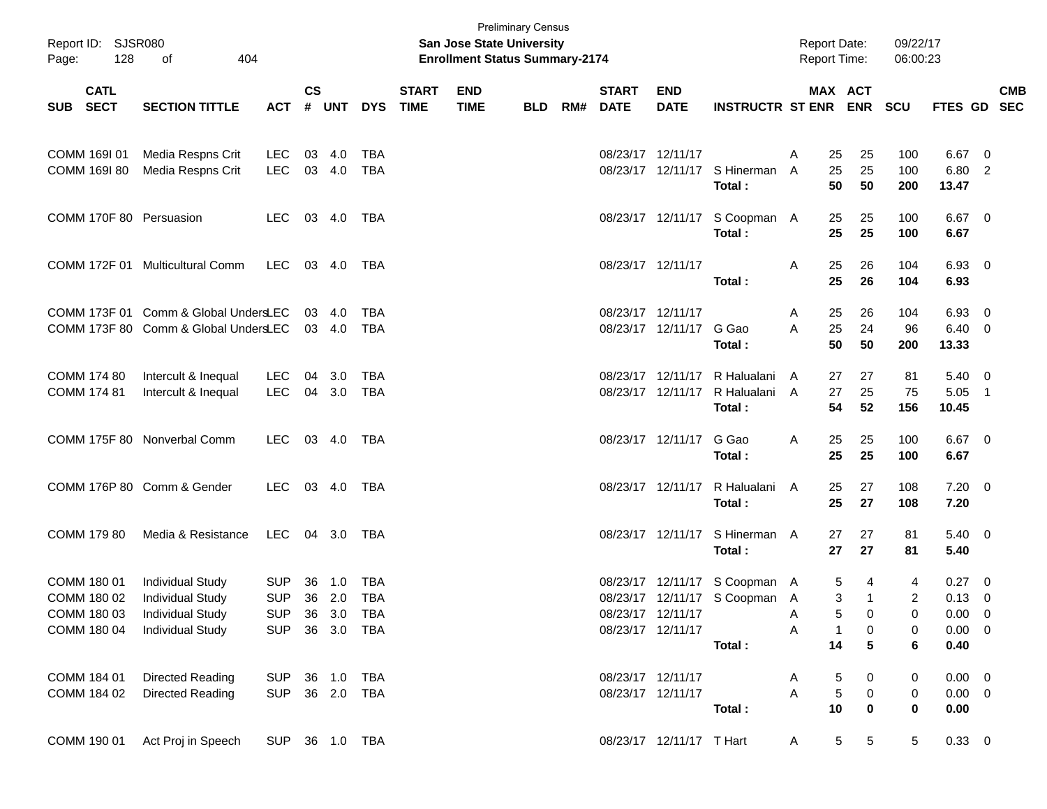Preliminary Census

**San Jose State University**

**Enrollment Status Summary-2174**

Report ID: SJSR080

Report Date: 09/22/17

Report Time: 06:00:23

| SUB | CATL SECT | SECTION TITTLE | ACT | CS # | UNT | DYS | START TIME | END TIME | BLD | RM# | START DATE | END DATE | INSTRUCTR | ST | MAX ENR | ACT ENR | SCU | FTES | GD | CMB SEC |
|---|---|---|---|---|---|---|---|---|---|---|---|---|---|---|---|---|---|---|---|---|
| COMM | 169I 01 | Media Respns Crit | LEC | 03 | 4.0 | TBA | | | | | 08/23/17 | 12/11/17 | | A | 25 | 25 | 100 | 6.67 | 0 | |
| COMM | 169I 80 | Media Respns Crit | LEC | 03 | 4.0 | TBA | | | | | 08/23/17 | 12/11/17 | S Hinerman | A | 25 | 25 | 100 | 6.80 | 2 | |
| | | | | | | | | | | | | | **Total :** | | **50** | **50** | **200** | **13.47** | | |
| COMM | 170F 80 | Persuasion | LEC | 03 | 4.0 | TBA | | | | | 08/23/17 | 12/11/17 | S Coopman | A | 25 | 25 | 100 | 6.67 | 0 | |
| | | | | | | | | | | | | | **Total :** | | **25** | **25** | **100** | **6.67** | | |
| COMM | 172F 01 | Multicultural Comm | LEC | 03 | 4.0 | TBA | | | | | 08/23/17 | 12/11/17 | | A | 25 | 26 | 104 | 6.93 | 0 | |
| | | | | | | | | | | | | | **Total :** | | **25** | **26** | **104** | **6.93** | | |
| COMM | 173F 01 | Comm & Global Unders | LEC | 03 | 4.0 | TBA | | | | | 08/23/17 | 12/11/17 | | A | 25 | 26 | 104 | 6.93 | 0 | |
| COMM | 173F 80 | Comm & Global Unders | LEC | 03 | 4.0 | TBA | | | | | 08/23/17 | 12/11/17 | G Gao | A | 25 | 24 | 96 | 6.40 | 0 | |
| | | | | | | | | | | | | | **Total :** | | **50** | **50** | **200** | **13.33** | | |
| COMM | 174 80 | Intercult & Inequal | LEC | 04 | 3.0 | TBA | | | | | 08/23/17 | 12/11/17 | R Halualani | A | 27 | 27 | 81 | 5.40 | 0 | |
| COMM | 174 81 | Intercult & Inequal | LEC | 04 | 3.0 | TBA | | | | | 08/23/17 | 12/11/17 | R Halualani | A | 27 | 25 | 75 | 5.05 | 1 | |
| | | | | | | | | | | | | | **Total :** | | **54** | **52** | **156** | **10.45** | | |
| COMM | 175F 80 | Nonverbal Comm | LEC | 03 | 4.0 | TBA | | | | | 08/23/17 | 12/11/17 | G Gao | A | 25 | 25 | 100 | 6.67 | 0 | |
| | | | | | | | | | | | | | **Total :** | | **25** | **25** | **100** | **6.67** | | |
| COMM | 176P 80 | Comm & Gender | LEC | 03 | 4.0 | TBA | | | | | 08/23/17 | 12/11/17 | R Halualani | A | 25 | 27 | 108 | 7.20 | 0 | |
| | | | | | | | | | | | | | **Total :** | | **25** | **27** | **108** | **7.20** | | |
| COMM | 179 80 | Media & Resistance | LEC | 04 | 3.0 | TBA | | | | | 08/23/17 | 12/11/17 | S Hinerman | A | 27 | 27 | 81 | 5.40 | 0 | |
| | | | | | | | | | | | | | **Total :** | | **27** | **27** | **81** | **5.40** | | |
| COMM | 180 01 | Individual Study | SUP | 36 | 1.0 | TBA | | | | | 08/23/17 | 12/11/17 | S Coopman | A | 5 | 4 | 4 | 0.27 | 0 | |
| COMM | 180 02 | Individual Study | SUP | 36 | 2.0 | TBA | | | | | 08/23/17 | 12/11/17 | S Coopman | A | 3 | 1 | 2 | 0.13 | 0 | |
| COMM | 180 03 | Individual Study | SUP | 36 | 3.0 | TBA | | | | | 08/23/17 | 12/11/17 | | A | 5 | 0 | 0 | 0.00 | 0 | |
| COMM | 180 04 | Individual Study | SUP | 36 | 3.0 | TBA | | | | | 08/23/17 | 12/11/17 | | A | 1 | 0 | 0 | 0.00 | 0 | |
| | | | | | | | | | | | | | **Total :** | | **14** | **5** | **6** | **0.40** | | |
| COMM | 184 01 | Directed Reading | SUP | 36 | 1.0 | TBA | | | | | 08/23/17 | 12/11/17 | | A | 5 | 0 | 0 | 0.00 | 0 | |
| COMM | 184 02 | Directed Reading | SUP | 36 | 2.0 | TBA | | | | | 08/23/17 | 12/11/17 | | A | 5 | 0 | 0 | 0.00 | 0 | |
| | | | | | | | | | | | | | **Total :** | | **10** | **0** | **0** | **0.00** | | |
| COMM | 190 01 | Act Proj in Speech | SUP | 36 | 1.0 | TBA | | | | | 08/23/17 | 12/11/17 | T Hart | A | 5 | 5 | 5 | 0.33 | 0 | |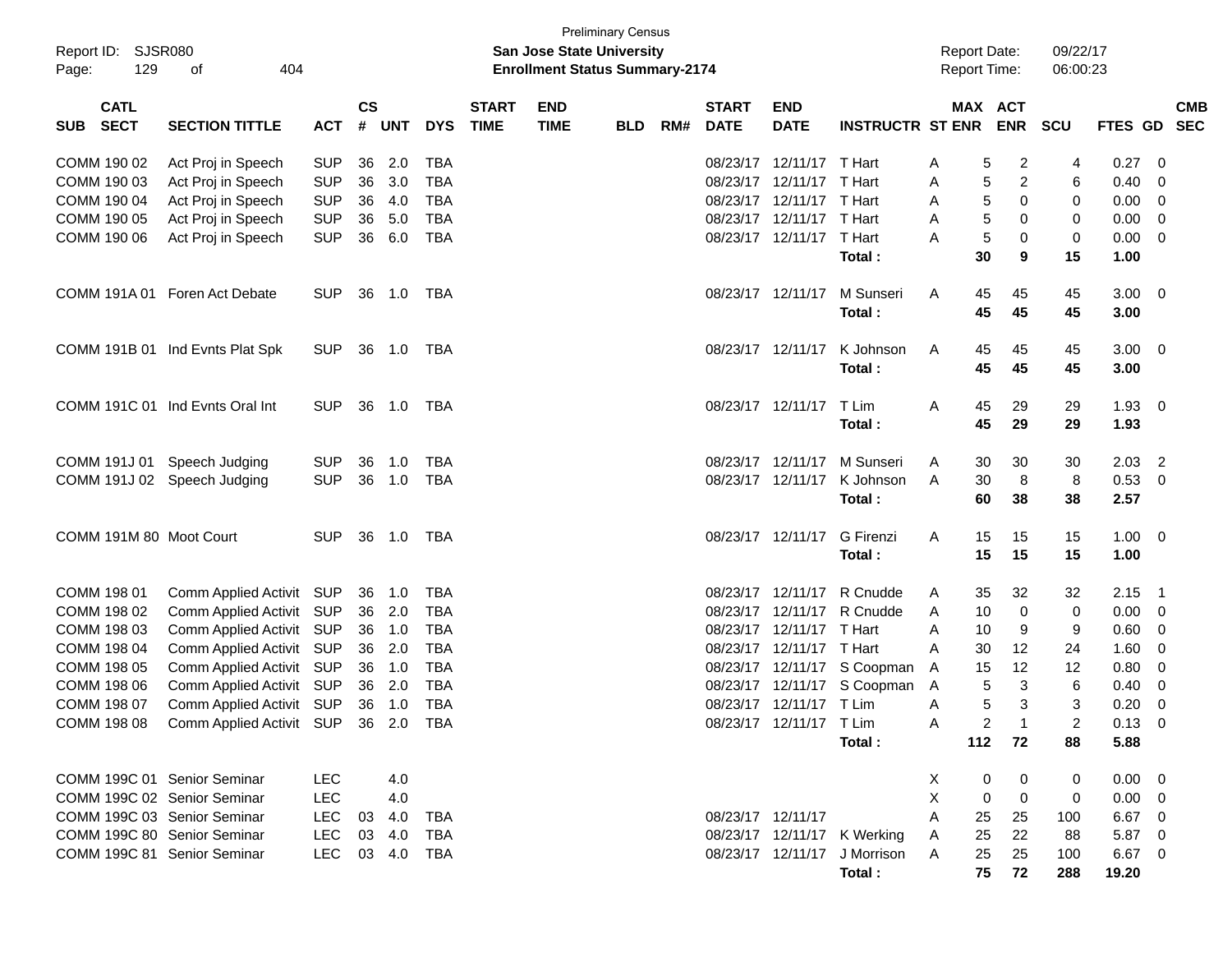Preliminary Census

Report ID: SJSR080 | **San Jose State University** | Report Date: 09/22/17
Page: 129 of 404 | **Enrollment Status Summary-2174** | Report Time: 06:00:23

| SUB | CATL SECT | SECTION TITTLE | ACT | CS # | UNT | DYS | START TIME | END TIME | BLD | RM# | START DATE | END DATE | INSTRUCTR | ST | MAX ENR | ACT ENR | SCU | FTES | GD | CMB SEC |
|---|---|---|---|---|---|---|---|---|---|---|---|---|---|---|---|---|---|---|---|---|
| COMM | 190 02 | Act Proj in Speech | SUP | 36 | 2.0 | TBA | | | | | 08/23/17 | 12/11/17 | T Hart | A | 5 | 2 | 4 | 0.27 | 0 | |
| COMM | 190 03 | Act Proj in Speech | SUP | 36 | 3.0 | TBA | | | | | 08/23/17 | 12/11/17 | T Hart | A | 5 | 2 | 6 | 0.40 | 0 | |
| COMM | 190 04 | Act Proj in Speech | SUP | 36 | 4.0 | TBA | | | | | 08/23/17 | 12/11/17 | T Hart | A | 5 | 0 | 0 | 0.00 | 0 | |
| COMM | 190 05 | Act Proj in Speech | SUP | 36 | 5.0 | TBA | | | | | 08/23/17 | 12/11/17 | T Hart | A | 5 | 0 | 0 | 0.00 | 0 | |
| COMM | 190 06 | Act Proj in Speech | SUP | 36 | 6.0 | TBA | | | | | 08/23/17 | 12/11/17 | T Hart | A | 5 | 0 | 0 | 0.00 | 0 | |
| | | | | | | | | | | | | | **Total :** | | **30** | **9** | **15** | **1.00** | | |
| COMM | 191A 01 | Foren Act Debate | SUP | 36 | 1.0 | TBA | | | | | 08/23/17 | 12/11/17 | M Sunseri | A | 45 | 45 | 45 | 3.00 | 0 | |
| | | | | | | | | | | | | | **Total :** | | **45** | **45** | **45** | **3.00** | | |
| COMM | 191B 01 | Ind Evnts Plat Spk | SUP | 36 | 1.0 | TBA | | | | | 08/23/17 | 12/11/17 | K Johnson | A | 45 | 45 | 45 | 3.00 | 0 | |
| | | | | | | | | | | | | | **Total :** | | **45** | **45** | **45** | **3.00** | | |
| COMM | 191C 01 | Ind Evnts Oral Int | SUP | 36 | 1.0 | TBA | | | | | 08/23/17 | 12/11/17 | T Lim | A | 45 | 29 | 29 | 1.93 | 0 | |
| | | | | | | | | | | | | | **Total :** | | **45** | **29** | **29** | **1.93** | | |
| COMM | 191J 01 | Speech Judging | SUP | 36 | 1.0 | TBA | | | | | 08/23/17 | 12/11/17 | M Sunseri | A | 30 | 30 | 30 | 2.03 | 2 | |
| COMM | 191J 02 | Speech Judging | SUP | 36 | 1.0 | TBA | | | | | 08/23/17 | 12/11/17 | K Johnson | A | 30 | 8 | 8 | 0.53 | 0 | |
| | | | | | | | | | | | | | **Total :** | | **60** | **38** | **38** | **2.57** | | |
| COMM | 191M 80 | Moot Court | SUP | 36 | 1.0 | TBA | | | | | 08/23/17 | 12/11/17 | G Firenzi | A | 15 | 15 | 15 | 1.00 | 0 | |
| | | | | | | | | | | | | | **Total :** | | **15** | **15** | **15** | **1.00** | | |
| COMM | 198 01 | Comm Applied Activit | SUP | 36 | 1.0 | TBA | | | | | 08/23/17 | 12/11/17 | R Cnudde | A | 35 | 32 | 32 | 2.15 | 1 | |
| COMM | 198 02 | Comm Applied Activit | SUP | 36 | 2.0 | TBA | | | | | 08/23/17 | 12/11/17 | R Cnudde | A | 10 | 0 | 0 | 0.00 | 0 | |
| COMM | 198 03 | Comm Applied Activit | SUP | 36 | 1.0 | TBA | | | | | 08/23/17 | 12/11/17 | T Hart | A | 10 | 9 | 9 | 0.60 | 0 | |
| COMM | 198 04 | Comm Applied Activit | SUP | 36 | 2.0 | TBA | | | | | 08/23/17 | 12/11/17 | T Hart | A | 30 | 12 | 24 | 1.60 | 0 | |
| COMM | 198 05 | Comm Applied Activit | SUP | 36 | 1.0 | TBA | | | | | 08/23/17 | 12/11/17 | S Coopman | A | 15 | 12 | 12 | 0.80 | 0 | |
| COMM | 198 06 | Comm Applied Activit | SUP | 36 | 2.0 | TBA | | | | | 08/23/17 | 12/11/17 | S Coopman | A | 5 | 3 | 6 | 0.40 | 0 | |
| COMM | 198 07 | Comm Applied Activit | SUP | 36 | 1.0 | TBA | | | | | 08/23/17 | 12/11/17 | T Lim | A | 5 | 3 | 3 | 0.20 | 0 | |
| COMM | 198 08 | Comm Applied Activit | SUP | 36 | 2.0 | TBA | | | | | 08/23/17 | 12/11/17 | T Lim | A | 2 | 1 | 2 | 0.13 | 0 | |
| | | | | | | | | | | | | | **Total :** | | **112** | **72** | **88** | **5.88** | | |
| COMM | 199C 01 | Senior Seminar | LEC | | 4.0 | | | | | | | | | X | 0 | 0 | 0 | 0.00 | 0 | |
| COMM | 199C 02 | Senior Seminar | LEC | | 4.0 | | | | | | | | | X | 0 | 0 | 0 | 0.00 | 0 | |
| COMM | 199C 03 | Senior Seminar | LEC | 03 | 4.0 | TBA | | | | | 08/23/17 | 12/11/17 | | A | 25 | 25 | 100 | 6.67 | 0 | |
| COMM | 199C 80 | Senior Seminar | LEC | 03 | 4.0 | TBA | | | | | 08/23/17 | 12/11/17 | K Werking | A | 25 | 22 | 88 | 5.87 | 0 | |
| COMM | 199C 81 | Senior Seminar | LEC | 03 | 4.0 | TBA | | | | | 08/23/17 | 12/11/17 | J Morrison | A | 25 | 25 | 100 | 6.67 | 0 | |
| | | | | | | | | | | | | | **Total :** | | **75** | **72** | **288** | **19.20** | | |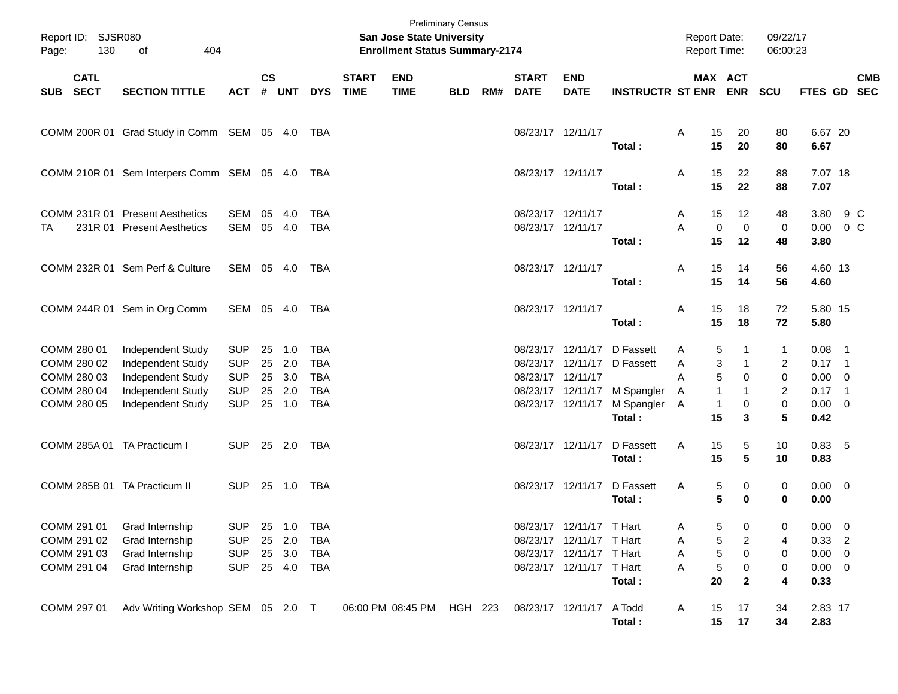Report ID: SJSR080
Page: 130 of 404

Preliminary Census
**San Jose State University**
**Enrollment Status Summary-2174**

Report Date: 09/22/17
Report Time: 06:00:23

| SUB | CATL SECT | SECTION TITTLE | ACT | CS # | UNT | DYS | START TIME | END TIME | BLD | RM# | START DATE | END DATE | INSTRUCTR | ST | MAX ENR | ACT ENR | SCU | FTES | GD | CMB SEC |
|---|---|---|---|---|---|---|---|---|---|---|---|---|---|---|---|---|---|---|---|---|
| COMM | 200R 01 | Grad Study in Comm | SEM | 05 | 4.0 | TBA | | | | | 08/23/17 | 12/11/17 | | A | 15 | 20 | 80 | 6.67 | 20 | |
| | | | | | | | | | | | | | **Total :** | | **15** | **20** | **80** | **6.67** | | |
| COMM | 210R 01 | Sem Interpers Comm | SEM | 05 | 4.0 | TBA | | | | | 08/23/17 | 12/11/17 | | A | 15 | 22 | 88 | 7.07 | 18 | |
| | | | | | | | | | | | | | **Total :** | | **15** | **22** | **88** | **7.07** | | |
| COMM | 231R 01 | Present Aesthetics | SEM | 05 | 4.0 | TBA | | | | | 08/23/17 | 12/11/17 | | A | 15 | 12 | 48 | 3.80 | 9 | C |
| TA | 231R 01 | Present Aesthetics | SEM | 05 | 4.0 | TBA | | | | | 08/23/17 | 12/11/17 | | A | 0 | 0 | 0 | 0.00 | 0 | C |
| | | | | | | | | | | | | | **Total :** | | **15** | **12** | **48** | **3.80** | | |
| COMM | 232R 01 | Sem Perf & Culture | SEM | 05 | 4.0 | TBA | | | | | 08/23/17 | 12/11/17 | | A | 15 | 14 | 56 | 4.60 | 13 | |
| | | | | | | | | | | | | | **Total :** | | **15** | **14** | **56** | **4.60** | | |
| COMM | 244R 01 | Sem in Org Comm | SEM | 05 | 4.0 | TBA | | | | | 08/23/17 | 12/11/17 | | A | 15 | 18 | 72 | 5.80 | 15 | |
| | | | | | | | | | | | | | **Total :** | | **15** | **18** | **72** | **5.80** | | |
| COMM | 280 01 | Independent Study | SUP | 25 | 1.0 | TBA | | | | | 08/23/17 | 12/11/17 | D Fassett | A | 5 | 1 | 1 | 0.08 | 1 | |
| COMM | 280 02 | Independent Study | SUP | 25 | 2.0 | TBA | | | | | 08/23/17 | 12/11/17 | D Fassett | A | 3 | 1 | 2 | 0.17 | 1 | |
| COMM | 280 03 | Independent Study | SUP | 25 | 3.0 | TBA | | | | | 08/23/17 | 12/11/17 | | A | 5 | 0 | 0 | 0.00 | 0 | |
| COMM | 280 04 | Independent Study | SUP | 25 | 2.0 | TBA | | | | | 08/23/17 | 12/11/17 | M Spangler | A | 1 | 1 | 2 | 0.17 | 1 | |
| COMM | 280 05 | Independent Study | SUP | 25 | 1.0 | TBA | | | | | 08/23/17 | 12/11/17 | M Spangler | A | 1 | 0 | 0 | 0.00 | 0 | |
| | | | | | | | | | | | | | **Total :** | | **15** | **3** | **5** | **0.42** | | |
| COMM | 285A 01 | TA Practicum I | SUP | 25 | 2.0 | TBA | | | | | 08/23/17 | 12/11/17 | D Fassett | A | 15 | 5 | 10 | 0.83 | 5 | |
| | | | | | | | | | | | | | **Total :** | | **15** | **5** | **10** | **0.83** | | |
| COMM | 285B 01 | TA Practicum II | SUP | 25 | 1.0 | TBA | | | | | 08/23/17 | 12/11/17 | D Fassett | A | 5 | 0 | 0 | 0.00 | 0 | |
| | | | | | | | | | | | | | **Total :** | | **5** | **0** | **0** | **0.00** | | |
| COMM | 291 01 | Grad Internship | SUP | 25 | 1.0 | TBA | | | | | 08/23/17 | 12/11/17 | T Hart | A | 5 | 0 | 0 | 0.00 | 0 | |
| COMM | 291 02 | Grad Internship | SUP | 25 | 2.0 | TBA | | | | | 08/23/17 | 12/11/17 | T Hart | A | 5 | 2 | 4 | 0.33 | 2 | |
| COMM | 291 03 | Grad Internship | SUP | 25 | 3.0 | TBA | | | | | 08/23/17 | 12/11/17 | T Hart | A | 5 | 0 | 0 | 0.00 | 0 | |
| COMM | 291 04 | Grad Internship | SUP | 25 | 4.0 | TBA | | | | | 08/23/17 | 12/11/17 | T Hart | A | 5 | 0 | 0 | 0.00 | 0 | |
| | | | | | | | | | | | | | **Total :** | | **20** | **2** | **4** | **0.33** | | |
| COMM | 297 01 | Adv Writing Workshop | SEM | 05 | 2.0 | T | 06:00 PM | 08:45 PM | HGH | 223 | 08/23/17 | 12/11/17 | A Todd | A | 15 | 17 | 34 | 2.83 | 17 | |
| | | | | | | | | | | | | | **Total :** | | **15** | **17** | **34** | **2.83** | | |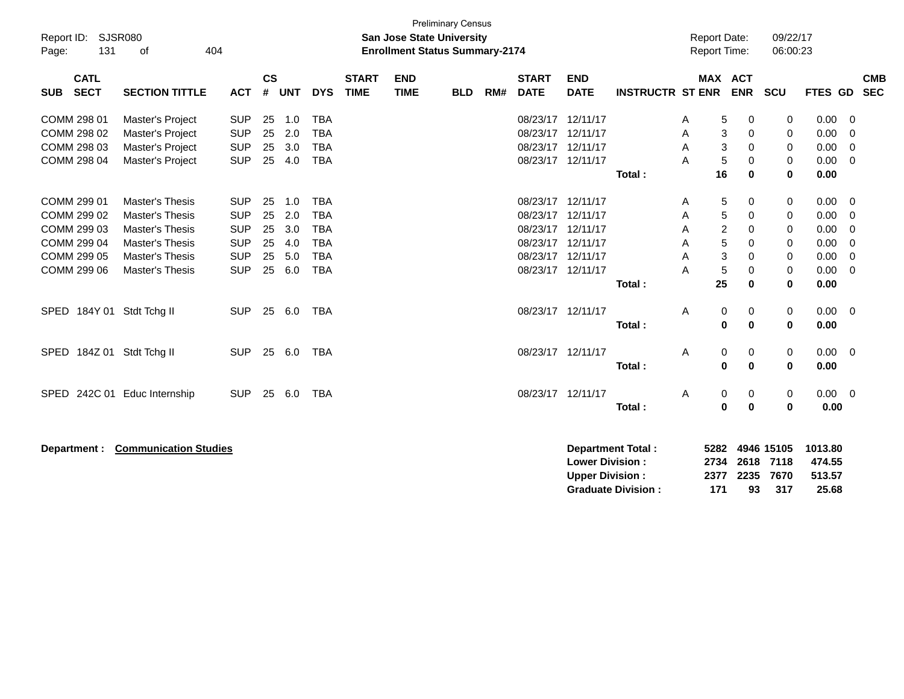Preliminary Census

**San Jose State University**
**Enrollment Status Summary-2174**

Report ID: SJSR080
Report Date: 09/22/17
Report Time: 06:00:23

| SUB | CATL SECT | SECTION TITTLE | ACT | CS # | UNT | DYS | START TIME | END TIME | BLD | RM# | START DATE | END DATE | INSTRUCTR | ST | MAX ENR | ACT ENR | SCU | FTES | GD | CMB SEC |
|---|---|---|---|---|---|---|---|---|---|---|---|---|---|---|---|---|---|---|---|---|
| COMM | 298 01 | Master's Project | SUP | 25 | 1.0 | TBA | | | | | 08/23/17 | 12/11/17 | | A | 5 | 0 | 0 | 0.00 | 0 | |
| COMM | 298 02 | Master's Project | SUP | 25 | 2.0 | TBA | | | | | 08/23/17 | 12/11/17 | | A | 3 | 0 | 0 | 0.00 | 0 | |
| COMM | 298 03 | Master's Project | SUP | 25 | 3.0 | TBA | | | | | 08/23/17 | 12/11/17 | | A | 3 | 0 | 0 | 0.00 | 0 | |
| COMM | 298 04 | Master's Project | SUP | 25 | 4.0 | TBA | | | | | 08/23/17 | 12/11/17 | | A | 5 | 0 | 0 | 0.00 | 0 | |
| | | | | | | | | | | | | | **Total :** | | **16** | **0** | **0** | **0.00** | | |
| COMM | 299 01 | Master's Thesis | SUP | 25 | 1.0 | TBA | | | | | 08/23/17 | 12/11/17 | | A | 5 | 0 | 0 | 0.00 | 0 | |
| COMM | 299 02 | Master's Thesis | SUP | 25 | 2.0 | TBA | | | | | 08/23/17 | 12/11/17 | | A | 5 | 0 | 0 | 0.00 | 0 | |
| COMM | 299 03 | Master's Thesis | SUP | 25 | 3.0 | TBA | | | | | 08/23/17 | 12/11/17 | | A | 2 | 0 | 0 | 0.00 | 0 | |
| COMM | 299 04 | Master's Thesis | SUP | 25 | 4.0 | TBA | | | | | 08/23/17 | 12/11/17 | | A | 5 | 0 | 0 | 0.00 | 0 | |
| COMM | 299 05 | Master's Thesis | SUP | 25 | 5.0 | TBA | | | | | 08/23/17 | 12/11/17 | | A | 3 | 0 | 0 | 0.00 | 0 | |
| COMM | 299 06 | Master's Thesis | SUP | 25 | 6.0 | TBA | | | | | 08/23/17 | 12/11/17 | | A | 5 | 0 | 0 | 0.00 | 0 | |
| | | | | | | | | | | | | | **Total :** | | **25** | **0** | **0** | **0.00** | | |
| SPED | 184Y 01 | Stdt Tchg II | SUP | 25 | 6.0 | TBA | | | | | 08/23/17 | 12/11/17 | | A | 0 | 0 | 0 | 0.00 | 0 | |
| | | | | | | | | | | | | | **Total :** | | **0** | **0** | **0** | **0.00** | | |
| SPED | 184Z 01 | Stdt Tchg II | SUP | 25 | 6.0 | TBA | | | | | 08/23/17 | 12/11/17 | | A | 0 | 0 | 0 | 0.00 | 0 | |
| | | | | | | | | | | | | | **Total :** | | **0** | **0** | **0** | **0.00** | | |
| SPED | 242C 01 | Educ Internship | SUP | 25 | 6.0 | TBA | | | | | 08/23/17 | 12/11/17 | | A | 0 | 0 | 0 | 0.00 | 0 | |
| | | | | | | | | | | | | | **Total :** | | **0** | **0** | **0** | **0.00** | | |

**Department :** **Communication Studies**

| | MAX ENR | ACT ENR | SCU | FTES |
|---|---|---|---|---|
| **Department Total :** | **5282** | **4946** | **15105** | **1013.80** |
| **Lower Division :** | **2734** | **2618** | **7118** | **474.55** |
| **Upper Division :** | **2377** | **2235** | **7670** | **513.57** |
| **Graduate Division :** | **171** | **93** | **317** | **25.68** |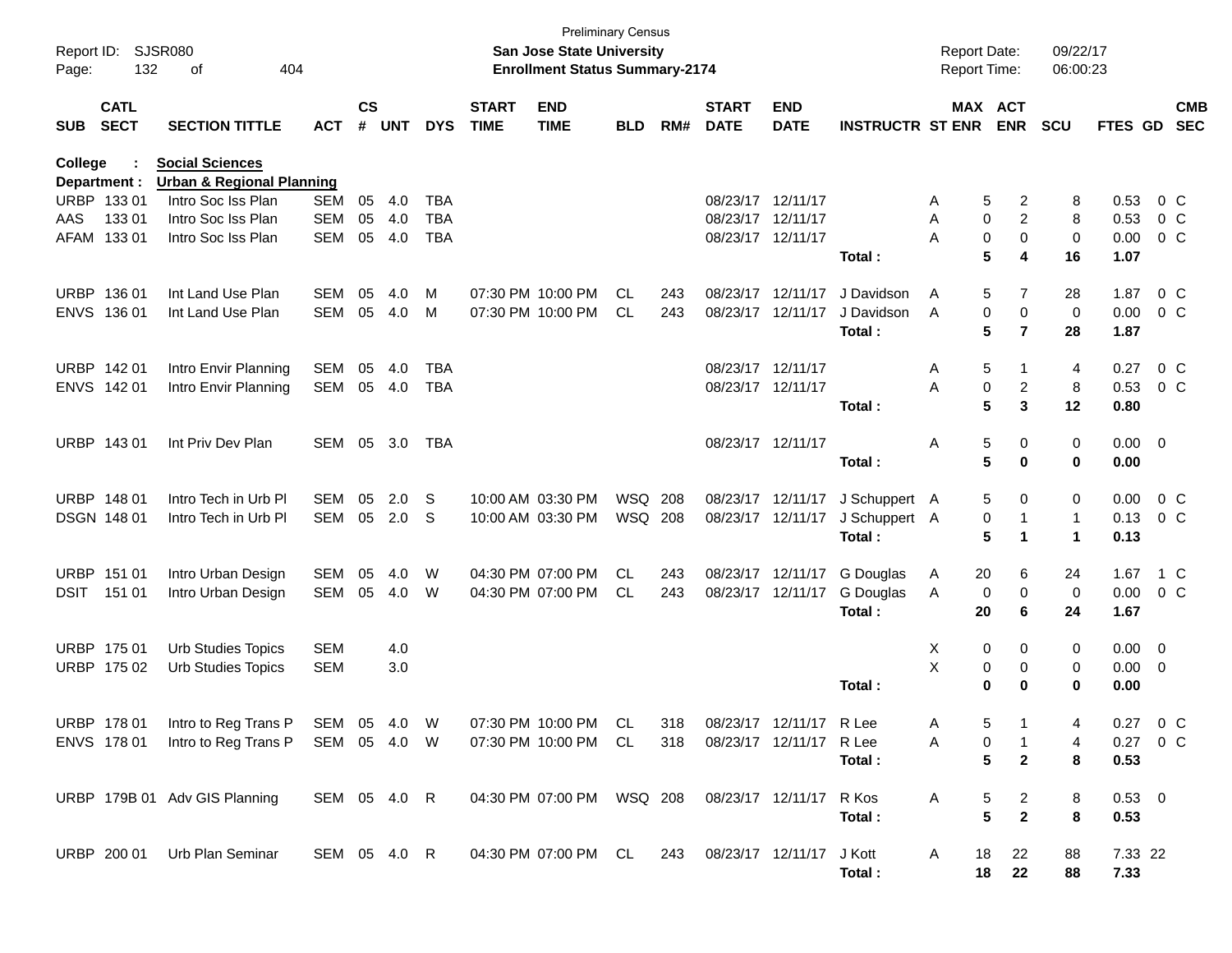Preliminary Census
**San Jose State University**
**Enrollment Status Summary-2174**

Report ID: SJSR080
Report Date: 09/22/17
Report Time: 06:00:23

| SUB | CATL SECT | SECTION TITTLE | ACT | CS # | UNT | DYS | START TIME | END TIME | BLD | RM# | START DATE | END DATE | INSTRUCTR | ST | MAX ENR | ACT ENR | SCU | FTES | GD | CMB SEC |
|---|---|---|---|---|---|---|---|---|---|---|---|---|---|---|---|---|---|---|---|---|
| **College** | **:** | **Social Sciences** | | | | | | | | | | | | | | | | | | |
| **Department :** | | **Urban & Regional Planning** | | | | | | | | | | | | | | | | | | |
| URBP | 133 01 | Intro Soc Iss Plan | SEM | 05 | 4.0 | TBA | | | | | 08/23/17 | 12/11/17 | | A | 5 | 2 | 8 | 0.53 | 0 | C |
| AAS | 133 01 | Intro Soc Iss Plan | SEM | 05 | 4.0 | TBA | | | | | 08/23/17 | 12/11/17 | | A | 0 | 2 | 8 | 0.53 | 0 | C |
| AFAM | 133 01 | Intro Soc Iss Plan | SEM | 05 | 4.0 | TBA | | | | | 08/23/17 | 12/11/17 | | A | 0 | 0 | 0 | 0.00 | 0 | C |
| | | | | | | | | | | | | | **Total :** | | **5** | **4** | **16** | **1.07** | | |
| URBP | 136 01 | Int Land Use Plan | SEM | 05 | 4.0 | M | 07:30 PM | 10:00 PM | CL | 243 | 08/23/17 | 12/11/17 | J Davidson | A | 5 | 7 | 28 | 1.87 | 0 | C |
| ENVS | 136 01 | Int Land Use Plan | SEM | 05 | 4.0 | M | 07:30 PM | 10:00 PM | CL | 243 | 08/23/17 | 12/11/17 | J Davidson | A | 0 | 0 | 0 | 0.00 | 0 | C |
| | | | | | | | | | | | | | **Total :** | | **5** | **7** | **28** | **1.87** | | |
| URBP | 142 01 | Intro Envir Planning | SEM | 05 | 4.0 | TBA | | | | | 08/23/17 | 12/11/17 | | A | 5 | 1 | 4 | 0.27 | 0 | C |
| ENVS | 142 01 | Intro Envir Planning | SEM | 05 | 4.0 | TBA | | | | | 08/23/17 | 12/11/17 | | A | 0 | 2 | 8 | 0.53 | 0 | C |
| | | | | | | | | | | | | | **Total :** | | **5** | **3** | **12** | **0.80** | | |
| URBP | 143 01 | Int Priv Dev Plan | SEM | 05 | 3.0 | TBA | | | | | 08/23/17 | 12/11/17 | | A | 5 | 0 | 0 | 0.00 | 0 | |
| | | | | | | | | | | | | | **Total :** | | **5** | **0** | **0** | **0.00** | | |
| URBP | 148 01 | Intro Tech in Urb Pl | SEM | 05 | 2.0 | S | 10:00 AM | 03:30 PM | WSQ | 208 | 08/23/17 | 12/11/17 | J Schuppert | A | 5 | 0 | 0 | 0.00 | 0 | C |
| DSGN | 148 01 | Intro Tech in Urb Pl | SEM | 05 | 2.0 | S | 10:00 AM | 03:30 PM | WSQ | 208 | 08/23/17 | 12/11/17 | J Schuppert | A | 0 | 1 | 1 | 0.13 | 0 | C |
| | | | | | | | | | | | | | **Total :** | | **5** | **1** | **1** | **0.13** | | |
| URBP | 151 01 | Intro Urban Design | SEM | 05 | 4.0 | W | 04:30 PM | 07:00 PM | CL | 243 | 08/23/17 | 12/11/17 | G Douglas | A | 20 | 6 | 24 | 1.67 | 1 | C |
| DSIT | 151 01 | Intro Urban Design | SEM | 05 | 4.0 | W | 04:30 PM | 07:00 PM | CL | 243 | 08/23/17 | 12/11/17 | G Douglas | A | 0 | 0 | 0 | 0.00 | 0 | C |
| | | | | | | | | | | | | | **Total :** | | **20** | **6** | **24** | **1.67** | | |
| URBP | 175 01 | Urb Studies Topics | SEM | | 4.0 | | | | | | | | | X | 0 | 0 | 0 | 0.00 | 0 | |
| URBP | 175 02 | Urb Studies Topics | SEM | | 3.0 | | | | | | | | | X | 0 | 0 | 0 | 0.00 | 0 | |
| | | | | | | | | | | | | | **Total :** | | **0** | **0** | **0** | **0.00** | | |
| URBP | 178 01 | Intro to Reg Trans P | SEM | 05 | 4.0 | W | 07:30 PM | 10:00 PM | CL | 318 | 08/23/17 | 12/11/17 | R Lee | A | 5 | 1 | 4 | 0.27 | 0 | C |
| ENVS | 178 01 | Intro to Reg Trans P | SEM | 05 | 4.0 | W | 07:30 PM | 10:00 PM | CL | 318 | 08/23/17 | 12/11/17 | R Lee | A | 0 | 1 | 4 | 0.27 | 0 | C |
| | | | | | | | | | | | | | **Total :** | | **5** | **2** | **8** | **0.53** | | |
| URBP | 179B 01 | Adv GIS Planning | SEM | 05 | 4.0 | R | 04:30 PM | 07:00 PM | WSQ | 208 | 08/23/17 | 12/11/17 | R Kos | A | 5 | 2 | 8 | 0.53 | 0 | |
| | | | | | | | | | | | | | **Total :** | | **5** | **2** | **8** | **0.53** | | |
| URBP | 200 01 | Urb Plan Seminar | SEM | 05 | 4.0 | R | 04:30 PM | 07:00 PM | CL | 243 | 08/23/17 | 12/11/17 | J Kott | A | 18 | 22 | 88 | 7.33 | 22 | |
| | | | | | | | | | | | | | **Total :** | | **18** | **22** | **88** | **7.33** | | |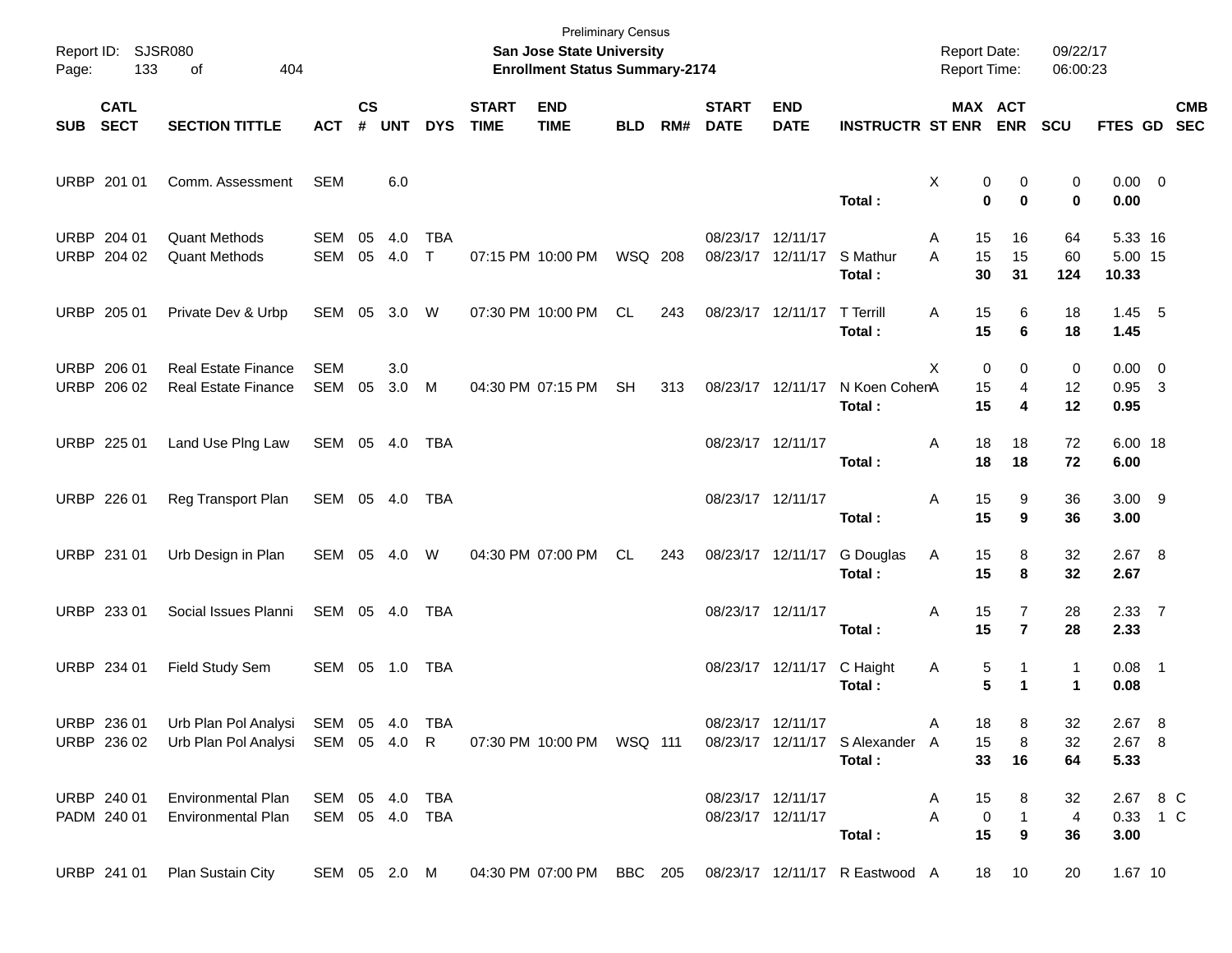Preliminary Census

**San Jose State University**

**Enrollment Status Summary-2174**

Report ID: SJSR080

Report Date: 09/22/17

Report Time: 06:00:23

| SUB | CATL SECT | SECTION TITTLE | ACT | CS # | UNT | DYS | START TIME | END TIME | BLD | RM# | START DATE | END DATE | INSTRUCTR | ST | MAX ENR | ACT ENR | SCU | FTES | GD | CMB SEC |
|---|---|---|---|---|---|---|---|---|---|---|---|---|---|---|---|---|---|---|---|---|
| URBP | 201 01 | Comm. Assessment | SEM | | 6.0 | | | | | | | | | X | 0 | 0 | 0 | 0.00 | 0 | |
| | | | | | | | | | | | | | **Total :** | | **0** | **0** | **0** | **0.00** | | |
| URBP | 204 01 | Quant Methods | SEM | 05 | 4.0 | TBA | | | | | 08/23/17 | 12/11/17 | | A | 15 | 16 | 64 | 5.33 | 16 | |
| URBP | 204 02 | Quant Methods | SEM | 05 | 4.0 | T | 07:15 PM | 10:00 PM | WSQ | 208 | 08/23/17 | 12/11/17 | S Mathur | A | 15 | 15 | 60 | 5.00 | 15 | |
| | | | | | | | | | | | | | **Total :** | | **30** | **31** | **124** | **10.33** | | |
| URBP | 205 01 | Private Dev & Urbp | SEM | 05 | 3.0 | W | 07:30 PM | 10:00 PM | CL | 243 | 08/23/17 | 12/11/17 | T Terrill | A | 15 | 6 | 18 | 1.45 | 5 | |
| | | | | | | | | | | | | | **Total :** | | **15** | **6** | **18** | **1.45** | | |
| URBP | 206 01 | Real Estate Finance | SEM | | 3.0 | | | | | | | | | X | 0 | 0 | 0 | 0.00 | 0 | |
| URBP | 206 02 | Real Estate Finance | SEM | 05 | 3.0 | M | 04:30 PM | 07:15 PM | SH | 313 | 08/23/17 | 12/11/17 | N Koen Cohen | A | 15 | 4 | 12 | 0.95 | 3 | |
| | | | | | | | | | | | | | **Total :** | | **15** | **4** | **12** | **0.95** | | |
| URBP | 225 01 | Land Use Plng Law | SEM | 05 | 4.0 | TBA | | | | | 08/23/17 | 12/11/17 | | A | 18 | 18 | 72 | 6.00 | 18 | |
| | | | | | | | | | | | | | **Total :** | | **18** | **18** | **72** | **6.00** | | |
| URBP | 226 01 | Reg Transport Plan | SEM | 05 | 4.0 | TBA | | | | | 08/23/17 | 12/11/17 | | A | 15 | 9 | 36 | 3.00 | 9 | |
| | | | | | | | | | | | | | **Total :** | | **15** | **9** | **36** | **3.00** | | |
| URBP | 231 01 | Urb Design in Plan | SEM | 05 | 4.0 | W | 04:30 PM | 07:00 PM | CL | 243 | 08/23/17 | 12/11/17 | G Douglas | A | 15 | 8 | 32 | 2.67 | 8 | |
| | | | | | | | | | | | | | **Total :** | | **15** | **8** | **32** | **2.67** | | |
| URBP | 233 01 | Social Issues Planni | SEM | 05 | 4.0 | TBA | | | | | 08/23/17 | 12/11/17 | | A | 15 | 7 | 28 | 2.33 | 7 | |
| | | | | | | | | | | | | | **Total :** | | **15** | **7** | **28** | **2.33** | | |
| URBP | 234 01 | Field Study Sem | SEM | 05 | 1.0 | TBA | | | | | 08/23/17 | 12/11/17 | C Haight | A | 5 | 1 | 1 | 0.08 | 1 | |
| | | | | | | | | | | | | | **Total :** | | **5** | **1** | **1** | **0.08** | | |
| URBP | 236 01 | Urb Plan Pol Analysi | SEM | 05 | 4.0 | TBA | | | | | 08/23/17 | 12/11/17 | | A | 18 | 8 | 32 | 2.67 | 8 | |
| URBP | 236 02 | Urb Plan Pol Analysi | SEM | 05 | 4.0 | R | 07:30 PM | 10:00 PM | WSQ | 111 | 08/23/17 | 12/11/17 | S Alexander | A | 15 | 8 | 32 | 2.67 | 8 | |
| | | | | | | | | | | | | | **Total :** | | **33** | **16** | **64** | **5.33** | | |
| URBP | 240 01 | Environmental Plan | SEM | 05 | 4.0 | TBA | | | | | 08/23/17 | 12/11/17 | | A | 15 | 8 | 32 | 2.67 | 8 | C |
| PADM | 240 01 | Environmental Plan | SEM | 05 | 4.0 | TBA | | | | | 08/23/17 | 12/11/17 | | A | 0 | 1 | 4 | 0.33 | 1 | C |
| | | | | | | | | | | | | | **Total :** | | **15** | **9** | **36** | **3.00** | | |
| URBP | 241 01 | Plan Sustain City | SEM | 05 | 2.0 | M | 04:30 PM | 07:00 PM | BBC | 205 | 08/23/17 | 12/11/17 | R Eastwood | A | 18 | 10 | 20 | 1.67 | 10 | |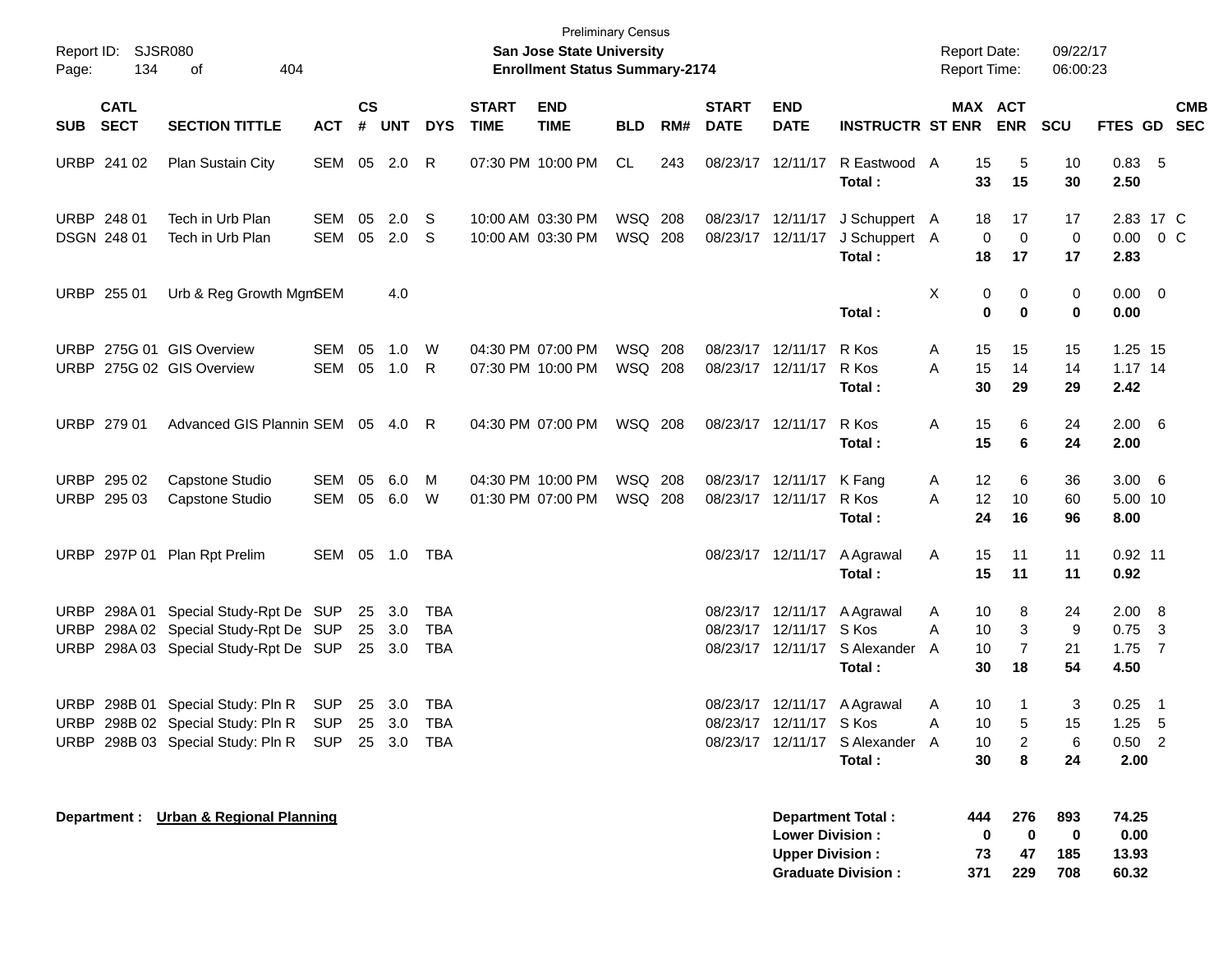Preliminary Census

Report ID: SJSR080 **San Jose State University** Report Date: 09/22/17

Page: 134 of 404 **Enrollment Status Summary-2174** Report Time: 06:00:23

| SUB | CATL SECT | SECTION TITTLE | ACT | CS # | UNT | DYS | START TIME | END TIME | BLD | RM# | START DATE | END DATE | INSTRUCTR | ST | MAX ENR | ACT ENR | SCU | FTES | GD | CMB SEC |
|---|---|---|---|---|---|---|---|---|---|---|---|---|---|---|---|---|---|---|---|---|
| URBP | 241 02 | Plan Sustain City | SEM | 05 | 2.0 | R | 07:30 PM | 10:00 PM | CL | 243 | 08/23/17 | 12/11/17 | R Eastwood | A | 15 | 5 | 10 | 0.83 | 5 | |
| | | | | | | | | | | | | | **Total :** | | **33** | **15** | **30** | **2.50** | | |
| URBP | 248 01 | Tech in Urb Plan | SEM | 05 | 2.0 | S | 10:00 AM | 03:30 PM | WSQ | 208 | 08/23/17 | 12/11/17 | J Schuppert | A | 18 | 17 | 17 | 2.83 | 17 | C |
| DSGN | 248 01 | Tech in Urb Plan | SEM | 05 | 2.0 | S | 10:00 AM | 03:30 PM | WSQ | 208 | 08/23/17 | 12/11/17 | J Schuppert | A | 0 | 0 | 0 | 0.00 | 0 | C |
| | | | | | | | | | | | | | **Total :** | | **18** | **17** | **17** | **2.83** | | |
| URBP | 255 01 | Urb & Reg Growth Mgm | SEM | | 4.0 | | | | | | | | | X | 0 | 0 | 0 | 0.00 | 0 | |
| | | | | | | | | | | | | | **Total :** | | **0** | **0** | **0** | **0.00** | | |
| URBP | 275G 01 | GIS Overview | SEM | 05 | 1.0 | W | 04:30 PM | 07:00 PM | WSQ | 208 | 08/23/17 | 12/11/17 | R Kos | A | 15 | 15 | 15 | 1.25 | 15 | |
| URBP | 275G 02 | GIS Overview | SEM | 05 | 1.0 | R | 07:30 PM | 10:00 PM | WSQ | 208 | 08/23/17 | 12/11/17 | R Kos | A | 15 | 14 | 14 | 1.17 | 14 | |
| | | | | | | | | | | | | | **Total :** | | **30** | **29** | **29** | **2.42** | | |
| URBP | 279 01 | Advanced GIS Plannin | SEM | 05 | 4.0 | R | 04:30 PM | 07:00 PM | WSQ | 208 | 08/23/17 | 12/11/17 | R Kos | A | 15 | 6 | 24 | 2.00 | 6 | |
| | | | | | | | | | | | | | **Total :** | | **15** | **6** | **24** | **2.00** | | |
| URBP | 295 02 | Capstone Studio | SEM | 05 | 6.0 | M | 04:30 PM | 10:00 PM | WSQ | 208 | 08/23/17 | 12/11/17 | K Fang | A | 12 | 6 | 36 | 3.00 | 6 | |
| URBP | 295 03 | Capstone Studio | SEM | 05 | 6.0 | W | 01:30 PM | 07:00 PM | WSQ | 208 | 08/23/17 | 12/11/17 | R Kos | A | 12 | 10 | 60 | 5.00 | 10 | |
| | | | | | | | | | | | | | **Total :** | | **24** | **16** | **96** | **8.00** | | |
| URBP | 297P 01 | Plan Rpt Prelim | SEM | 05 | 1.0 | TBA | | | | | 08/23/17 | 12/11/17 | A Agrawal | A | 15 | 11 | 11 | 0.92 | 11 | |
| | | | | | | | | | | | | | **Total :** | | **15** | **11** | **11** | **0.92** | | |
| URBP | 298A 01 | Special Study-Rpt De | SUP | 25 | 3.0 | TBA | | | | | 08/23/17 | 12/11/17 | A Agrawal | A | 10 | 8 | 24 | 2.00 | 8 | |
| URBP | 298A 02 | Special Study-Rpt De | SUP | 25 | 3.0 | TBA | | | | | 08/23/17 | 12/11/17 | S Kos | A | 10 | 3 | 9 | 0.75 | 3 | |
| URBP | 298A 03 | Special Study-Rpt De | SUP | 25 | 3.0 | TBA | | | | | 08/23/17 | 12/11/17 | S Alexander | A | 10 | 7 | 21 | 1.75 | 7 | |
| | | | | | | | | | | | | | **Total :** | | **30** | **18** | **54** | **4.50** | | |
| URBP | 298B 01 | Special Study: Pln R | SUP | 25 | 3.0 | TBA | | | | | 08/23/17 | 12/11/17 | A Agrawal | A | 10 | 1 | 3 | 0.25 | 1 | |
| URBP | 298B 02 | Special Study: Pln R | SUP | 25 | 3.0 | TBA | | | | | 08/23/17 | 12/11/17 | S Kos | A | 10 | 5 | 15 | 1.25 | 5 | |
| URBP | 298B 03 | Special Study: Pln R | SUP | 25 | 3.0 | TBA | | | | | 08/23/17 | 12/11/17 | S Alexander | A | 10 | 2 | 6 | 0.50 | 2 | |
| | | | | | | | | | | | | | **Total :** | | **30** | **8** | **24** | **2.00** | | |

**Department :** **Urban & Regional Planning**

| | MAX ENR | ACT ENR | SCU | FTES |
|---|---|---|---|---|
| **Department Total :** | **444** | **276** | **893** | **74.25** |
| **Lower Division :** | **0** | **0** | **0** | **0.00** |
| **Upper Division :** | **73** | **47** | **185** | **13.93** |
| **Graduate Division :** | **371** | **229** | **708** | **60.32** |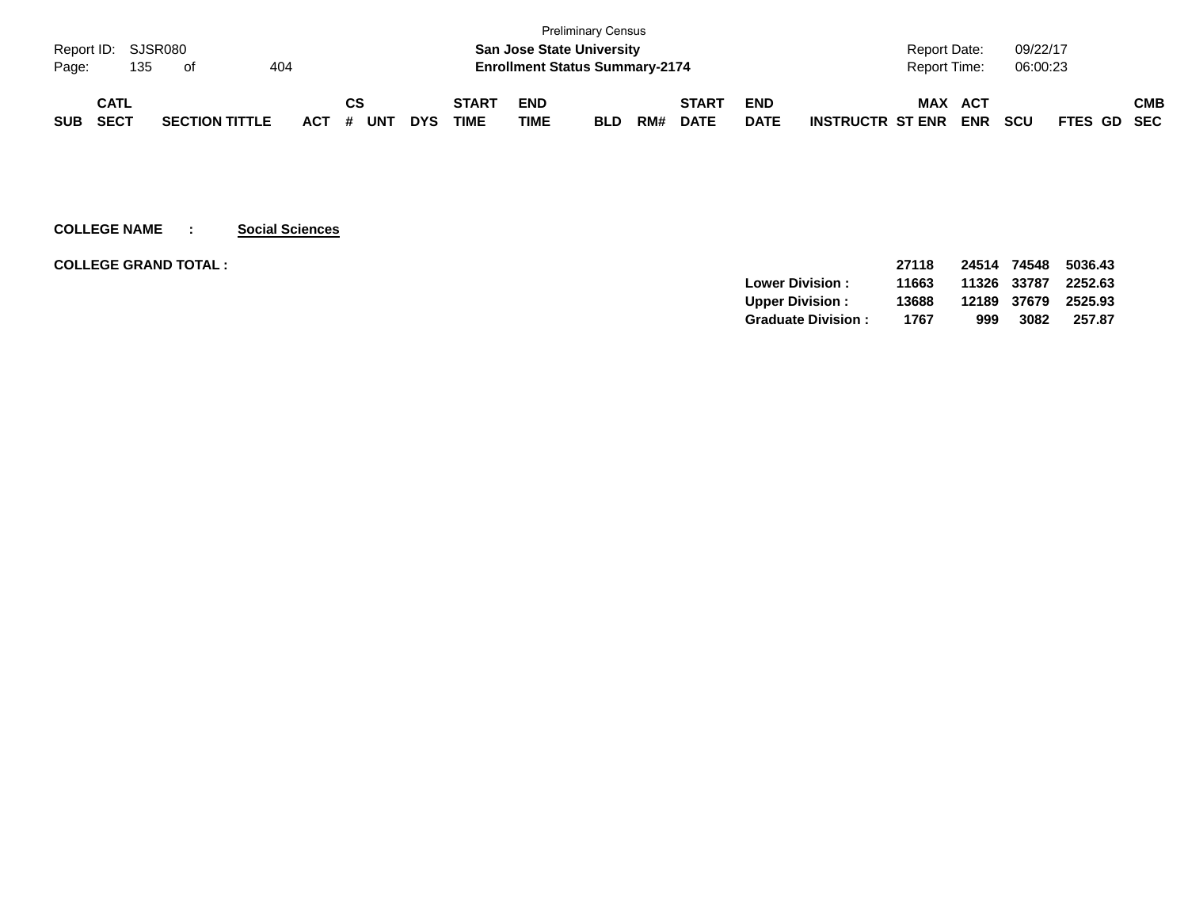Preliminary Census

**San Jose State University**

**Enrollment Status Summary-2174**

Report ID: SJSR080

Report Date: 09/22/17

Report Time: 06:00:23

| SUB | CATL SECT | SECTION TITTLE | ACT | CS # | UNT | DYS | START TIME | END TIME | BLD | RM# | START DATE | END DATE | INSTRUCTR | MAX ST ENR | ACT ENR | SCU | FTES | GD | CMB SEC |
|---|---|---|---|---|---|---|---|---|---|---|---|---|---|---|---|---|---|---|---|

**COLLEGE NAME : Social Sciences**

**COLLEGE GRAND TOTAL :**

| | MAX ST ENR | ACT ENR | SCU | FTES |
|---|---|---|---|---|
| | **27118** | **24514** | **74548** | **5036.43** |
| **Lower Division :** | **11663** | **11326** | **33787** | **2252.63** |
| **Upper Division :** | **13688** | **12189** | **37679** | **2525.93** |
| **Graduate Division :** | **1767** | **999** | **3082** | **257.87** |